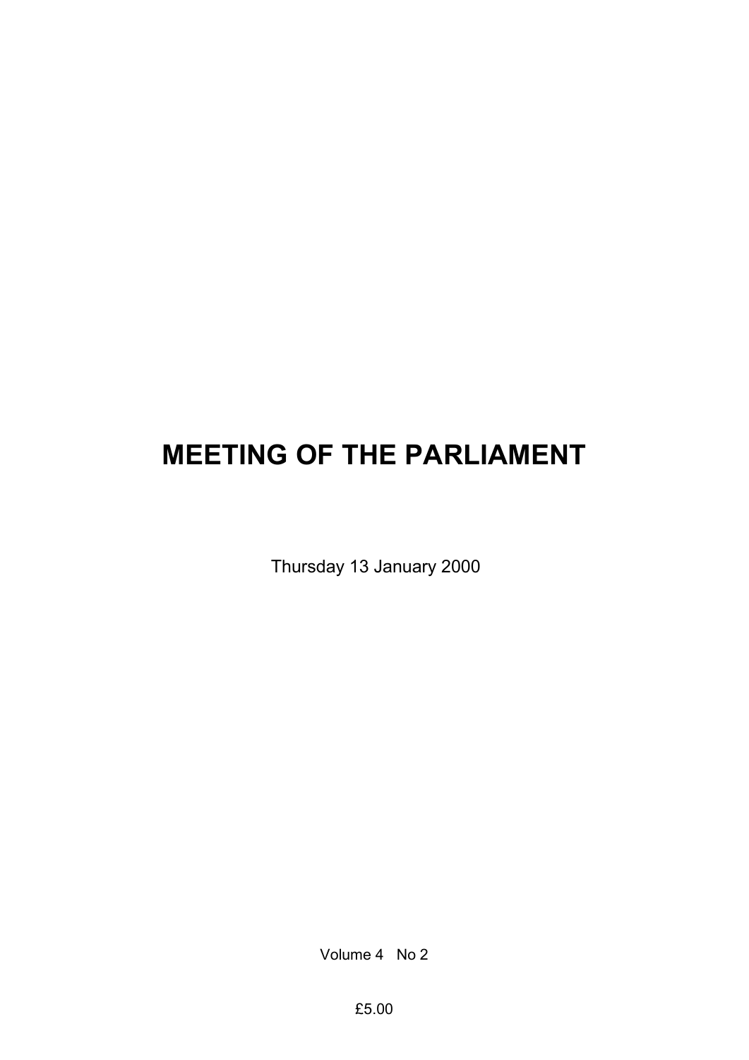# MEETING OF THE PARLIAMENT

Thursday 13 January 2000

Volume 4 No 2

£5.00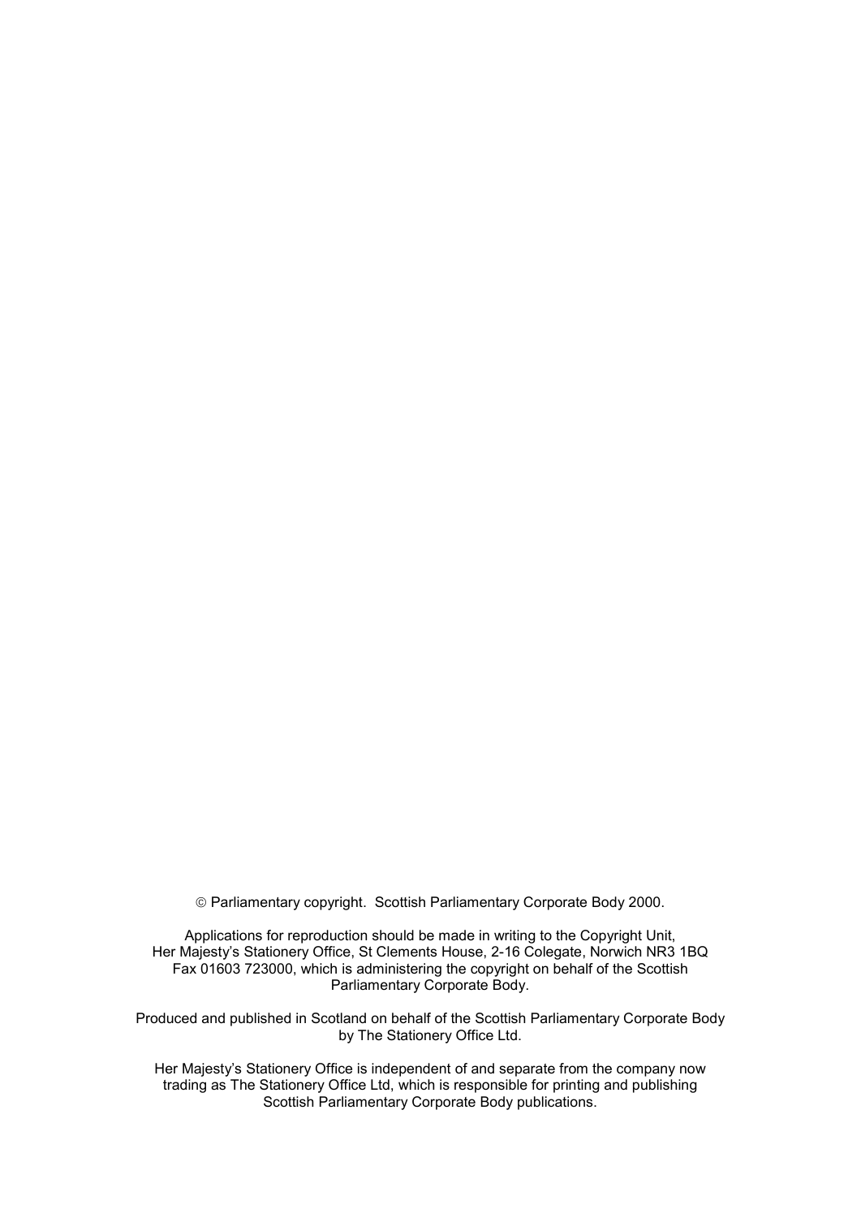© Parliamentary copyright. Scottish Parliamentary Corporate Body 2000.

Applications for reproduction should be made in writing to the Copyright Unit, Her Majesty's Stationery Office, St Clements House, 2-16 Colegate, Norwich NR3 1BQ Fax 01603 723000, which is administering the copyright on behalf of the Scottish Parliamentary Corporate Body.

Produced and published in Scotland on behalf of the Scottish Parliamentary Corporate Body by The Stationery Office Ltd.

Her Majesty's Stationery Office is independent of and separate from the company now trading as The Stationery Office Ltd, which is responsible for printing and publishing Scottish Parliamentary Corporate Body publications.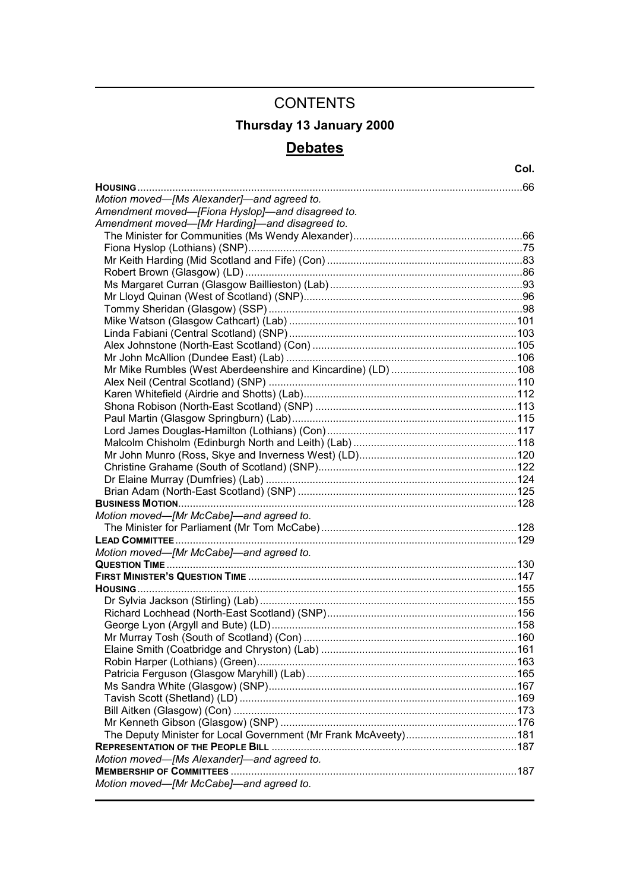# CONTENTS

## Thursday 13 January 2000

## Debates

| | Col. |
|---|---|
| **HOUSING** | 66 |
| *Motion moved—[Ms Alexander]—and agreed to.* | |
| *Amendment moved—[Fiona Hyslop]—and disagreed to.* | |
| *Amendment moved—[Mr Harding]—and disagreed to.* | |
| The Minister for Communities (Ms Wendy Alexander) | 66 |
| Fiona Hyslop (Lothians) (SNP) | 75 |
| Mr Keith Harding (Mid Scotland and Fife) (Con) | 83 |
| Robert Brown (Glasgow) (LD) | 86 |
| Ms Margaret Curran (Glasgow Baillieston) (Lab) | 93 |
| Mr Lloyd Quinan (West of Scotland) (SNP) | 96 |
| Tommy Sheridan (Glasgow) (SSP) | 98 |
| Mike Watson (Glasgow Cathcart) (Lab) | 101 |
| Linda Fabiani (Central Scotland) (SNP) | 103 |
| Alex Johnstone (North-East Scotland) (Con) | 105 |
| Mr John McAllion (Dundee East) (Lab) | 106 |
| Mr Mike Rumbles (West Aberdeenshire and Kincardine) (LD) | 108 |
| Alex Neil (Central Scotland) (SNP) | 110 |
| Karen Whitefield (Airdrie and Shotts) (Lab) | 112 |
| Shona Robison (North-East Scotland) (SNP) | 113 |
| Paul Martin (Glasgow Springburn) (Lab) | 115 |
| Lord James Douglas-Hamilton (Lothians) (Con) | 117 |
| Malcolm Chisholm (Edinburgh North and Leith) (Lab) | 118 |
| Mr John Munro (Ross, Skye and Inverness West) (LD) | 120 |
| Christine Grahame (South of Scotland) (SNP) | 122 |
| Dr Elaine Murray (Dumfries) (Lab) | 124 |
| Brian Adam (North-East Scotland) (SNP) | 125 |
| **BUSINESS MOTION** | 128 |
| *Motion moved—[Mr McCabe]—and agreed to.* | |
| The Minister for Parliament (Mr Tom McCabe) | 128 |
| **LEAD COMMITTEE** | 129 |
| *Motion moved—[Mr McCabe]—and agreed to.* | |
| **QUESTION TIME** | 130 |
| **FIRST MINISTER'S QUESTION TIME** | 147 |
| **HOUSING** | 155 |
| Dr Sylvia Jackson (Stirling) (Lab) | 155 |
| Richard Lochhead (North-East Scotland) (SNP) | 156 |
| George Lyon (Argyll and Bute) (LD) | 158 |
| Mr Murray Tosh (South of Scotland) (Con) | 160 |
| Elaine Smith (Coatbridge and Chryston) (Lab) | 161 |
| Robin Harper (Lothians) (Green) | 163 |
| Patricia Ferguson (Glasgow Maryhill) (Lab) | 165 |
| Ms Sandra White (Glasgow) (SNP) | 167 |
| Tavish Scott (Shetland) (LD) | 169 |
| Bill Aitken (Glasgow) (Con) | 173 |
| Mr Kenneth Gibson (Glasgow) (SNP) | 176 |
| The Deputy Minister for Local Government (Mr Frank McAveety) | 181 |
| **REPRESENTATION OF THE PEOPLE BILL** | 187 |
| *Motion moved—[Ms Alexander]—and agreed to.* | |
| **MEMBERSHIP OF COMMITTEES** | 187 |
| *Motion moved—[Mr McCabe]—and agreed to.* | |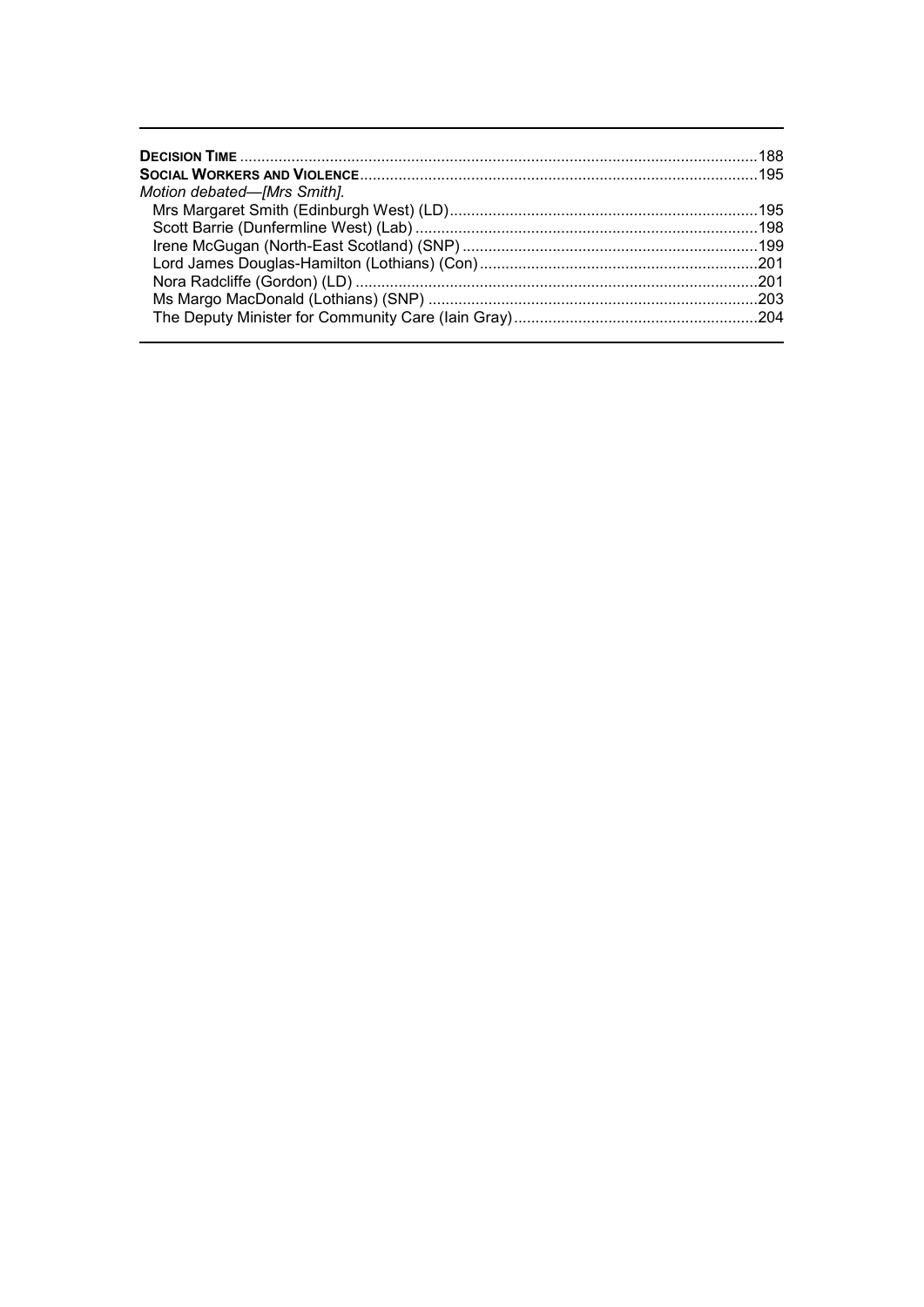**DECISION TIME** ....................................................................................................................188

**SOCIAL WORKERS AND VIOLENCE**.........................................................................................195

*Motion debated—[Mrs Smith].*

Mrs Margaret Smith (Edinburgh West) (LD).......................................................................195

Scott Barrie (Dunfermline West) (Lab) ...............................................................................198

Irene McGugan (North-East Scotland) (SNP) ....................................................................199

Lord James Douglas-Hamilton (Lothians) (Con)................................................................201

Nora Radcliffe (Gordon) (LD) ............................................................................................201

Ms Margo MacDonald (Lothians) (SNP) ............................................................................203

The Deputy Minister for Community Care (Iain Gray).........................................................204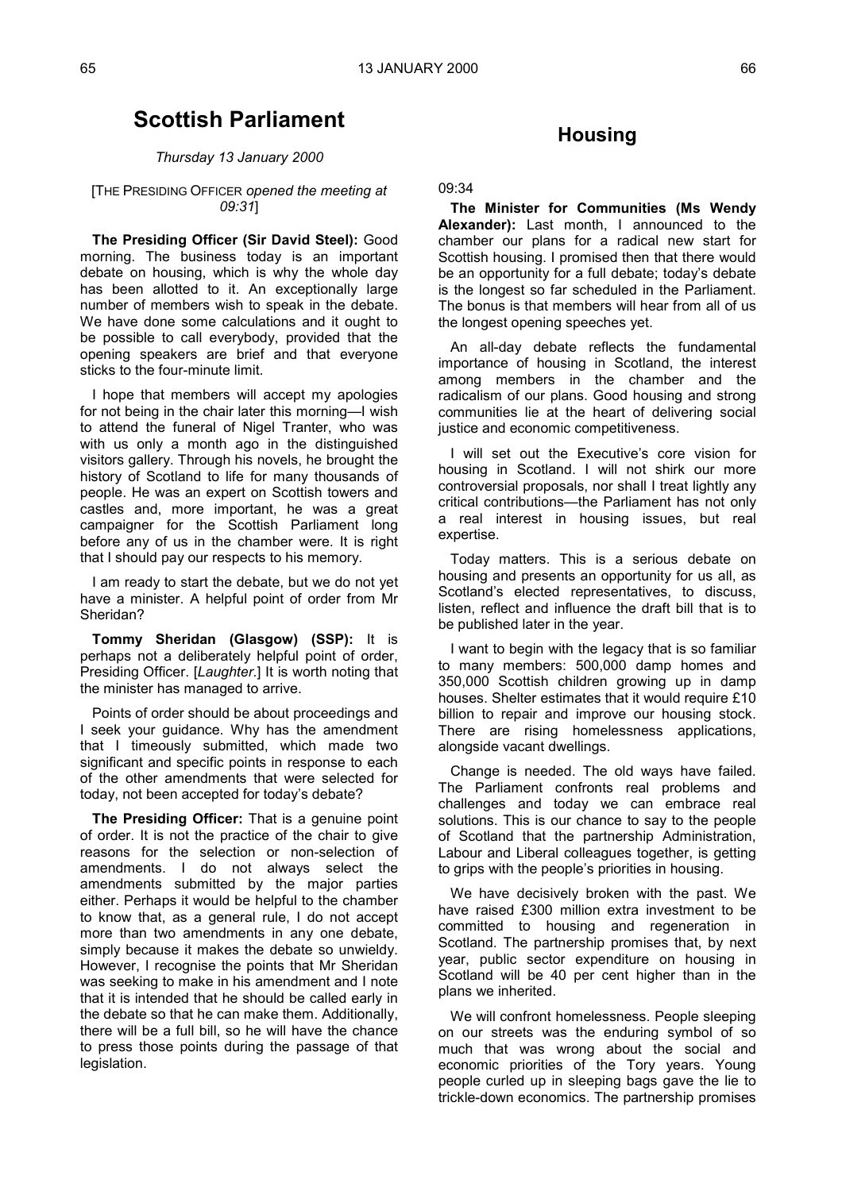# Scientific Parliament

*Thursday 13 January 2000*

[THE PRESIDING OFFICER *opened the meeting at 09:31*]

**The Presiding Officer (Sir David Steel):** Good morning. The business today is an important debate on housing, which is why the whole day has been allotted to it. An exceptionally large number of members wish to speak in the debate. We have done some calculations and it ought to be possible to call everybody, provided that the opening speakers are brief and that everyone sticks to the four-minute limit.

I hope that members will accept my apologies for not being in the chair later this morning—I wish to attend the funeral of Nigel Tranter, who was with us only a month ago in the distinguished visitors gallery. Through his novels, he brought the history of Scotland to life for many thousands of people. He was an expert on Scottish towers and castles and, more important, he was a great campaigner for the Scottish Parliament long before any of us in the chamber were. It is right that I should pay our respects to his memory.

I am ready to start the debate, but we do not yet have a minister. A helpful point of order from Mr Sheridan?

**Tommy Sheridan (Glasgow) (SSP):** It is perhaps not a deliberately helpful point of order, Presiding Officer. [*Laughter.*] It is worth noting that the minister has managed to arrive.

Points of order should be about proceedings and I seek your guidance. Why has the amendment that I timeously submitted, which made two significant and specific points in response to each of the other amendments that were selected for today, not been accepted for today's debate?

**The Presiding Officer:** That is a genuine point of order. It is not the practice of the chair to give reasons for the selection or non-selection of amendments. I do not always select the amendments submitted by the major parties either. Perhaps it would be helpful to the chamber to know that, as a general rule, I do not accept more than two amendments in any one debate, simply because it makes the debate so unwieldy. However, I recognise the points that Mr Sheridan was seeking to make in his amendment and I note that it is intended that he should be called early in the debate so that he can make them. Additionally, there will be a full bill, so he will have the chance to press those points during the passage of that legislation.

# Housing

09:34

**The Minister for Communities (Ms Wendy Alexander):** Last month, I announced to the chamber our plans for a radical new start for Scottish housing. I promised then that there would be an opportunity for a full debate; today's debate is the longest so far scheduled in the Parliament. The bonus is that members will hear from all of us the longest opening speeches yet.

An all-day debate reflects the fundamental importance of housing in Scotland, the interest among members in the chamber and the radicalism of our plans. Good housing and strong communities lie at the heart of delivering social justice and economic competitiveness.

I will set out the Executive's core vision for housing in Scotland. I will not shirk our more controversial proposals, nor shall I treat lightly any critical contributions—the Parliament has not only a real interest in housing issues, but real expertise.

Today matters. This is a serious debate on housing and presents an opportunity for us all, as Scotland's elected representatives, to discuss, listen, reflect and influence the draft bill that is to be published later in the year.

I want to begin with the legacy that is so familiar to many members: 500,000 damp homes and 350,000 Scottish children growing up in damp houses. Shelter estimates that it would require £10 billion to repair and improve our housing stock. There are rising homelessness applications, alongside vacant dwellings.

Change is needed. The old ways have failed. The Parliament confronts real problems and challenges and today we can embrace real solutions. This is our chance to say to the people of Scotland that the partnership Administration, Labour and Liberal colleagues together, is getting to grips with the people's priorities in housing.

We have decisively broken with the past. We have raised £300 million extra investment to be committed to housing and regeneration in Scotland. The partnership promises that, by next year, public sector expenditure on housing in Scotland will be 40 per cent higher than in the plans we inherited.

We will confront homelessness. People sleeping on our streets was the enduring symbol of so much that was wrong about the social and economic priorities of the Tory years. Young people curled up in sleeping bags gave the lie to trickle-down economics. The partnership promises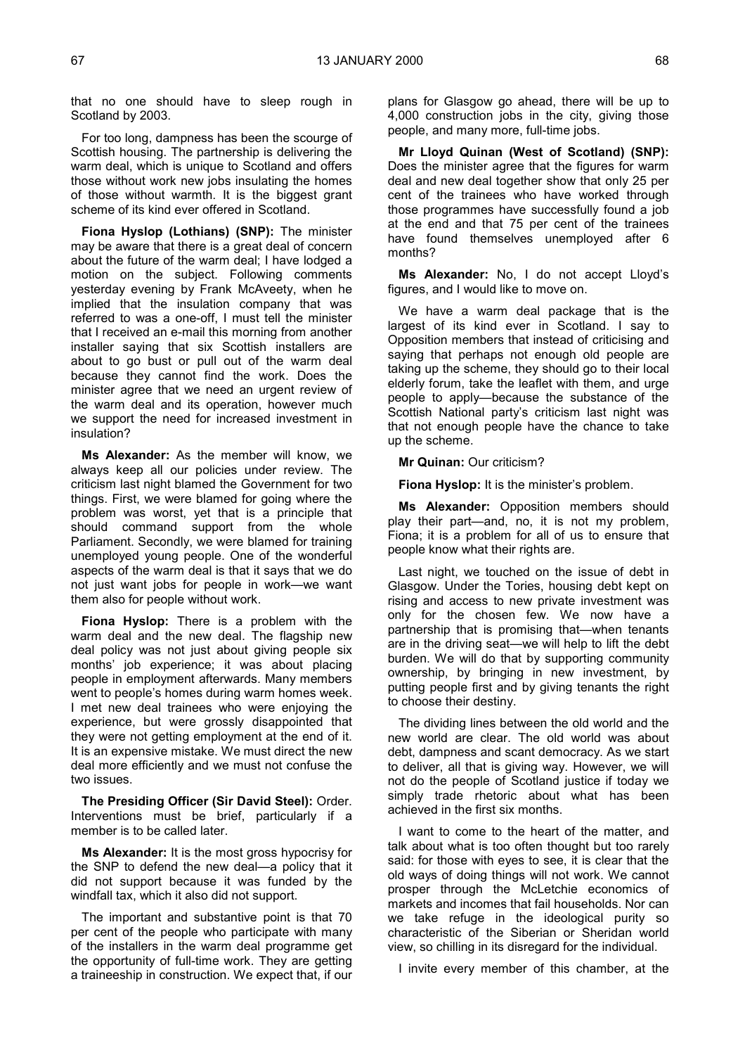that no one should have to sleep rough in Scotland by 2003.

For too long, dampness has been the scourge of Scottish housing. The partnership is delivering the warm deal, which is unique to Scotland and offers those without work new jobs insulating the homes of those without warmth. It is the biggest grant scheme of its kind ever offered in Scotland.

**Fiona Hyslop (Lothians) (SNP):** The minister may be aware that there is a great deal of concern about the future of the warm deal; I have lodged a motion on the subject. Following comments yesterday evening by Frank McAveety, when he implied that the insulation company that was referred to was a one-off, I must tell the minister that I received an e-mail this morning from another installer saying that six Scottish installers are about to go bust or pull out of the warm deal because they cannot find the work. Does the minister agree that we need an urgent review of the warm deal and its operation, however much we support the need for increased investment in insulation?

**Ms Alexander:** As the member will know, we always keep all our policies under review. The criticism last night blamed the Government for two things. First, we were blamed for going where the problem was worst, yet that is a principle that should command support from the whole Parliament. Secondly, we were blamed for training unemployed young people. One of the wonderful aspects of the warm deal is that it says that we do not just want jobs for people in work—we want them also for people without work.

**Fiona Hyslop:** There is a problem with the warm deal and the new deal. The flagship new deal policy was not just about giving people six months' job experience; it was about placing people in employment afterwards. Many members went to people's homes during warm homes week. I met new deal trainees who were enjoying the experience, but were grossly disappointed that they were not getting employment at the end of it. It is an expensive mistake. We must direct the new deal more efficiently and we must not confuse the two issues.

**The Presiding Officer (Sir David Steel):** Order. Interventions must be brief, particularly if a member is to be called later.

**Ms Alexander:** It is the most gross hypocrisy for the SNP to defend the new deal—a policy that it did not support because it was funded by the windfall tax, which it also did not support.

The important and substantive point is that 70 per cent of the people who participate with many of the installers in the warm deal programme get the opportunity of full-time work. They are getting a traineeship in construction. We expect that, if our plans for Glasgow go ahead, there will be up to 4,000 construction jobs in the city, giving those people, and many more, full-time jobs.

**Mr Lloyd Quinan (West of Scotland) (SNP):** Does the minister agree that the figures for warm deal and new deal together show that only 25 per cent of the trainees who have worked through those programmes have successfully found a job at the end and that 75 per cent of the trainees have found themselves unemployed after 6 months?

**Ms Alexander:** No, I do not accept Lloyd's figures, and I would like to move on.

We have a warm deal package that is the largest of its kind ever in Scotland. I say to Opposition members that instead of criticising and saying that perhaps not enough old people are taking up the scheme, they should go to their local elderly forum, take the leaflet with them, and urge people to apply—because the substance of the Scottish National party's criticism last night was that not enough people have the chance to take up the scheme.

**Mr Quinan:** Our criticism?

**Fiona Hyslop:** It is the minister's problem.

**Ms Alexander:** Opposition members should play their part—and, no, it is not my problem, Fiona; it is a problem for all of us to ensure that people know what their rights are.

Last night, we touched on the issue of debt in Glasgow. Under the Tories, housing debt kept on rising and access to new private investment was only for the chosen few. We now have a partnership that is promising that—when tenants are in the driving seat—we will help to lift the debt burden. We will do that by supporting community ownership, by bringing in new investment, by putting people first and by giving tenants the right to choose their destiny.

The dividing lines between the old world and the new world are clear. The old world was about debt, dampness and scant democracy. As we start to deliver, all that is giving way. However, we will not do the people of Scotland justice if today we simply trade rhetoric about what has been achieved in the first six months.

I want to come to the heart of the matter, and talk about what is too often thought but too rarely said: for those with eyes to see, it is clear that the old ways of doing things will not work. We cannot prosper through the McLetchie economics of markets and incomes that fail households. Nor can we take refuge in the ideological purity so characteristic of the Siberian or Sheridan world view, so chilling in its disregard for the individual.

I invite every member of this chamber, at the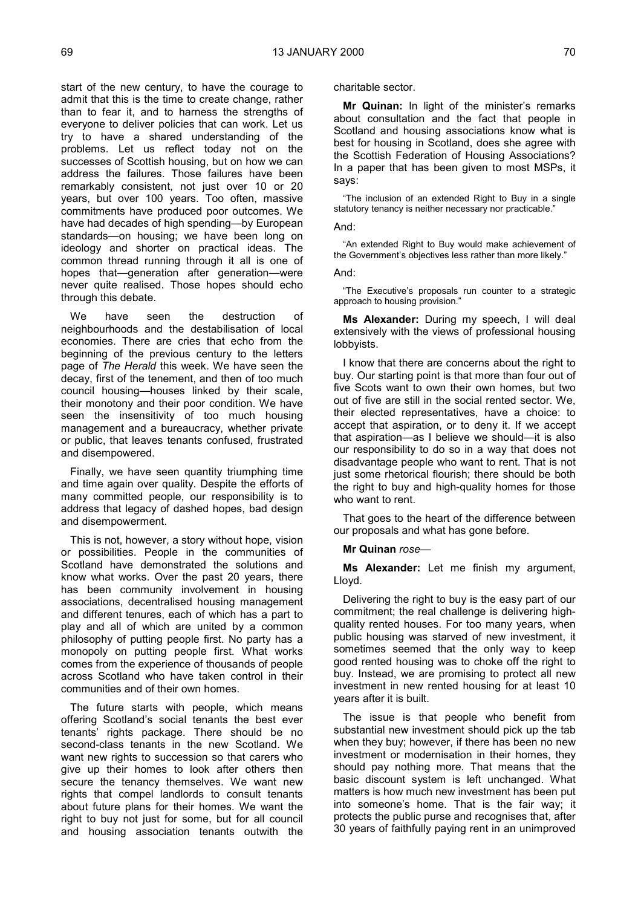start of the new century, to have the courage to admit that this is the time to create change, rather than to fear it, and to harness the strengths of everyone to deliver policies that can work. Let us try to have a shared understanding of the problems. Let us reflect today not on the successes of Scottish housing, but on how we can address the failures. Those failures have been remarkably consistent, not just over 10 or 20 years, but over 100 years. Too often, massive commitments have produced poor outcomes. We have had decades of high spending—by European standards—on housing; we have been long on ideology and shorter on practical ideas. The common thread running through it all is one of hopes that—generation after generation—were never quite realised. Those hopes should echo through this debate.

We have seen the destruction of neighbourhoods and the destabilisation of local economies. There are cries that echo from the beginning of the previous century to the letters page of *The Herald* this week. We have seen the decay, first of the tenement, and then of too much council housing—houses linked by their scale, their monotony and their poor condition. We have seen the insensitivity of too much housing management and a bureaucracy, whether private or public, that leaves tenants confused, frustrated and disempowered.

Finally, we have seen quantity triumphing time and time again over quality. Despite the efforts of many committed people, our responsibility is to address that legacy of dashed hopes, bad design and disempowerment.

This is not, however, a story without hope, vision or possibilities. People in the communities of Scotland have demonstrated the solutions and know what works. Over the past 20 years, there has been community involvement in housing associations, decentralised housing management and different tenures, each of which has a part to play and all of which are united by a common philosophy of putting people first. No party has a monopoly on putting people first. What works comes from the experience of thousands of people across Scotland who have taken control in their communities and of their own homes.

The future starts with people, which means offering Scotland's social tenants the best ever tenants' rights package. There should be no second-class tenants in the new Scotland. We want new rights to succession so that carers who give up their homes to look after others then secure the tenancy themselves. We want new rights that compel landlords to consult tenants about future plans for their homes. We want the right to buy not just for some, but for all council and housing association tenants outwith the charitable sector.

**Mr Quinan:** In light of the minister's remarks about consultation and the fact that people in Scotland and housing associations know what is best for housing in Scotland, does she agree with the Scottish Federation of Housing Associations? In a paper that has been given to most MSPs, it says:

> "The inclusion of an extended Right to Buy in a single statutory tenancy is neither necessary nor practicable."

And:

> "An extended Right to Buy would make achievement of the Government's objectives less rather than more likely."

And:

> "The Executive's proposals run counter to a strategic approach to housing provision."

**Ms Alexander:** During my speech, I will deal extensively with the views of professional housing lobbyists.

I know that there are concerns about the right to buy. Our starting point is that more than four out of five Scots want to own their own homes, but two out of five are still in the social rented sector. We, their elected representatives, have a choice: to accept that aspiration, or to deny it. If we accept that aspiration—as I believe we should—it is also our responsibility to do so in a way that does not disadvantage people who want to rent. That is not just some rhetorical flourish; there should be both the right to buy and high-quality homes for those who want to rent.

That goes to the heart of the difference between our proposals and what has gone before.

**Mr Quinan** *rose*—

**Ms Alexander:** Let me finish my argument, Lloyd.

Delivering the right to buy is the easy part of our commitment; the real challenge is delivering high-quality rented houses. For too many years, when public housing was starved of new investment, it sometimes seemed that the only way to keep good rented housing was to choke off the right to buy. Instead, we are promising to protect all new investment in new rented housing for at least 10 years after it is built.

The issue is that people who benefit from substantial new investment should pick up the tab when they buy; however, if there has been no new investment or modernisation in their homes, they should pay nothing more. That means that the basic discount system is left unchanged. What matters is how much new investment has been put into someone's home. That is the fair way; it protects the public purse and recognises that, after 30 years of faithfully paying rent in an unimproved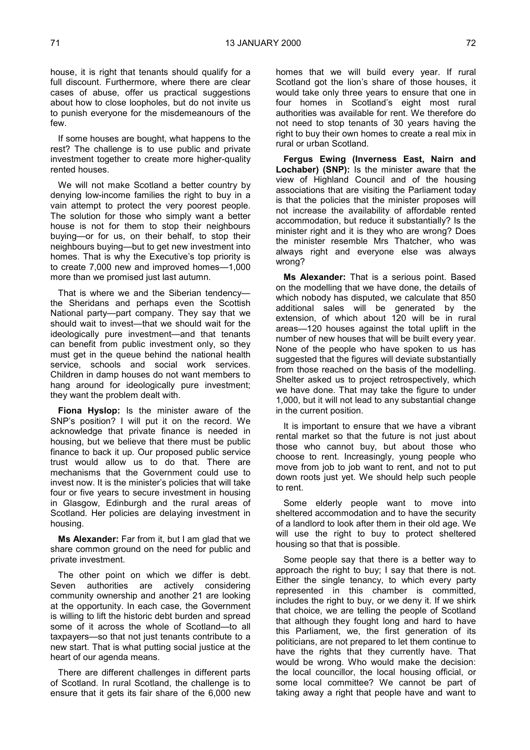house, it is right that tenants should qualify for a full discount. Furthermore, where there are clear cases of abuse, offer us practical suggestions about how to close loopholes, but do not invite us to punish everyone for the misdemeanours of the few.

If some houses are bought, what happens to the rest? The challenge is to use public and private investment together to create more higher-quality rented houses.

We will not make Scotland a better country by denying low-income families the right to buy in a vain attempt to protect the very poorest people. The solution for those who simply want a better house is not for them to stop their neighbours buying—or for us, on their behalf, to stop their neighbours buying—but to get new investment into homes. That is why the Executive's top priority is to create 7,000 new and improved homes—1,000 more than we promised just last autumn.

That is where we and the Siberian tendency—the Sheridans and perhaps even the Scottish National party—part company. They say that we should wait to invest—that we should wait for the ideologically pure investment—and that tenants can benefit from public investment only, so they must get in the queue behind the national health service, schools and social work services. Children in damp houses do not want members to hang around for ideologically pure investment; they want the problem dealt with.

**Fiona Hyslop:** Is the minister aware of the SNP's position? I will put it on the record. We acknowledge that private finance is needed in housing, but we believe that there must be public finance to back it up. Our proposed public service trust would allow us to do that. There are mechanisms that the Government could use to invest now. It is the minister's policies that will take four or five years to secure investment in housing in Glasgow, Edinburgh and the rural areas of Scotland. Her policies are delaying investment in housing.

**Ms Alexander:** Far from it, but I am glad that we share common ground on the need for public and private investment.

The other point on which we differ is debt. Seven authorities are actively considering community ownership and another 21 are looking at the opportunity. In each case, the Government is willing to lift the historic debt burden and spread some of it across the whole of Scotland—to all taxpayers—so that not just tenants contribute to a new start. That is what putting social justice at the heart of our agenda means.

There are different challenges in different parts of Scotland. In rural Scotland, the challenge is to ensure that it gets its fair share of the 6,000 new homes that we will build every year. If rural Scotland got the lion's share of those houses, it would take only three years to ensure that one in four homes in Scotland's eight most rural authorities was available for rent. We therefore do not need to stop tenants of 30 years having the right to buy their own homes to create a real mix in rural or urban Scotland.

**Fergus Ewing (Inverness East, Nairn and Lochaber) (SNP):** Is the minister aware that the view of Highland Council and of the housing associations that are visiting the Parliament today is that the policies that the minister proposes will not increase the availability of affordable rented accommodation, but reduce it substantially? Is the minister right and it is they who are wrong? Does the minister resemble Mrs Thatcher, who was always right and everyone else was always wrong?

**Ms Alexander:** That is a serious point. Based on the modelling that we have done, the details of which nobody has disputed, we calculate that 850 additional sales will be generated by the extension, of which about 120 will be in rural areas—120 houses against the total uplift in the number of new houses that will be built every year. None of the people who have spoken to us has suggested that the figures will deviate substantially from those reached on the basis of the modelling. Shelter asked us to project retrospectively, which we have done. That may take the figure to under 1,000, but it will not lead to any substantial change in the current position.

It is important to ensure that we have a vibrant rental market so that the future is not just about those who cannot buy, but about those who choose to rent. Increasingly, young people who move from job to job want to rent, and not to put down roots just yet. We should help such people to rent.

Some elderly people want to move into sheltered accommodation and to have the security of a landlord to look after them in their old age. We will use the right to buy to protect sheltered housing so that that is possible.

Some people say that there is a better way to approach the right to buy; I say that there is not. Either the single tenancy, to which every party represented in this chamber is committed, includes the right to buy, or we deny it. If we shirk that choice, we are telling the people of Scotland that although they fought long and hard to have this Parliament, we, the first generation of its politicians, are not prepared to let them continue to have the rights that they currently have. That would be wrong. Who would make the decision: the local councillor, the local housing official, or some local committee? We cannot be part of taking away a right that people have and want to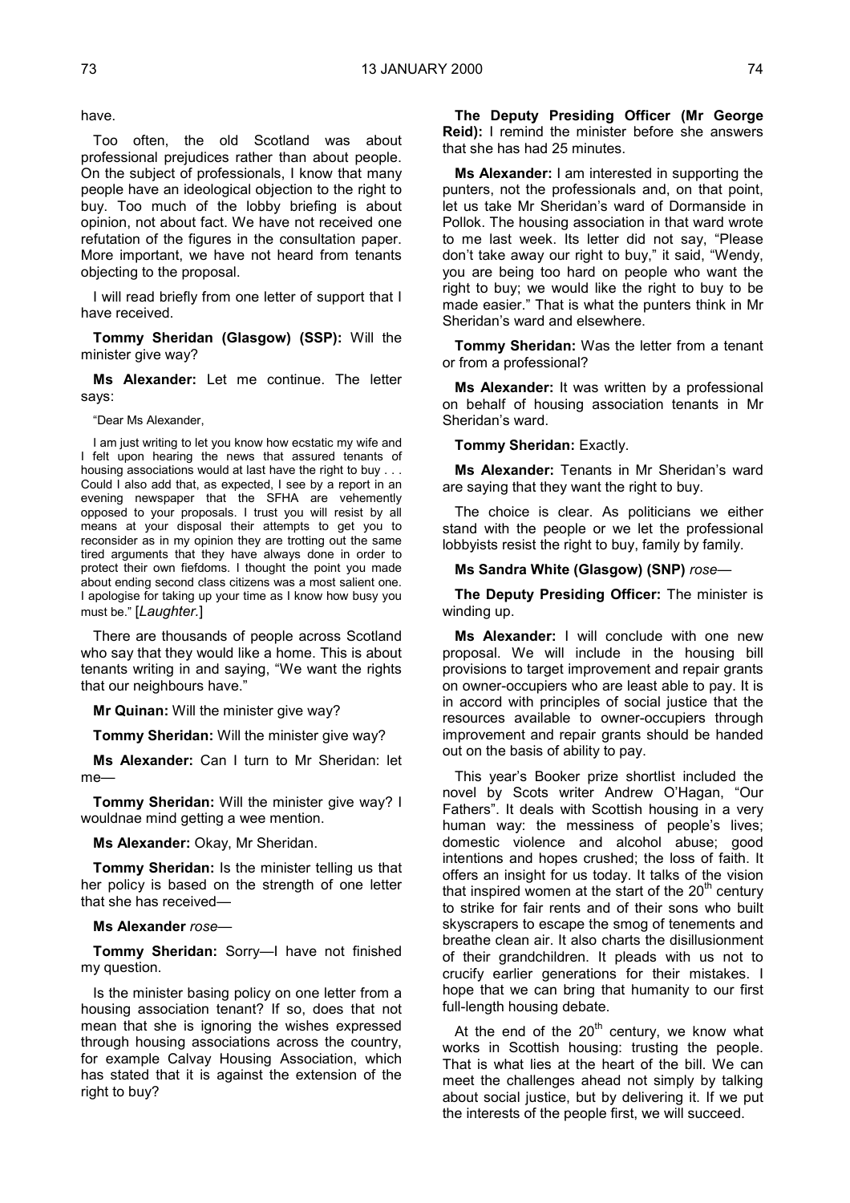have.

Too often, the old Scotland was about professional prejudices rather than about people. On the subject of professionals, I know that many people have an ideological objection to the right to buy. Too much of the lobby briefing is about opinion, not about fact. We have not received one refutation of the figures in the consultation paper. More important, we have not heard from tenants objecting to the proposal.

I will read briefly from one letter of support that I have received.

**Tommy Sheridan (Glasgow) (SSP):** Will the minister give way?

**Ms Alexander:** Let me continue. The letter says:

"Dear Ms Alexander,

I am just writing to let you know how ecstatic my wife and I felt upon hearing the news that assured tenants of housing associations would at last have the right to buy . . . Could I also add that, as expected, I see by a report in an evening newspaper that the SFHA are vehemently opposed to your proposals. I trust you will resist by all means at your disposal their attempts to get you to reconsider as in my opinion they are trotting out the same tired arguments that they have always done in order to protect their own fiefdoms. I thought the point you made about ending second class citizens was a most salient one. I apologise for taking up your time as I know how busy you must be." [*Laughter.*]

There are thousands of people across Scotland who say that they would like a home. This is about tenants writing in and saying, "We want the rights that our neighbours have."

**Mr Quinan:** Will the minister give way?

**Tommy Sheridan:** Will the minister give way?

**Ms Alexander:** Can I turn to Mr Sheridan: let me—

**Tommy Sheridan:** Will the minister give way? I wouldnae mind getting a wee mention.

**Ms Alexander:** Okay, Mr Sheridan.

**Tommy Sheridan:** Is the minister telling us that her policy is based on the strength of one letter that she has received—

**Ms Alexander** *rose*—

**Tommy Sheridan:** Sorry—I have not finished my question.

Is the minister basing policy on one letter from a housing association tenant? If so, does that not mean that she is ignoring the wishes expressed through housing associations across the country, for example Calvay Housing Association, which has stated that it is against the extension of the right to buy?

**The Deputy Presiding Officer (Mr George Reid):** I remind the minister before she answers that she has had 25 minutes.

**Ms Alexander:** I am interested in supporting the punters, not the professionals and, on that point, let us take Mr Sheridan's ward of Dormanside in Pollok. The housing association in that ward wrote to me last week. Its letter did not say, "Please don't take away our right to buy," it said, "Wendy, you are being too hard on people who want the right to buy; we would like the right to buy to be made easier." That is what the punters think in Mr Sheridan's ward and elsewhere.

**Tommy Sheridan:** Was the letter from a tenant or from a professional?

**Ms Alexander:** It was written by a professional on behalf of housing association tenants in Mr Sheridan's ward.

**Tommy Sheridan:** Exactly.

**Ms Alexander:** Tenants in Mr Sheridan's ward are saying that they want the right to buy.

The choice is clear. As politicians we either stand with the people or we let the professional lobbyists resist the right to buy, family by family.

**Ms Sandra White (Glasgow) (SNP)** *rose*—

**The Deputy Presiding Officer:** The minister is winding up.

**Ms Alexander:** I will conclude with one new proposal. We will include in the housing bill provisions to target improvement and repair grants on owner-occupiers who are least able to pay. It is in accord with principles of social justice that the resources available to owner-occupiers through improvement and repair grants should be handed out on the basis of ability to pay.

This year's Booker prize shortlist included the novel by Scots writer Andrew O'Hagan, "Our Fathers". It deals with Scottish housing in a very human way: the messiness of people's lives; domestic violence and alcohol abuse; good intentions and hopes crushed; the loss of faith. It offers an insight for us today. It talks of the vision that inspired women at the start of the 20th century to strike for fair rents and of their sons who built skyscrapers to escape the smog of tenements and breathe clean air. It also charts the disillusionment of their grandchildren. It pleads with us not to crucify earlier generations for their mistakes. I hope that we can bring that humanity to our first full-length housing debate.

At the end of the 20th century, we know what works in Scottish housing: trusting the people. That is what lies at the heart of the bill. We can meet the challenges ahead not simply by talking about social justice, but by delivering it. If we put the interests of the people first, we will succeed.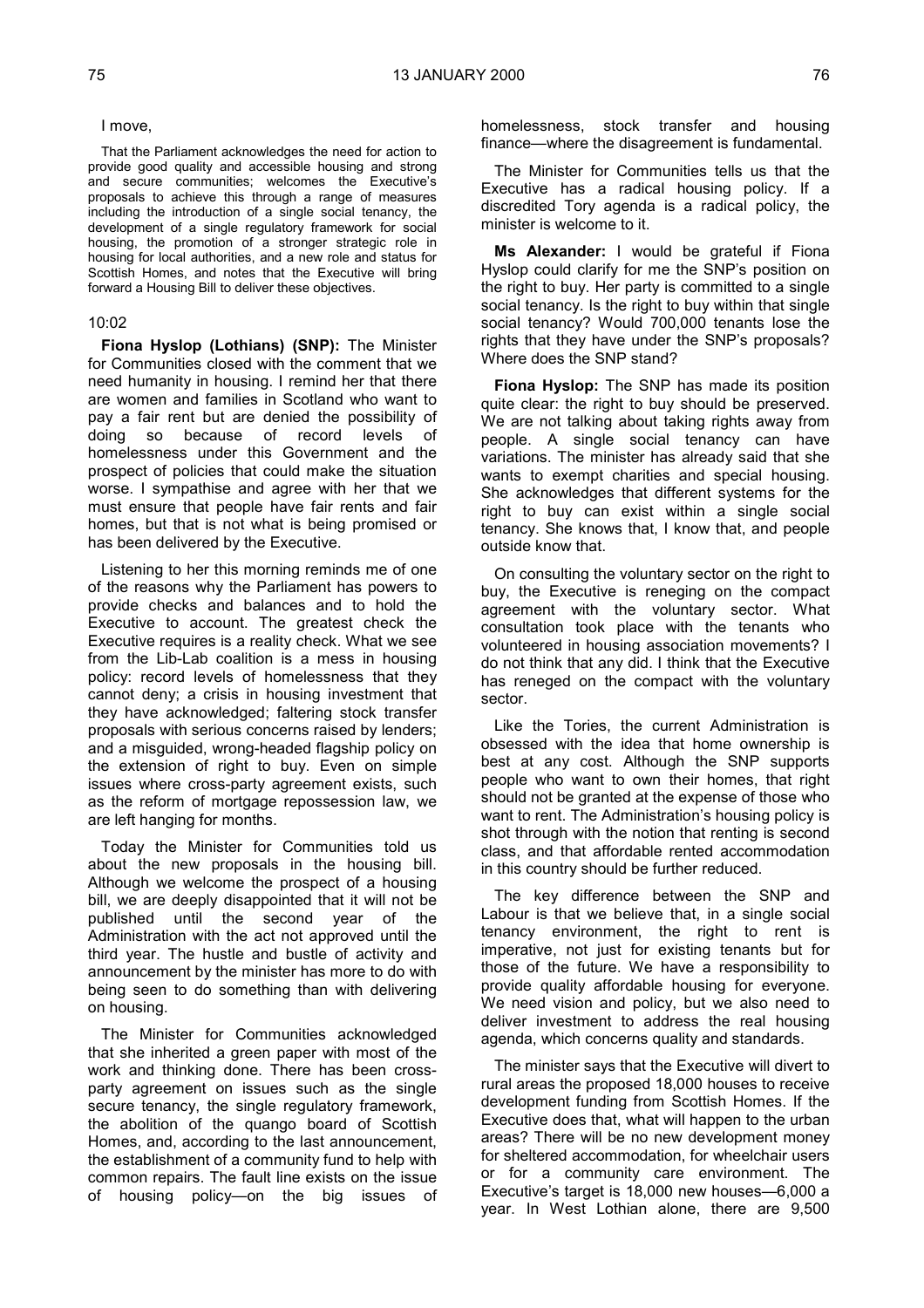I move,

That the Parliament acknowledges the need for action to provide good quality and accessible housing and strong and secure communities; welcomes the Executive's proposals to achieve this through a range of measures including the introduction of a single social tenancy, the development of a single regulatory framework for social housing, the promotion of a stronger strategic role in housing for local authorities, and a new role and status for Scottish Homes, and notes that the Executive will bring forward a Housing Bill to deliver these objectives.

10:02

**Fiona Hyslop (Lothians) (SNP):** The Minister for Communities closed with the comment that we need humanity in housing. I remind her that there are women and families in Scotland who want to pay a fair rent but are denied the possibility of doing so because of record levels of homelessness under this Government and the prospect of policies that could make the situation worse. I sympathise and agree with her that we must ensure that people have fair rents and fair homes, but that is not what is being promised or has been delivered by the Executive.

Listening to her this morning reminds me of one of the reasons why the Parliament has powers to provide checks and balances and to hold the Executive to account. The greatest check the Executive requires is a reality check. What we see from the Lib-Lab coalition is a mess in housing policy: record levels of homelessness that they cannot deny; a crisis in housing investment that they have acknowledged; faltering stock transfer proposals with serious concerns raised by lenders; and a misguided, wrong-headed flagship policy on the extension of right to buy. Even on simple issues where cross-party agreement exists, such as the reform of mortgage repossession law, we are left hanging for months.

Today the Minister for Communities told us about the new proposals in the housing bill. Although we welcome the prospect of a housing bill, we are deeply disappointed that it will not be published until the second year of the Administration with the act not approved until the third year. The hustle and bustle of activity and announcement by the minister has more to do with being seen to do something than with delivering on housing.

The Minister for Communities acknowledged that she inherited a green paper with most of the work and thinking done. There has been cross-party agreement on issues such as the single secure tenancy, the single regulatory framework, the abolition of the quango board of Scottish Homes, and, according to the last announcement, the establishment of a community fund to help with common repairs. The fault line exists on the issue of housing policy—on the big issues of homelessness, stock transfer and housing finance—where the disagreement is fundamental.

The Minister for Communities tells us that the Executive has a radical housing policy. If a discredited Tory agenda is a radical policy, the minister is welcome to it.

**Ms Alexander:** I would be grateful if Fiona Hyslop could clarify for me the SNP's position on the right to buy. Her party is committed to a single social tenancy. Is the right to buy within that single social tenancy? Would 700,000 tenants lose the rights that they have under the SNP's proposals? Where does the SNP stand?

**Fiona Hyslop:** The SNP has made its position quite clear: the right to buy should be preserved. We are not talking about taking rights away from people. A single social tenancy can have variations. The minister has already said that she wants to exempt charities and special housing. She acknowledges that different systems for the right to buy can exist within a single social tenancy. She knows that, I know that, and people outside know that.

On consulting the voluntary sector on the right to buy, the Executive is reneging on the compact agreement with the voluntary sector. What consultation took place with the tenants who volunteered in housing association movements? I do not think that any did. I think that the Executive has reneged on the compact with the voluntary sector.

Like the Tories, the current Administration is obsessed with the idea that home ownership is best at any cost. Although the SNP supports people who want to own their homes, that right should not be granted at the expense of those who want to rent. The Administration's housing policy is shot through with the notion that renting is second class, and that affordable rented accommodation in this country should be further reduced.

The key difference between the SNP and Labour is that we believe that, in a single social tenancy environment, the right to rent is imperative, not just for existing tenants but for those of the future. We have a responsibility to provide quality affordable housing for everyone. We need vision and policy, but we also need to deliver investment to address the real housing agenda, which concerns quality and standards.

The minister says that the Executive will divert to rural areas the proposed 18,000 houses to receive development funding from Scottish Homes. If the Executive does that, what will happen to the urban areas? There will be no new development money for sheltered accommodation, for wheelchair users or for a community care environment. The Executive's target is 18,000 new houses—6,000 a year. In West Lothian alone, there are 9,500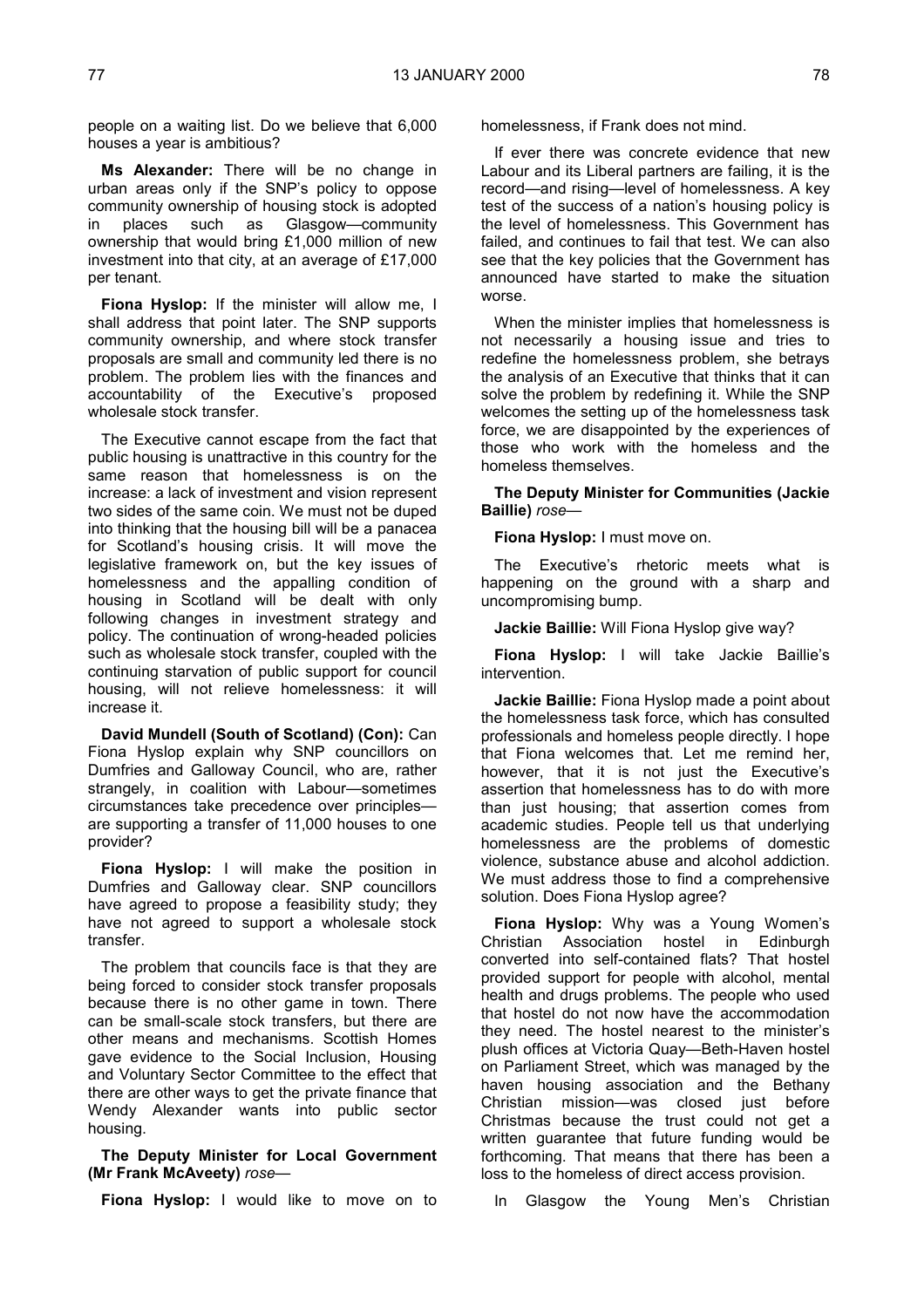people on a waiting list. Do we believe that 6,000 houses a year is ambitious?

**Ms Alexander:** There will be no change in urban areas only if the SNP's policy to oppose community ownership of housing stock is adopted in places such as Glasgow—community ownership that would bring £1,000 million of new investment into that city, at an average of £17,000 per tenant.

**Fiona Hyslop:** If the minister will allow me, I shall address that point later. The SNP supports community ownership, and where stock transfer proposals are small and community led there is no problem. The problem lies with the finances and accountability of the Executive's proposed wholesale stock transfer.

The Executive cannot escape from the fact that public housing is unattractive in this country for the same reason that homelessness is on the increase: a lack of investment and vision represent two sides of the same coin. We must not be duped into thinking that the housing bill will be a panacea for Scotland's housing crisis. It will move the legislative framework on, but the key issues of homelessness and the appalling condition of housing in Scotland will be dealt with only following changes in investment strategy and policy. The continuation of wrong-headed policies such as wholesale stock transfer, coupled with the continuing starvation of public support for council housing, will not relieve homelessness: it will increase it.

**David Mundell (South of Scotland) (Con):** Can Fiona Hyslop explain why SNP councillors on Dumfries and Galloway Council, who are, rather strangely, in coalition with Labour—sometimes circumstances take precedence over principles—are supporting a transfer of 11,000 houses to one provider?

**Fiona Hyslop:** I will make the position in Dumfries and Galloway clear. SNP councillors have agreed to propose a feasibility study; they have not agreed to support a wholesale stock transfer.

The problem that councils face is that they are being forced to consider stock transfer proposals because there is no other game in town. There can be small-scale stock transfers, but there are other means and mechanisms. Scottish Homes gave evidence to the Social Inclusion, Housing and Voluntary Sector Committee to the effect that there are other ways to get the private finance that Wendy Alexander wants into public sector housing.

**The Deputy Minister for Local Government (Mr Frank McAveety)** *rose*—

**Fiona Hyslop:** I would like to move on to homelessness, if Frank does not mind.

If ever there was concrete evidence that new Labour and its Liberal partners are failing, it is the record—and rising—level of homelessness. A key test of the success of a nation's housing policy is the level of homelessness. This Government has failed, and continues to fail that test. We can also see that the key policies that the Government has announced have started to make the situation worse.

When the minister implies that homelessness is not necessarily a housing issue and tries to redefine the homelessness problem, she betrays the analysis of an Executive that thinks that it can solve the problem by redefining it. While the SNP welcomes the setting up of the homelessness task force, we are disappointed by the experiences of those who work with the homeless and the homeless themselves.

**The Deputy Minister for Communities (Jackie Baillie)** *rose*—

**Fiona Hyslop:** I must move on.

The Executive's rhetoric meets what is happening on the ground with a sharp and uncompromising bump.

**Jackie Baillie:** Will Fiona Hyslop give way?

**Fiona Hyslop:** I will take Jackie Baillie's intervention.

**Jackie Baillie:** Fiona Hyslop made a point about the homelessness task force, which has consulted professionals and homeless people directly. I hope that Fiona welcomes that. Let me remind her, however, that it is not just the Executive's assertion that homelessness has to do with more than just housing; that assertion comes from academic studies. People tell us that underlying homelessness are the problems of domestic violence, substance abuse and alcohol addiction. We must address those to find a comprehensive solution. Does Fiona Hyslop agree?

**Fiona Hyslop:** Why was a Young Women's Christian Association hostel in Edinburgh converted into self-contained flats? That hostel provided support for people with alcohol, mental health and drugs problems. The people who used that hostel do not now have the accommodation they need. The hostel nearest to the minister's plush offices at Victoria Quay—Beth-Haven hostel on Parliament Street, which was managed by the haven housing association and the Bethany Christian mission—was closed just before Christmas because the trust could not get a written guarantee that future funding would be forthcoming. That means that there has been a loss to the homeless of direct access provision.

In Glasgow the Young Men's Christian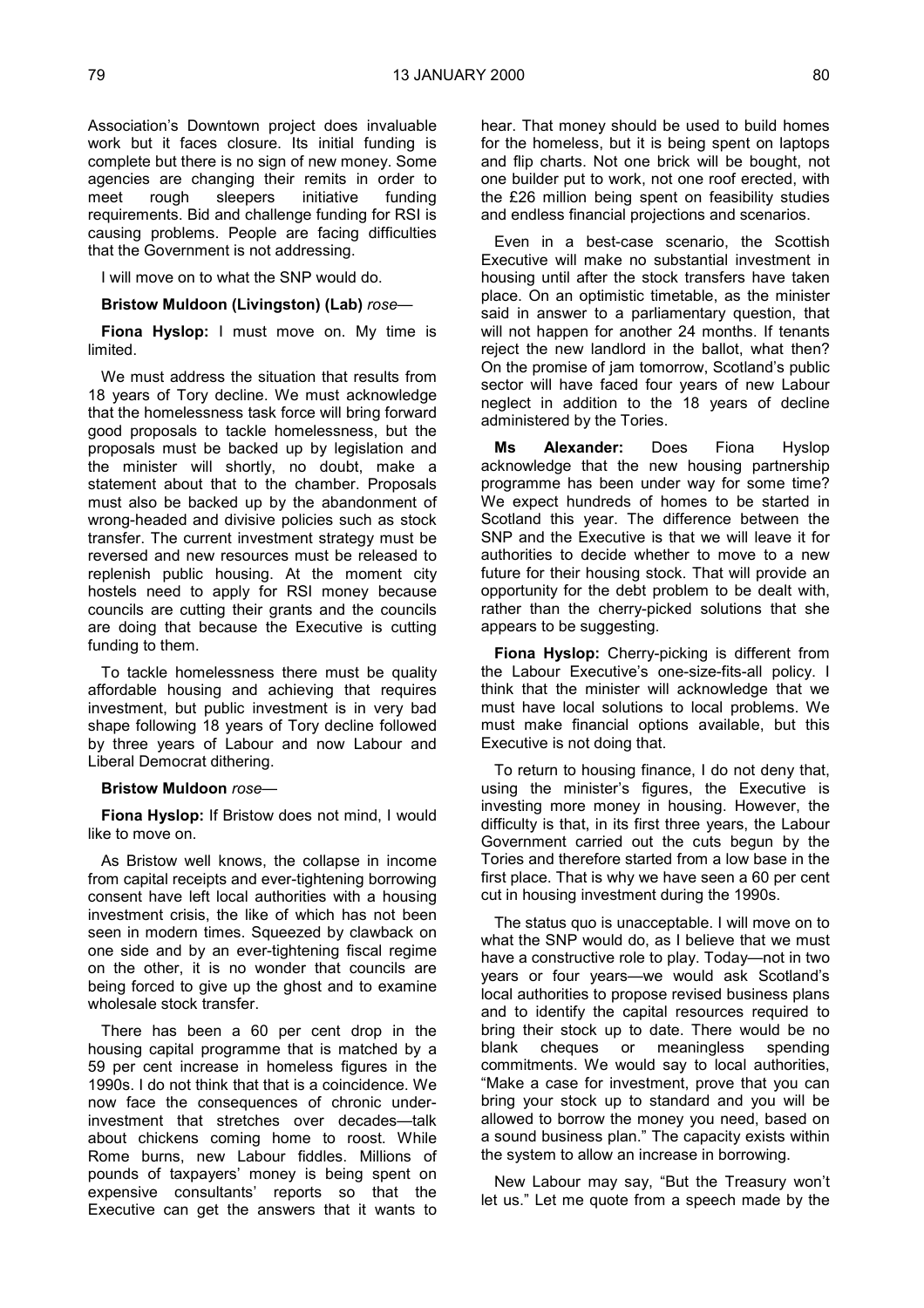Association's Downtown project does invaluable work but it faces closure. Its initial funding is complete but there is no sign of new money. Some agencies are changing their remits in order to meet rough sleepers initiative funding requirements. Bid and challenge funding for RSI is causing problems. People are facing difficulties that the Government is not addressing.

I will move on to what the SNP would do.

**Bristow Muldoon (Livingston) (Lab)** *rose*—

**Fiona Hyslop:** I must move on. My time is limited.

We must address the situation that results from 18 years of Tory decline. We must acknowledge that the homelessness task force will bring forward good proposals to tackle homelessness, but the proposals must be backed up by legislation and the minister will shortly, no doubt, make a statement about that to the chamber. Proposals must also be backed up by the abandonment of wrong-headed and divisive policies such as stock transfer. The current investment strategy must be reversed and new resources must be released to replenish public housing. At the moment city hostels need to apply for RSI money because councils are cutting their grants and the councils are doing that because the Executive is cutting funding to them.

To tackle homelessness there must be quality affordable housing and achieving that requires investment, but public investment is in very bad shape following 18 years of Tory decline followed by three years of Labour and now Labour and Liberal Democrat dithering.

**Bristow Muldoon** *rose*—

**Fiona Hyslop:** If Bristow does not mind, I would like to move on.

As Bristow well knows, the collapse in income from capital receipts and ever-tightening borrowing consent have left local authorities with a housing investment crisis, the like of which has not been seen in modern times. Squeezed by clawback on one side and by an ever-tightening fiscal regime on the other, it is no wonder that councils are being forced to give up the ghost and to examine wholesale stock transfer.

There has been a 60 per cent drop in the housing capital programme that is matched by a 59 per cent increase in homeless figures in the 1990s. I do not think that that is a coincidence. We now face the consequences of chronic under-investment that stretches over decades—talk about chickens coming home to roost. While Rome burns, new Labour fiddles. Millions of pounds of taxpayers' money is being spent on expensive consultants' reports so that the Executive can get the answers that it wants to hear. That money should be used to build homes for the homeless, but it is being spent on laptops and flip charts. Not one brick will be bought, not one builder put to work, not one roof erected, with the £26 million being spent on feasibility studies and endless financial projections and scenarios.

Even in a best-case scenario, the Scottish Executive will make no substantial investment in housing until after the stock transfers have taken place. On an optimistic timetable, as the minister said in answer to a parliamentary question, that will not happen for another 24 months. If tenants reject the new landlord in the ballot, what then? On the promise of jam tomorrow, Scotland's public sector will have faced four years of new Labour neglect in addition to the 18 years of decline administered by the Tories.

**Ms Alexander:** Does Fiona Hyslop acknowledge that the new housing partnership programme has been under way for some time? We expect hundreds of homes to be started in Scotland this year. The difference between the SNP and the Executive is that we will leave it for authorities to decide whether to move to a new future for their housing stock. That will provide an opportunity for the debt problem to be dealt with, rather than the cherry-picked solutions that she appears to be suggesting.

**Fiona Hyslop:** Cherry-picking is different from the Labour Executive's one-size-fits-all policy. I think that the minister will acknowledge that we must have local solutions to local problems. We must make financial options available, but this Executive is not doing that.

To return to housing finance, I do not deny that, using the minister's figures, the Executive is investing more money in housing. However, the difficulty is that, in its first three years, the Labour Government carried out the cuts begun by the Tories and therefore started from a low base in the first place. That is why we have seen a 60 per cent cut in housing investment during the 1990s.

The status quo is unacceptable. I will move on to what the SNP would do, as I believe that we must have a constructive role to play. Today—not in two years or four years—we would ask Scotland's local authorities to propose revised business plans and to identify the capital resources required to bring their stock up to date. There would be no blank cheques or meaningless spending commitments. We would say to local authorities, "Make a case for investment, prove that you can bring your stock up to standard and you will be allowed to borrow the money you need, based on a sound business plan." The capacity exists within the system to allow an increase in borrowing.

New Labour may say, "But the Treasury won't let us." Let me quote from a speech made by the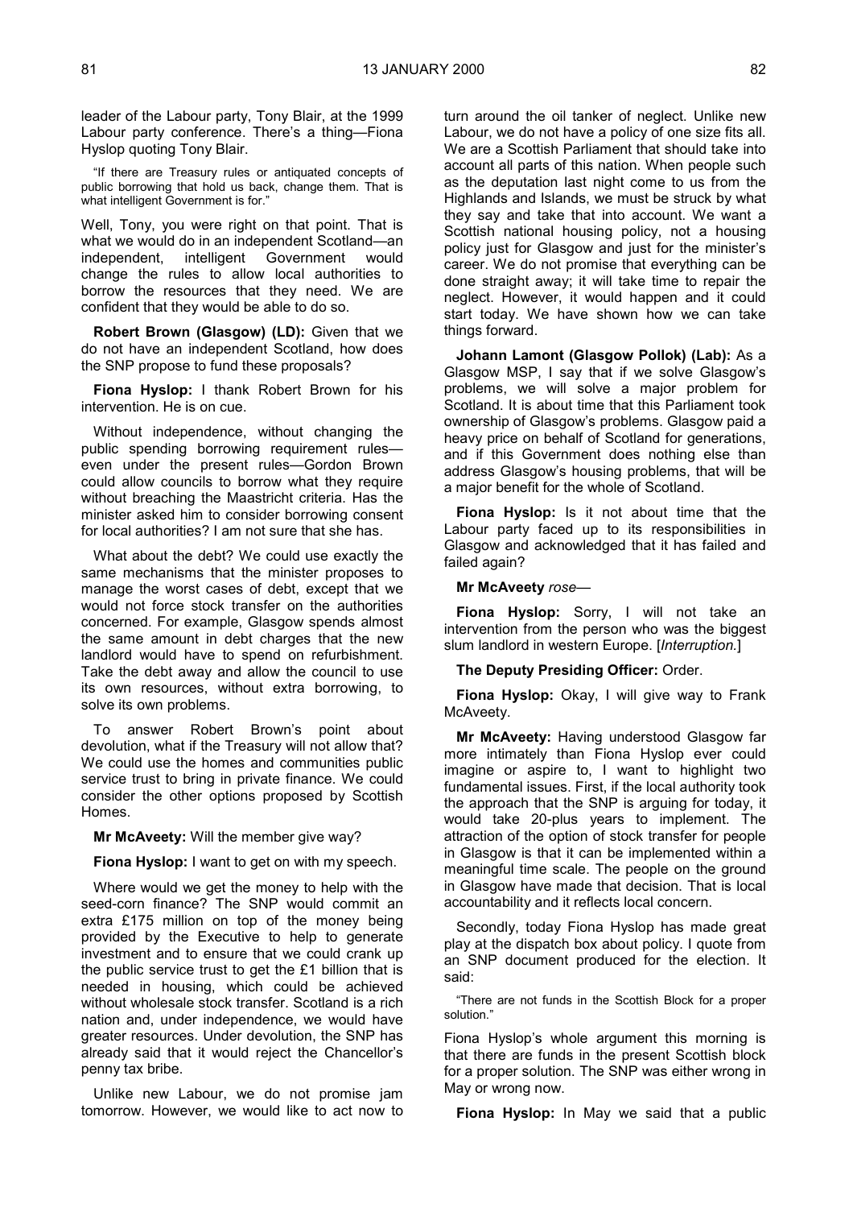leader of the Labour party, Tony Blair, at the 1999 Labour party conference. There's a thing—Fiona Hyslop quoting Tony Blair.

> "If there are Treasury rules or antiquated concepts of public borrowing that hold us back, change them. That is what intelligent Government is for."

Well, Tony, you were right on that point. That is what we would do in an independent Scotland—an independent, intelligent Government would change the rules to allow local authorities to borrow the resources that they need. We are confident that they would be able to do so.

**Robert Brown (Glasgow) (LD):** Given that we do not have an independent Scotland, how does the SNP propose to fund these proposals?

**Fiona Hyslop:** I thank Robert Brown for his intervention. He is on cue.

Without independence, without changing the public spending borrowing requirement rules—even under the present rules—Gordon Brown could allow councils to borrow what they require without breaching the Maastricht criteria. Has the minister asked him to consider borrowing consent for local authorities? I am not sure that she has.

What about the debt? We could use exactly the same mechanisms that the minister proposes to manage the worst cases of debt, except that we would not force stock transfer on the authorities concerned. For example, Glasgow spends almost the same amount in debt charges that the new landlord would have to spend on refurbishment. Take the debt away and allow the council to use its own resources, without extra borrowing, to solve its own problems.

To answer Robert Brown's point about devolution, what if the Treasury will not allow that? We could use the homes and communities public service trust to bring in private finance. We could consider the other options proposed by Scottish Homes.

**Mr McAveety:** Will the member give way?

**Fiona Hyslop:** I want to get on with my speech.

Where would we get the money to help with the seed-corn finance? The SNP would commit an extra £175 million on top of the money being provided by the Executive to help to generate investment and to ensure that we could crank up the public service trust to get the £1 billion that is needed in housing, which could be achieved without wholesale stock transfer. Scotland is a rich nation and, under independence, we would have greater resources. Under devolution, the SNP has already said that it would reject the Chancellor's penny tax bribe.

Unlike new Labour, we do not promise jam tomorrow. However, we would like to act now to turn around the oil tanker of neglect. Unlike new Labour, we do not have a policy of one size fits all. We are a Scottish Parliament that should take into account all parts of this nation. When people such as the deputation last night come to us from the Highlands and Islands, we must be struck by what they say and take that into account. We want a Scottish national housing policy, not a housing policy just for Glasgow and just for the minister's career. We do not promise that everything can be done straight away; it will take time to repair the neglect. However, it would happen and it could start today. We have shown how we can take things forward.

**Johann Lamont (Glasgow Pollok) (Lab):** As a Glasgow MSP, I say that if we solve Glasgow's problems, we will solve a major problem for Scotland. It is about time that this Parliament took ownership of Glasgow's problems. Glasgow paid a heavy price on behalf of Scotland for generations, and if this Government does nothing else than address Glasgow's housing problems, that will be a major benefit for the whole of Scotland.

**Fiona Hyslop:** Is it not about time that the Labour party faced up to its responsibilities in Glasgow and acknowledged that it has failed and failed again?

**Mr McAveety** *rose*—

**Fiona Hyslop:** Sorry, I will not take an intervention from the person who was the biggest slum landlord in western Europe. [*Interruption.*]

**The Deputy Presiding Officer:** Order.

**Fiona Hyslop:** Okay, I will give way to Frank McAveety.

**Mr McAveety:** Having understood Glasgow far more intimately than Fiona Hyslop ever could imagine or aspire to, I want to highlight two fundamental issues. First, if the local authority took the approach that the SNP is arguing for today, it would take 20-plus years to implement. The attraction of the option of stock transfer for people in Glasgow is that it can be implemented within a meaningful time scale. The people on the ground in Glasgow have made that decision. That is local accountability and it reflects local concern.

Secondly, today Fiona Hyslop has made great play at the dispatch box about policy. I quote from an SNP document produced for the election. It said:

> "There are not funds in the Scottish Block for a proper solution."

Fiona Hyslop's whole argument this morning is that there are funds in the present Scottish block for a proper solution. The SNP was either wrong in May or wrong now.

**Fiona Hyslop:** In May we said that a public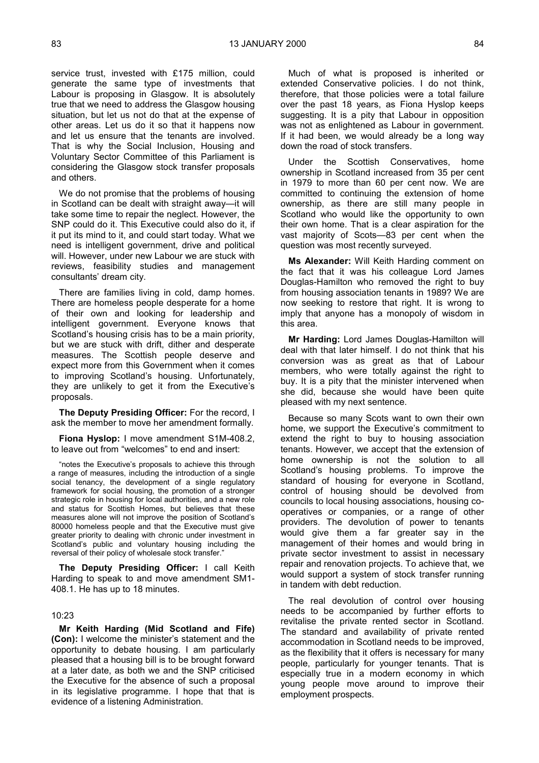service trust, invested with £175 million, could generate the same type of investments that Labour is proposing in Glasgow. It is absolutely true that we need to address the Glasgow housing situation, but let us not do that at the expense of other areas. Let us do it so that it happens now and let us ensure that the tenants are involved. That is why the Social Inclusion, Housing and Voluntary Sector Committee of this Parliament is considering the Glasgow stock transfer proposals and others.

We do not promise that the problems of housing in Scotland can be dealt with straight away—it will take some time to repair the neglect. However, the SNP could do it. This Executive could also do it, if it put its mind to it, and could start today. What we need is intelligent government, drive and political will. However, under new Labour we are stuck with reviews, feasibility studies and management consultants' dream city.

There are families living in cold, damp homes. There are homeless people desperate for a home of their own and looking for leadership and intelligent government. Everyone knows that Scotland's housing crisis has to be a main priority, but we are stuck with drift, dither and desperate measures. The Scottish people deserve and expect more from this Government when it comes to improving Scotland's housing. Unfortunately, they are unlikely to get it from the Executive's proposals.

**The Deputy Presiding Officer:** For the record, I ask the member to move her amendment formally.

**Fiona Hyslop:** I move amendment S1M-408.2, to leave out from "welcomes" to end and insert:

> "notes the Executive's proposals to achieve this through a range of measures, including the introduction of a single social tenancy, the development of a single regulatory framework for social housing, the promotion of a stronger strategic role in housing for local authorities, and a new role and status for Scottish Homes, but believes that these measures alone will not improve the position of Scotland's 80000 homeless people and that the Executive must give greater priority to dealing with chronic under investment in Scotland's public and voluntary housing including the reversal of their policy of wholesale stock transfer."

**The Deputy Presiding Officer:** I call Keith Harding to speak to and move amendment SM1-408.1. He has up to 18 minutes.

10:23

**Mr Keith Harding (Mid Scotland and Fife) (Con):** I welcome the minister's statement and the opportunity to debate housing. I am particularly pleased that a housing bill is to be brought forward at a later date, as both we and the SNP criticised the Executive for the absence of such a proposal in its legislative programme. I hope that that is evidence of a listening Administration.

Much of what is proposed is inherited or extended Conservative policies. I do not think, therefore, that those policies were a total failure over the past 18 years, as Fiona Hyslop keeps suggesting. It is a pity that Labour in opposition was not as enlightened as Labour in government. If it had been, we would already be a long way down the road of stock transfers.

Under the Scottish Conservatives, home ownership in Scotland increased from 35 per cent in 1979 to more than 60 per cent now. We are committed to continuing the extension of home ownership, as there are still many people in Scotland who would like the opportunity to own their own home. That is a clear aspiration for the vast majority of Scots—83 per cent when the question was most recently surveyed.

**Ms Alexander:** Will Keith Harding comment on the fact that it was his colleague Lord James Douglas-Hamilton who removed the right to buy from housing association tenants in 1989? We are now seeking to restore that right. It is wrong to imply that anyone has a monopoly of wisdom in this area.

**Mr Harding:** Lord James Douglas-Hamilton will deal with that later himself. I do not think that his conversion was as great as that of Labour members, who were totally against the right to buy. It is a pity that the minister intervened when she did, because she would have been quite pleased with my next sentence.

Because so many Scots want to own their own home, we support the Executive's commitment to extend the right to buy to housing association tenants. However, we accept that the extension of home ownership is not the solution to all Scotland's housing problems. To improve the standard of housing for everyone in Scotland, control of housing should be devolved from councils to local housing associations, housing co-operatives or companies, or a range of other providers. The devolution of power to tenants would give them a far greater say in the management of their homes and would bring in private sector investment to assist in necessary repair and renovation projects. To achieve that, we would support a system of stock transfer running in tandem with debt reduction.

The real devolution of control over housing needs to be accompanied by further efforts to revitalise the private rented sector in Scotland. The standard and availability of private rented accommodation in Scotland needs to be improved, as the flexibility that it offers is necessary for many people, particularly for younger tenants. That is especially true in a modern economy in which young people move around to improve their employment prospects.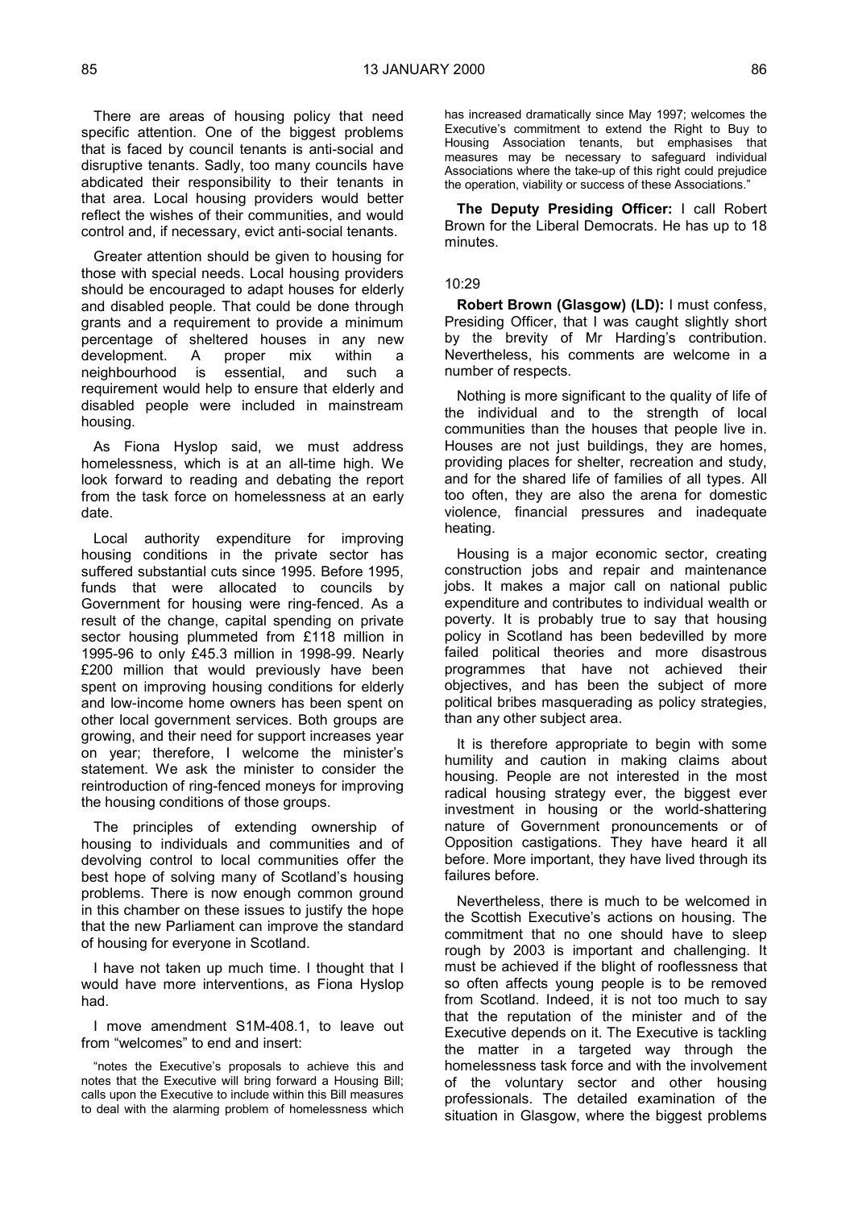There are areas of housing policy that need specific attention. One of the biggest problems that is faced by council tenants is anti-social and disruptive tenants. Sadly, too many councils have abdicated their responsibility to their tenants in that area. Local housing providers would better reflect the wishes of their communities, and would control and, if necessary, evict anti-social tenants.

Greater attention should be given to housing for those with special needs. Local housing providers should be encouraged to adapt houses for elderly and disabled people. That could be done through grants and a requirement to provide a minimum percentage of sheltered houses in any new development. A proper mix within a neighbourhood is essential, and such a requirement would help to ensure that elderly and disabled people were included in mainstream housing.

As Fiona Hyslop said, we must address homelessness, which is at an all-time high. We look forward to reading and debating the report from the task force on homelessness at an early date.

Local authority expenditure for improving housing conditions in the private sector has suffered substantial cuts since 1995. Before 1995, funds that were allocated to councils by Government for housing were ring-fenced. As a result of the change, capital spending on private sector housing plummeted from £118 million in 1995-96 to only £45.3 million in 1998-99. Nearly £200 million that would previously have been spent on improving housing conditions for elderly and low-income home owners has been spent on other local government services. Both groups are growing, and their need for support increases year on year; therefore, I welcome the minister's statement. We ask the minister to consider the reintroduction of ring-fenced moneys for improving the housing conditions of those groups.

The principles of extending ownership of housing to individuals and communities and of devolving control to local communities offer the best hope of solving many of Scotland's housing problems. There is now enough common ground in this chamber on these issues to justify the hope that the new Parliament can improve the standard of housing for everyone in Scotland.

I have not taken up much time. I thought that I would have more interventions, as Fiona Hyslop had.

I move amendment S1M-408.1, to leave out from "welcomes" to end and insert:

"notes the Executive's proposals to achieve this and notes that the Executive will bring forward a Housing Bill; calls upon the Executive to include within this Bill measures to deal with the alarming problem of homelessness which has increased dramatically since May 1997; welcomes the Executive's commitment to extend the Right to Buy to Housing Association tenants, but emphasises that measures may be necessary to safeguard individual Associations where the take-up of this right could prejudice the operation, viability or success of these Associations."

**The Deputy Presiding Officer:** I call Robert Brown for the Liberal Democrats. He has up to 18 minutes.

10:29

**Robert Brown (Glasgow) (LD):** I must confess, Presiding Officer, that I was caught slightly short by the brevity of Mr Harding's contribution. Nevertheless, his comments are welcome in a number of respects.

Nothing is more significant to the quality of life of the individual and to the strength of local communities than the houses that people live in. Houses are not just buildings, they are homes, providing places for shelter, recreation and study, and for the shared life of families of all types. All too often, they are also the arena for domestic violence, financial pressures and inadequate heating.

Housing is a major economic sector, creating construction jobs and repair and maintenance jobs. It makes a major call on national public expenditure and contributes to individual wealth or poverty. It is probably true to say that housing policy in Scotland has been bedevilled by more failed political theories and more disastrous programmes that have not achieved their objectives, and has been the subject of more political bribes masquerading as policy strategies, than any other subject area.

It is therefore appropriate to begin with some humility and caution in making claims about housing. People are not interested in the most radical housing strategy ever, the biggest ever investment in housing or the world-shattering nature of Government pronouncements or of Opposition castigations. They have heard it all before. More important, they have lived through its failures before.

Nevertheless, there is much to be welcomed in the Scottish Executive's actions on housing. The commitment that no one should have to sleep rough by 2003 is important and challenging. It must be achieved if the blight of rooflessness that so often affects young people is to be removed from Scotland. Indeed, it is not too much to say that the reputation of the minister and of the Executive depends on it. The Executive is tackling the matter in a targeted way through the homelessness task force and with the involvement of the voluntary sector and other housing professionals. The detailed examination of the situation in Glasgow, where the biggest problems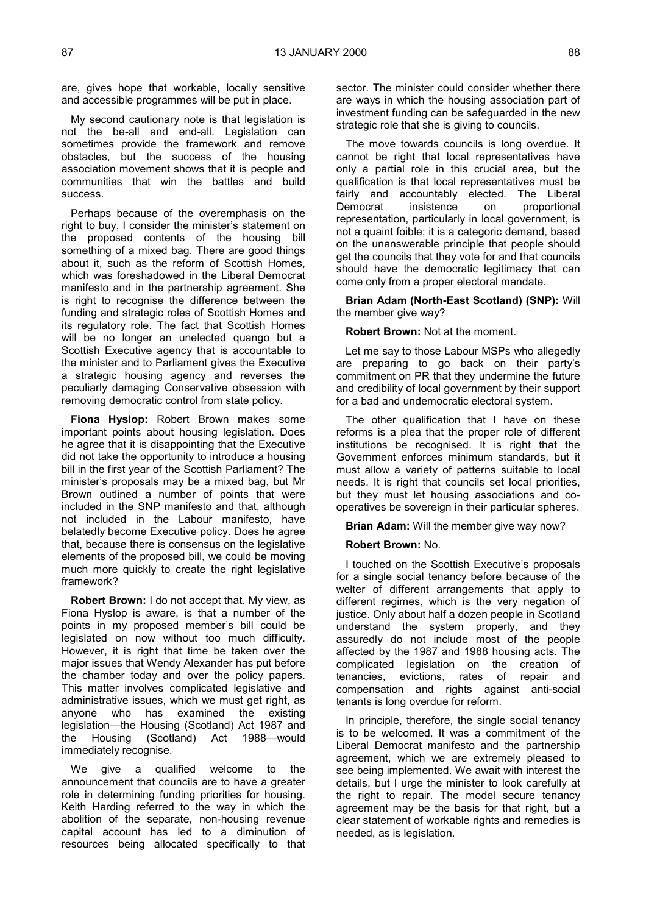are, gives hope that workable, locally sensitive and accessible programmes will be put in place.

My second cautionary note is that legislation is not the be-all and end-all. Legislation can sometimes provide the framework and remove obstacles, but the success of the housing association movement shows that it is people and communities that win the battles and build success.

Perhaps because of the overemphasis on the right to buy, I consider the minister's statement on the proposed contents of the housing bill something of a mixed bag. There are good things about it, such as the reform of Scottish Homes, which was foreshadowed in the Liberal Democrat manifesto and in the partnership agreement. She is right to recognise the difference between the funding and strategic roles of Scottish Homes and its regulatory role. The fact that Scottish Homes will be no longer an unelected quango but a Scottish Executive agency that is accountable to the minister and to Parliament gives the Executive a strategic housing agency and reverses the peculiarly damaging Conservative obsession with removing democratic control from state policy.

**Fiona Hyslop:** Robert Brown makes some important points about housing legislation. Does he agree that it is disappointing that the Executive did not take the opportunity to introduce a housing bill in the first year of the Scottish Parliament? The minister's proposals may be a mixed bag, but Mr Brown outlined a number of points that were included in the SNP manifesto and that, although not included in the Labour manifesto, have belatedly become Executive policy. Does he agree that, because there is consensus on the legislative elements of the proposed bill, we could be moving much more quickly to create the right legislative framework?

**Robert Brown:** I do not accept that. My view, as Fiona Hyslop is aware, is that a number of the points in my proposed member's bill could be legislated on now without too much difficulty. However, it is right that time be taken over the major issues that Wendy Alexander has put before the chamber today and over the policy papers. This matter involves complicated legislative and administrative issues, which we must get right, as anyone who has examined the existing legislation—the Housing (Scotland) Act 1987 and the Housing (Scotland) Act 1988—would immediately recognise.

We give a qualified welcome to the announcement that councils are to have a greater role in determining funding priorities for housing. Keith Harding referred to the way in which the abolition of the separate, non-housing revenue capital account has led to a diminution of resources being allocated specifically to that sector. The minister could consider whether there are ways in which the housing association part of investment funding can be safeguarded in the new strategic role that she is giving to councils.

The move towards councils is long overdue. It cannot be right that local representatives have only a partial role in this crucial area, but the qualification is that local representatives must be fairly and accountably elected. The Liberal Democrat insistence on proportional representation, particularly in local government, is not a quaint foible; it is a categoric demand, based on the unanswerable principle that people should get the councils that they vote for and that councils should have the democratic legitimacy that can come only from a proper electoral mandate.

**Brian Adam (North-East Scotland) (SNP):** Will the member give way?

**Robert Brown:** Not at the moment.

Let me say to those Labour MSPs who allegedly are preparing to go back on their party's commitment on PR that they undermine the future and credibility of local government by their support for a bad and undemocratic electoral system.

The other qualification that I have on these reforms is a plea that the proper role of different institutions be recognised. It is right that the Government enforces minimum standards, but it must allow a variety of patterns suitable to local needs. It is right that councils set local priorities, but they must let housing associations and co-operatives be sovereign in their particular spheres.

**Brian Adam:** Will the member give way now?

**Robert Brown:** No.

I touched on the Scottish Executive's proposals for a single social tenancy before because of the welter of different arrangements that apply to different regimes, which is the very negation of justice. Only about half a dozen people in Scotland understand the system properly, and they assuredly do not include most of the people affected by the 1987 and 1988 housing acts. The complicated legislation on the creation of tenancies, evictions, rates of repair and compensation and rights against anti-social tenants is long overdue for reform.

In principle, therefore, the single social tenancy is to be welcomed. It was a commitment of the Liberal Democrat manifesto and the partnership agreement, which we are extremely pleased to see being implemented. We await with interest the details, but I urge the minister to look carefully at the right to repair. The model secure tenancy agreement may be the basis for that right, but a clear statement of workable rights and remedies is needed, as is legislation.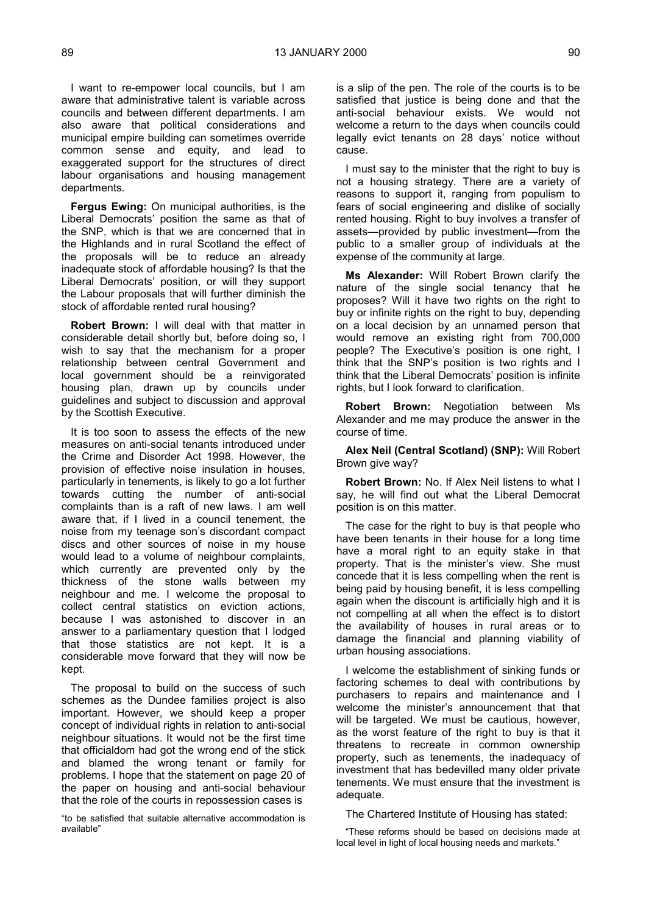I want to re-empower local councils, but I am aware that administrative talent is variable across councils and between different departments. I am also aware that political considerations and municipal empire building can sometimes override common sense and equity, and lead to exaggerated support for the structures of direct labour organisations and housing management departments.

**Fergus Ewing:** On municipal authorities, is the Liberal Democrats' position the same as that of the SNP, which is that we are concerned that in the Highlands and in rural Scotland the effect of the proposals will be to reduce an already inadequate stock of affordable housing? Is that the Liberal Democrats' position, or will they support the Labour proposals that will further diminish the stock of affordable rented rural housing?

**Robert Brown:** I will deal with that matter in considerable detail shortly but, before doing so, I wish to say that the mechanism for a proper relationship between central Government and local government should be a reinvigorated housing plan, drawn up by councils under guidelines and subject to discussion and approval by the Scottish Executive.

It is too soon to assess the effects of the new measures on anti-social tenants introduced under the Crime and Disorder Act 1998. However, the provision of effective noise insulation in houses, particularly in tenements, is likely to go a lot further towards cutting the number of anti-social complaints than is a raft of new laws. I am well aware that, if I lived in a council tenement, the noise from my teenage son's discordant compact discs and other sources of noise in my house would lead to a volume of neighbour complaints, which currently are prevented only by the thickness of the stone walls between my neighbour and me. I welcome the proposal to collect central statistics on eviction actions, because I was astonished to discover in an answer to a parliamentary question that I lodged that those statistics are not kept. It is a considerable move forward that they will now be kept.

The proposal to build on the success of such schemes as the Dundee families project is also important. However, we should keep a proper concept of individual rights in relation to anti-social neighbour situations. It would not be the first time that officialdom had got the wrong end of the stick and blamed the wrong tenant or family for problems. I hope that the statement on page 20 of the paper on housing and anti-social behaviour that the role of the courts in repossession cases is

"to be satisfied that suitable alternative accommodation is available"

is a slip of the pen. The role of the courts is to be satisfied that justice is being done and that the anti-social behaviour exists. We would not welcome a return to the days when councils could legally evict tenants on 28 days' notice without cause.

I must say to the minister that the right to buy is not a housing strategy. There are a variety of reasons to support it, ranging from populism to fears of social engineering and dislike of socially rented housing. Right to buy involves a transfer of assets—provided by public investment—from the public to a smaller group of individuals at the expense of the community at large.

**Ms Alexander:** Will Robert Brown clarify the nature of the single social tenancy that he proposes? Will it have two rights on the right to buy or infinite rights on the right to buy, depending on a local decision by an unnamed person that would remove an existing right from 700,000 people? The Executive's position is one right, I think that the SNP's position is two rights and I think that the Liberal Democrats' position is infinite rights, but I look forward to clarification.

**Robert Brown:** Negotiation between Ms Alexander and me may produce the answer in the course of time.

**Alex Neil (Central Scotland) (SNP):** Will Robert Brown give way?

**Robert Brown:** No. If Alex Neil listens to what I say, he will find out what the Liberal Democrat position is on this matter.

The case for the right to buy is that people who have been tenants in their house for a long time have a moral right to an equity stake in that property. That is the minister's view. She must concede that it is less compelling when the rent is being paid by housing benefit, it is less compelling again when the discount is artificially high and it is not compelling at all when the effect is to distort the availability of houses in rural areas or to damage the financial and planning viability of urban housing associations.

I welcome the establishment of sinking funds or factoring schemes to deal with contributions by purchasers to repairs and maintenance and I welcome the minister's announcement that that will be targeted. We must be cautious, however, as the worst feature of the right to buy is that it threatens to recreate in common ownership property, such as tenements, the inadequacy of investment that has bedevilled many older private tenements. We must ensure that the investment is adequate.

The Chartered Institute of Housing has stated:

"These reforms should be based on decisions made at local level in light of local housing needs and markets."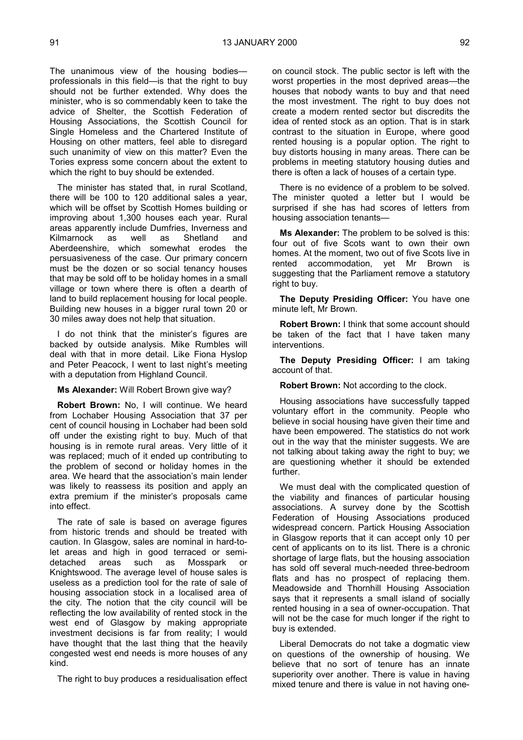The unanimous view of the housing bodies—professionals in this field—is that the right to buy should not be further extended. Why does the minister, who is so commendably keen to take the advice of Shelter, the Scottish Federation of Housing Associations, the Scottish Council for Single Homeless and the Chartered Institute of Housing on other matters, feel able to disregard such unanimity of view on this matter? Even the Tories express some concern about the extent to which the right to buy should be extended.

The minister has stated that, in rural Scotland, there will be 100 to 120 additional sales a year, which will be offset by Scottish Homes building or improving about 1,300 houses each year. Rural areas apparently include Dumfries, Inverness and Kilmarnock as well as Shetland and Aberdeenshire, which somewhat erodes the persuasiveness of the case. Our primary concern must be the dozen or so social tenancy houses that may be sold off to be holiday homes in a small village or town where there is often a dearth of land to build replacement housing for local people. Building new houses in a bigger rural town 20 or 30 miles away does not help that situation.

I do not think that the minister's figures are backed by outside analysis. Mike Rumbles will deal with that in more detail. Like Fiona Hyslop and Peter Peacock, I went to last night's meeting with a deputation from Highland Council.

**Ms Alexander:** Will Robert Brown give way?

**Robert Brown:** No, I will continue. We heard from Lochaber Housing Association that 37 per cent of council housing in Lochaber had been sold off under the existing right to buy. Much of that housing is in remote rural areas. Very little of it was replaced; much of it ended up contributing to the problem of second or holiday homes in the area. We heard that the association's main lender was likely to reassess its position and apply an extra premium if the minister's proposals came into effect.

The rate of sale is based on average figures from historic trends and should be treated with caution. In Glasgow, sales are nominal in hard-to-let areas and high in good terraced or semi-detached areas such as Mosspark or Knightswood. The average level of house sales is useless as a prediction tool for the rate of sale of housing association stock in a localised area of the city. The notion that the city council will be reflecting the low availability of rented stock in the west end of Glasgow by making appropriate investment decisions is far from reality; I would have thought that the last thing that the heavily congested west end needs is more houses of any kind.

The right to buy produces a residualisation effect on council stock. The public sector is left with the worst properties in the most deprived areas—the houses that nobody wants to buy and that need the most investment. The right to buy does not create a modern rented sector but discredits the idea of rented stock as an option. That is in stark contrast to the situation in Europe, where good rented housing is a popular option. The right to buy distorts housing in many areas. There can be problems in meeting statutory housing duties and there is often a lack of houses of a certain type.

There is no evidence of a problem to be solved. The minister quoted a letter but I would be surprised if she has had scores of letters from housing association tenants—

**Ms Alexander:** The problem to be solved is this: four out of five Scots want to own their own homes. At the moment, two out of five Scots live in rented accommodation, yet Mr Brown is suggesting that the Parliament remove a statutory right to buy.

**The Deputy Presiding Officer:** You have one minute left, Mr Brown.

**Robert Brown:** I think that some account should be taken of the fact that I have taken many interventions.

**The Deputy Presiding Officer:** I am taking account of that.

**Robert Brown:** Not according to the clock.

Housing associations have successfully tapped voluntary effort in the community. People who believe in social housing have given their time and have been empowered. The statistics do not work out in the way that the minister suggests. We are not talking about taking away the right to buy; we are questioning whether it should be extended further.

We must deal with the complicated question of the viability and finances of particular housing associations. A survey done by the Scottish Federation of Housing Associations produced widespread concern. Partick Housing Association in Glasgow reports that it can accept only 10 per cent of applicants on to its list. There is a chronic shortage of large flats, but the housing association has sold off several much-needed three-bedroom flats and has no prospect of replacing them. Meadowside and Thornhill Housing Association says that it represents a small island of socially rented housing in a sea of owner-occupation. That will not be the case for much longer if the right to buy is extended.

Liberal Democrats do not take a dogmatic view on questions of the ownership of housing. We believe that no sort of tenure has an innate superiority over another. There is value in having mixed tenure and there is value in not having one-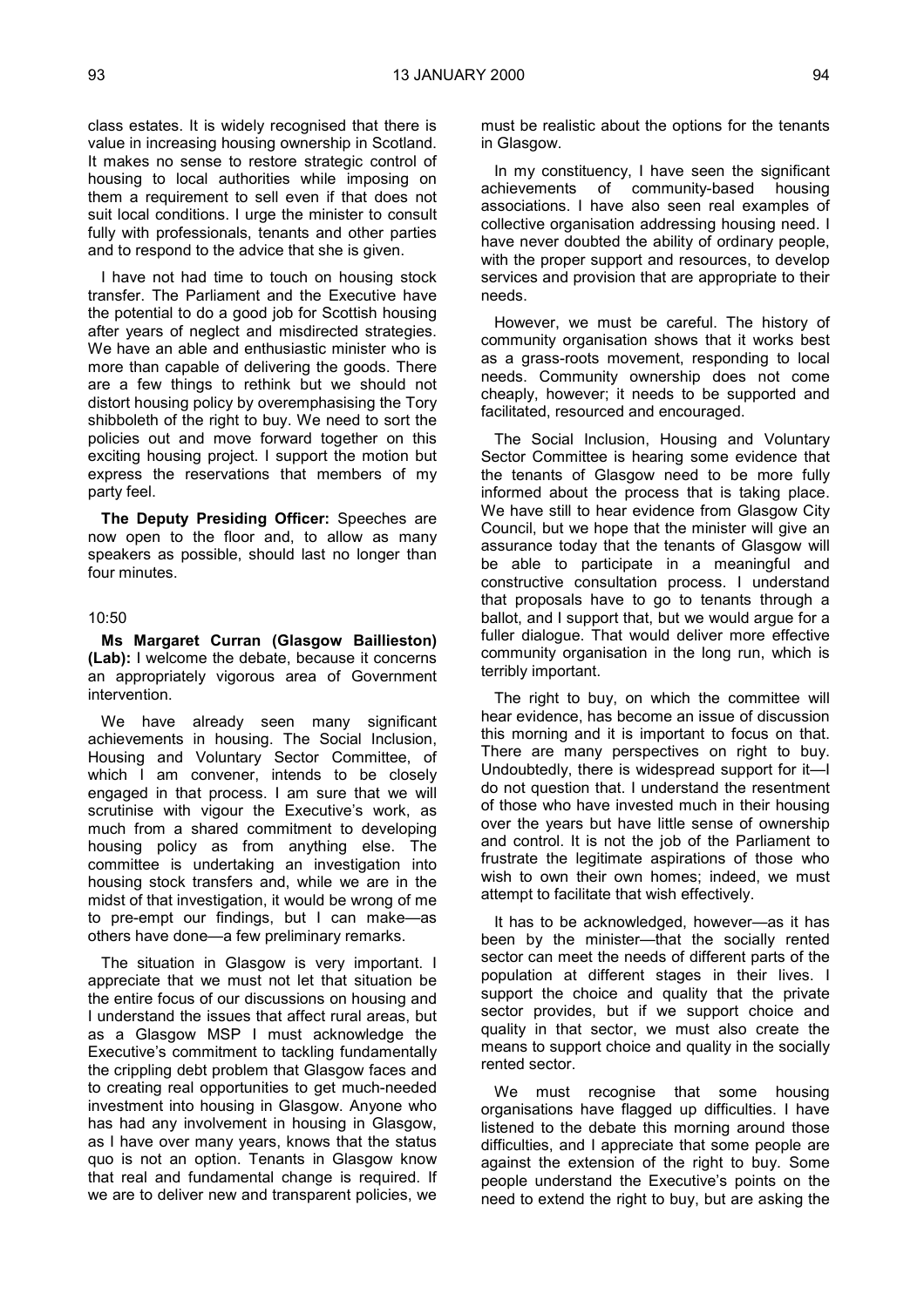class estates. It is widely recognised that there is value in increasing housing ownership in Scotland. It makes no sense to restore strategic control of housing to local authorities while imposing on them a requirement to sell even if that does not suit local conditions. I urge the minister to consult fully with professionals, tenants and other parties and to respond to the advice that she is given.

I have not had time to touch on housing stock transfer. The Parliament and the Executive have the potential to do a good job for Scottish housing after years of neglect and misdirected strategies. We have an able and enthusiastic minister who is more than capable of delivering the goods. There are a few things to rethink but we should not distort housing policy by overemphasising the Tory shibboleth of the right to buy. We need to sort the policies out and move forward together on this exciting housing project. I support the motion but express the reservations that members of my party feel.

**The Deputy Presiding Officer:** Speeches are now open to the floor and, to allow as many speakers as possible, should last no longer than four minutes.

10:50

**Ms Margaret Curran (Glasgow Baillieston) (Lab):** I welcome the debate, because it concerns an appropriately vigorous area of Government intervention.

We have already seen many significant achievements in housing. The Social Inclusion, Housing and Voluntary Sector Committee, of which I am convener, intends to be closely engaged in that process. I am sure that we will scrutinise with vigour the Executive's work, as much from a shared commitment to developing housing policy as from anything else. The committee is undertaking an investigation into housing stock transfers and, while we are in the midst of that investigation, it would be wrong of me to pre-empt our findings, but I can make—as others have done—a few preliminary remarks.

The situation in Glasgow is very important. I appreciate that we must not let that situation be the entire focus of our discussions on housing and I understand the issues that affect rural areas, but as a Glasgow MSP I must acknowledge the Executive's commitment to tackling fundamentally the crippling debt problem that Glasgow faces and to creating real opportunities to get much-needed investment into housing in Glasgow. Anyone who has had any involvement in housing in Glasgow, as I have over many years, knows that the status quo is not an option. Tenants in Glasgow know that real and fundamental change is required. If we are to deliver new and transparent policies, we must be realistic about the options for the tenants in Glasgow.

In my constituency, I have seen the significant achievements of community-based housing associations. I have also seen real examples of collective organisation addressing housing need. I have never doubted the ability of ordinary people, with the proper support and resources, to develop services and provision that are appropriate to their needs.

However, we must be careful. The history of community organisation shows that it works best as a grass-roots movement, responding to local needs. Community ownership does not come cheaply, however; it needs to be supported and facilitated, resourced and encouraged.

The Social Inclusion, Housing and Voluntary Sector Committee is hearing some evidence that the tenants of Glasgow need to be more fully informed about the process that is taking place. We have still to hear evidence from Glasgow City Council, but we hope that the minister will give an assurance today that the tenants of Glasgow will be able to participate in a meaningful and constructive consultation process. I understand that proposals have to go to tenants through a ballot, and I support that, but we would argue for a fuller dialogue. That would deliver more effective community organisation in the long run, which is terribly important.

The right to buy, on which the committee will hear evidence, has become an issue of discussion this morning and it is important to focus on that. There are many perspectives on right to buy. Undoubtedly, there is widespread support for it—I do not question that. I understand the resentment of those who have invested much in their housing over the years but have little sense of ownership and control. It is not the job of the Parliament to frustrate the legitimate aspirations of those who wish to own their own homes; indeed, we must attempt to facilitate that wish effectively.

It has to be acknowledged, however—as it has been by the minister—that the socially rented sector can meet the needs of different parts of the population at different stages in their lives. I support the choice and quality that the private sector provides, but if we support choice and quality in that sector, we must also create the means to support choice and quality in the socially rented sector.

We must recognise that some housing organisations have flagged up difficulties. I have listened to the debate this morning around those difficulties, and I appreciate that some people are against the extension of the right to buy. Some people understand the Executive's points on the need to extend the right to buy, but are asking the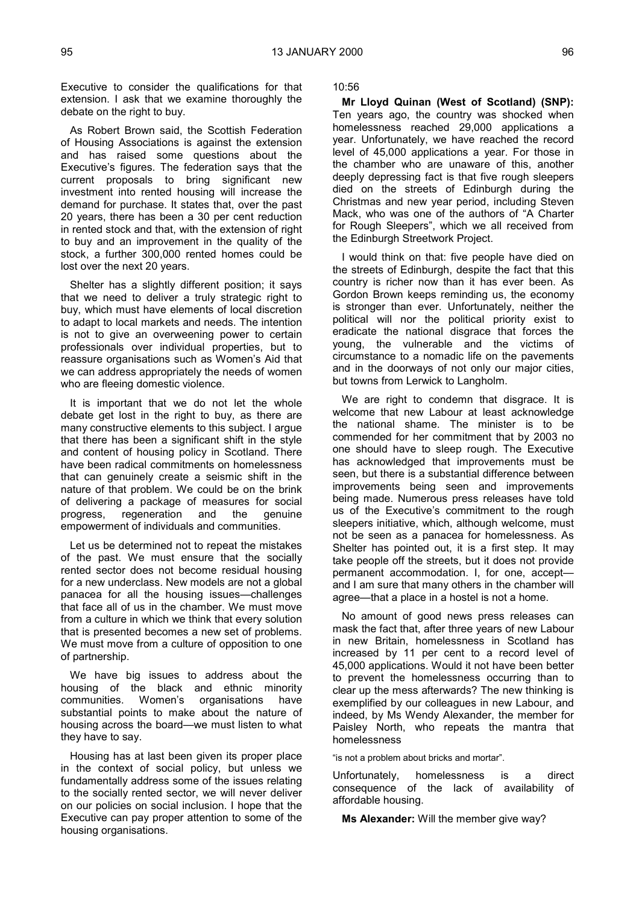Executive to consider the qualifications for that extension. I ask that we examine thoroughly the debate on the right to buy.

As Robert Brown said, the Scottish Federation of Housing Associations is against the extension and has raised some questions about the Executive's figures. The federation says that the current proposals to bring significant new investment into rented housing will increase the demand for purchase. It states that, over the past 20 years, there has been a 30 per cent reduction in rented stock and that, with the extension of right to buy and an improvement in the quality of the stock, a further 300,000 rented homes could be lost over the next 20 years.

Shelter has a slightly different position; it says that we need to deliver a truly strategic right to buy, which must have elements of local discretion to adapt to local markets and needs. The intention is not to give an overweening power to certain professionals over individual properties, but to reassure organisations such as Women's Aid that we can address appropriately the needs of women who are fleeing domestic violence.

It is important that we do not let the whole debate get lost in the right to buy, as there are many constructive elements to this subject. I argue that there has been a significant shift in the style and content of housing policy in Scotland. There have been radical commitments on homelessness that can genuinely create a seismic shift in the nature of that problem. We could be on the brink of delivering a package of measures for social progress, regeneration and the genuine empowerment of individuals and communities.

Let us be determined not to repeat the mistakes of the past. We must ensure that the socially rented sector does not become residual housing for a new underclass. New models are not a global panacea for all the housing issues—challenges that face all of us in the chamber. We must move from a culture in which we think that every solution that is presented becomes a new set of problems. We must move from a culture of opposition to one of partnership.

We have big issues to address about the housing of the black and ethnic minority communities. Women's organisations have substantial points to make about the nature of housing across the board—we must listen to what they have to say.

Housing has at last been given its proper place in the context of social policy, but unless we fundamentally address some of the issues relating to the socially rented sector, we will never deliver on our policies on social inclusion. I hope that the Executive can pay proper attention to some of the housing organisations.

10:56

**Mr Lloyd Quinan (West of Scotland) (SNP):** Ten years ago, the country was shocked when homelessness reached 29,000 applications a year. Unfortunately, we have reached the record level of 45,000 applications a year. For those in the chamber who are unaware of this, another deeply depressing fact is that five rough sleepers died on the streets of Edinburgh during the Christmas and new year period, including Steven Mack, who was one of the authors of "A Charter for Rough Sleepers", which we all received from the Edinburgh Streetwork Project.

I would think on that: five people have died on the streets of Edinburgh, despite the fact that this country is richer now than it has ever been. As Gordon Brown keeps reminding us, the economy is stronger than ever. Unfortunately, neither the political will nor the political priority exist to eradicate the national disgrace that forces the young, the vulnerable and the victims of circumstance to a nomadic life on the pavements and in the doorways of not only our major cities, but towns from Lerwick to Langholm.

We are right to condemn that disgrace. It is welcome that new Labour at least acknowledge the national shame. The minister is to be commended for her commitment that by 2003 no one should have to sleep rough. The Executive has acknowledged that improvements must be seen, but there is a substantial difference between improvements being seen and improvements being made. Numerous press releases have told us of the Executive's commitment to the rough sleepers initiative, which, although welcome, must not be seen as a panacea for homelessness. As Shelter has pointed out, it is a first step. It may take people off the streets, but it does not provide permanent accommodation. I, for one, accept—and I am sure that many others in the chamber will agree—that a place in a hostel is not a home.

No amount of good news press releases can mask the fact that, after three years of new Labour in new Britain, homelessness in Scotland has increased by 11 per cent to a record level of 45,000 applications. Would it not have been better to prevent the homelessness occurring than to clear up the mess afterwards? The new thinking is exemplified by our colleagues in new Labour, and indeed, by Ms Wendy Alexander, the member for Paisley North, who repeats the mantra that homelessness

"is not a problem about bricks and mortar".

Unfortunately, homelessness is a direct consequence of the lack of availability of affordable housing.

**Ms Alexander:** Will the member give way?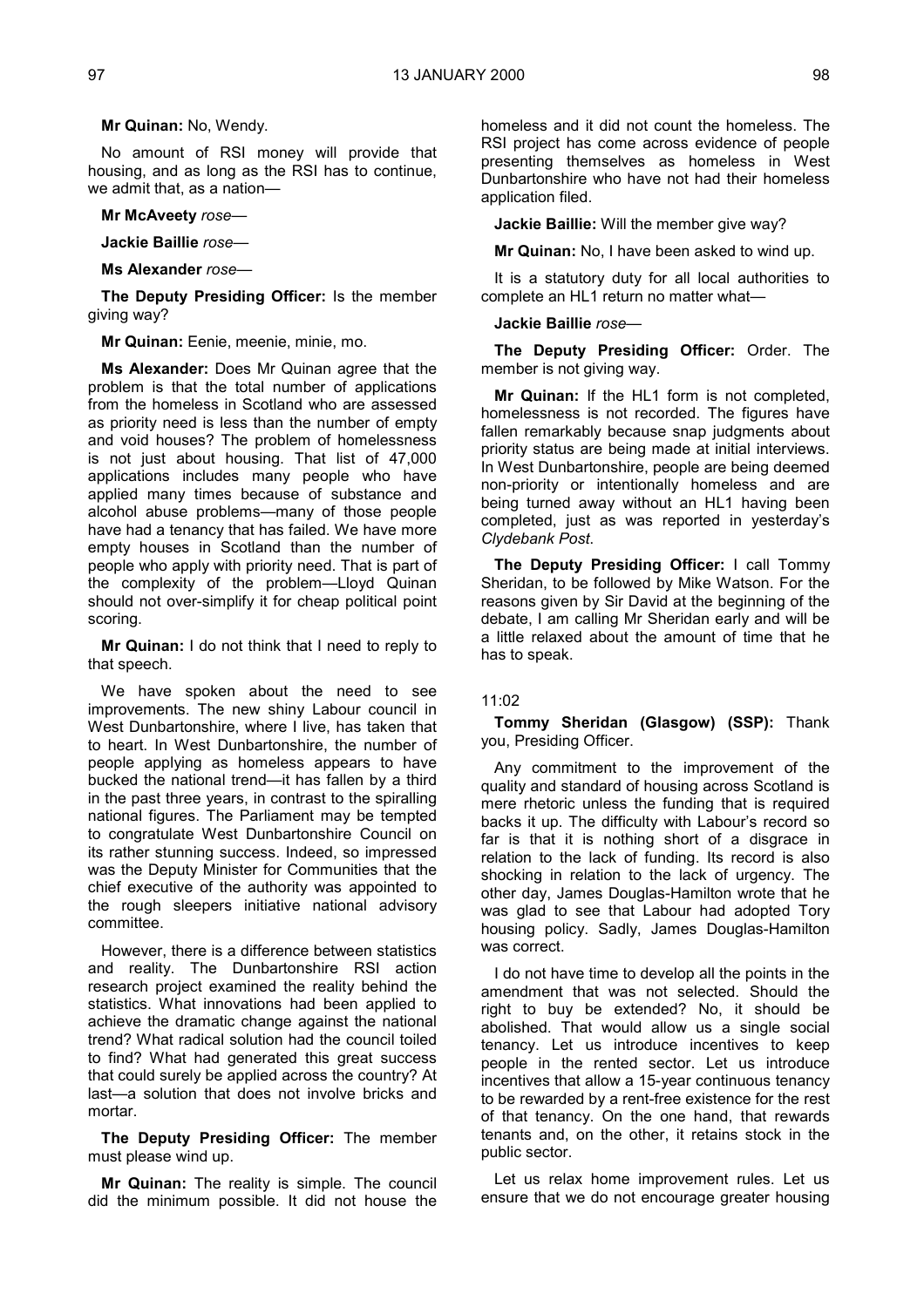**Mr Quinan:** No, Wendy.

No amount of RSI money will provide that housing, and as long as the RSI has to continue, we admit that, as a nation—

**Mr McAveety** *rose*—

**Jackie Baillie** *rose*—

**Ms Alexander** *rose*—

**The Deputy Presiding Officer:** Is the member giving way?

**Mr Quinan:** Eenie, meenie, minie, mo.

**Ms Alexander:** Does Mr Quinan agree that the problem is that the total number of applications from the homeless in Scotland who are assessed as priority need is less than the number of empty and void houses? The problem of homelessness is not just about housing. That list of 47,000 applications includes many people who have applied many times because of substance and alcohol abuse problems—many of those people have had a tenancy that has failed. We have more empty houses in Scotland than the number of people who apply with priority need. That is part of the complexity of the problem—Lloyd Quinan should not over-simplify it for cheap political point scoring.

**Mr Quinan:** I do not think that I need to reply to that speech.

We have spoken about the need to see improvements. The new shiny Labour council in West Dunbartonshire, where I live, has taken that to heart. In West Dunbartonshire, the number of people applying as homeless appears to have bucked the national trend—it has fallen by a third in the past three years, in contrast to the spiralling national figures. The Parliament may be tempted to congratulate West Dunbartonshire Council on its rather stunning success. Indeed, so impressed was the Deputy Minister for Communities that the chief executive of the authority was appointed to the rough sleepers initiative national advisory committee.

However, there is a difference between statistics and reality. The Dunbartonshire RSI action research project examined the reality behind the statistics. What innovations had been applied to achieve the dramatic change against the national trend? What radical solution had the council toiled to find? What had generated this great success that could surely be applied across the country? At last—a solution that does not involve bricks and mortar.

**The Deputy Presiding Officer:** The member must please wind up.

**Mr Quinan:** The reality is simple. The council did the minimum possible. It did not house the homeless and it did not count the homeless. The RSI project has come across evidence of people presenting themselves as homeless in West Dunbartonshire who have not had their homeless application filed.

**Jackie Baillie:** Will the member give way?

**Mr Quinan:** No, I have been asked to wind up.

It is a statutory duty for all local authorities to complete an HL1 return no matter what—

**Jackie Baillie** *rose*—

**The Deputy Presiding Officer:** Order. The member is not giving way.

**Mr Quinan:** If the HL1 form is not completed, homelessness is not recorded. The figures have fallen remarkably because snap judgments about priority status are being made at initial interviews. In West Dunbartonshire, people are being deemed non-priority or intentionally homeless and are being turned away without an HL1 having been completed, just as was reported in yesterday's *Clydebank Post*.

**The Deputy Presiding Officer:** I call Tommy Sheridan, to be followed by Mike Watson. For the reasons given by Sir David at the beginning of the debate, I am calling Mr Sheridan early and will be a little relaxed about the amount of time that he has to speak.

11:02

**Tommy Sheridan (Glasgow) (SSP):** Thank you, Presiding Officer.

Any commitment to the improvement of the quality and standard of housing across Scotland is mere rhetoric unless the funding that is required backs it up. The difficulty with Labour's record so far is that it is nothing short of a disgrace in relation to the lack of funding. Its record is also shocking in relation to the lack of urgency. The other day, James Douglas-Hamilton wrote that he was glad to see that Labour had adopted Tory housing policy. Sadly, James Douglas-Hamilton was correct.

I do not have time to develop all the points in the amendment that was not selected. Should the right to buy be extended? No, it should be abolished. That would allow us a single social tenancy. Let us introduce incentives to keep people in the rented sector. Let us introduce incentives that allow a 15-year continuous tenancy to be rewarded by a rent-free existence for the rest of that tenancy. On the one hand, that rewards tenants and, on the other, it retains stock in the public sector.

Let us relax home improvement rules. Let us ensure that we do not encourage greater housing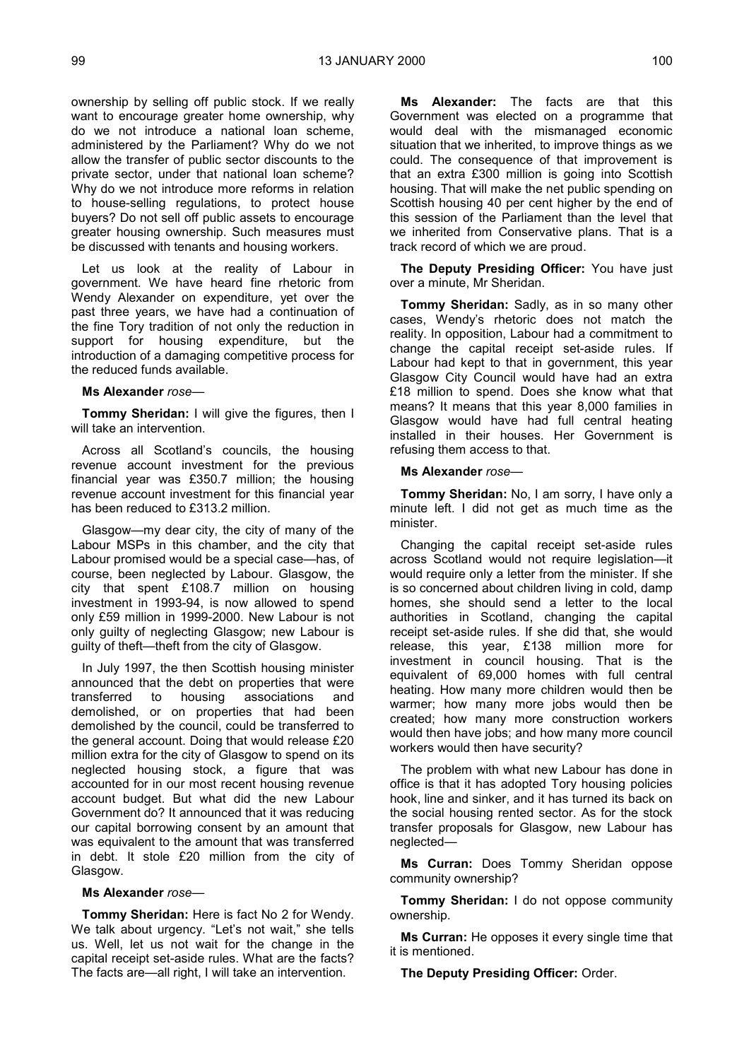ownership by selling off public stock. If we really want to encourage greater home ownership, why do we not introduce a national loan scheme, administered by the Parliament? Why do we not allow the transfer of public sector discounts to the private sector, under that national loan scheme? Why do we not introduce more reforms in relation to house-selling regulations, to protect house buyers? Do not sell off public assets to encourage greater housing ownership. Such measures must be discussed with tenants and housing workers.

Let us look at the reality of Labour in government. We have heard fine rhetoric from Wendy Alexander on expenditure, yet over the past three years, we have had a continuation of the fine Tory tradition of not only the reduction in support for housing expenditure, but the introduction of a damaging competitive process for the reduced funds available.

**Ms Alexander** *rose*—

**Tommy Sheridan:** I will give the figures, then I will take an intervention.

Across all Scotland's councils, the housing revenue account investment for the previous financial year was £350.7 million; the housing revenue account investment for this financial year has been reduced to £313.2 million.

Glasgow—my dear city, the city of many of the Labour MSPs in this chamber, and the city that Labour promised would be a special case—has, of course, been neglected by Labour. Glasgow, the city that spent £108.7 million on housing investment in 1993-94, is now allowed to spend only £59 million in 1999-2000. New Labour is not only guilty of neglecting Glasgow; new Labour is guilty of theft—theft from the city of Glasgow.

In July 1997, the then Scottish housing minister announced that the debt on properties that were transferred to housing associations and demolished, or on properties that had been demolished by the council, could be transferred to the general account. Doing that would release £20 million extra for the city of Glasgow to spend on its neglected housing stock, a figure that was accounted for in our most recent housing revenue account budget. But what did the new Labour Government do? It announced that it was reducing our capital borrowing consent by an amount that was equivalent to the amount that was transferred in debt. It stole £20 million from the city of Glasgow.

**Ms Alexander** *rose*—

**Tommy Sheridan:** Here is fact No 2 for Wendy. We talk about urgency. "Let's not wait," she tells us. Well, let us not wait for the change in the capital receipt set-aside rules. What are the facts? The facts are—all right, I will take an intervention.

**Ms Alexander:** The facts are that this Government was elected on a programme that would deal with the mismanaged economic situation that we inherited, to improve things as we could. The consequence of that improvement is that an extra £300 million is going into Scottish housing. That will make the net public spending on Scottish housing 40 per cent higher by the end of this session of the Parliament than the level that we inherited from Conservative plans. That is a track record of which we are proud.

**The Deputy Presiding Officer:** You have just over a minute, Mr Sheridan.

**Tommy Sheridan:** Sadly, as in so many other cases, Wendy's rhetoric does not match the reality. In opposition, Labour had a commitment to change the capital receipt set-aside rules. If Labour had kept to that in government, this year Glasgow City Council would have had an extra £18 million to spend. Does she know what that means? It means that this year 8,000 families in Glasgow would have had full central heating installed in their houses. Her Government is refusing them access to that.

**Ms Alexander** *rose*—

**Tommy Sheridan:** No, I am sorry, I have only a minute left. I did not get as much time as the minister.

Changing the capital receipt set-aside rules across Scotland would not require legislation—it would require only a letter from the minister. If she is so concerned about children living in cold, damp homes, she should send a letter to the local authorities in Scotland, changing the capital receipt set-aside rules. If she did that, she would release, this year, £138 million more for investment in council housing. That is the equivalent of 69,000 homes with full central heating. How many more children would then be warmer; how many more jobs would then be created; how many more construction workers would then have jobs; and how many more council workers would then have security?

The problem with what new Labour has done in office is that it has adopted Tory housing policies hook, line and sinker, and it has turned its back on the social housing rented sector. As for the stock transfer proposals for Glasgow, new Labour has neglected—

**Ms Curran:** Does Tommy Sheridan oppose community ownership?

**Tommy Sheridan:** I do not oppose community ownership.

**Ms Curran:** He opposes it every single time that it is mentioned.

**The Deputy Presiding Officer:** Order.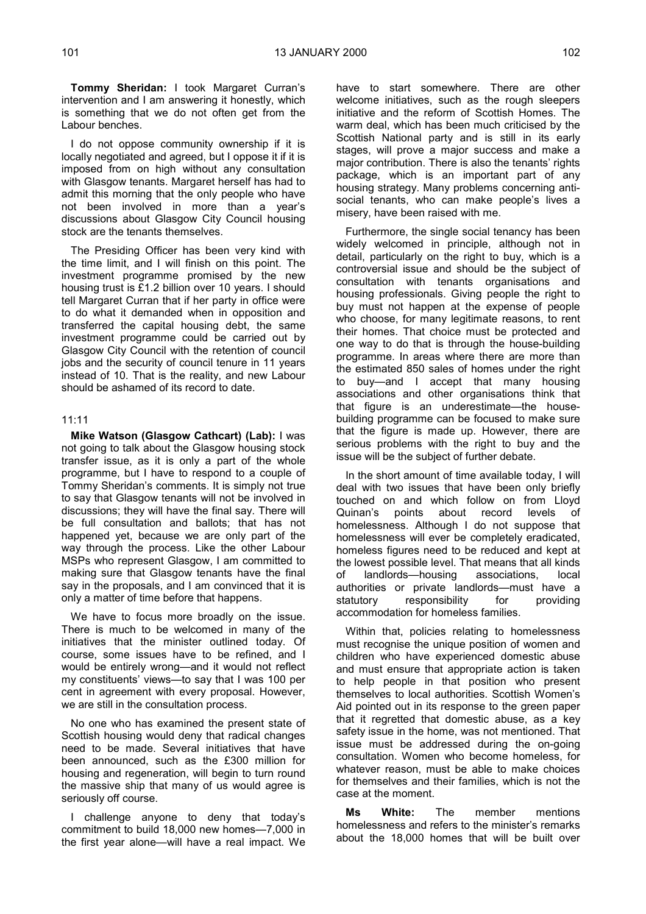**Tommy Sheridan:** I took Margaret Curran's intervention and I am answering it honestly, which is something that we do not often get from the Labour benches.

I do not oppose community ownership if it is locally negotiated and agreed, but I oppose it if it is imposed from on high without any consultation with Glasgow tenants. Margaret herself has had to admit this morning that the only people who have not been involved in more than a year's discussions about Glasgow City Council housing stock are the tenants themselves.

The Presiding Officer has been very kind with the time limit, and I will finish on this point. The investment programme promised by the new housing trust is £1.2 billion over 10 years. I should tell Margaret Curran that if her party in office were to do what it demanded when in opposition and transferred the capital housing debt, the same investment programme could be carried out by Glasgow City Council with the retention of council jobs and the security of council tenure in 11 years instead of 10. That is the reality, and new Labour should be ashamed of its record to date.

11:11

**Mike Watson (Glasgow Cathcart) (Lab):** I was not going to talk about the Glasgow housing stock transfer issue, as it is only a part of the whole programme, but I have to respond to a couple of Tommy Sheridan's comments. It is simply not true to say that Glasgow tenants will not be involved in discussions; they will have the final say. There will be full consultation and ballots; that has not happened yet, because we are only part of the way through the process. Like the other Labour MSPs who represent Glasgow, I am committed to making sure that Glasgow tenants have the final say in the proposals, and I am convinced that it is only a matter of time before that happens.

We have to focus more broadly on the issue. There is much to be welcomed in many of the initiatives that the minister outlined today. Of course, some issues have to be refined, and I would be entirely wrong—and it would not reflect my constituents' views—to say that I was 100 per cent in agreement with every proposal. However, we are still in the consultation process.

No one who has examined the present state of Scottish housing would deny that radical changes need to be made. Several initiatives that have been announced, such as the £300 million for housing and regeneration, will begin to turn round the massive ship that many of us would agree is seriously off course.

I challenge anyone to deny that today's commitment to build 18,000 new homes—7,000 in the first year alone—will have a real impact. We have to start somewhere. There are other welcome initiatives, such as the rough sleepers initiative and the reform of Scottish Homes. The warm deal, which has been much criticised by the Scottish National party and is still in its early stages, will prove a major success and make a major contribution. There is also the tenants' rights package, which is an important part of any housing strategy. Many problems concerning anti-social tenants, who can make people's lives a misery, have been raised with me.

Furthermore, the single social tenancy has been widely welcomed in principle, although not in detail, particularly on the right to buy, which is a controversial issue and should be the subject of consultation with tenants organisations and housing professionals. Giving people the right to buy must not happen at the expense of people who choose, for many legitimate reasons, to rent their homes. That choice must be protected and one way to do that is through the house-building programme. In areas where there are more than the estimated 850 sales of homes under the right to buy—and I accept that many housing associations and other organisations think that that figure is an underestimate—the house-building programme can be focused to make sure that the figure is made up. However, there are serious problems with the right to buy and the issue will be the subject of further debate.

In the short amount of time available today, I will deal with two issues that have been only briefly touched on and which follow on from Lloyd Quinan's points about record levels of homelessness. Although I do not suppose that homelessness will ever be completely eradicated, homeless figures need to be reduced and kept at the lowest possible level. That means that all kinds of landlords—housing associations, local authorities or private landlords—must have a statutory responsibility for providing accommodation for homeless families.

Within that, policies relating to homelessness must recognise the unique position of women and children who have experienced domestic abuse and must ensure that appropriate action is taken to help people in that position who present themselves to local authorities. Scottish Women's Aid pointed out in its response to the green paper that it regretted that domestic abuse, as a key safety issue in the home, was not mentioned. That issue must be addressed during the on-going consultation. Women who become homeless, for whatever reason, must be able to make choices for themselves and their families, which is not the case at the moment.

**Ms White:** The member mentions homelessness and refers to the minister's remarks about the 18,000 homes that will be built over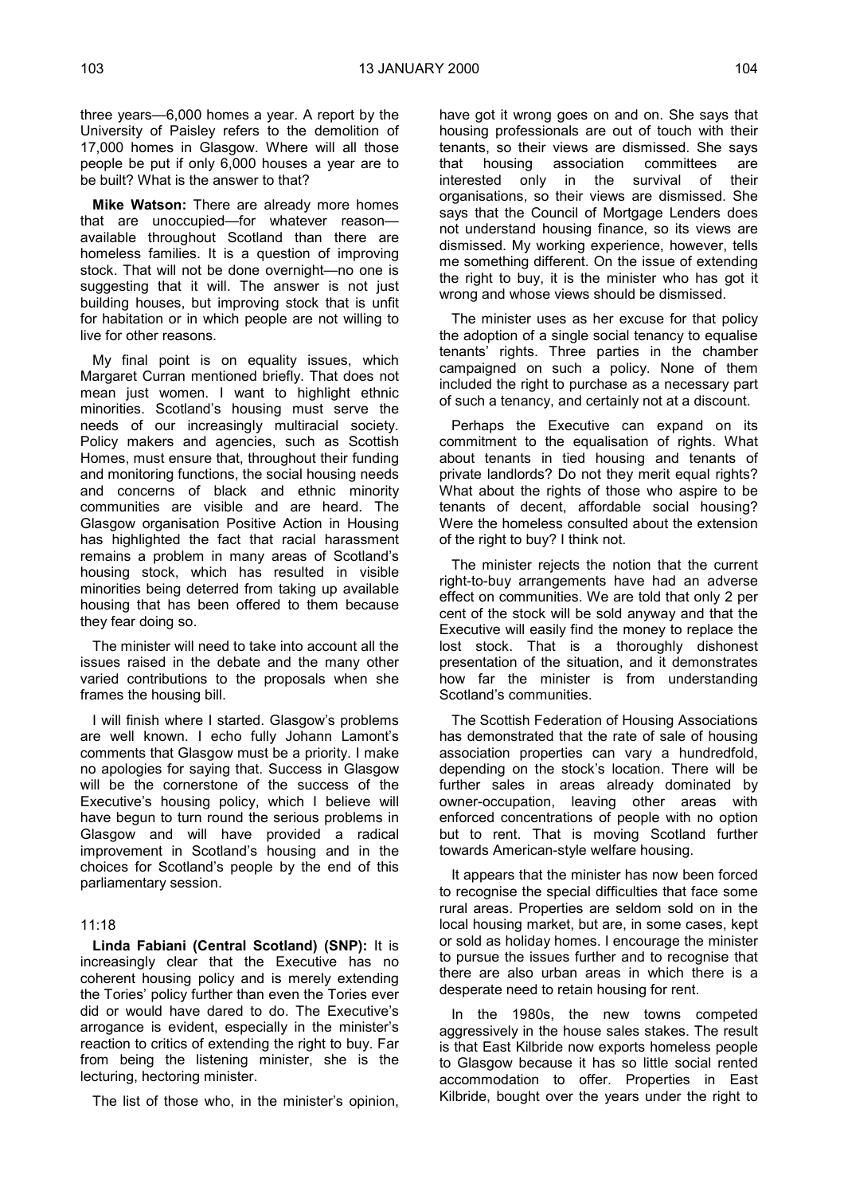three years—6,000 homes a year. A report by the University of Paisley refers to the demolition of 17,000 homes in Glasgow. Where will all those people be put if only 6,000 houses a year are to be built? What is the answer to that?

**Mike Watson:** There are already more homes that are unoccupied—for whatever reason—available throughout Scotland than there are homeless families. It is a question of improving stock. That will not be done overnight—no one is suggesting that it will. The answer is not just building houses, but improving stock that is unfit for habitation or in which people are not willing to live for other reasons.

My final point is on equality issues, which Margaret Curran mentioned briefly. That does not mean just women. I want to highlight ethnic minorities. Scotland's housing must serve the needs of our increasingly multiracial society. Policy makers and agencies, such as Scottish Homes, must ensure that, throughout their funding and monitoring functions, the social housing needs and concerns of black and ethnic minority communities are visible and are heard. The Glasgow organisation Positive Action in Housing has highlighted the fact that racial harassment remains a problem in many areas of Scotland's housing stock, which has resulted in visible minorities being deterred from taking up available housing that has been offered to them because they fear doing so.

The minister will need to take into account all the issues raised in the debate and the many other varied contributions to the proposals when she frames the housing bill.

I will finish where I started. Glasgow's problems are well known. I echo fully Johann Lamont's comments that Glasgow must be a priority. I make no apologies for saying that. Success in Glasgow will be the cornerstone of the success of the Executive's housing policy, which I believe will have begun to turn round the serious problems in Glasgow and will have provided a radical improvement in Scotland's housing and in the choices for Scotland's people by the end of this parliamentary session.

11:18

**Linda Fabiani (Central Scotland) (SNP):** It is increasingly clear that the Executive has no coherent housing policy and is merely extending the Tories' policy further than even the Tories ever did or would have dared to do. The Executive's arrogance is evident, especially in the minister's reaction to critics of extending the right to buy. Far from being the listening minister, she is the lecturing, hectoring minister.

The list of those who, in the minister's opinion, have got it wrong goes on and on. She says that housing professionals are out of touch with their tenants, so their views are dismissed. She says that housing association committees are interested only in the survival of their organisations, so their views are dismissed. She says that the Council of Mortgage Lenders does not understand housing finance, so its views are dismissed. My working experience, however, tells me something different. On the issue of extending the right to buy, it is the minister who has got it wrong and whose views should be dismissed.

The minister uses as her excuse for that policy the adoption of a single social tenancy to equalise tenants' rights. Three parties in the chamber campaigned on such a policy. None of them included the right to purchase as a necessary part of such a tenancy, and certainly not at a discount.

Perhaps the Executive can expand on its commitment to the equalisation of rights. What about tenants in tied housing and tenants of private landlords? Do not they merit equal rights? What about the rights of those who aspire to be tenants of decent, affordable social housing? Were the homeless consulted about the extension of the right to buy? I think not.

The minister rejects the notion that the current right-to-buy arrangements have had an adverse effect on communities. We are told that only 2 per cent of the stock will be sold anyway and that the Executive will easily find the money to replace the lost stock. That is a thoroughly dishonest presentation of the situation, and it demonstrates how far the minister is from understanding Scotland's communities.

The Scottish Federation of Housing Associations has demonstrated that the rate of sale of housing association properties can vary a hundredfold, depending on the stock's location. There will be further sales in areas already dominated by owner-occupation, leaving other areas with enforced concentrations of people with no option but to rent. That is moving Scotland further towards American-style welfare housing.

It appears that the minister has now been forced to recognise the special difficulties that face some rural areas. Properties are seldom sold on in the local housing market, but are, in some cases, kept or sold as holiday homes. I encourage the minister to pursue the issues further and to recognise that there are also urban areas in which there is a desperate need to retain housing for rent.

In the 1980s, the new towns competed aggressively in the house sales stakes. The result is that East Kilbride now exports homeless people to Glasgow because it has so little social rented accommodation to offer. Properties in East Kilbride, bought over the years under the right to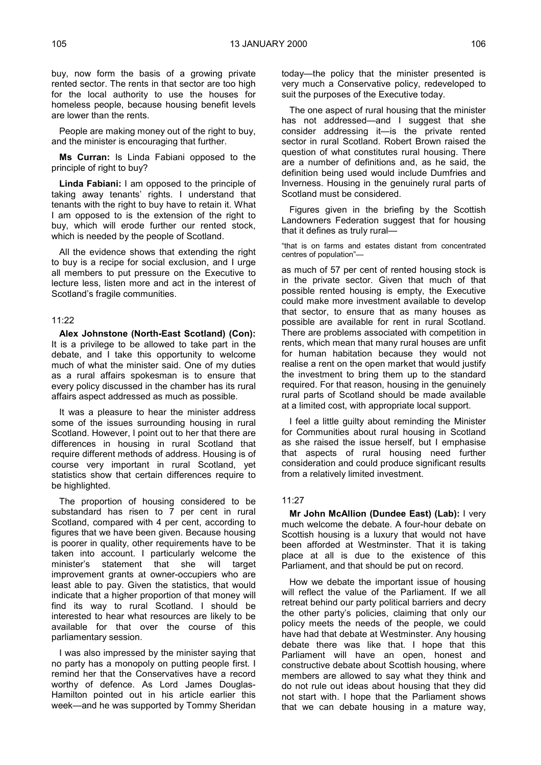buy, now form the basis of a growing private rented sector. The rents in that sector are too high for the local authority to use the houses for homeless people, because housing benefit levels are lower than the rents.

People are making money out of the right to buy, and the minister is encouraging that further.

**Ms Curran:** Is Linda Fabiani opposed to the principle of right to buy?

**Linda Fabiani:** I am opposed to the principle of taking away tenants' rights. I understand that tenants with the right to buy have to retain it. What I am opposed to is the extension of the right to buy, which will erode further our rented stock, which is needed by the people of Scotland.

All the evidence shows that extending the right to buy is a recipe for social exclusion, and I urge all members to put pressure on the Executive to lecture less, listen more and act in the interest of Scotland's fragile communities.

11:22

**Alex Johnstone (North-East Scotland) (Con):** It is a privilege to be allowed to take part in the debate, and I take this opportunity to welcome much of what the minister said. One of my duties as a rural affairs spokesman is to ensure that every policy discussed in the chamber has its rural affairs aspect addressed as much as possible.

It was a pleasure to hear the minister address some of the issues surrounding housing in rural Scotland. However, I point out to her that there are differences in housing in rural Scotland that require different methods of address. Housing is of course very important in rural Scotland, yet statistics show that certain differences require to be highlighted.

The proportion of housing considered to be substandard has risen to 7 per cent in rural Scotland, compared with 4 per cent, according to figures that we have been given. Because housing is poorer in quality, other requirements have to be taken into account. I particularly welcome the minister's statement that she will target improvement grants at owner-occupiers who are least able to pay. Given the statistics, that would indicate that a higher proportion of that money will find its way to rural Scotland. I should be interested to hear what resources are likely to be available for that over the course of this parliamentary session.

I was also impressed by the minister saying that no party has a monopoly on putting people first. I remind her that the Conservatives have a record worthy of defence. As Lord James Douglas-Hamilton pointed out in his article earlier this week—and he was supported by Tommy Sheridan today—the policy that the minister presented is very much a Conservative policy, redeveloped to suit the purposes of the Executive today.

The one aspect of rural housing that the minister has not addressed—and I suggest that she consider addressing it—is the private rented sector in rural Scotland. Robert Brown raised the question of what constitutes rural housing. There are a number of definitions and, as he said, the definition being used would include Dumfries and Inverness. Housing in the genuinely rural parts of Scotland must be considered.

Figures given in the briefing by the Scottish Landowners Federation suggest that for housing that it defines as truly rural—

"that is on farms and estates distant from concentrated centres of population"—

as much of 57 per cent of rented housing stock is in the private sector. Given that much of that possible rented housing is empty, the Executive could make more investment available to develop that sector, to ensure that as many houses as possible are available for rent in rural Scotland. There are problems associated with competition in rents, which mean that many rural houses are unfit for human habitation because they would not realise a rent on the open market that would justify the investment to bring them up to the standard required. For that reason, housing in the genuinely rural parts of Scotland should be made available at a limited cost, with appropriate local support.

I feel a little guilty about reminding the Minister for Communities about rural housing in Scotland as she raised the issue herself, but I emphasise that aspects of rural housing need further consideration and could produce significant results from a relatively limited investment.

11:27

**Mr John McAllion (Dundee East) (Lab):** I very much welcome the debate. A four-hour debate on Scottish housing is a luxury that would not have been afforded at Westminster. That it is taking place at all is due to the existence of this Parliament, and that should be put on record.

How we debate the important issue of housing will reflect the value of the Parliament. If we all retreat behind our party political barriers and decry the other party's policies, claiming that only our policy meets the needs of the people, we could have had that debate at Westminster. Any housing debate there was like that. I hope that this Parliament will have an open, honest and constructive debate about Scottish housing, where members are allowed to say what they think and do not rule out ideas about housing that they did not start with. I hope that the Parliament shows that we can debate housing in a mature way,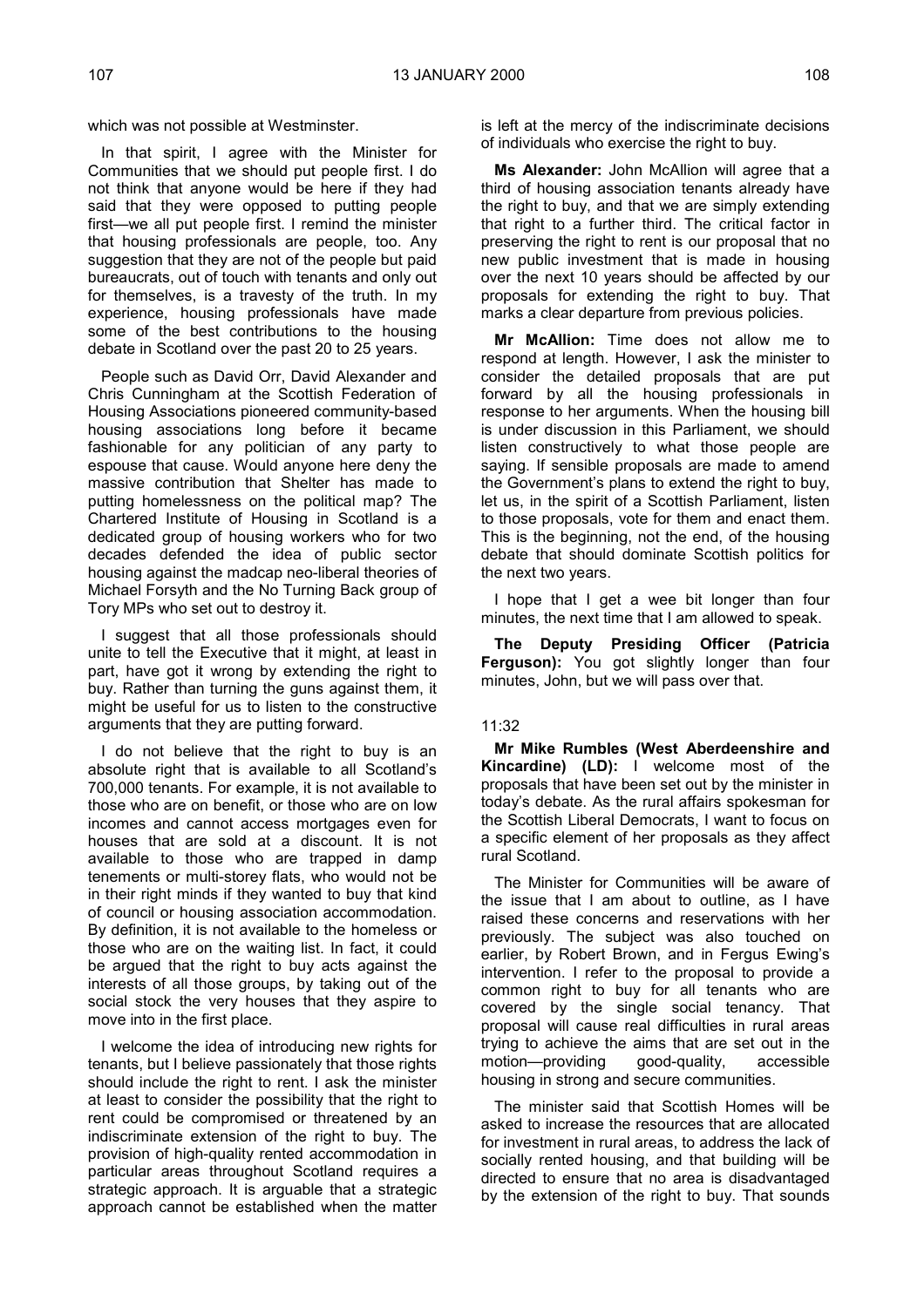which was not possible at Westminster.

In that spirit, I agree with the Minister for Communities that we should put people first. I do not think that anyone would be here if they had said that they were opposed to putting people first—we all put people first. I remind the minister that housing professionals are people, too. Any suggestion that they are not of the people but paid bureaucrats, out of touch with tenants and only out for themselves, is a travesty of the truth. In my experience, housing professionals have made some of the best contributions to the housing debate in Scotland over the past 20 to 25 years.

People such as David Orr, David Alexander and Chris Cunningham at the Scottish Federation of Housing Associations pioneered community-based housing associations long before it became fashionable for any politician of any party to espouse that cause. Would anyone here deny the massive contribution that Shelter has made to putting homelessness on the political map? The Chartered Institute of Housing in Scotland is a dedicated group of housing workers who for two decades defended the idea of public sector housing against the madcap neo-liberal theories of Michael Forsyth and the No Turning Back group of Tory MPs who set out to destroy it.

I suggest that all those professionals should unite to tell the Executive that it might, at least in part, have got it wrong by extending the right to buy. Rather than turning the guns against them, it might be useful for us to listen to the constructive arguments that they are putting forward.

I do not believe that the right to buy is an absolute right that is available to all Scotland's 700,000 tenants. For example, it is not available to those who are on benefit, or those who are on low incomes and cannot access mortgages even for houses that are sold at a discount. It is not available to those who are trapped in damp tenements or multi-storey flats, who would not be in their right minds if they wanted to buy that kind of council or housing association accommodation. By definition, it is not available to the homeless or those who are on the waiting list. In fact, it could be argued that the right to buy acts against the interests of all those groups, by taking out of the social stock the very houses that they aspire to move into in the first place.

I welcome the idea of introducing new rights for tenants, but I believe passionately that those rights should include the right to rent. I ask the minister at least to consider the possibility that the right to rent could be compromised or threatened by an indiscriminate extension of the right to buy. The provision of high-quality rented accommodation in particular areas throughout Scotland requires a strategic approach. It is arguable that a strategic approach cannot be established when the matter is left at the mercy of the indiscriminate decisions of individuals who exercise the right to buy.

**Ms Alexander:** John McAllion will agree that a third of housing association tenants already have the right to buy, and that we are simply extending that right to a further third. The critical factor in preserving the right to rent is our proposal that no new public investment that is made in housing over the next 10 years should be affected by our proposals for extending the right to buy. That marks a clear departure from previous policies.

**Mr McAllion:** Time does not allow me to respond at length. However, I ask the minister to consider the detailed proposals that are put forward by all the housing professionals in response to her arguments. When the housing bill is under discussion in this Parliament, we should listen constructively to what those people are saying. If sensible proposals are made to amend the Government's plans to extend the right to buy, let us, in the spirit of a Scottish Parliament, listen to those proposals, vote for them and enact them. This is the beginning, not the end, of the housing debate that should dominate Scottish politics for the next two years.

I hope that I get a wee bit longer than four minutes, the next time that I am allowed to speak.

**The Deputy Presiding Officer (Patricia Ferguson):** You got slightly longer than four minutes, John, but we will pass over that.

11:32

**Mr Mike Rumbles (West Aberdeenshire and Kincardine) (LD):** I welcome most of the proposals that have been set out by the minister in today's debate. As the rural affairs spokesman for the Scottish Liberal Democrats, I want to focus on a specific element of her proposals as they affect rural Scotland.

The Minister for Communities will be aware of the issue that I am about to outline, as I have raised these concerns and reservations with her previously. The subject was also touched on earlier, by Robert Brown, and in Fergus Ewing's intervention. I refer to the proposal to provide a common right to buy for all tenants who are covered by the single social tenancy. That proposal will cause real difficulties in rural areas trying to achieve the aims that are set out in the motion—providing good-quality, accessible housing in strong and secure communities.

The minister said that Scottish Homes will be asked to increase the resources that are allocated for investment in rural areas, to address the lack of socially rented housing, and that building will be directed to ensure that no area is disadvantaged by the extension of the right to buy. That sounds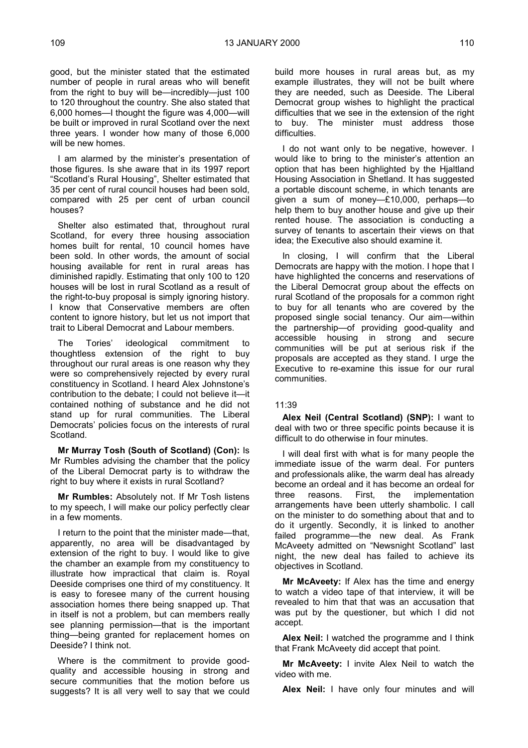good, but the minister stated that the estimated number of people in rural areas who will benefit from the right to buy will be—incredibly—just 100 to 120 throughout the country. She also stated that 6,000 homes—I thought the figure was 4,000—will be built or improved in rural Scotland over the next three years. I wonder how many of those 6,000 will be new homes.

I am alarmed by the minister's presentation of those figures. Is she aware that in its 1997 report "Scotland's Rural Housing", Shelter estimated that 35 per cent of rural council houses had been sold, compared with 25 per cent of urban council houses?

Shelter also estimated that, throughout rural Scotland, for every three housing association homes built for rental, 10 council homes have been sold. In other words, the amount of social housing available for rent in rural areas has diminished rapidly. Estimating that only 100 to 120 houses will be lost in rural Scotland as a result of the right-to-buy proposal is simply ignoring history. I know that Conservative members are often content to ignore history, but let us not import that trait to Liberal Democrat and Labour members.

The Tories' ideological commitment to thoughtless extension of the right to buy throughout our rural areas is one reason why they were so comprehensively rejected by every rural constituency in Scotland. I heard Alex Johnstone's contribution to the debate; I could not believe it—it contained nothing of substance and he did not stand up for rural communities. The Liberal Democrats' policies focus on the interests of rural Scotland.

**Mr Murray Tosh (South of Scotland) (Con):** Is Mr Rumbles advising the chamber that the policy of the Liberal Democrat party is to withdraw the right to buy where it exists in rural Scotland?

**Mr Rumbles:** Absolutely not. If Mr Tosh listens to my speech, I will make our policy perfectly clear in a few moments.

I return to the point that the minister made—that, apparently, no area will be disadvantaged by extension of the right to buy. I would like to give the chamber an example from my constituency to illustrate how impractical that claim is. Royal Deeside comprises one third of my constituency. It is easy to foresee many of the current housing association homes there being snapped up. That in itself is not a problem, but can members really see planning permission—that is the important thing—being granted for replacement homes on Deeside? I think not.

Where is the commitment to provide good-quality and accessible housing in strong and secure communities that the motion before us suggests? It is all very well to say that we could build more houses in rural areas but, as my example illustrates, they will not be built where they are needed, such as Deeside. The Liberal Democrat group wishes to highlight the practical difficulties that we see in the extension of the right to buy. The minister must address those difficulties.

I do not want only to be negative, however. I would like to bring to the minister's attention an option that has been highlighted by the Hjaltland Housing Association in Shetland. It has suggested a portable discount scheme, in which tenants are given a sum of money—£10,000, perhaps—to help them to buy another house and give up their rented house. The association is conducting a survey of tenants to ascertain their views on that idea; the Executive also should examine it.

In closing, I will confirm that the Liberal Democrats are happy with the motion. I hope that I have highlighted the concerns and reservations of the Liberal Democrat group about the effects on rural Scotland of the proposals for a common right to buy for all tenants who are covered by the proposed single social tenancy. Our aim—within the partnership—of providing good-quality and accessible housing in strong and secure communities will be put at serious risk if the proposals are accepted as they stand. I urge the Executive to re-examine this issue for our rural communities.

11:39

**Alex Neil (Central Scotland) (SNP):** I want to deal with two or three specific points because it is difficult to do otherwise in four minutes.

I will deal first with what is for many people the immediate issue of the warm deal. For punters and professionals alike, the warm deal has already become an ordeal and it has become an ordeal for three reasons. First, the implementation arrangements have been utterly shambolic. I call on the minister to do something about that and to do it urgently. Secondly, it is linked to another failed programme—the new deal. As Frank McAveety admitted on "Newsnight Scotland" last night, the new deal has failed to achieve its objectives in Scotland.

**Mr McAveety:** If Alex has the time and energy to watch a video tape of that interview, it will be revealed to him that that was an accusation that was put by the questioner, but which I did not accept.

**Alex Neil:** I watched the programme and I think that Frank McAveety did accept that point.

**Mr McAveety:** I invite Alex Neil to watch the video with me.

**Alex Neil:** I have only four minutes and will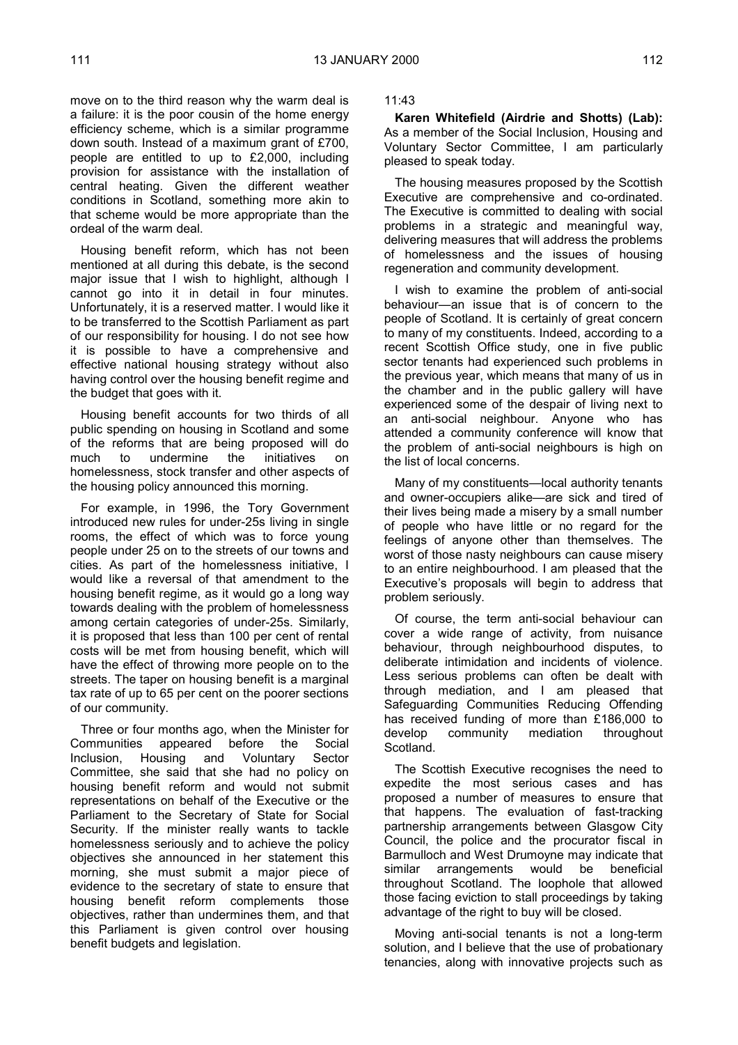move on to the third reason why the warm deal is a failure: it is the poor cousin of the home energy efficiency scheme, which is a similar programme down south. Instead of a maximum grant of £700, people are entitled to up to £2,000, including provision for assistance with the installation of central heating. Given the different weather conditions in Scotland, something more akin to that scheme would be more appropriate than the ordeal of the warm deal.

Housing benefit reform, which has not been mentioned at all during this debate, is the second major issue that I wish to highlight, although I cannot go into it in detail in four minutes. Unfortunately, it is a reserved matter. I would like it to be transferred to the Scottish Parliament as part of our responsibility for housing. I do not see how it is possible to have a comprehensive and effective national housing strategy without also having control over the housing benefit regime and the budget that goes with it.

Housing benefit accounts for two thirds of all public spending on housing in Scotland and some of the reforms that are being proposed will do much to undermine the initiatives on homelessness, stock transfer and other aspects of the housing policy announced this morning.

For example, in 1996, the Tory Government introduced new rules for under-25s living in single rooms, the effect of which was to force young people under 25 on to the streets of our towns and cities. As part of the homelessness initiative, I would like a reversal of that amendment to the housing benefit regime, as it would go a long way towards dealing with the problem of homelessness among certain categories of under-25s. Similarly, it is proposed that less than 100 per cent of rental costs will be met from housing benefit, which will have the effect of throwing more people on to the streets. The taper on housing benefit is a marginal tax rate of up to 65 per cent on the poorer sections of our community.

Three or four months ago, when the Minister for Communities appeared before the Social Inclusion, Housing and Voluntary Sector Committee, she said that she had no policy on housing benefit reform and would not submit representations on behalf of the Executive or the Parliament to the Secretary of State for Social Security. If the minister really wants to tackle homelessness seriously and to achieve the policy objectives she announced in her statement this morning, she must submit a major piece of evidence to the secretary of state to ensure that housing benefit reform complements those objectives, rather than undermines them, and that this Parliament is given control over housing benefit budgets and legislation.

11:43

**Karen Whitefield (Airdrie and Shotts) (Lab):** As a member of the Social Inclusion, Housing and Voluntary Sector Committee, I am particularly pleased to speak today.

The housing measures proposed by the Scottish Executive are comprehensive and co-ordinated. The Executive is committed to dealing with social problems in a strategic and meaningful way, delivering measures that will address the problems of homelessness and the issues of housing regeneration and community development.

I wish to examine the problem of anti-social behaviour—an issue that is of concern to the people of Scotland. It is certainly of great concern to many of my constituents. Indeed, according to a recent Scottish Office study, one in five public sector tenants had experienced such problems in the previous year, which means that many of us in the chamber and in the public gallery will have experienced some of the despair of living next to an anti-social neighbour. Anyone who has attended a community conference will know that the problem of anti-social neighbours is high on the list of local concerns.

Many of my constituents—local authority tenants and owner-occupiers alike—are sick and tired of their lives being made a misery by a small number of people who have little or no regard for the feelings of anyone other than themselves. The worst of those nasty neighbours can cause misery to an entire neighbourhood. I am pleased that the Executive's proposals will begin to address that problem seriously.

Of course, the term anti-social behaviour can cover a wide range of activity, from nuisance behaviour, through neighbourhood disputes, to deliberate intimidation and incidents of violence. Less serious problems can often be dealt with through mediation, and I am pleased that Safeguarding Communities Reducing Offending has received funding of more than £186,000 to develop community mediation throughout Scotland.

The Scottish Executive recognises the need to expedite the most serious cases and has proposed a number of measures to ensure that that happens. The evaluation of fast-tracking partnership arrangements between Glasgow City Council, the police and the procurator fiscal in Barmulloch and West Drumoyne may indicate that similar arrangements would be beneficial throughout Scotland. The loophole that allowed those facing eviction to stall proceedings by taking advantage of the right to buy will be closed.

Moving anti-social tenants is not a long-term solution, and I believe that the use of probationary tenancies, along with innovative projects such as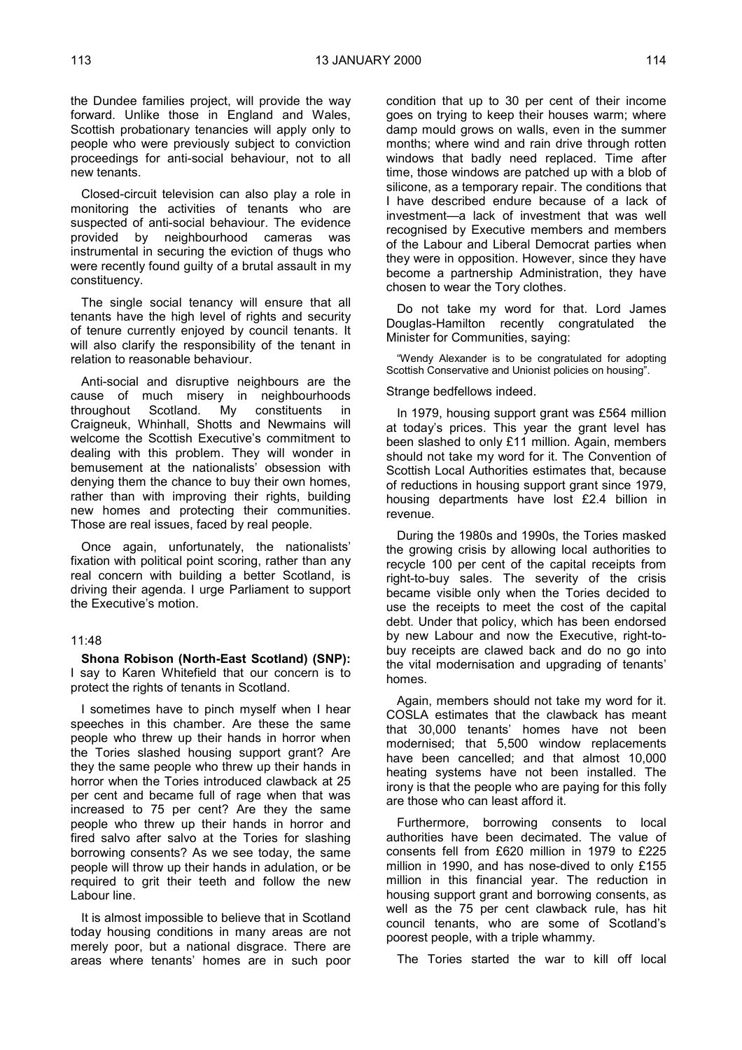the Dundee families project, will provide the way forward. Unlike those in England and Wales, Scottish probationary tenancies will apply only to people who were previously subject to conviction proceedings for anti-social behaviour, not to all new tenants.

Closed-circuit television can also play a role in monitoring the activities of tenants who are suspected of anti-social behaviour. The evidence provided by neighbourhood cameras was instrumental in securing the eviction of thugs who were recently found guilty of a brutal assault in my constituency.

The single social tenancy will ensure that all tenants have the high level of rights and security of tenure currently enjoyed by council tenants. It will also clarify the responsibility of the tenant in relation to reasonable behaviour.

Anti-social and disruptive neighbours are the cause of much misery in neighbourhoods throughout Scotland. My constituents in Craigneuk, Whinhall, Shotts and Newmains will welcome the Scottish Executive's commitment to dealing with this problem. They will wonder in bemusement at the nationalists' obsession with denying them the chance to buy their own homes, rather than with improving their rights, building new homes and protecting their communities. Those are real issues, faced by real people.

Once again, unfortunately, the nationalists' fixation with political point scoring, rather than any real concern with building a better Scotland, is driving their agenda. I urge Parliament to support the Executive's motion.

11:48

**Shona Robison (North-East Scotland) (SNP):** I say to Karen Whitefield that our concern is to protect the rights of tenants in Scotland.

I sometimes have to pinch myself when I hear speeches in this chamber. Are these the same people who threw up their hands in horror when the Tories slashed housing support grant? Are they the same people who threw up their hands in horror when the Tories introduced clawback at 25 per cent and became full of rage when that was increased to 75 per cent? Are they the same people who threw up their hands in horror and fired salvo after salvo at the Tories for slashing borrowing consents? As we see today, the same people will throw up their hands in adulation, or be required to grit their teeth and follow the new Labour line.

It is almost impossible to believe that in Scotland today housing conditions in many areas are not merely poor, but a national disgrace. There are areas where tenants' homes are in such poor condition that up to 30 per cent of their income goes on trying to keep their houses warm; where damp mould grows on walls, even in the summer months; where wind and rain drive through rotten windows that badly need replaced. Time after time, those windows are patched up with a blob of silicone, as a temporary repair. The conditions that I have described endure because of a lack of investment—a lack of investment that was well recognised by Executive members and members of the Labour and Liberal Democrat parties when they were in opposition. However, since they have become a partnership Administration, they have chosen to wear the Tory clothes.

Do not take my word for that. Lord James Douglas-Hamilton recently congratulated the Minister for Communities, saying:

> "Wendy Alexander is to be congratulated for adopting Scottish Conservative and Unionist policies on housing".

Strange bedfellows indeed.

In 1979, housing support grant was £564 million at today's prices. This year the grant level has been slashed to only £11 million. Again, members should not take my word for it. The Convention of Scottish Local Authorities estimates that, because of reductions in housing support grant since 1979, housing departments have lost £2.4 billion in revenue.

During the 1980s and 1990s, the Tories masked the growing crisis by allowing local authorities to recycle 100 per cent of the capital receipts from right-to-buy sales. The severity of the crisis became visible only when the Tories decided to use the receipts to meet the cost of the capital debt. Under that policy, which has been endorsed by new Labour and now the Executive, right-to-buy receipts are clawed back and do no go into the vital modernisation and upgrading of tenants' homes.

Again, members should not take my word for it. COSLA estimates that the clawback has meant that 30,000 tenants' homes have not been modernised; that 5,500 window replacements have been cancelled; and that almost 10,000 heating systems have not been installed. The irony is that the people who are paying for this folly are those who can least afford it.

Furthermore, borrowing consents to local authorities have been decimated. The value of consents fell from £620 million in 1979 to £225 million in 1990, and has nose-dived to only £155 million in this financial year. The reduction in housing support grant and borrowing consents, as well as the 75 per cent clawback rule, has hit council tenants, who are some of Scotland's poorest people, with a triple whammy.

The Tories started the war to kill off local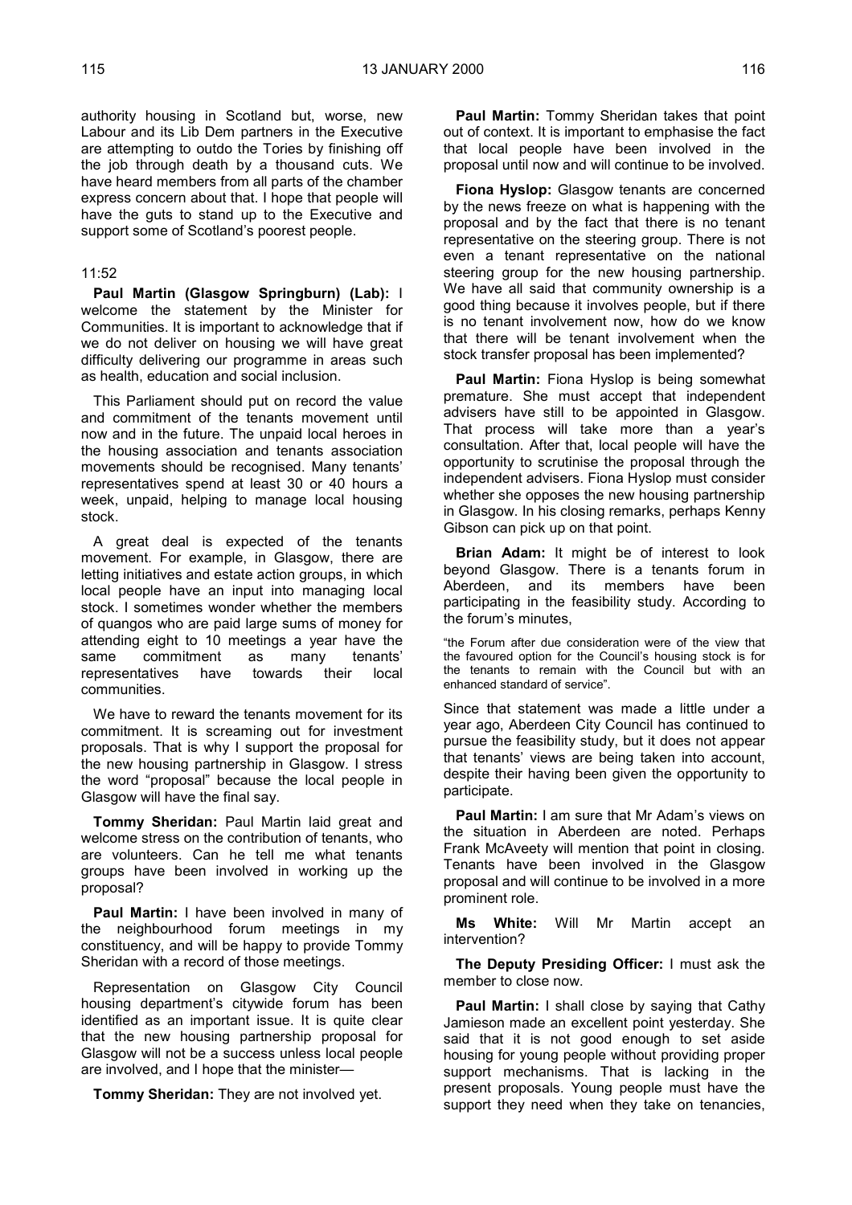authority housing in Scotland but, worse, new Labour and its Lib Dem partners in the Executive are attempting to outdo the Tories by finishing off the job through death by a thousand cuts. We have heard members from all parts of the chamber express concern about that. I hope that people will have the guts to stand up to the Executive and support some of Scotland's poorest people.

11:52

**Paul Martin (Glasgow Springburn) (Lab):** I welcome the statement by the Minister for Communities. It is important to acknowledge that if we do not deliver on housing we will have great difficulty delivering our programme in areas such as health, education and social inclusion.

This Parliament should put on record the value and commitment of the tenants movement until now and in the future. The unpaid local heroes in the housing association and tenants association movements should be recognised. Many tenants' representatives spend at least 30 or 40 hours a week, unpaid, helping to manage local housing stock.

A great deal is expected of the tenants movement. For example, in Glasgow, there are letting initiatives and estate action groups, in which local people have an input into managing local stock. I sometimes wonder whether the members of quangos who are paid large sums of money for attending eight to 10 meetings a year have the same commitment as many tenants' representatives have towards their local communities.

We have to reward the tenants movement for its commitment. It is screaming out for investment proposals. That is why I support the proposal for the new housing partnership in Glasgow. I stress the word "proposal" because the local people in Glasgow will have the final say.

**Tommy Sheridan:** Paul Martin laid great and welcome stress on the contribution of tenants, who are volunteers. Can he tell me what tenants groups have been involved in working up the proposal?

**Paul Martin:** I have been involved in many of the neighbourhood forum meetings in my constituency, and will be happy to provide Tommy Sheridan with a record of those meetings.

Representation on Glasgow City Council housing department's citywide forum has been identified as an important issue. It is quite clear that the new housing partnership proposal for Glasgow will not be a success unless local people are involved, and I hope that the minister—

**Tommy Sheridan:** They are not involved yet.

**Paul Martin:** Tommy Sheridan takes that point out of context. It is important to emphasise the fact that local people have been involved in the proposal until now and will continue to be involved.

**Fiona Hyslop:** Glasgow tenants are concerned by the news freeze on what is happening with the proposal and by the fact that there is no tenant representative on the steering group. There is not even a tenant representative on the national steering group for the new housing partnership. We have all said that community ownership is a good thing because it involves people, but if there is no tenant involvement now, how do we know that there will be tenant involvement when the stock transfer proposal has been implemented?

**Paul Martin:** Fiona Hyslop is being somewhat premature. She must accept that independent advisers have still to be appointed in Glasgow. That process will take more than a year's consultation. After that, local people will have the opportunity to scrutinise the proposal through the independent advisers. Fiona Hyslop must consider whether she opposes the new housing partnership in Glasgow. In his closing remarks, perhaps Kenny Gibson can pick up on that point.

**Brian Adam:** It might be of interest to look beyond Glasgow. There is a tenants forum in Aberdeen, and its members have been participating in the feasibility study. According to the forum's minutes,

> "the Forum after due consideration were of the view that the favoured option for the Council's housing stock is for the tenants to remain with the Council but with an enhanced standard of service".

Since that statement was made a little under a year ago, Aberdeen City Council has continued to pursue the feasibility study, but it does not appear that tenants' views are being taken into account, despite their having been given the opportunity to participate.

**Paul Martin:** I am sure that Mr Adam's views on the situation in Aberdeen are noted. Perhaps Frank McAveety will mention that point in closing. Tenants have been involved in the Glasgow proposal and will continue to be involved in a more prominent role.

**Ms White:** Will Mr Martin accept an intervention?

**The Deputy Presiding Officer:** I must ask the member to close now.

**Paul Martin:** I shall close by saying that Cathy Jamieson made an excellent point yesterday. She said that it is not good enough to set aside housing for young people without providing proper support mechanisms. That is lacking in the present proposals. Young people must have the support they need when they take on tenancies,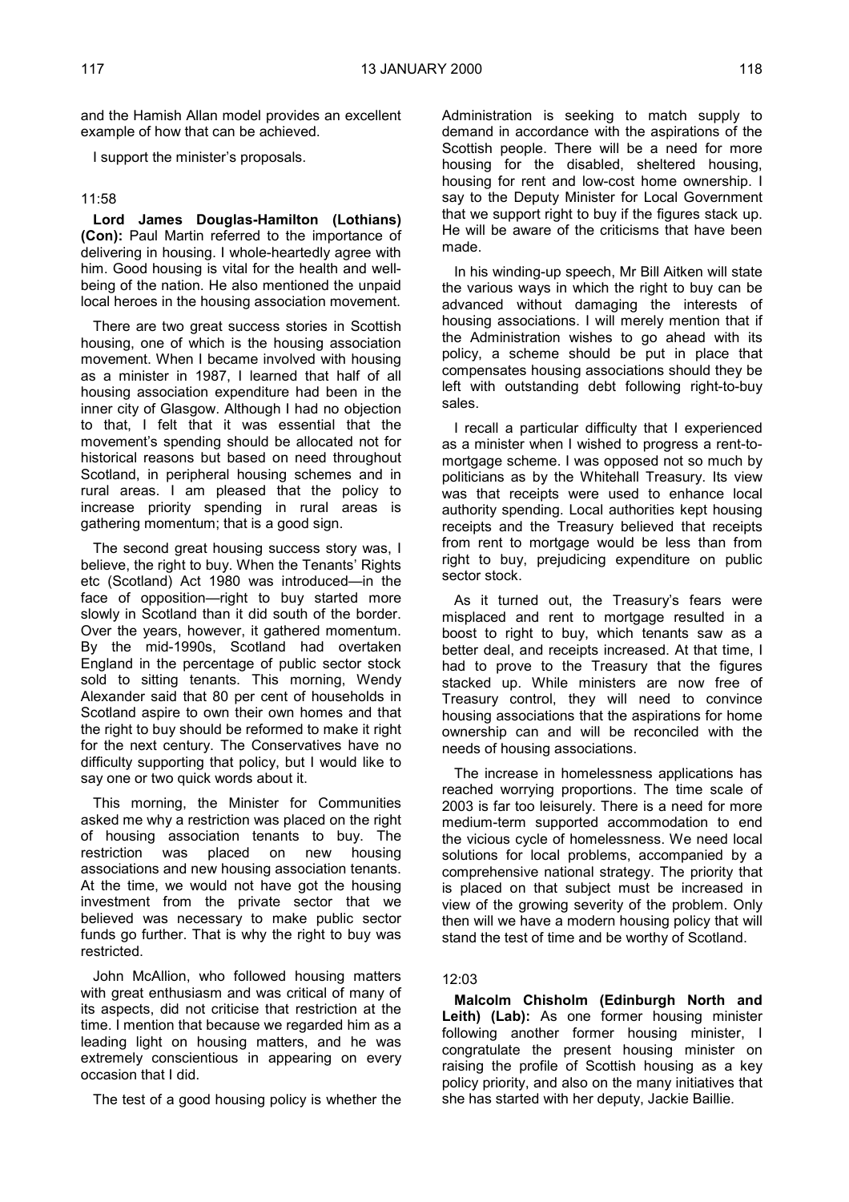and the Hamish Allan model provides an excellent example of how that can be achieved.

I support the minister's proposals.

11:58

**Lord James Douglas-Hamilton (Lothians) (Con):** Paul Martin referred to the importance of delivering in housing. I whole-heartedly agree with him. Good housing is vital for the health and well-being of the nation. He also mentioned the unpaid local heroes in the housing association movement.

There are two great success stories in Scottish housing, one of which is the housing association movement. When I became involved with housing as a minister in 1987, I learned that half of all housing association expenditure had been in the inner city of Glasgow. Although I had no objection to that, I felt that it was essential that the movement's spending should be allocated not for historical reasons but based on need throughout Scotland, in peripheral housing schemes and in rural areas. I am pleased that the policy to increase priority spending in rural areas is gathering momentum; that is a good sign.

The second great housing success story was, I believe, the right to buy. When the Tenants' Rights etc (Scotland) Act 1980 was introduced—in the face of opposition—right to buy started more slowly in Scotland than it did south of the border. Over the years, however, it gathered momentum. By the mid-1990s, Scotland had overtaken England in the percentage of public sector stock sold to sitting tenants. This morning, Wendy Alexander said that 80 per cent of households in Scotland aspire to own their own homes and that the right to buy should be reformed to make it right for the next century. The Conservatives have no difficulty supporting that policy, but I would like to say one or two quick words about it.

This morning, the Minister for Communities asked me why a restriction was placed on the right of housing association tenants to buy. The restriction was placed on new housing associations and new housing association tenants. At the time, we would not have got the housing investment from the private sector that we believed was necessary to make public sector funds go further. That is why the right to buy was restricted.

John McAllion, who followed housing matters with great enthusiasm and was critical of many of its aspects, did not criticise that restriction at the time. I mention that because we regarded him as a leading light on housing matters, and he was extremely conscientious in appearing on every occasion that I did.

The test of a good housing policy is whether the Administration is seeking to match supply to demand in accordance with the aspirations of the Scottish people. There will be a need for more housing for the disabled, sheltered housing, housing for rent and low-cost home ownership. I say to the Deputy Minister for Local Government that we support right to buy if the figures stack up. He will be aware of the criticisms that have been made.

In his winding-up speech, Mr Bill Aitken will state the various ways in which the right to buy can be advanced without damaging the interests of housing associations. I will merely mention that if the Administration wishes to go ahead with its policy, a scheme should be put in place that compensates housing associations should they be left with outstanding debt following right-to-buy sales.

I recall a particular difficulty that I experienced as a minister when I wished to progress a rent-to-mortgage scheme. I was opposed not so much by politicians as by the Whitehall Treasury. Its view was that receipts were used to enhance local authority spending. Local authorities kept housing receipts and the Treasury believed that receipts from rent to mortgage would be less than from right to buy, prejudicing expenditure on public sector stock.

As it turned out, the Treasury's fears were misplaced and rent to mortgage resulted in a boost to right to buy, which tenants saw as a better deal, and receipts increased. At that time, I had to prove to the Treasury that the figures stacked up. While ministers are now free of Treasury control, they will need to convince housing associations that the aspirations for home ownership can and will be reconciled with the needs of housing associations.

The increase in homelessness applications has reached worrying proportions. The time scale of 2003 is far too leisurely. There is a need for more medium-term supported accommodation to end the vicious cycle of homelessness. We need local solutions for local problems, accompanied by a comprehensive national strategy. The priority that is placed on that subject must be increased in view of the growing severity of the problem. Only then will we have a modern housing policy that will stand the test of time and be worthy of Scotland.

12:03

**Malcolm Chisholm (Edinburgh North and Leith) (Lab):** As one former housing minister following another former housing minister, I congratulate the present housing minister on raising the profile of Scottish housing as a key policy priority, and also on the many initiatives that she has started with her deputy, Jackie Baillie.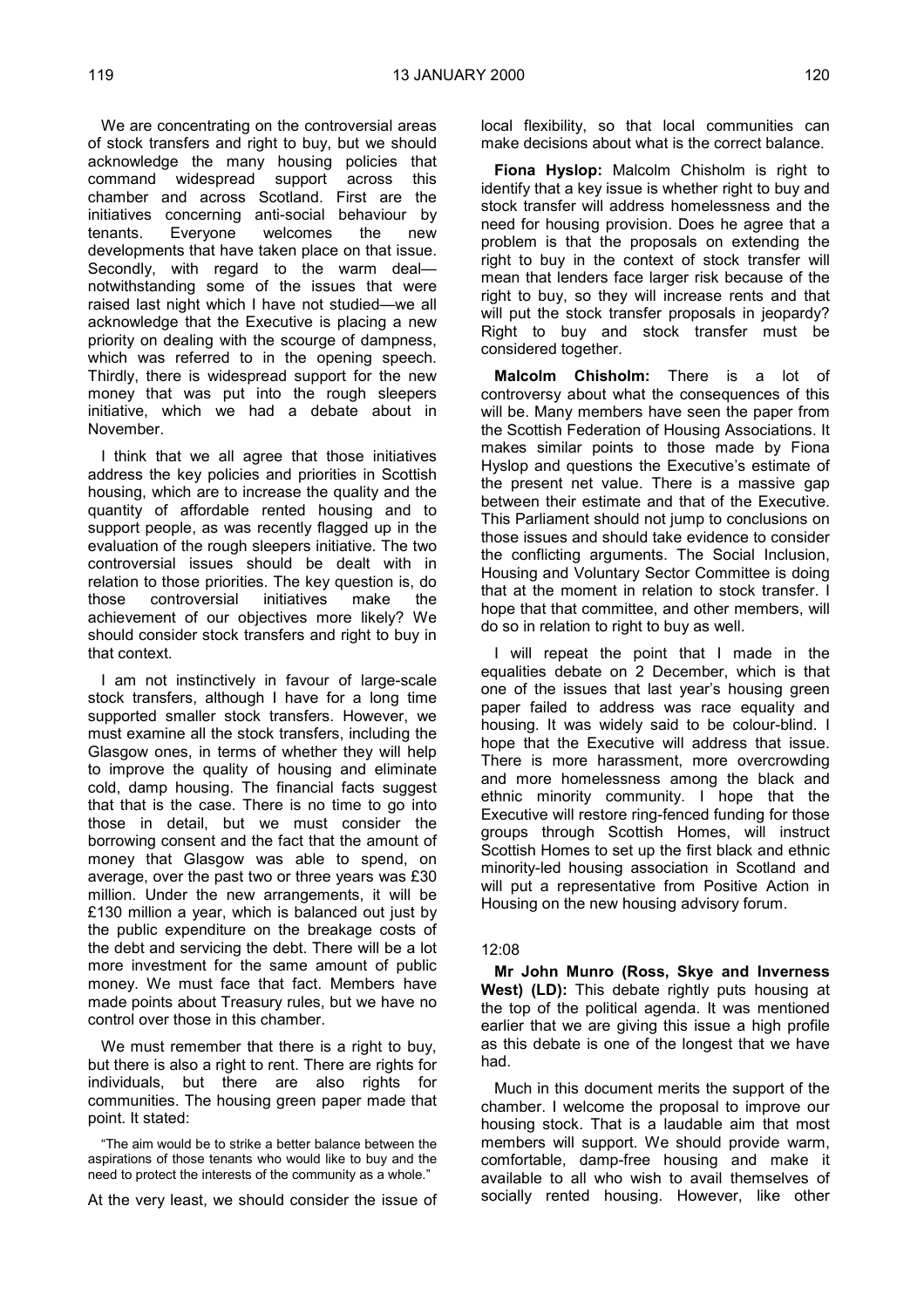We are concentrating on the controversial areas of stock transfers and right to buy, but we should acknowledge the many housing policies that command widespread support across this chamber and across Scotland. First are the initiatives concerning anti-social behaviour by tenants. Everyone welcomes the new developments that have taken place on that issue. Secondly, with regard to the warm deal—notwithstanding some of the issues that were raised last night which I have not studied—we all acknowledge that the Executive is placing a new priority on dealing with the scourge of dampness, which was referred to in the opening speech. Thirdly, there is widespread support for the new money that was put into the rough sleepers initiative, which we had a debate about in November.

I think that we all agree that those initiatives address the key policies and priorities in Scottish housing, which are to increase the quality and the quantity of affordable rented housing and to support people, as was recently flagged up in the evaluation of the rough sleepers initiative. The two controversial issues should be dealt with in relation to those priorities. The key question is, do those controversial initiatives make the achievement of our objectives more likely? We should consider stock transfers and right to buy in that context.

I am not instinctively in favour of large-scale stock transfers, although I have for a long time supported smaller stock transfers. However, we must examine all the stock transfers, including the Glasgow ones, in terms of whether they will help to improve the quality of housing and eliminate cold, damp housing. The financial facts suggest that that is the case. There is no time to go into those in detail, but we must consider the borrowing consent and the fact that the amount of money that Glasgow was able to spend, on average, over the past two or three years was £30 million. Under the new arrangements, it will be £130 million a year, which is balanced out just by the public expenditure on the breakage costs of the debt and servicing the debt. There will be a lot more investment for the same amount of public money. We must face that fact. Members have made points about Treasury rules, but we have no control over those in this chamber.

We must remember that there is a right to buy, but there is also a right to rent. There are rights for individuals, but there are also rights for communities. The housing green paper made that point. It stated:

> "The aim would be to strike a better balance between the aspirations of those tenants who would like to buy and the need to protect the interests of the community as a whole."

At the very least, we should consider the issue of local flexibility, so that local communities can make decisions about what is the correct balance.

**Fiona Hyslop:** Malcolm Chisholm is right to identify that a key issue is whether right to buy and stock transfer will address homelessness and the need for housing provision. Does he agree that a problem is that the proposals on extending the right to buy in the context of stock transfer will mean that lenders face larger risk because of the right to buy, so they will increase rents and that will put the stock transfer proposals in jeopardy? Right to buy and stock transfer must be considered together.

**Malcolm Chisholm:** There is a lot of controversy about what the consequences of this will be. Many members have seen the paper from the Scottish Federation of Housing Associations. It makes similar points to those made by Fiona Hyslop and questions the Executive's estimate of the present net value. There is a massive gap between their estimate and that of the Executive. This Parliament should not jump to conclusions on those issues and should take evidence to consider the conflicting arguments. The Social Inclusion, Housing and Voluntary Sector Committee is doing that at the moment in relation to stock transfer. I hope that that committee, and other members, will do so in relation to right to buy as well.

I will repeat the point that I made in the equalities debate on 2 December, which is that one of the issues that last year's housing green paper failed to address was race equality and housing. It was widely said to be colour-blind. I hope that the Executive will address that issue. There is more harassment, more overcrowding and more homelessness among the black and ethnic minority community. I hope that the Executive will restore ring-fenced funding for those groups through Scottish Homes, will instruct Scottish Homes to set up the first black and ethnic minority-led housing association in Scotland and will put a representative from Positive Action in Housing on the new housing advisory forum.

12:08

**Mr John Munro (Ross, Skye and Inverness West) (LD):** This debate rightly puts housing at the top of the political agenda. It was mentioned earlier that we are giving this issue a high profile as this debate is one of the longest that we have had.

Much in this document merits the support of the chamber. I welcome the proposal to improve our housing stock. That is a laudable aim that most members will support. We should provide warm, comfortable, damp-free housing and make it available to all who wish to avail themselves of socially rented housing. However, like other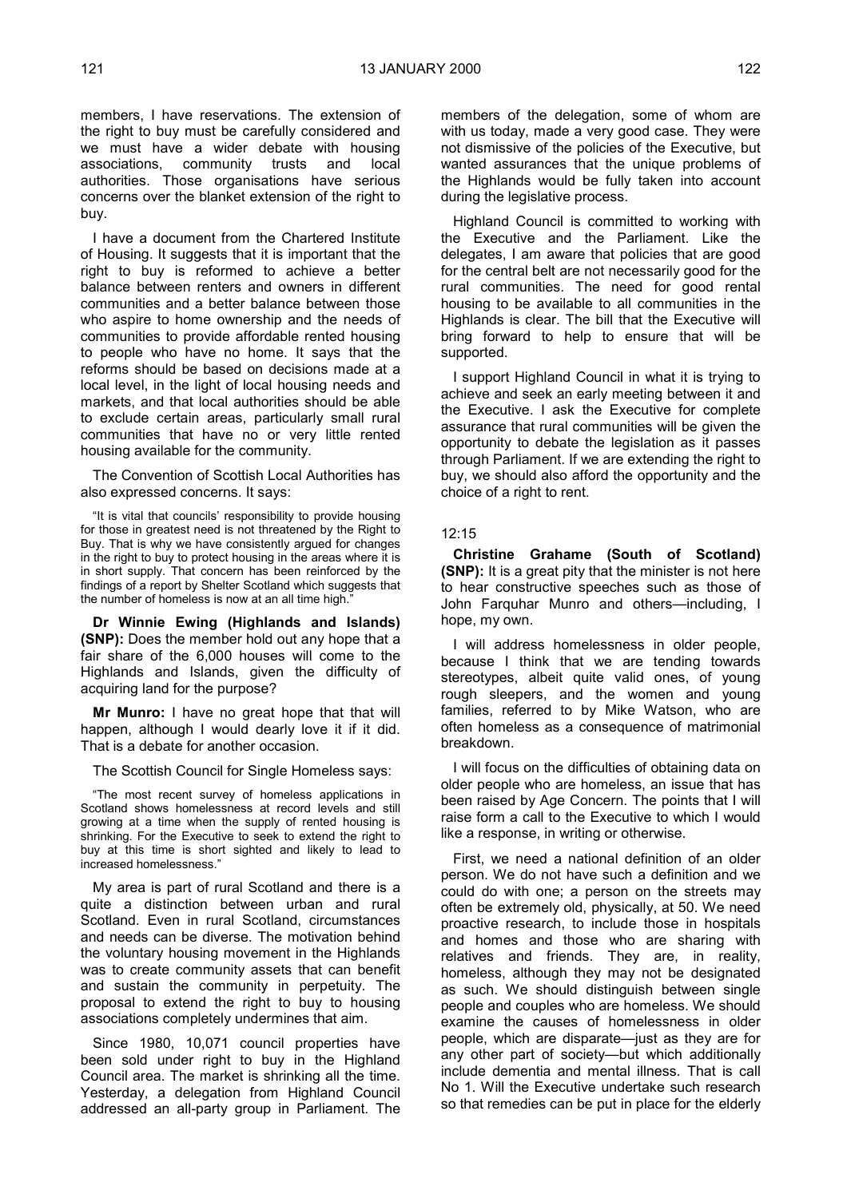members, I have reservations. The extension of the right to buy must be carefully considered and we must have a wider debate with housing associations, community trusts and local authorities. Those organisations have serious concerns over the blanket extension of the right to buy.

I have a document from the Chartered Institute of Housing. It suggests that it is important that the right to buy is reformed to achieve a better balance between renters and owners in different communities and a better balance between those who aspire to home ownership and the needs of communities to provide affordable rented housing to people who have no home. It says that the reforms should be based on decisions made at a local level, in the light of local housing needs and markets, and that local authorities should be able to exclude certain areas, particularly small rural communities that have no or very little rented housing available for the community.

The Convention of Scottish Local Authorities has also expressed concerns. It says:

> "It is vital that councils' responsibility to provide housing for those in greatest need is not threatened by the Right to Buy. That is why we have consistently argued for changes in the right to buy to protect housing in the areas where it is in short supply. That concern has been reinforced by the findings of a report by Shelter Scotland which suggests that the number of homeless is now at an all time high."

**Dr Winnie Ewing (Highlands and Islands) (SNP):** Does the member hold out any hope that a fair share of the 6,000 houses will come to the Highlands and Islands, given the difficulty of acquiring land for the purpose?

**Mr Munro:** I have no great hope that that will happen, although I would dearly love it if it did. That is a debate for another occasion.

The Scottish Council for Single Homeless says:

> "The most recent survey of homeless applications in Scotland shows homelessness at record levels and still growing at a time when the supply of rented housing is shrinking. For the Executive to seek to extend the right to buy at this time is short sighted and likely to lead to increased homelessness."

My area is part of rural Scotland and there is a quite a distinction between urban and rural Scotland. Even in rural Scotland, circumstances and needs can be diverse. The motivation behind the voluntary housing movement in the Highlands was to create community assets that can benefit and sustain the community in perpetuity. The proposal to extend the right to buy to housing associations completely undermines that aim.

Since 1980, 10,071 council properties have been sold under right to buy in the Highland Council area. The market is shrinking all the time. Yesterday, a delegation from Highland Council addressed an all-party group in Parliament. The members of the delegation, some of whom are with us today, made a very good case. They were not dismissive of the policies of the Executive, but wanted assurances that the unique problems of the Highlands would be fully taken into account during the legislative process.

Highland Council is committed to working with the Executive and the Parliament. Like the delegates, I am aware that policies that are good for the central belt are not necessarily good for the rural communities. The need for good rental housing to be available to all communities in the Highlands is clear. The bill that the Executive will bring forward to help to ensure that will be supported.

I support Highland Council in what it is trying to achieve and seek an early meeting between it and the Executive. I ask the Executive for complete assurance that rural communities will be given the opportunity to debate the legislation as it passes through Parliament. If we are extending the right to buy, we should also afford the opportunity and the choice of a right to rent.

12:15

**Christine Grahame (South of Scotland) (SNP):** It is a great pity that the minister is not here to hear constructive speeches such as those of John Farquhar Munro and others—including, I hope, my own.

I will address homelessness in older people, because I think that we are tending towards stereotypes, albeit quite valid ones, of young rough sleepers, and the women and young families, referred to by Mike Watson, who are often homeless as a consequence of matrimonial breakdown.

I will focus on the difficulties of obtaining data on older people who are homeless, an issue that has been raised by Age Concern. The points that I will raise form a call to the Executive to which I would like a response, in writing or otherwise.

First, we need a national definition of an older person. We do not have such a definition and we could do with one; a person on the streets may often be extremely old, physically, at 50. We need proactive research, to include those in hospitals and homes and those who are sharing with relatives and friends. They are, in reality, homeless, although they may not be designated as such. We should distinguish between single people and couples who are homeless. We should examine the causes of homelessness in older people, which are disparate—just as they are for any other part of society—but which additionally include dementia and mental illness. That is call No 1. Will the Executive undertake such research so that remedies can be put in place for the elderly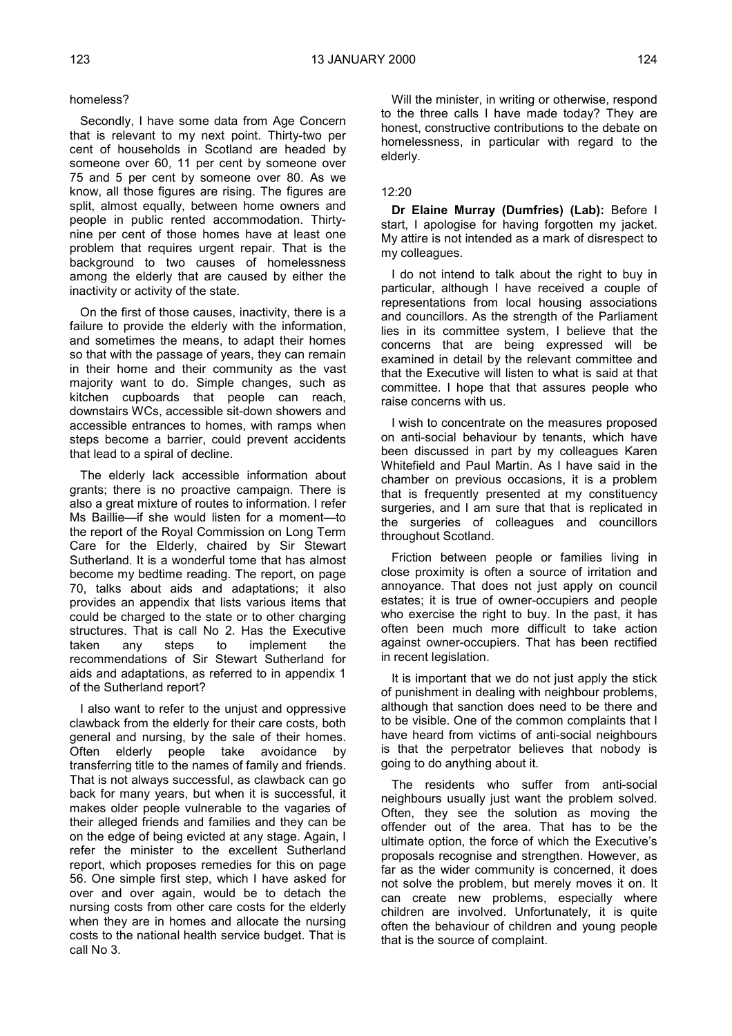homeless?

Secondly, I have some data from Age Concern that is relevant to my next point. Thirty-two per cent of households in Scotland are headed by someone over 60, 11 per cent by someone over 75 and 5 per cent by someone over 80. As we know, all those figures are rising. The figures are split, almost equally, between home owners and people in public rented accommodation. Thirty-nine per cent of those homes have at least one problem that requires urgent repair. That is the background to two causes of homelessness among the elderly that are caused by either the inactivity or activity of the state.

On the first of those causes, inactivity, there is a failure to provide the elderly with the information, and sometimes the means, to adapt their homes so that with the passage of years, they can remain in their home and their community as the vast majority want to do. Simple changes, such as kitchen cupboards that people can reach, downstairs WCs, accessible sit-down showers and accessible entrances to homes, with ramps when steps become a barrier, could prevent accidents that lead to a spiral of decline.

The elderly lack accessible information about grants; there is no proactive campaign. There is also a great mixture of routes to information. I refer Ms Baillie—if she would listen for a moment—to the report of the Royal Commission on Long Term Care for the Elderly, chaired by Sir Stewart Sutherland. It is a wonderful tome that has almost become my bedtime reading. The report, on page 70, talks about aids and adaptations; it also provides an appendix that lists various items that could be charged to the state or to other charging structures. That is call No 2. Has the Executive taken any steps to implement the recommendations of Sir Stewart Sutherland for aids and adaptations, as referred to in appendix 1 of the Sutherland report?

I also want to refer to the unjust and oppressive clawback from the elderly for their care costs, both general and nursing, by the sale of their homes. Often elderly people take avoidance by transferring title to the names of family and friends. That is not always successful, as clawback can go back for many years, but when it is successful, it makes older people vulnerable to the vagaries of their alleged friends and families and they can be on the edge of being evicted at any stage. Again, I refer the minister to the excellent Sutherland report, which proposes remedies for this on page 56. One simple first step, which I have asked for over and over again, would be to detach the nursing costs from other care costs for the elderly when they are in homes and allocate the nursing costs to the national health service budget. That is call No 3.

Will the minister, in writing or otherwise, respond to the three calls I have made today? They are honest, constructive contributions to the debate on homelessness, in particular with regard to the elderly.

12:20

**Dr Elaine Murray (Dumfries) (Lab):** Before I start, I apologise for having forgotten my jacket. My attire is not intended as a mark of disrespect to my colleagues.

I do not intend to talk about the right to buy in particular, although I have received a couple of representations from local housing associations and councillors. As the strength of the Parliament lies in its committee system, I believe that the concerns that are being expressed will be examined in detail by the relevant committee and that the Executive will listen to what is said at that committee. I hope that that assures people who raise concerns with us.

I wish to concentrate on the measures proposed on anti-social behaviour by tenants, which have been discussed in part by my colleagues Karen Whitefield and Paul Martin. As I have said in the chamber on previous occasions, it is a problem that is frequently presented at my constituency surgeries, and I am sure that that is replicated in the surgeries of colleagues and councillors throughout Scotland.

Friction between people or families living in close proximity is often a source of irritation and annoyance. That does not just apply on council estates; it is true of owner-occupiers and people who exercise the right to buy. In the past, it has often been much more difficult to take action against owner-occupiers. That has been rectified in recent legislation.

It is important that we do not just apply the stick of punishment in dealing with neighbour problems, although that sanction does need to be there and to be visible. One of the common complaints that I have heard from victims of anti-social neighbours is that the perpetrator believes that nobody is going to do anything about it.

The residents who suffer from anti-social neighbours usually just want the problem solved. Often, they see the solution as moving the offender out of the area. That has to be the ultimate option, the force of which the Executive's proposals recognise and strengthen. However, as far as the wider community is concerned, it does not solve the problem, but merely moves it on. It can create new problems, especially where children are involved. Unfortunately, it is quite often the behaviour of children and young people that is the source of complaint.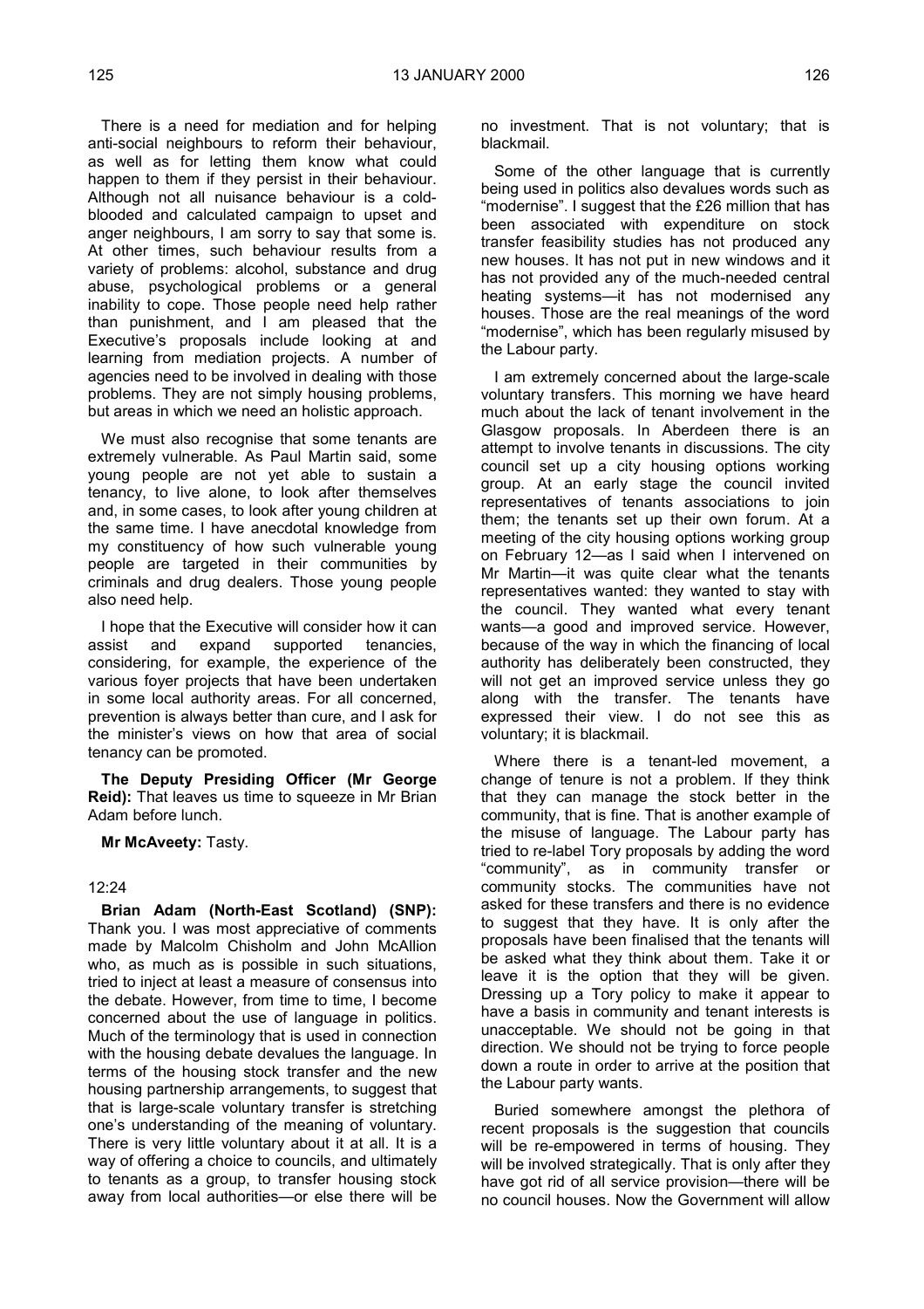There is a need for mediation and for helping anti-social neighbours to reform their behaviour, as well as for letting them know what could happen to them if they persist in their behaviour. Although not all nuisance behaviour is a cold-blooded and calculated campaign to upset and anger neighbours, I am sorry to say that some is. At other times, such behaviour results from a variety of problems: alcohol, substance and drug abuse, psychological problems or a general inability to cope. Those people need help rather than punishment, and I am pleased that the Executive's proposals include looking at and learning from mediation projects. A number of agencies need to be involved in dealing with those problems. They are not simply housing problems, but areas in which we need an holistic approach.

We must also recognise that some tenants are extremely vulnerable. As Paul Martin said, some young people are not yet able to sustain a tenancy, to live alone, to look after themselves and, in some cases, to look after young children at the same time. I have anecdotal knowledge from my constituency of how such vulnerable young people are targeted in their communities by criminals and drug dealers. Those young people also need help.

I hope that the Executive will consider how it can assist and expand supported tenancies, considering, for example, the experience of the various foyer projects that have been undertaken in some local authority areas. For all concerned, prevention is always better than cure, and I ask for the minister's views on how that area of social tenancy can be promoted.

**The Deputy Presiding Officer (Mr George Reid):** That leaves us time to squeeze in Mr Brian Adam before lunch.

**Mr McAveety:** Tasty.

12:24

**Brian Adam (North-East Scotland) (SNP):** Thank you. I was most appreciative of comments made by Malcolm Chisholm and John McAllion who, as much as is possible in such situations, tried to inject at least a measure of consensus into the debate. However, from time to time, I become concerned about the use of language in politics. Much of the terminology that is used in connection with the housing debate devalues the language. In terms of the housing stock transfer and the new housing partnership arrangements, to suggest that that is large-scale voluntary transfer is stretching one's understanding of the meaning of voluntary. There is very little voluntary about it at all. It is a way of offering a choice to councils, and ultimately to tenants as a group, to transfer housing stock away from local authorities—or else there will be no investment. That is not voluntary; that is blackmail.

Some of the other language that is currently being used in politics also devalues words such as "modernise". I suggest that the £26 million that has been associated with expenditure on stock transfer feasibility studies has not produced any new houses. It has not put in new windows and it has not provided any of the much-needed central heating systems—it has not modernised any houses. Those are the real meanings of the word "modernise", which has been regularly misused by the Labour party.

I am extremely concerned about the large-scale voluntary transfers. This morning we have heard much about the lack of tenant involvement in the Glasgow proposals. In Aberdeen there is an attempt to involve tenants in discussions. The city council set up a city housing options working group. At an early stage the council invited representatives of tenants associations to join them; the tenants set up their own forum. At a meeting of the city housing options working group on February 12—as I said when I intervened on Mr Martin—it was quite clear what the tenants representatives wanted: they wanted to stay with the council. They wanted what every tenant wants—a good and improved service. However, because of the way in which the financing of local authority has deliberately been constructed, they will not get an improved service unless they go along with the transfer. The tenants have expressed their view. I do not see this as voluntary; it is blackmail.

Where there is a tenant-led movement, a change of tenure is not a problem. If they think that they can manage the stock better in the community, that is fine. That is another example of the misuse of language. The Labour party has tried to re-label Tory proposals by adding the word "community", as in community transfer or community stocks. The communities have not asked for these transfers and there is no evidence to suggest that they have. It is only after the proposals have been finalised that the tenants will be asked what they think about them. Take it or leave it is the option that they will be given. Dressing up a Tory policy to make it appear to have a basis in community and tenant interests is unacceptable. We should not be going in that direction. We should not be trying to force people down a route in order to arrive at the position that the Labour party wants.

Buried somewhere amongst the plethora of recent proposals is the suggestion that councils will be re-empowered in terms of housing. They will be involved strategically. That is only after they have got rid of all service provision—there will be no council houses. Now the Government will allow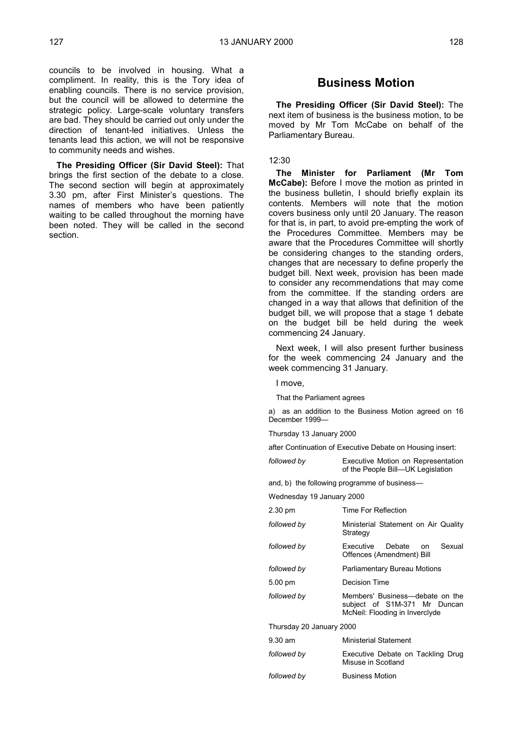councils to be involved in housing. What a compliment. In reality, this is the Tory idea of enabling councils. There is no service provision, but the council will be allowed to determine the strategic policy. Large-scale voluntary transfers are bad. They should be carried out only under the direction of tenant-led initiatives. Unless the tenants lead this action, we will not be responsive to community needs and wishes.

**The Presiding Officer (Sir David Steel):** That brings the first section of the debate to a close. The second section will begin at approximately 3.30 pm, after First Minister's questions. The names of members who have been patiently waiting to be called throughout the morning have been noted. They will be called in the second section.

# Business Motion

**The Presiding Officer (Sir David Steel):** The next item of business is the business motion, to be moved by Mr Tom McCabe on behalf of the Parliamentary Bureau.

12:30

**The Minister for Parliament (Mr Tom McCabe):** Before I move the motion as printed in the business bulletin, I should briefly explain its contents. Members will note that the motion covers business only until 20 January. The reason for that is, in part, to avoid pre-empting the work of the Procedures Committee. Members may be aware that the Procedures Committee will shortly be considering changes to the standing orders, changes that are necessary to define properly the budget bill. Next week, provision has been made to consider any recommendations that may come from the committee. If the standing orders are changed in a way that allows that definition of the budget bill, we will propose that a stage 1 debate on the budget bill be held during the week commencing 24 January.

Next week, I will also present further business for the week commencing 24 January and the week commencing 31 January.

I move,

That the Parliament agrees

a) as an addition to the Business Motion agreed on 16 December 1999—

Thursday 13 January 2000

after Continuation of Executive Debate on Housing insert:

| | |
|---|---|
| *followed by* | Executive Motion on Representation of the People Bill—UK Legislation |

and, b) the following programme of business—

Wednesday 19 January 2000

| | |
|---|---|
| 2.30 pm | Time For Reflection |
| *followed by* | Ministerial Statement on Air Quality Strategy |
| *followed by* | Executive Debate on Sexual Offences (Amendment) Bill |
| *followed by* | Parliamentary Bureau Motions |
| 5.00 pm | Decision Time |
| *followed by* | Members' Business—debate on the subject of S1M-371 Mr Duncan McNeil: Flooding in Inverclyde |

Thursday 20 January 2000

| | |
|---|---|
| 9.30 am | Ministerial Statement |
| *followed by* | Executive Debate on Tackling Drug Misuse in Scotland |
| *followed by* | Business Motion |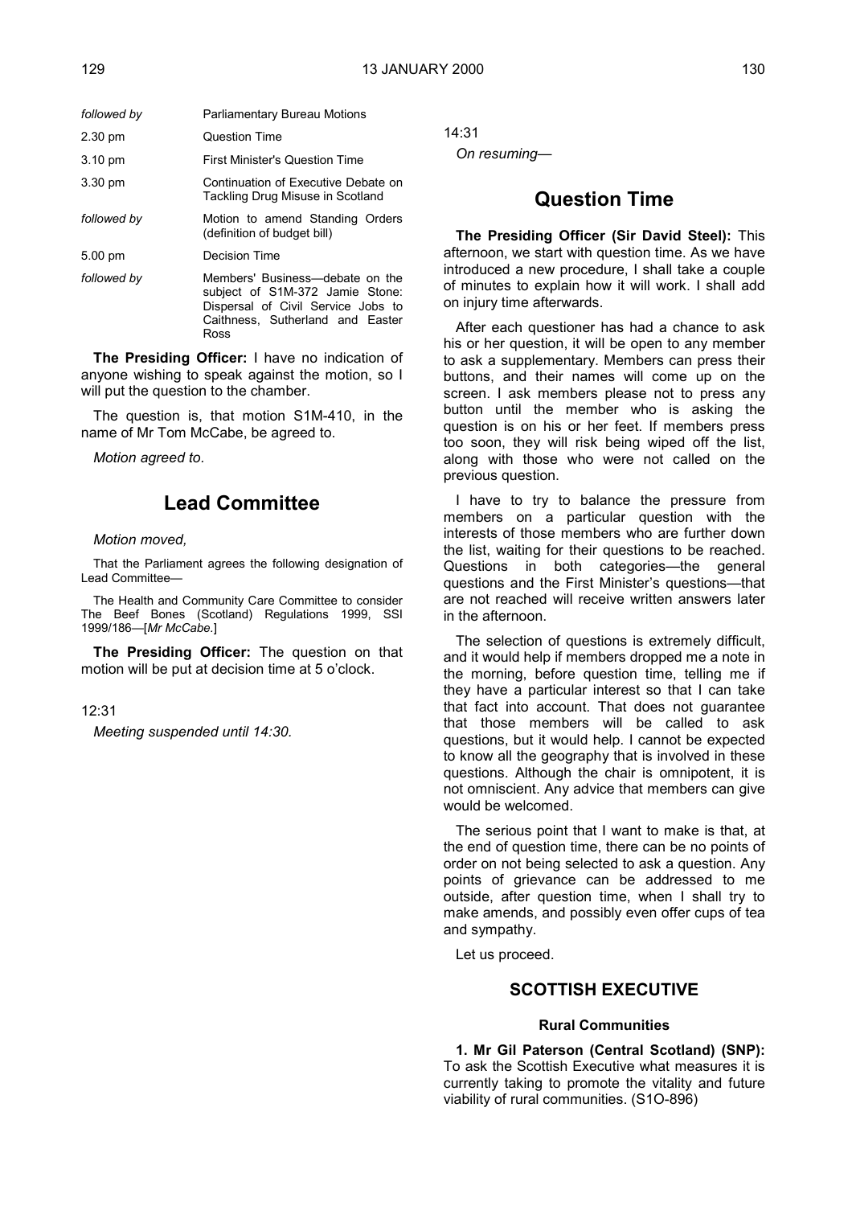| | |
|---|---|
| *followed by* | Parliamentary Bureau Motions |
| 2.30 pm | Question Time |
| 3.10 pm | First Minister's Question Time |
| 3.30 pm | Continuation of Executive Debate on Tackling Drug Misuse in Scotland |
| *followed by* | Motion to amend Standing Orders (definition of budget bill) |
| 5.00 pm | Decision Time |
| *followed by* | Members' Business—debate on the subject of S1M-372 Jamie Stone: Dispersal of Civil Service Jobs to Caithness, Sutherland and Easter Ross |

**The Presiding Officer:** I have no indication of anyone wishing to speak against the motion, so I will put the question to the chamber.

The question is, that motion S1M-410, in the name of Mr Tom McCabe, be agreed to.

*Motion agreed to.*

## Lead Committee

*Motion moved,*

That the Parliament agrees the following designation of Lead Committee—

The Health and Community Care Committee to consider The Beef Bones (Scotland) Regulations 1999, SSI 1999/186—[*Mr McCabe.*]

**The Presiding Officer:** The question on that motion will be put at decision time at 5 o'clock.

12:31

*Meeting suspended until 14:30.*

14:31

*On resuming—*

## Question Time

**The Presiding Officer (Sir David Steel):** This afternoon, we start with question time. As we have introduced a new procedure, I shall take a couple of minutes to explain how it will work. I shall add on injury time afterwards.

After each questioner has had a chance to ask his or her question, it will be open to any member to ask a supplementary. Members can press their buttons, and their names will come up on the screen. I ask members please not to press any button until the member who is asking the question is on his or her feet. If members press too soon, they will risk being wiped off the list, along with those who were not called on the previous question.

I have to try to balance the pressure from members on a particular question with the interests of those members who are further down the list, waiting for their questions to be reached. Questions in both categories—the general questions and the First Minister's questions—that are not reached will receive written answers later in the afternoon.

The selection of questions is extremely difficult, and it would help if members dropped me a note in the morning, before question time, telling me if they have a particular interest so that I can take that fact into account. That does not guarantee that those members will be called to ask questions, but it would help. I cannot be expected to know all the geography that is involved in these questions. Although the chair is omnipotent, it is not omniscient. Any advice that members can give would be welcomed.

The serious point that I want to make is that, at the end of question time, there can be no points of order on not being selected to ask a question. Any points of grievance can be addressed to me outside, after question time, when I shall try to make amends, and possibly even offer cups of tea and sympathy.

Let us proceed.

### SCOTTISH EXECUTIVE

#### Rural Communities

**1. Mr Gil Paterson (Central Scotland) (SNP):** To ask the Scottish Executive what measures it is currently taking to promote the vitality and future viability of rural communities. (S1O-896)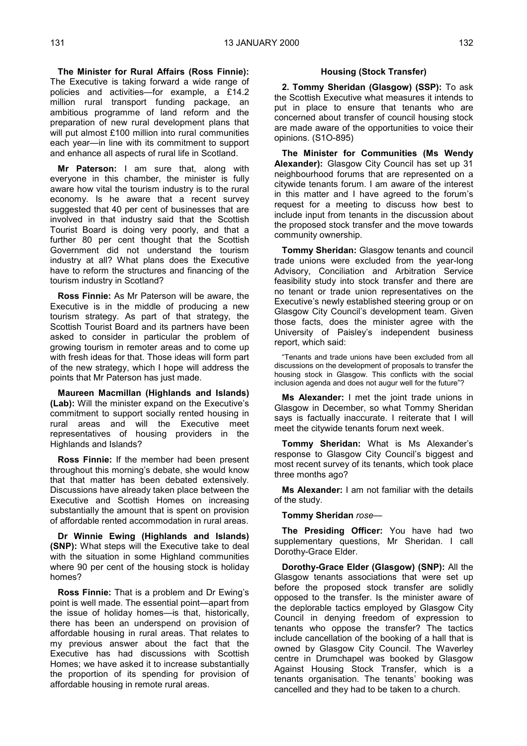**The Minister for Rural Affairs (Ross Finnie):** The Executive is taking forward a wide range of policies and activities—for example, a £14.2 million rural transport funding package, an ambitious programme of land reform and the preparation of new rural development plans that will put almost £100 million into rural communities each year—in line with its commitment to support and enhance all aspects of rural life in Scotland.

**Mr Paterson:** I am sure that, along with everyone in this chamber, the minister is fully aware how vital the tourism industry is to the rural economy. Is he aware that a recent survey suggested that 40 per cent of businesses that are involved in that industry said that the Scottish Tourist Board is doing very poorly, and that a further 80 per cent thought that the Scottish Government did not understand the tourism industry at all? What plans does the Executive have to reform the structures and financing of the tourism industry in Scotland?

**Ross Finnie:** As Mr Paterson will be aware, the Executive is in the middle of producing a new tourism strategy. As part of that strategy, the Scottish Tourist Board and its partners have been asked to consider in particular the problem of growing tourism in remoter areas and to come up with fresh ideas for that. Those ideas will form part of the new strategy, which I hope will address the points that Mr Paterson has just made.

**Maureen Macmillan (Highlands and Islands) (Lab):** Will the minister expand on the Executive's commitment to support socially rented housing in rural areas and will the Executive meet representatives of housing providers in the Highlands and Islands?

**Ross Finnie:** If the member had been present throughout this morning's debate, she would know that that matter has been debated extensively. Discussions have already taken place between the Executive and Scottish Homes on increasing substantially the amount that is spent on provision of affordable rented accommodation in rural areas.

**Dr Winnie Ewing (Highlands and Islands) (SNP):** What steps will the Executive take to deal with the situation in some Highland communities where 90 per cent of the housing stock is holiday homes?

**Ross Finnie:** That is a problem and Dr Ewing's point is well made. The essential point—apart from the issue of holiday homes—is that, historically, there has been an underspend on provision of affordable housing in rural areas. That relates to my previous answer about the fact that the Executive has had discussions with Scottish Homes; we have asked it to increase substantially the proportion of its spending for provision of affordable housing in remote rural areas.

### Housing (Stock Transfer)

**2. Tommy Sheridan (Glasgow) (SSP):** To ask the Scottish Executive what measures it intends to put in place to ensure that tenants who are concerned about transfer of council housing stock are made aware of the opportunities to voice their opinions. (S1O-895)

**The Minister for Communities (Ms Wendy Alexander):** Glasgow City Council has set up 31 neighbourhood forums that are represented on a citywide tenants forum. I am aware of the interest in this matter and I have agreed to the forum's request for a meeting to discuss how best to include input from tenants in the discussion about the proposed stock transfer and the move towards community ownership.

**Tommy Sheridan:** Glasgow tenants and council trade unions were excluded from the year-long Advisory, Conciliation and Arbitration Service feasibility study into stock transfer and there are no tenant or trade union representatives on the Executive's newly established steering group or on Glasgow City Council's development team. Given those facts, does the minister agree with the University of Paisley's independent business report, which said:

> "Tenants and trade unions have been excluded from all discussions on the development of proposals to transfer the housing stock in Glasgow. This conflicts with the social inclusion agenda and does not augur well for the future"?

**Ms Alexander:** I met the joint trade unions in Glasgow in December, so what Tommy Sheridan says is factually inaccurate. I reiterate that I will meet the citywide tenants forum next week.

**Tommy Sheridan:** What is Ms Alexander's response to Glasgow City Council's biggest and most recent survey of its tenants, which took place three months ago?

**Ms Alexander:** I am not familiar with the details of the study.

**Tommy Sheridan** *rose—*

**The Presiding Officer:** You have had two supplementary questions, Mr Sheridan. I call Dorothy-Grace Elder.

**Dorothy-Grace Elder (Glasgow) (SNP):** All the Glasgow tenants associations that were set up before the proposed stock transfer are solidly opposed to the transfer. Is the minister aware of the deplorable tactics employed by Glasgow City Council in denying freedom of expression to tenants who oppose the transfer? The tactics include cancellation of the booking of a hall that is owned by Glasgow City Council. The Waverley centre in Drumchapel was booked by Glasgow Against Housing Stock Transfer, which is a tenants organisation. The tenants' booking was cancelled and they had to be taken to a church.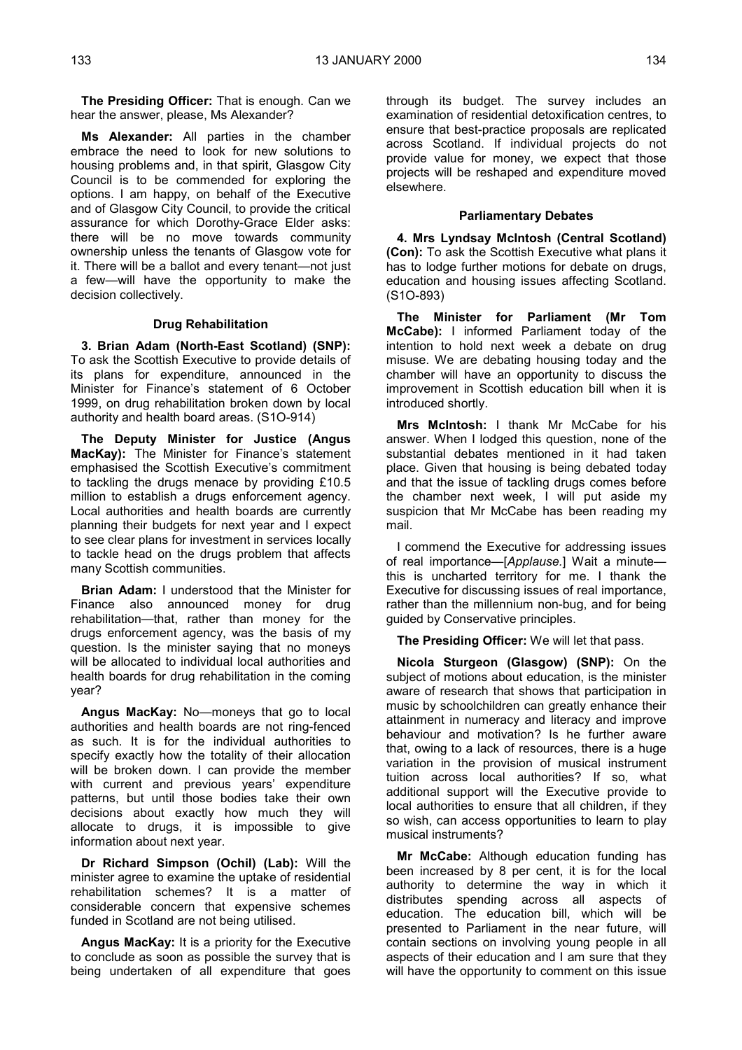**The Presiding Officer:** That is enough. Can we hear the answer, please, Ms Alexander?

**Ms Alexander:** All parties in the chamber embrace the need to look for new solutions to housing problems and, in that spirit, Glasgow City Council is to be commended for exploring the options. I am happy, on behalf of the Executive and of Glasgow City Council, to provide the critical assurance for which Dorothy-Grace Elder asks: there will be no move towards community ownership unless the tenants of Glasgow vote for it. There will be a ballot and every tenant—not just a few—will have the opportunity to make the decision collectively.

#### Drug Rehabilitation

**3. Brian Adam (North-East Scotland) (SNP):** To ask the Scottish Executive to provide details of its plans for expenditure, announced in the Minister for Finance's statement of 6 October 1999, on drug rehabilitation broken down by local authority and health board areas. (S1O-914)

**The Deputy Minister for Justice (Angus MacKay):** The Minister for Finance's statement emphasised the Scottish Executive's commitment to tackling the drugs menace by providing £10.5 million to establish a drugs enforcement agency. Local authorities and health boards are currently planning their budgets for next year and I expect to see clear plans for investment in services locally to tackle head on the drugs problem that affects many Scottish communities.

**Brian Adam:** I understood that the Minister for Finance also announced money for drug rehabilitation—that, rather than money for the drugs enforcement agency, was the basis of my question. Is the minister saying that no moneys will be allocated to individual local authorities and health boards for drug rehabilitation in the coming year?

**Angus MacKay:** No—moneys that go to local authorities and health boards are not ring-fenced as such. It is for the individual authorities to specify exactly how the totality of their allocation will be broken down. I can provide the member with current and previous years' expenditure patterns, but until those bodies take their own decisions about exactly how much they will allocate to drugs, it is impossible to give information about next year.

**Dr Richard Simpson (Ochil) (Lab):** Will the minister agree to examine the uptake of residential rehabilitation schemes? It is a matter of considerable concern that expensive schemes funded in Scotland are not being utilised.

**Angus MacKay:** It is a priority for the Executive to conclude as soon as possible the survey that is being undertaken of all expenditure that goes through its budget. The survey includes an examination of residential detoxification centres, to ensure that best-practice proposals are replicated across Scotland. If individual projects do not provide value for money, we expect that those projects will be reshaped and expenditure moved elsewhere.

#### Parliamentary Debates

**4. Mrs Lyndsay McIntosh (Central Scotland) (Con):** To ask the Scottish Executive what plans it has to lodge further motions for debate on drugs, education and housing issues affecting Scotland. (S1O-893)

**The Minister for Parliament (Mr Tom McCabe):** I informed Parliament today of the intention to hold next week a debate on drug misuse. We are debating housing today and the chamber will have an opportunity to discuss the improvement in Scottish education bill when it is introduced shortly.

**Mrs McIntosh:** I thank Mr McCabe for his answer. When I lodged this question, none of the substantial debates mentioned in it had taken place. Given that housing is being debated today and that the issue of tackling drugs comes before the chamber next week, I will put aside my suspicion that Mr McCabe has been reading my mail.

I commend the Executive for addressing issues of real importance—[*Applause*.] Wait a minute—this is uncharted territory for me. I thank the Executive for discussing issues of real importance, rather than the millennium non-bug, and for being guided by Conservative principles.

**The Presiding Officer:** We will let that pass.

**Nicola Sturgeon (Glasgow) (SNP):** On the subject of motions about education, is the minister aware of research that shows that participation in music by schoolchildren can greatly enhance their attainment in numeracy and literacy and improve behaviour and motivation? Is he further aware that, owing to a lack of resources, there is a huge variation in the provision of musical instrument tuition across local authorities? If so, what additional support will the Executive provide to local authorities to ensure that all children, if they so wish, can access opportunities to learn to play musical instruments?

**Mr McCabe:** Although education funding has been increased by 8 per cent, it is for the local authority to determine the way in which it distributes spending across all aspects of education. The education bill, which will be presented to Parliament in the near future, will contain sections on involving young people in all aspects of their education and I am sure that they will have the opportunity to comment on this issue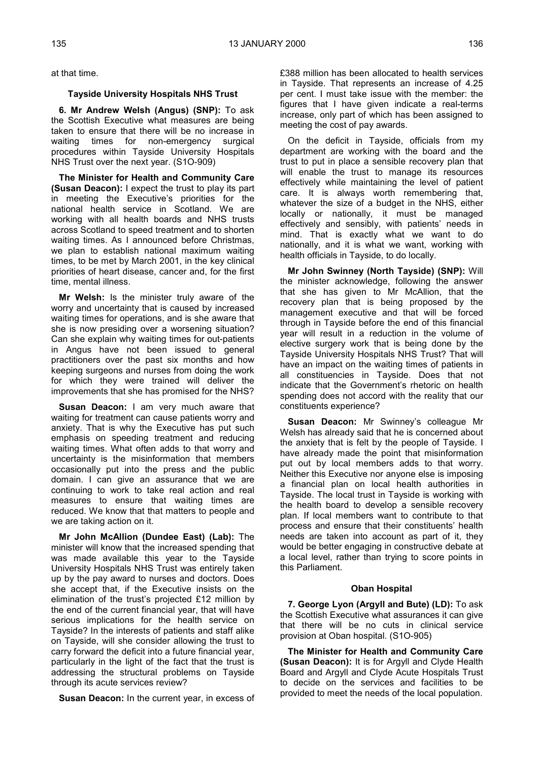at that time.

### Tayside University Hospitals NHS Trust

**6. Mr Andrew Welsh (Angus) (SNP):** To ask the Scottish Executive what measures are being taken to ensure that there will be no increase in waiting times for non-emergency surgical procedures within Tayside University Hospitals NHS Trust over the next year. (S1O-909)

**The Minister for Health and Community Care (Susan Deacon):** I expect the trust to play its part in meeting the Executive's priorities for the national health service in Scotland. We are working with all health boards and NHS trusts across Scotland to speed treatment and to shorten waiting times. As I announced before Christmas, we plan to establish national maximum waiting times, to be met by March 2001, in the key clinical priorities of heart disease, cancer and, for the first time, mental illness.

**Mr Welsh:** Is the minister truly aware of the worry and uncertainty that is caused by increased waiting times for operations, and is she aware that she is now presiding over a worsening situation? Can she explain why waiting times for out-patients in Angus have not been issued to general practitioners over the past six months and how keeping surgeons and nurses from doing the work for which they were trained will deliver the improvements that she has promised for the NHS?

**Susan Deacon:** I am very much aware that waiting for treatment can cause patients worry and anxiety. That is why the Executive has put such emphasis on speeding treatment and reducing waiting times. What often adds to that worry and uncertainty is the misinformation that members occasionally put into the press and the public domain. I can give an assurance that we are continuing to work to take real action and real measures to ensure that waiting times are reduced. We know that that matters to people and we are taking action on it.

**Mr John McAllion (Dundee East) (Lab):** The minister will know that the increased spending that was made available this year to the Tayside University Hospitals NHS Trust was entirely taken up by the pay award to nurses and doctors. Does she accept that, if the Executive insists on the elimination of the trust's projected £12 million by the end of the current financial year, that will have serious implications for the health service on Tayside? In the interests of patients and staff alike on Tayside, will she consider allowing the trust to carry forward the deficit into a future financial year, particularly in the light of the fact that the trust is addressing the structural problems on Tayside through its acute services review?

**Susan Deacon:** In the current year, in excess of £388 million has been allocated to health services in Tayside. That represents an increase of 4.25 per cent. I must take issue with the member: the figures that I have given indicate a real-terms increase, only part of which has been assigned to meeting the cost of pay awards.

On the deficit in Tayside, officials from my department are working with the board and the trust to put in place a sensible recovery plan that will enable the trust to manage its resources effectively while maintaining the level of patient care. It is always worth remembering that, whatever the size of a budget in the NHS, either locally or nationally, it must be managed effectively and sensibly, with patients' needs in mind. That is exactly what we want to do nationally, and it is what we want, working with health officials in Tayside, to do locally.

**Mr John Swinney (North Tayside) (SNP):** Will the minister acknowledge, following the answer that she has given to Mr McAllion, that the recovery plan that is being proposed by the management executive and that will be forced through in Tayside before the end of this financial year will result in a reduction in the volume of elective surgery work that is being done by the Tayside University Hospitals NHS Trust? That will have an impact on the waiting times of patients in all constituencies in Tayside. Does that not indicate that the Government's rhetoric on health spending does not accord with the reality that our constituents experience?

**Susan Deacon:** Mr Swinney's colleague Mr Welsh has already said that he is concerned about the anxiety that is felt by the people of Tayside. I have already made the point that misinformation put out by local members adds to that worry. Neither this Executive nor anyone else is imposing a financial plan on local health authorities in Tayside. The local trust in Tayside is working with the health board to develop a sensible recovery plan. If local members want to contribute to that process and ensure that their constituents' health needs are taken into account as part of it, they would be better engaging in constructive debate at a local level, rather than trying to score points in this Parliament.

### Oban Hospital

**7. George Lyon (Argyll and Bute) (LD):** To ask the Scottish Executive what assurances it can give that there will be no cuts in clinical service provision at Oban hospital. (S1O-905)

**The Minister for Health and Community Care (Susan Deacon):** It is for Argyll and Clyde Health Board and Argyll and Clyde Acute Hospitals Trust to decide on the services and facilities to be provided to meet the needs of the local population.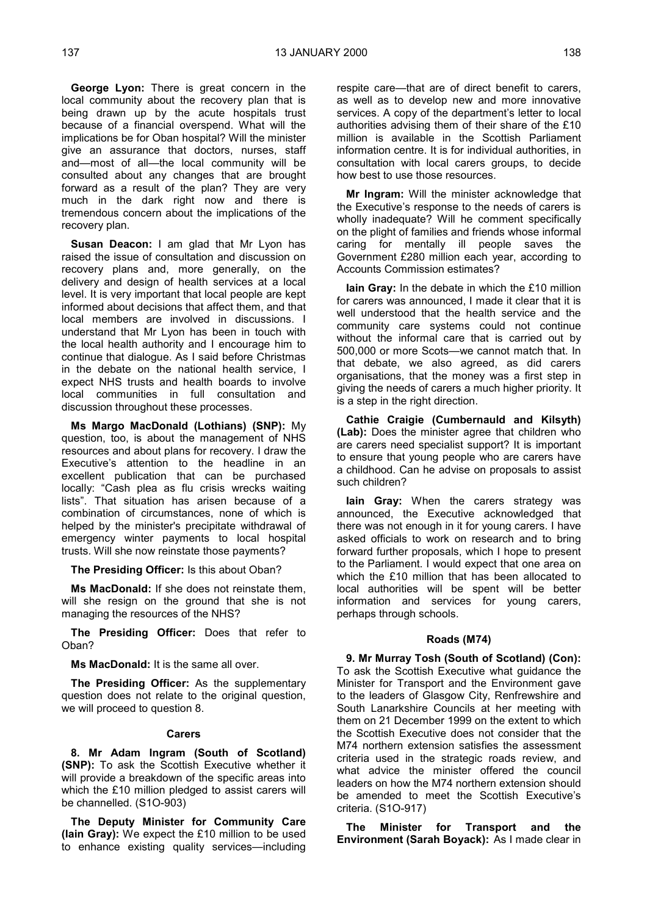**George Lyon:** There is great concern in the local community about the recovery plan that is being drawn up by the acute hospitals trust because of a financial overspend. What will the implications be for Oban hospital? Will the minister give an assurance that doctors, nurses, staff and—most of all—the local community will be consulted about any changes that are brought forward as a result of the plan? They are very much in the dark right now and there is tremendous concern about the implications of the recovery plan.

**Susan Deacon:** I am glad that Mr Lyon has raised the issue of consultation and discussion on recovery plans and, more generally, on the delivery and design of health services at a local level. It is very important that local people are kept informed about decisions that affect them, and that local members are involved in discussions. I understand that Mr Lyon has been in touch with the local health authority and I encourage him to continue that dialogue. As I said before Christmas in the debate on the national health service, I expect NHS trusts and health boards to involve local communities in full consultation and discussion throughout these processes.

**Ms Margo MacDonald (Lothians) (SNP):** My question, too, is about the management of NHS resources and about plans for recovery. I draw the Executive's attention to the headline in an excellent publication that can be purchased locally: "Cash plea as flu crisis wrecks waiting lists". That situation has arisen because of a combination of circumstances, none of which is helped by the minister's precipitate withdrawal of emergency winter payments to local hospital trusts. Will she now reinstate those payments?

**The Presiding Officer:** Is this about Oban?

**Ms MacDonald:** If she does not reinstate them, will she resign on the ground that she is not managing the resources of the NHS?

**The Presiding Officer:** Does that refer to Oban?

**Ms MacDonald:** It is the same all over.

**The Presiding Officer:** As the supplementary question does not relate to the original question, we will proceed to question 8.

#### Carers

**8. Mr Adam Ingram (South of Scotland) (SNP):** To ask the Scottish Executive whether it will provide a breakdown of the specific areas into which the £10 million pledged to assist carers will be channelled. (S1O-903)

**The Deputy Minister for Community Care (Iain Gray):** We expect the £10 million to be used to enhance existing quality services—including respite care—that are of direct benefit to carers, as well as to develop new and more innovative services. A copy of the department's letter to local authorities advising them of their share of the £10 million is available in the Scottish Parliament information centre. It is for individual authorities, in consultation with local carers groups, to decide how best to use those resources.

**Mr Ingram:** Will the minister acknowledge that the Executive's response to the needs of carers is wholly inadequate? Will he comment specifically on the plight of families and friends whose informal caring for mentally ill people saves the Government £280 million each year, according to Accounts Commission estimates?

**Iain Gray:** In the debate in which the £10 million for carers was announced, I made it clear that it is well understood that the health service and the community care systems could not continue without the informal care that is carried out by 500,000 or more Scots—we cannot match that. In that debate, we also agreed, as did carers organisations, that the money was a first step in giving the needs of carers a much higher priority. It is a step in the right direction.

**Cathie Craigie (Cumbernauld and Kilsyth) (Lab):** Does the minister agree that children who are carers need specialist support? It is important to ensure that young people who are carers have a childhood. Can he advise on proposals to assist such children?

**Iain Gray:** When the carers strategy was announced, the Executive acknowledged that there was not enough in it for young carers. I have asked officials to work on research and to bring forward further proposals, which I hope to present to the Parliament. I would expect that one area on which the £10 million that has been allocated to local authorities will be spent will be better information and services for young carers, perhaps through schools.

#### Roads (M74)

**9. Mr Murray Tosh (South of Scotland) (Con):** To ask the Scottish Executive what guidance the Minister for Transport and the Environment gave to the leaders of Glasgow City, Renfrewshire and South Lanarkshire Councils at her meeting with them on 21 December 1999 on the extent to which the Scottish Executive does not consider that the M74 northern extension satisfies the assessment criteria used in the strategic roads review, and what advice the minister offered the council leaders on how the M74 northern extension should be amended to meet the Scottish Executive's criteria. (S1O-917)

**The Minister for Transport and the Environment (Sarah Boyack):** As I made clear in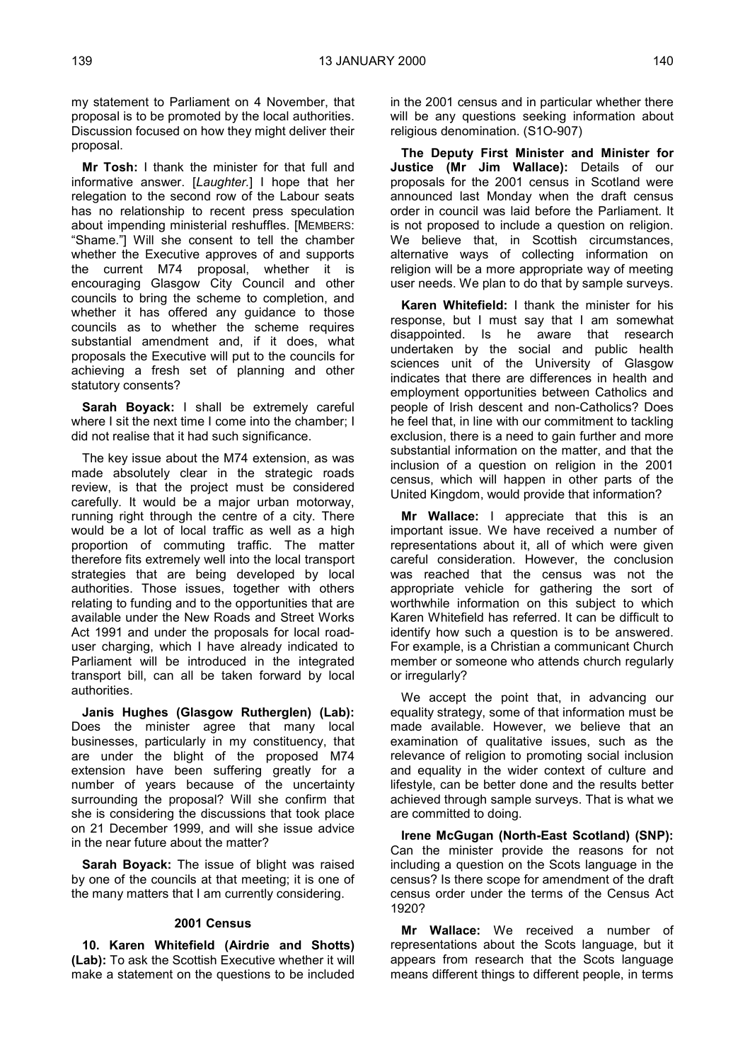my statement to Parliament on 4 November, that proposal is to be promoted by the local authorities. Discussion focused on how they might deliver their proposal.

**Mr Tosh:** I thank the minister for that full and informative answer. [*Laughter.*] I hope that her relegation to the second row of the Labour seats has no relationship to recent press speculation about impending ministerial reshuffles. [MEMBERS: "Shame."] Will she consent to tell the chamber whether the Executive approves of and supports the current M74 proposal, whether it is encouraging Glasgow City Council and other councils to bring the scheme to completion, and whether it has offered any guidance to those councils as to whether the scheme requires substantial amendment and, if it does, what proposals the Executive will put to the councils for achieving a fresh set of planning and other statutory consents?

**Sarah Boyack:** I shall be extremely careful where I sit the next time I come into the chamber; I did not realise that it had such significance.

The key issue about the M74 extension, as was made absolutely clear in the strategic roads review, is that the project must be considered carefully. It would be a major urban motorway, running right through the centre of a city. There would be a lot of local traffic as well as a high proportion of commuting traffic. The matter therefore fits extremely well into the local transport strategies that are being developed by local authorities. Those issues, together with others relating to funding and to the opportunities that are available under the New Roads and Street Works Act 1991 and under the proposals for local road-user charging, which I have already indicated to Parliament will be introduced in the integrated transport bill, can all be taken forward by local authorities.

**Janis Hughes (Glasgow Rutherglen) (Lab):** Does the minister agree that many local businesses, particularly in my constituency, that are under the blight of the proposed M74 extension have been suffering greatly for a number of years because of the uncertainty surrounding the proposal? Will she confirm that she is considering the discussions that took place on 21 December 1999, and will she issue advice in the near future about the matter?

**Sarah Boyack:** The issue of blight was raised by one of the councils at that meeting; it is one of the many matters that I am currently considering.

## 2001 Census

**10. Karen Whitefield (Airdrie and Shotts) (Lab):** To ask the Scottish Executive whether it will make a statement on the questions to be included in the 2001 census and in particular whether there will be any questions seeking information about religious denomination. (S1O-907)

**The Deputy First Minister and Minister for Justice (Mr Jim Wallace):** Details of our proposals for the 2001 census in Scotland were announced last Monday when the draft census order in council was laid before the Parliament. It is not proposed to include a question on religion. We believe that, in Scottish circumstances, alternative ways of collecting information on religion will be a more appropriate way of meeting user needs. We plan to do that by sample surveys.

**Karen Whitefield:** I thank the minister for his response, but I must say that I am somewhat disappointed. Is he aware that research undertaken by the social and public health sciences unit of the University of Glasgow indicates that there are differences in health and employment opportunities between Catholics and people of Irish descent and non-Catholics? Does he feel that, in line with our commitment to tackling exclusion, there is a need to gain further and more substantial information on the matter, and that the inclusion of a question on religion in the 2001 census, which will happen in other parts of the United Kingdom, would provide that information?

**Mr Wallace:** I appreciate that this is an important issue. We have received a number of representations about it, all of which were given careful consideration. However, the conclusion was reached that the census was not the appropriate vehicle for gathering the sort of worthwhile information on this subject to which Karen Whitefield has referred. It can be difficult to identify how such a question is to be answered. For example, is a Christian a communicant Church member or someone who attends church regularly or irregularly?

We accept the point that, in advancing our equality strategy, some of that information must be made available. However, we believe that an examination of qualitative issues, such as the relevance of religion to promoting social inclusion and equality in the wider context of culture and lifestyle, can be better done and the results better achieved through sample surveys. That is what we are committed to doing.

**Irene McGugan (North-East Scotland) (SNP):** Can the minister provide the reasons for not including a question on the Scots language in the census? Is there scope for amendment of the draft census order under the terms of the Census Act 1920?

**Mr Wallace:** We received a number of representations about the Scots language, but it appears from research that the Scots language means different things to different people, in terms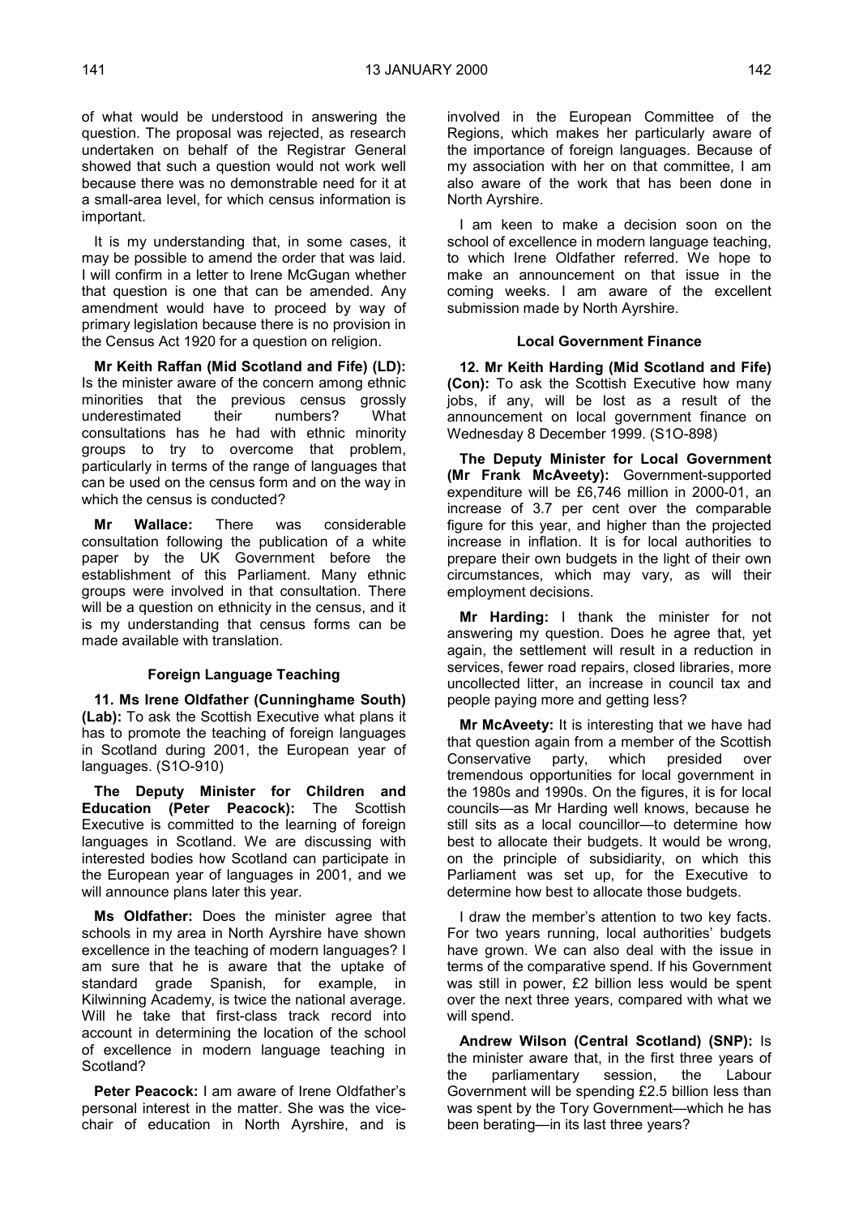of what would be understood in answering the question. The proposal was rejected, as research undertaken on behalf of the Registrar General showed that such a question would not work well because there was no demonstrable need for it at a small-area level, for which census information is important.

It is my understanding that, in some cases, it may be possible to amend the order that was laid. I will confirm in a letter to Irene McGugan whether that question is one that can be amended. Any amendment would have to proceed by way of primary legislation because there is no provision in the Census Act 1920 for a question on religion.

**Mr Keith Raffan (Mid Scotland and Fife) (LD):** Is the minister aware of the concern among ethnic minorities that the previous census grossly underestimated their numbers? What consultations has he had with ethnic minority groups to try to overcome that problem, particularly in terms of the range of languages that can be used on the census form and on the way in which the census is conducted?

**Mr Wallace:** There was considerable consultation following the publication of a white paper by the UK Government before the establishment of this Parliament. Many ethnic groups were involved in that consultation. There will be a question on ethnicity in the census, and it is my understanding that census forms can be made available with translation.

### Foreign Language Teaching

**11. Ms Irene Oldfather (Cunninghame South) (Lab):** To ask the Scottish Executive what plans it has to promote the teaching of foreign languages in Scotland during 2001, the European year of languages. (S1O-910)

**The Deputy Minister for Children and Education (Peter Peacock):** The Scottish Executive is committed to the learning of foreign languages in Scotland. We are discussing with interested bodies how Scotland can participate in the European year of languages in 2001, and we will announce plans later this year.

**Ms Oldfather:** Does the minister agree that schools in my area in North Ayrshire have shown excellence in the teaching of modern languages? I am sure that he is aware that the uptake of standard grade Spanish, for example, in Kilwinning Academy, is twice the national average. Will he take that first-class track record into account in determining the location of the school of excellence in modern language teaching in Scotland?

**Peter Peacock:** I am aware of Irene Oldfather's personal interest in the matter. She was the vice-chair of education in North Ayrshire, and is involved in the European Committee of the Regions, which makes her particularly aware of the importance of foreign languages. Because of my association with her on that committee, I am also aware of the work that has been done in North Ayrshire.

I am keen to make a decision soon on the school of excellence in modern language teaching, to which Irene Oldfather referred. We hope to make an announcement on that issue in the coming weeks. I am aware of the excellent submission made by North Ayrshire.

### Local Government Finance

**12. Mr Keith Harding (Mid Scotland and Fife) (Con):** To ask the Scottish Executive how many jobs, if any, will be lost as a result of the announcement on local government finance on Wednesday 8 December 1999. (S1O-898)

**The Deputy Minister for Local Government (Mr Frank McAveety):** Government-supported expenditure will be £6,746 million in 2000-01, an increase of 3.7 per cent over the comparable figure for this year, and higher than the projected increase in inflation. It is for local authorities to prepare their own budgets in the light of their own circumstances, which may vary, as will their employment decisions.

**Mr Harding:** I thank the minister for not answering my question. Does he agree that, yet again, the settlement will result in a reduction in services, fewer road repairs, closed libraries, more uncollected litter, an increase in council tax and people paying more and getting less?

**Mr McAveety:** It is interesting that we have had that question again from a member of the Scottish Conservative party, which presided over tremendous opportunities for local government in the 1980s and 1990s. On the figures, it is for local councils—as Mr Harding well knows, because he still sits as a local councillor—to determine how best to allocate their budgets. It would be wrong, on the principle of subsidiarity, on which this Parliament was set up, for the Executive to determine how best to allocate those budgets.

I draw the member's attention to two key facts. For two years running, local authorities' budgets have grown. We can also deal with the issue in terms of the comparative spend. If his Government was still in power, £2 billion less would be spent over the next three years, compared with what we will spend.

**Andrew Wilson (Central Scotland) (SNP):** Is the minister aware that, in the first three years of the parliamentary session, the Labour Government will be spending £2.5 billion less than was spent by the Tory Government—which he has been berating—in its last three years?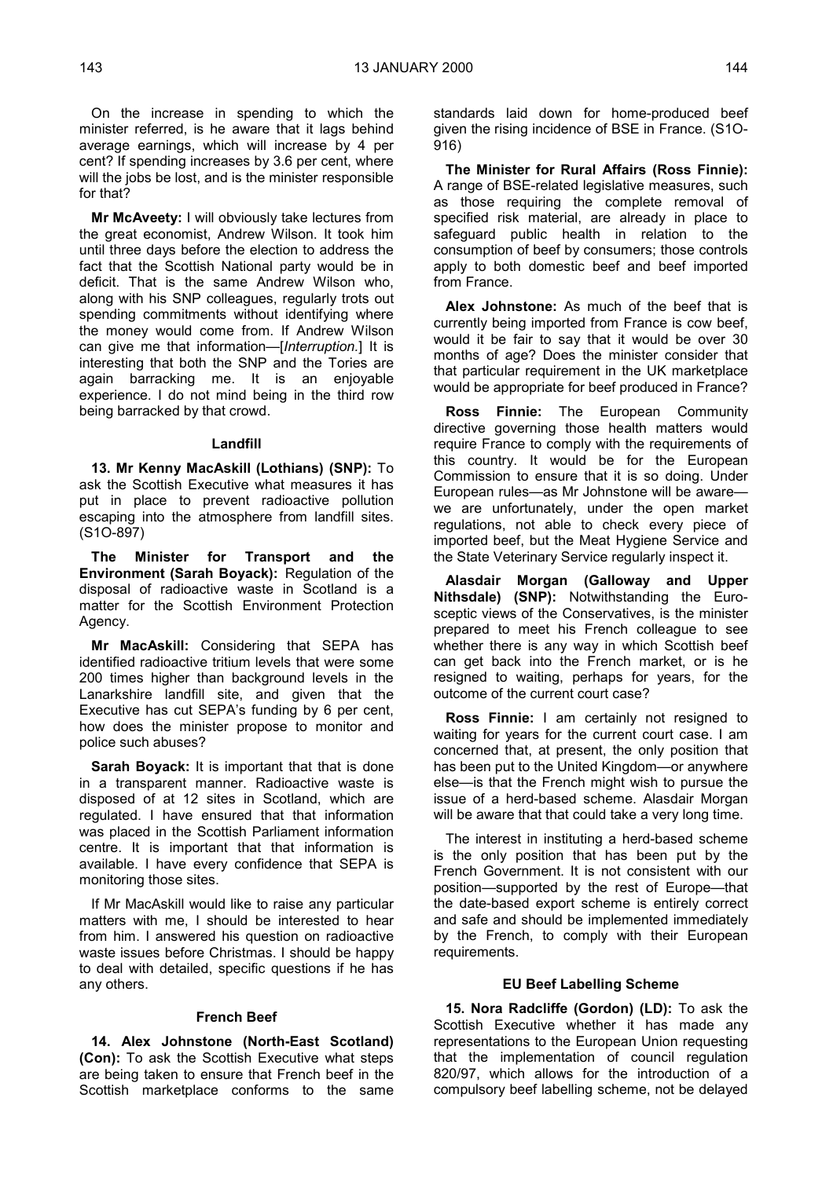On the increase in spending to which the minister referred, is he aware that it lags behind average earnings, which will increase by 4 per cent? If spending increases by 3.6 per cent, where will the jobs be lost, and is the minister responsible for that?

**Mr McAveety:** I will obviously take lectures from the great economist, Andrew Wilson. It took him until three days before the election to address the fact that the Scottish National party would be in deficit. That is the same Andrew Wilson who, along with his SNP colleagues, regularly trots out spending commitments without identifying where the money would come from. If Andrew Wilson can give me that information—[*Interruption.*] It is interesting that both the SNP and the Tories are again barracking me. It is an enjoyable experience. I do not mind being in the third row being barracked by that crowd.

#### Landfill

**13. Mr Kenny MacAskill (Lothians) (SNP):** To ask the Scottish Executive what measures it has put in place to prevent radioactive pollution escaping into the atmosphere from landfill sites. (S1O-897)

**The Minister for Transport and the Environment (Sarah Boyack):** Regulation of the disposal of radioactive waste in Scotland is a matter for the Scottish Environment Protection Agency.

**Mr MacAskill:** Considering that SEPA has identified radioactive tritium levels that were some 200 times higher than background levels in the Lanarkshire landfill site, and given that the Executive has cut SEPA's funding by 6 per cent, how does the minister propose to monitor and police such abuses?

**Sarah Boyack:** It is important that that is done in a transparent manner. Radioactive waste is disposed of at 12 sites in Scotland, which are regulated. I have ensured that that information was placed in the Scottish Parliament information centre. It is important that that information is available. I have every confidence that SEPA is monitoring those sites.

If Mr MacAskill would like to raise any particular matters with me, I should be interested to hear from him. I answered his question on radioactive waste issues before Christmas. I should be happy to deal with detailed, specific questions if he has any others.

#### French Beef

**14. Alex Johnstone (North-East Scotland) (Con):** To ask the Scottish Executive what steps are being taken to ensure that French beef in the Scottish marketplace conforms to the same standards laid down for home-produced beef given the rising incidence of BSE in France. (S1O-916)

**The Minister for Rural Affairs (Ross Finnie):** A range of BSE-related legislative measures, such as those requiring the complete removal of specified risk material, are already in place to safeguard public health in relation to the consumption of beef by consumers; those controls apply to both domestic beef and beef imported from France.

**Alex Johnstone:** As much of the beef that is currently being imported from France is cow beef, would it be fair to say that it would be over 30 months of age? Does the minister consider that that particular requirement in the UK marketplace would be appropriate for beef produced in France?

**Ross Finnie:** The European Community directive governing those health matters would require France to comply with the requirements of this country. It would be for the European Commission to ensure that it is so doing. Under European rules—as Mr Johnstone will be aware—we are unfortunately, under the open market regulations, not able to check every piece of imported beef, but the Meat Hygiene Service and the State Veterinary Service regularly inspect it.

**Alasdair Morgan (Galloway and Upper Nithsdale) (SNP):** Notwithstanding the Euro-sceptic views of the Conservatives, is the minister prepared to meet his French colleague to see whether there is any way in which Scottish beef can get back into the French market, or is he resigned to waiting, perhaps for years, for the outcome of the current court case?

**Ross Finnie:** I am certainly not resigned to waiting for years for the current court case. I am concerned that, at present, the only position that has been put to the United Kingdom—or anywhere else—is that the French might wish to pursue the issue of a herd-based scheme. Alasdair Morgan will be aware that that could take a very long time.

The interest in instituting a herd-based scheme is the only position that has been put by the French Government. It is not consistent with our position—supported by the rest of Europe—that the date-based export scheme is entirely correct and safe and should be implemented immediately by the French, to comply with their European requirements.

#### EU Beef Labelling Scheme

**15. Nora Radcliffe (Gordon) (LD):** To ask the Scottish Executive whether it has made any representations to the European Union requesting that the implementation of council regulation 820/97, which allows for the introduction of a compulsory beef labelling scheme, not be delayed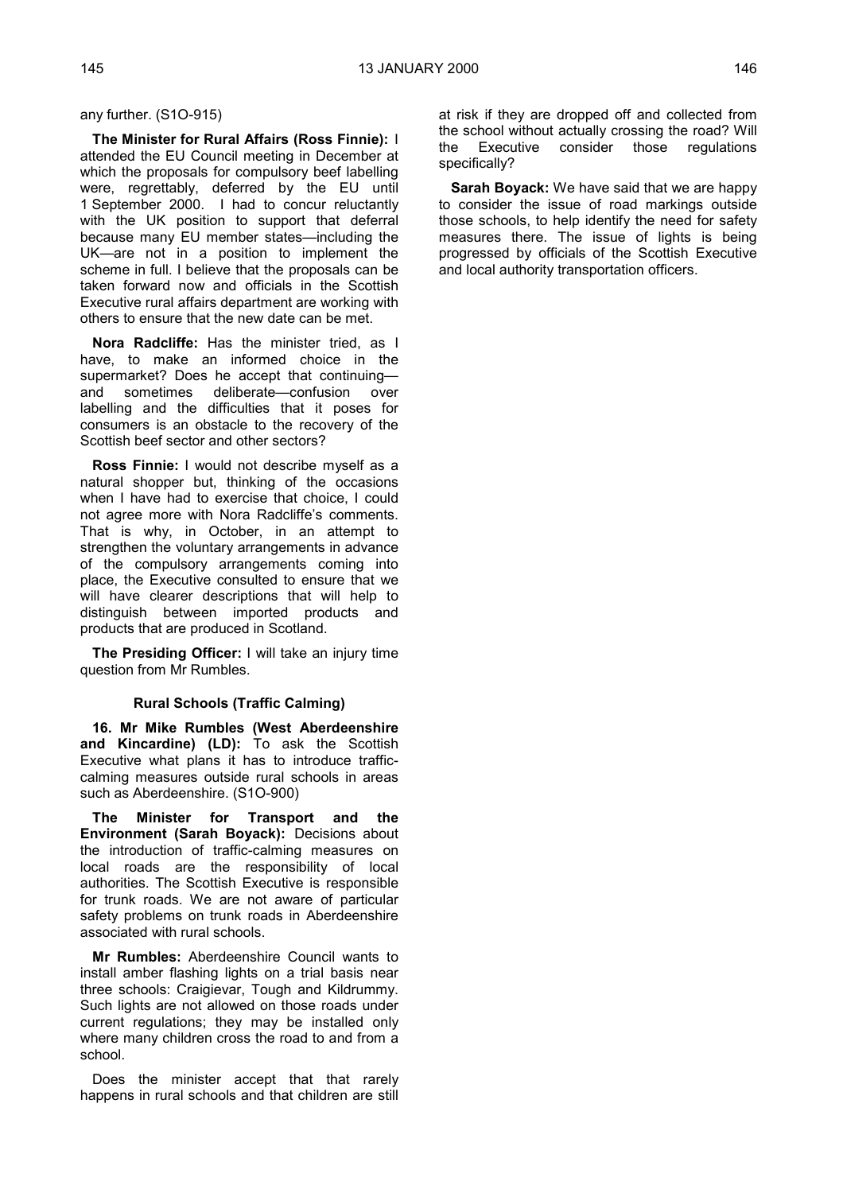any further. (S1O-915)

**The Minister for Rural Affairs (Ross Finnie):** I attended the EU Council meeting in December at which the proposals for compulsory beef labelling were, regrettably, deferred by the EU until 1 September 2000. I had to concur reluctantly with the UK position to support that deferral because many EU member states—including the UK—are not in a position to implement the scheme in full. I believe that the proposals can be taken forward now and officials in the Scottish Executive rural affairs department are working with others to ensure that the new date can be met.

**Nora Radcliffe:** Has the minister tried, as I have, to make an informed choice in the supermarket? Does he accept that continuing—and sometimes deliberate—confusion over labelling and the difficulties that it poses for consumers is an obstacle to the recovery of the Scottish beef sector and other sectors?

**Ross Finnie:** I would not describe myself as a natural shopper but, thinking of the occasions when I have had to exercise that choice, I could not agree more with Nora Radcliffe's comments. That is why, in October, in an attempt to strengthen the voluntary arrangements in advance of the compulsory arrangements coming into place, the Executive consulted to ensure that we will have clearer descriptions that will help to distinguish between imported products and products that are produced in Scotland.

**The Presiding Officer:** I will take an injury time question from Mr Rumbles.

### Rural Schools (Traffic Calming)

**16. Mr Mike Rumbles (West Aberdeenshire and Kincardine) (LD):** To ask the Scottish Executive what plans it has to introduce traffic-calming measures outside rural schools in areas such as Aberdeenshire. (S1O-900)

**The Minister for Transport and the Environment (Sarah Boyack):** Decisions about the introduction of traffic-calming measures on local roads are the responsibility of local authorities. The Scottish Executive is responsible for trunk roads. We are not aware of particular safety problems on trunk roads in Aberdeenshire associated with rural schools.

**Mr Rumbles:** Aberdeenshire Council wants to install amber flashing lights on a trial basis near three schools: Craigievar, Tough and Kildrummy. Such lights are not allowed on those roads under current regulations; they may be installed only where many children cross the road to and from a school.

Does the minister accept that that rarely happens in rural schools and that children are still at risk if they are dropped off and collected from the school without actually crossing the road? Will the Executive consider those regulations specifically?

**Sarah Boyack:** We have said that we are happy to consider the issue of road markings outside those schools, to help identify the need for safety measures there. The issue of lights is being progressed by officials of the Scottish Executive and local authority transportation officers.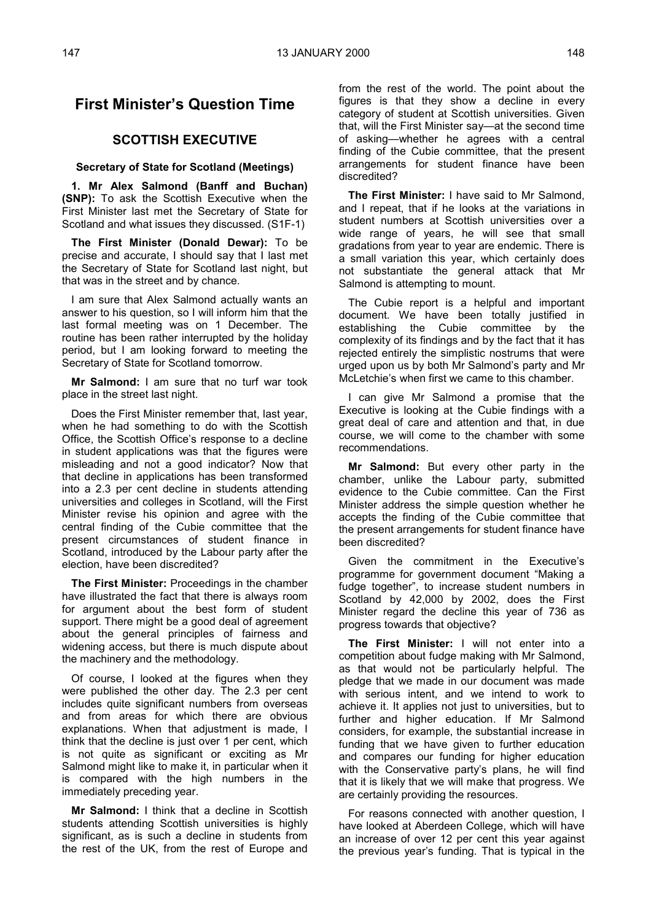# First Minister's Question Time

## SCOTTISH EXECUTIVE

### Secretary of State for Scotland (Meetings)

**1. Mr Alex Salmond (Banff and Buchan) (SNP):** To ask the Scottish Executive when the First Minister last met the Secretary of State for Scotland and what issues they discussed. (S1F-1)

**The First Minister (Donald Dewar):** To be precise and accurate, I should say that I last met the Secretary of State for Scotland last night, but that was in the street and by chance.

I am sure that Alex Salmond actually wants an answer to his question, so I will inform him that the last formal meeting was on 1 December. The routine has been rather interrupted by the holiday period, but I am looking forward to meeting the Secretary of State for Scotland tomorrow.

**Mr Salmond:** I am sure that no turf war took place in the street last night.

Does the First Minister remember that, last year, when he had something to do with the Scottish Office, the Scottish Office's response to a decline in student applications was that the figures were misleading and not a good indicator? Now that that decline in applications has been transformed into a 2.3 per cent decline in students attending universities and colleges in Scotland, will the First Minister revise his opinion and agree with the central finding of the Cubie committee that the present circumstances of student finance in Scotland, introduced by the Labour party after the election, have been discredited?

**The First Minister:** Proceedings in the chamber have illustrated the fact that there is always room for argument about the best form of student support. There might be a good deal of agreement about the general principles of fairness and widening access, but there is much dispute about the machinery and the methodology.

Of course, I looked at the figures when they were published the other day. The 2.3 per cent includes quite significant numbers from overseas and from areas for which there are obvious explanations. When that adjustment is made, I think that the decline is just over 1 per cent, which is not quite as significant or exciting as Mr Salmond might like to make it, in particular when it is compared with the high numbers in the immediately preceding year.

**Mr Salmond:** I think that a decline in Scottish students attending Scottish universities is highly significant, as is such a decline in students from the rest of the UK, from the rest of Europe and from the rest of the world. The point about the figures is that they show a decline in every category of student at Scottish universities. Given that, will the First Minister say—at the second time of asking—whether he agrees with a central finding of the Cubie committee, that the present arrangements for student finance have been discredited?

**The First Minister:** I have said to Mr Salmond, and I repeat, that if he looks at the variations in student numbers at Scottish universities over a wide range of years, he will see that small gradations from year to year are endemic. There is a small variation this year, which certainly does not substantiate the general attack that Mr Salmond is attempting to mount.

The Cubie report is a helpful and important document. We have been totally justified in establishing the Cubie committee by the complexity of its findings and by the fact that it has rejected entirely the simplistic nostrums that were urged upon us by both Mr Salmond's party and Mr McLetchie's when first we came to this chamber.

I can give Mr Salmond a promise that the Executive is looking at the Cubie findings with a great deal of care and attention and that, in due course, we will come to the chamber with some recommendations.

**Mr Salmond:** But every other party in the chamber, unlike the Labour party, submitted evidence to the Cubie committee. Can the First Minister address the simple question whether he accepts the finding of the Cubie committee that the present arrangements for student finance have been discredited?

Given the commitment in the Executive's programme for government document "Making a fudge together", to increase student numbers in Scotland by 42,000 by 2002, does the First Minister regard the decline this year of 736 as progress towards that objective?

**The First Minister:** I will not enter into a competition about fudge making with Mr Salmond, as that would not be particularly helpful. The pledge that we made in our document was made with serious intent, and we intend to work to achieve it. It applies not just to universities, but to further and higher education. If Mr Salmond considers, for example, the substantial increase in funding that we have given to further education and compares our funding for higher education with the Conservative party's plans, he will find that it is likely that we will make that progress. We are certainly providing the resources.

For reasons connected with another question, I have looked at Aberdeen College, which will have an increase of over 12 per cent this year against the previous year's funding. That is typical in the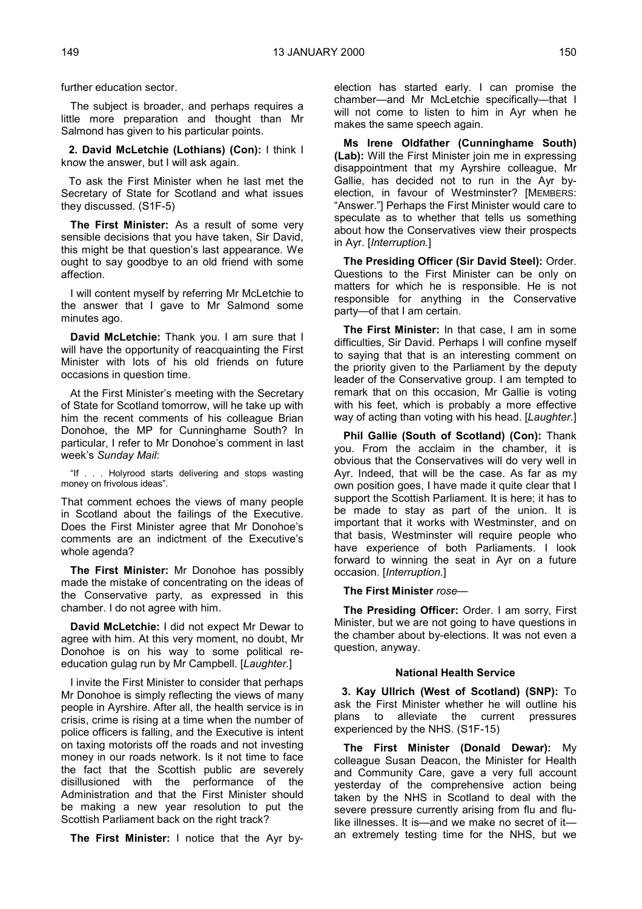further education sector.

The subject is broader, and perhaps requires a little more preparation and thought than Mr Salmond has given to his particular points.

**2. David McLetchie (Lothians) (Con):** I think I know the answer, but I will ask again.

To ask the First Minister when he last met the Secretary of State for Scotland and what issues they discussed. (S1F-5)

**The First Minister:** As a result of some very sensible decisions that you have taken, Sir David, this might be that question's last appearance. We ought to say goodbye to an old friend with some affection.

I will content myself by referring Mr McLetchie to the answer that I gave to Mr Salmond some minutes ago.

**David McLetchie:** Thank you. I am sure that I will have the opportunity of reacquainting the First Minister with lots of his old friends on future occasions in question time.

At the First Minister's meeting with the Secretary of State for Scotland tomorrow, will he take up with him the recent comments of his colleague Brian Donohoe, the MP for Cunninghame South? In particular, I refer to Mr Donohoe's comment in last week's *Sunday Mail*:

> "If . . . Holyrood starts delivering and stops wasting money on frivolous ideas".

That comment echoes the views of many people in Scotland about the failings of the Executive. Does the First Minister agree that Mr Donohoe's comments are an indictment of the Executive's whole agenda?

**The First Minister:** Mr Donohoe has possibly made the mistake of concentrating on the ideas of the Conservative party, as expressed in this chamber. I do not agree with him.

**David McLetchie:** I did not expect Mr Dewar to agree with him. At this very moment, no doubt, Mr Donohoe is on his way to some political re-education gulag run by Mr Campbell. [*Laughter.*]

I invite the First Minister to consider that perhaps Mr Donohoe is simply reflecting the views of many people in Ayrshire. After all, the health service is in crisis, crime is rising at a time when the number of police officers is falling, and the Executive is intent on taxing motorists off the roads and not investing money in our roads network. Is it not time to face the fact that the Scottish public are severely disillusioned with the performance of the Administration and that the First Minister should be making a new year resolution to put the Scottish Parliament back on the right track?

**The First Minister:** I notice that the Ayr by-election has started early. I can promise the chamber—and Mr McLetchie specifically—that I will not come to listen to him in Ayr when he makes the same speech again.

**Ms Irene Oldfather (Cunninghame South) (Lab):** Will the First Minister join me in expressing disappointment that my Ayrshire colleague, Mr Gallie, has decided not to run in the Ayr by-election, in favour of Westminster? [MEMBERS: "Answer."] Perhaps the First Minister would care to speculate as to whether that tells us something about how the Conservatives view their prospects in Ayr. [*Interruption.*]

**The Presiding Officer (Sir David Steel):** Order. Questions to the First Minister can be only on matters for which he is responsible. He is not responsible for anything in the Conservative party—of that I am certain.

**The First Minister:** In that case, I am in some difficulties, Sir David. Perhaps I will confine myself to saying that that is an interesting comment on the priority given to the Parliament by the deputy leader of the Conservative group. I am tempted to remark that on this occasion, Mr Gallie is voting with his feet, which is probably a more effective way of acting than voting with his head. [*Laughter.*]

**Phil Gallie (South of Scotland) (Con):** Thank you. From the acclaim in the chamber, it is obvious that the Conservatives will do very well in Ayr. Indeed, that will be the case. As far as my own position goes, I have made it quite clear that I support the Scottish Parliament. It is here; it has to be made to stay as part of the union. It is important that it works with Westminster, and on that basis, Westminster will require people who have experience of both Parliaments. I look forward to winning the seat in Ayr on a future occasion. [*Interruption.*]

**The First Minister** *rose*—

**The Presiding Officer:** Order. I am sorry, First Minister, but we are not going to have questions in the chamber about by-elections. It was not even a question, anyway.

### National Health Service

**3. Kay Ullrich (West of Scotland) (SNP):** To ask the First Minister whether he will outline his plans to alleviate the current pressures experienced by the NHS. (S1F-15)

**The First Minister (Donald Dewar):** My colleague Susan Deacon, the Minister for Health and Community Care, gave a very full account yesterday of the comprehensive action being taken by the NHS in Scotland to deal with the severe pressure currently arising from flu and flu-like illnesses. It is—and we make no secret of it—an extremely testing time for the NHS, but we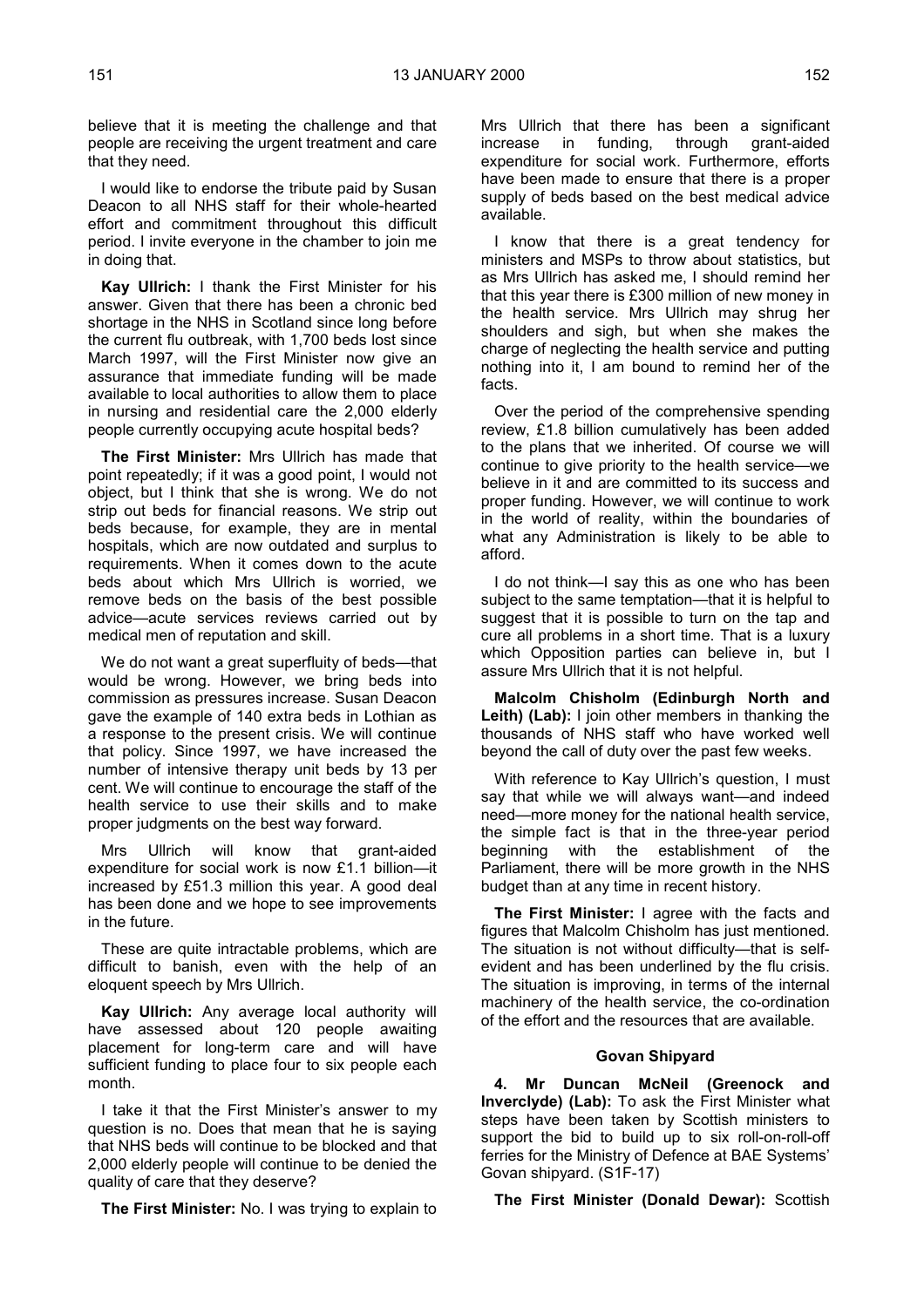believe that it is meeting the challenge and that people are receiving the urgent treatment and care that they need.

I would like to endorse the tribute paid by Susan Deacon to all NHS staff for their whole-hearted effort and commitment throughout this difficult period. I invite everyone in the chamber to join me in doing that.

**Kay Ullrich:** I thank the First Minister for his answer. Given that there has been a chronic bed shortage in the NHS in Scotland since long before the current flu outbreak, with 1,700 beds lost since March 1997, will the First Minister now give an assurance that immediate funding will be made available to local authorities to allow them to place in nursing and residential care the 2,000 elderly people currently occupying acute hospital beds?

**The First Minister:** Mrs Ullrich has made that point repeatedly; if it was a good point, I would not object, but I think that she is wrong. We do not strip out beds for financial reasons. We strip out beds because, for example, they are in mental hospitals, which are now outdated and surplus to requirements. When it comes down to the acute beds about which Mrs Ullrich is worried, we remove beds on the basis of the best possible advice—acute services reviews carried out by medical men of reputation and skill.

We do not want a great superfluity of beds—that would be wrong. However, we bring beds into commission as pressures increase. Susan Deacon gave the example of 140 extra beds in Lothian as a response to the present crisis. We will continue that policy. Since 1997, we have increased the number of intensive therapy unit beds by 13 per cent. We will continue to encourage the staff of the health service to use their skills and to make proper judgments on the best way forward.

Mrs Ullrich will know that grant-aided expenditure for social work is now £1.1 billion—it increased by £51.3 million this year. A good deal has been done and we hope to see improvements in the future.

These are quite intractable problems, which are difficult to banish, even with the help of an eloquent speech by Mrs Ullrich.

**Kay Ullrich:** Any average local authority will have assessed about 120 people awaiting placement for long-term care and will have sufficient funding to place four to six people each month.

I take it that the First Minister's answer to my question is no. Does that mean that he is saying that NHS beds will continue to be blocked and that 2,000 elderly people will continue to be denied the quality of care that they deserve?

**The First Minister:** No. I was trying to explain to Mrs Ullrich that there has been a significant increase in funding, through grant-aided expenditure for social work. Furthermore, efforts have been made to ensure that there is a proper supply of beds based on the best medical advice available.

I know that there is a great tendency for ministers and MSPs to throw about statistics, but as Mrs Ullrich has asked me, I should remind her that this year there is £300 million of new money in the health service. Mrs Ullrich may shrug her shoulders and sigh, but when she makes the charge of neglecting the health service and putting nothing into it, I am bound to remind her of the facts.

Over the period of the comprehensive spending review, £1.8 billion cumulatively has been added to the plans that we inherited. Of course we will continue to give priority to the health service—we believe in it and are committed to its success and proper funding. However, we will continue to work in the world of reality, within the boundaries of what any Administration is likely to be able to afford.

I do not think—I say this as one who has been subject to the same temptation—that it is helpful to suggest that it is possible to turn on the tap and cure all problems in a short time. That is a luxury which Opposition parties can believe in, but I assure Mrs Ullrich that it is not helpful.

**Malcolm Chisholm (Edinburgh North and Leith) (Lab):** I join other members in thanking the thousands of NHS staff who have worked well beyond the call of duty over the past few weeks.

With reference to Kay Ullrich's question, I must say that while we will always want—and indeed need—more money for the national health service, the simple fact is that in the three-year period beginning with the establishment of the Parliament, there will be more growth in the NHS budget than at any time in recent history.

**The First Minister:** I agree with the facts and figures that Malcolm Chisholm has just mentioned. The situation is not without difficulty—that is self-evident and has been underlined by the flu crisis. The situation is improving, in terms of the internal machinery of the health service, the co-ordination of the effort and the resources that are available.

### Govan Shipyard

**4. Mr Duncan McNeil (Greenock and Inverclyde) (Lab):** To ask the First Minister what steps have been taken by Scottish ministers to support the bid to build up to six roll-on-roll-off ferries for the Ministry of Defence at BAE Systems' Govan shipyard. (S1F-17)

**The First Minister (Donald Dewar):** Scottish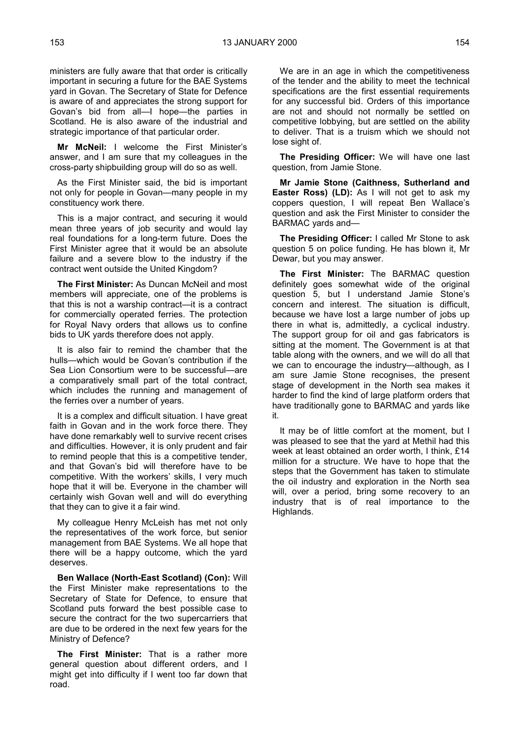ministers are fully aware that that order is critically important in securing a future for the BAE Systems yard in Govan. The Secretary of State for Defence is aware of and appreciates the strong support for Govan's bid from all—I hope—the parties in Scotland. He is also aware of the industrial and strategic importance of that particular order.

**Mr McNeil:** I welcome the First Minister's answer, and I am sure that my colleagues in the cross-party shipbuilding group will do so as well.

As the First Minister said, the bid is important not only for people in Govan—many people in my constituency work there.

This is a major contract, and securing it would mean three years of job security and would lay real foundations for a long-term future. Does the First Minister agree that it would be an absolute failure and a severe blow to the industry if the contract went outside the United Kingdom?

**The First Minister:** As Duncan McNeil and most members will appreciate, one of the problems is that this is not a warship contract—it is a contract for commercially operated ferries. The protection for Royal Navy orders that allows us to confine bids to UK yards therefore does not apply.

It is also fair to remind the chamber that the hulls—which would be Govan's contribution if the Sea Lion Consortium were to be successful—are a comparatively small part of the total contract, which includes the running and management of the ferries over a number of years.

It is a complex and difficult situation. I have great faith in Govan and in the work force there. They have done remarkably well to survive recent crises and difficulties. However, it is only prudent and fair to remind people that this is a competitive tender, and that Govan's bid will therefore have to be competitive. With the workers' skills, I very much hope that it will be. Everyone in the chamber will certainly wish Govan well and will do everything that they can to give it a fair wind.

My colleague Henry McLeish has met not only the representatives of the work force, but senior management from BAE Systems. We all hope that there will be a happy outcome, which the yard deserves.

**Ben Wallace (North-East Scotland) (Con):** Will the First Minister make representations to the Secretary of State for Defence, to ensure that Scotland puts forward the best possible case to secure the contract for the two supercarriers that are due to be ordered in the next few years for the Ministry of Defence?

**The First Minister:** That is a rather more general question about different orders, and I might get into difficulty if I went too far down that road.

We are in an age in which the competitiveness of the tender and the ability to meet the technical specifications are the first essential requirements for any successful bid. Orders of this importance are not and should not normally be settled on competitive lobbying, but are settled on the ability to deliver. That is a truism which we should not lose sight of.

**The Presiding Officer:** We will have one last question, from Jamie Stone.

**Mr Jamie Stone (Caithness, Sutherland and Easter Ross) (LD):** As I will not get to ask my coppers question, I will repeat Ben Wallace's question and ask the First Minister to consider the BARMAC yards and—

**The Presiding Officer:** I called Mr Stone to ask question 5 on police funding. He has blown it, Mr Dewar, but you may answer.

**The First Minister:** The BARMAC question definitely goes somewhat wide of the original question 5, but I understand Jamie Stone's concern and interest. The situation is difficult, because we have lost a large number of jobs up there in what is, admittedly, a cyclical industry. The support group for oil and gas fabricators is sitting at the moment. The Government is at that table along with the owners, and we will do all that we can to encourage the industry—although, as I am sure Jamie Stone recognises, the present stage of development in the North sea makes it harder to find the kind of large platform orders that have traditionally gone to BARMAC and yards like it.

It may be of little comfort at the moment, but I was pleased to see that the yard at Methil had this week at least obtained an order worth, I think, £14 million for a structure. We have to hope that the steps that the Government has taken to stimulate the oil industry and exploration in the North sea will, over a period, bring some recovery to an industry that is of real importance to the Highlands.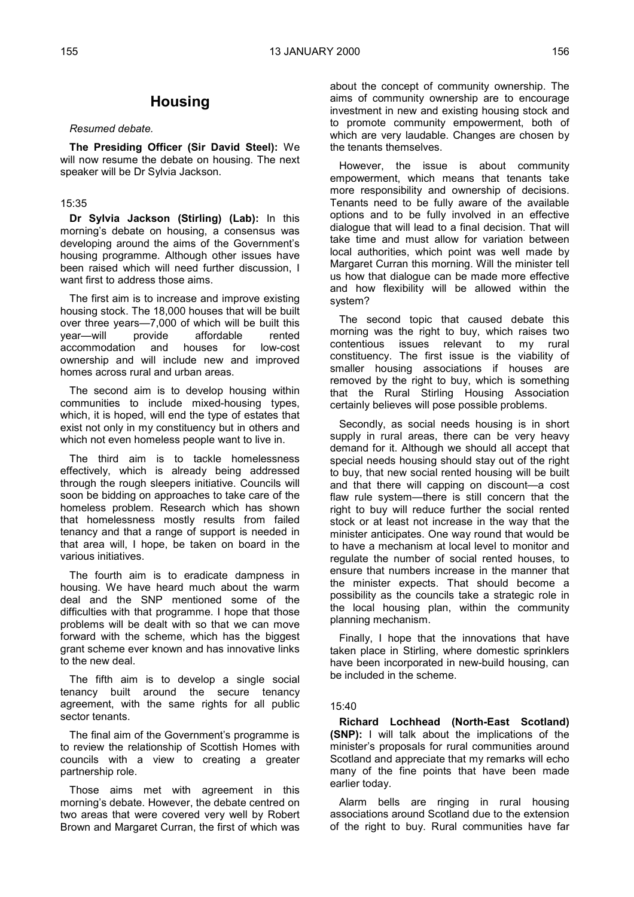# Housing

*Resumed debate.*

**The Presiding Officer (Sir David Steel):** We will now resume the debate on housing. The next speaker will be Dr Sylvia Jackson.

15:35

**Dr Sylvia Jackson (Stirling) (Lab):** In this morning's debate on housing, a consensus was developing around the aims of the Government's housing programme. Although other issues have been raised which will need further discussion, I want first to address those aims.

The first aim is to increase and improve existing housing stock. The 18,000 houses that will be built over three years—7,000 of which will be built this year—will provide affordable rented accommodation and houses for low-cost ownership and will include new and improved homes across rural and urban areas.

The second aim is to develop housing within communities to include mixed-housing types, which, it is hoped, will end the type of estates that exist not only in my constituency but in others and which not even homeless people want to live in.

The third aim is to tackle homelessness effectively, which is already being addressed through the rough sleepers initiative. Councils will soon be bidding on approaches to take care of the homeless problem. Research which has shown that homelessness mostly results from failed tenancy and that a range of support is needed in that area will, I hope, be taken on board in the various initiatives.

The fourth aim is to eradicate dampness in housing. We have heard much about the warm deal and the SNP mentioned some of the difficulties with that programme. I hope that those problems will be dealt with so that we can move forward with the scheme, which has the biggest grant scheme ever known and has innovative links to the new deal.

The fifth aim is to develop a single social tenancy built around the secure tenancy agreement, with the same rights for all public sector tenants.

The final aim of the Government's programme is to review the relationship of Scottish Homes with councils with a view to creating a greater partnership role.

Those aims met with agreement in this morning's debate. However, the debate centred on two areas that were covered very well by Robert Brown and Margaret Curran, the first of which was about the concept of community ownership. The aims of community ownership are to encourage investment in new and existing housing stock and to promote community empowerment, both of which are very laudable. Changes are chosen by the tenants themselves.

However, the issue is about community empowerment, which means that tenants take more responsibility and ownership of decisions. Tenants need to be fully aware of the available options and to be fully involved in an effective dialogue that will lead to a final decision. That will take time and must allow for variation between local authorities, which point was well made by Margaret Curran this morning. Will the minister tell us how that dialogue can be made more effective and how flexibility will be allowed within the system?

The second topic that caused debate this morning was the right to buy, which raises two contentious issues relevant to my rural constituency. The first issue is the viability of smaller housing associations if houses are removed by the right to buy, which is something that the Rural Stirling Housing Association certainly believes will pose possible problems.

Secondly, as social needs housing is in short supply in rural areas, there can be very heavy demand for it. Although we should all accept that special needs housing should stay out of the right to buy, that new social rented housing will be built and that there will capping on discount—a cost flaw rule system—there is still concern that the right to buy will reduce further the social rented stock or at least not increase in the way that the minister anticipates. One way round that would be to have a mechanism at local level to monitor and regulate the number of social rented houses, to ensure that numbers increase in the manner that the minister expects. That should become a possibility as the councils take a strategic role in the local housing plan, within the community planning mechanism.

Finally, I hope that the innovations that have taken place in Stirling, where domestic sprinklers have been incorporated in new-build housing, can be included in the scheme.

15:40

**Richard Lochhead (North-East Scotland) (SNP):** I will talk about the implications of the minister's proposals for rural communities around Scotland and appreciate that my remarks will echo many of the fine points that have been made earlier today.

Alarm bells are ringing in rural housing associations around Scotland due to the extension of the right to buy. Rural communities have far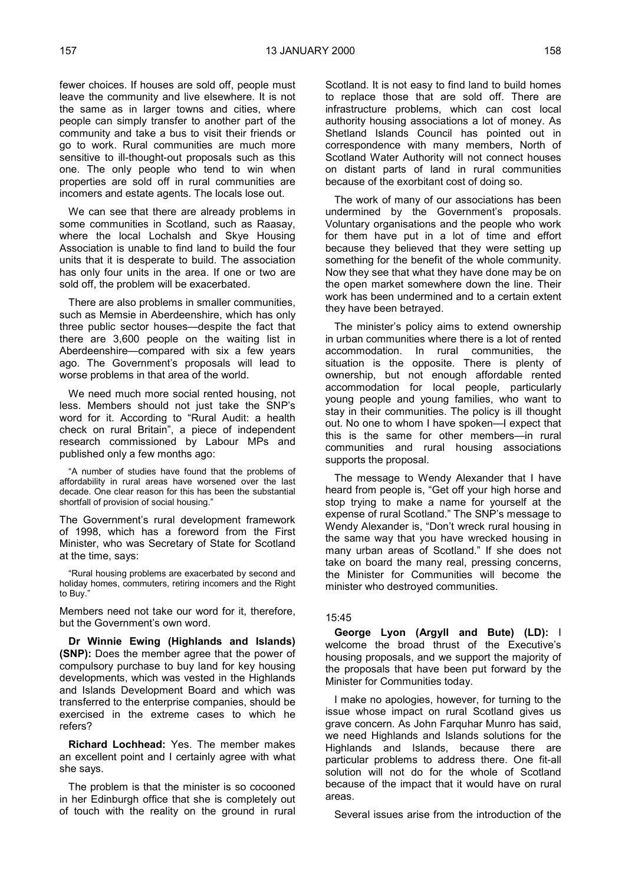fewer choices. If houses are sold off, people must leave the community and live elsewhere. It is not the same as in larger towns and cities, where people can simply transfer to another part of the community and take a bus to visit their friends or go to work. Rural communities are much more sensitive to ill-thought-out proposals such as this one. The only people who tend to win when properties are sold off in rural communities are incomers and estate agents. The locals lose out.

We can see that there are already problems in some communities in Scotland, such as Raasay, where the local Lochalsh and Skye Housing Association is unable to find land to build the four units that it is desperate to build. The association has only four units in the area. If one or two are sold off, the problem will be exacerbated.

There are also problems in smaller communities, such as Memsie in Aberdeenshire, which has only three public sector houses—despite the fact that there are 3,600 people on the waiting list in Aberdeenshire—compared with six a few years ago. The Government's proposals will lead to worse problems in that area of the world.

We need much more social rented housing, not less. Members should not just take the SNP's word for it. According to "Rural Audit: a health check on rural Britain", a piece of independent research commissioned by Labour MPs and published only a few months ago:

> "A number of studies have found that the problems of affordability in rural areas have worsened over the last decade. One clear reason for this has been the substantial shortfall of provision of social housing."

The Government's rural development framework of 1998, which has a foreword from the First Minister, who was Secretary of State for Scotland at the time, says:

> "Rural housing problems are exacerbated by second and holiday homes, commuters, retiring incomers and the Right to Buy."

Members need not take our word for it, therefore, but the Government's own word.

**Dr Winnie Ewing (Highlands and Islands) (SNP):** Does the member agree that the power of compulsory purchase to buy land for key housing developments, which was vested in the Highlands and Islands Development Board and which was transferred to the enterprise companies, should be exercised in the extreme cases to which he refers?

**Richard Lochhead:** Yes. The member makes an excellent point and I certainly agree with what she says.

The problem is that the minister is so cocooned in her Edinburgh office that she is completely out of touch with the reality on the ground in rural Scotland. It is not easy to find land to build homes to replace those that are sold off. There are infrastructure problems, which can cost local authority housing associations a lot of money. As Shetland Islands Council has pointed out in correspondence with many members, North of Scotland Water Authority will not connect houses on distant parts of land in rural communities because of the exorbitant cost of doing so.

The work of many of our associations has been undermined by the Government's proposals. Voluntary organisations and the people who work for them have put in a lot of time and effort because they believed that they were setting up something for the benefit of the whole community. Now they see that what they have done may be on the open market somewhere down the line. Their work has been undermined and to a certain extent they have been betrayed.

The minister's policy aims to extend ownership in urban communities where there is a lot of rented accommodation. In rural communities, the situation is the opposite. There is plenty of ownership, but not enough affordable rented accommodation for local people, particularly young people and young families, who want to stay in their communities. The policy is ill thought out. No one to whom I have spoken—I expect that this is the same for other members—in rural communities and rural housing associations supports the proposal.

The message to Wendy Alexander that I have heard from people is, "Get off your high horse and stop trying to make a name for yourself at the expense of rural Scotland." The SNP's message to Wendy Alexander is, "Don't wreck rural housing in the same way that you have wrecked housing in many urban areas of Scotland." If she does not take on board the many real, pressing concerns, the Minister for Communities will become the minister who destroyed communities.

15:45

**George Lyon (Argyll and Bute) (LD):** I welcome the broad thrust of the Executive's housing proposals, and we support the majority of the proposals that have been put forward by the Minister for Communities today.

I make no apologies, however, for turning to the issue whose impact on rural Scotland gives us grave concern. As John Farquhar Munro has said, we need Highlands and Islands solutions for the Highlands and Islands, because there are particular problems to address there. One fit-all solution will not do for the whole of Scotland because of the impact that it would have on rural areas.

Several issues arise from the introduction of the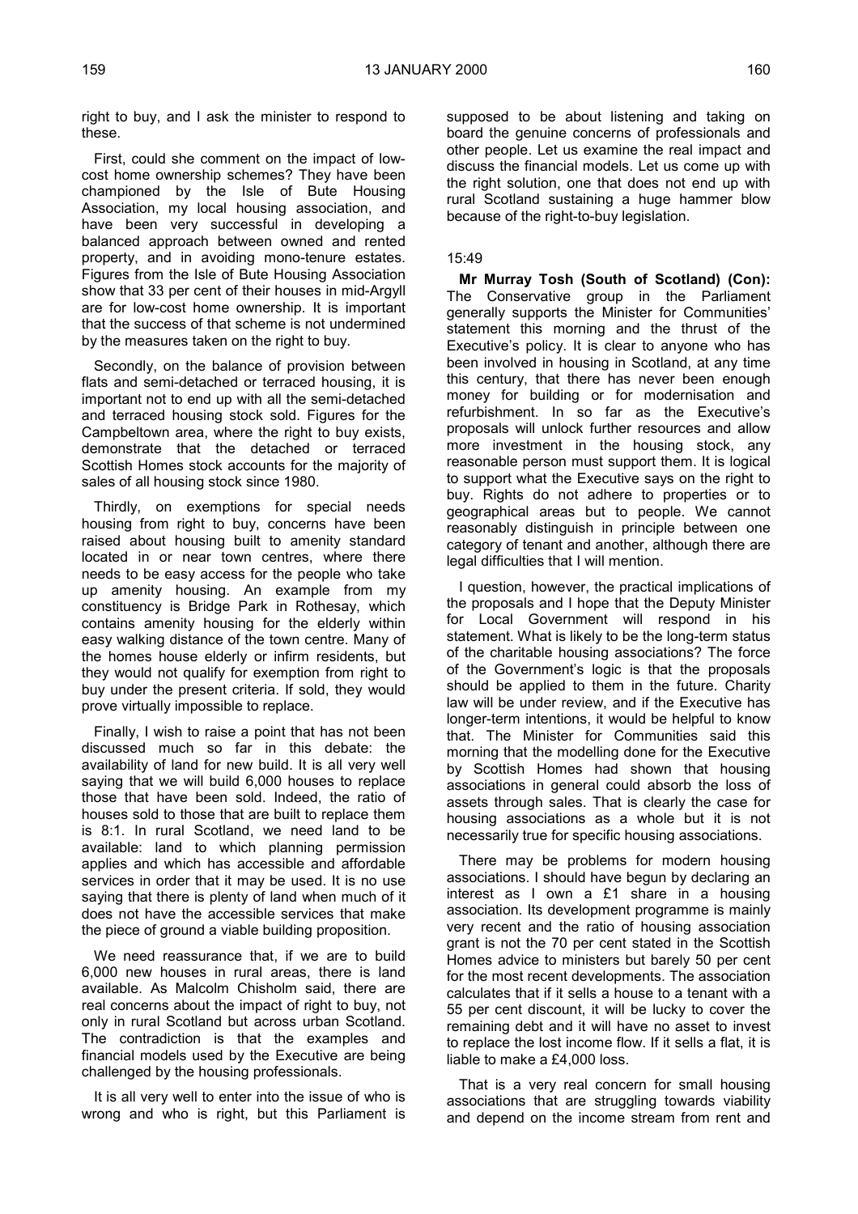right to buy, and I ask the minister to respond to these.

First, could she comment on the impact of low-cost home ownership schemes? They have been championed by the Isle of Bute Housing Association, my local housing association, and have been very successful in developing a balanced approach between owned and rented property, and in avoiding mono-tenure estates. Figures from the Isle of Bute Housing Association show that 33 per cent of their houses in mid-Argyll are for low-cost home ownership. It is important that the success of that scheme is not undermined by the measures taken on the right to buy.

Secondly, on the balance of provision between flats and semi-detached or terraced housing, it is important not to end up with all the semi-detached and terraced housing stock sold. Figures for the Campbeltown area, where the right to buy exists, demonstrate that the detached or terraced Scottish Homes stock accounts for the majority of sales of all housing stock since 1980.

Thirdly, on exemptions for special needs housing from right to buy, concerns have been raised about housing built to amenity standard located in or near town centres, where there needs to be easy access for the people who take up amenity housing. An example from my constituency is Bridge Park in Rothesay, which contains amenity housing for the elderly within easy walking distance of the town centre. Many of the homes house elderly or infirm residents, but they would not qualify for exemption from right to buy under the present criteria. If sold, they would prove virtually impossible to replace.

Finally, I wish to raise a point that has not been discussed much so far in this debate: the availability of land for new build. It is all very well saying that we will build 6,000 houses to replace those that have been sold. Indeed, the ratio of houses sold to those that are built to replace them is 8:1. In rural Scotland, we need land to be available: land to which planning permission applies and which has accessible and affordable services in order that it may be used. It is no use saying that there is plenty of land when much of it does not have the accessible services that make the piece of ground a viable building proposition.

We need reassurance that, if we are to build 6,000 new houses in rural areas, there is land available. As Malcolm Chisholm said, there are real concerns about the impact of right to buy, not only in rural Scotland but across urban Scotland. The contradiction is that the examples and financial models used by the Executive are being challenged by the housing professionals.

It is all very well to enter into the issue of who is wrong and who is right, but this Parliament is supposed to be about listening and taking on board the genuine concerns of professionals and other people. Let us examine the real impact and discuss the financial models. Let us come up with the right solution, one that does not end up with rural Scotland sustaining a huge hammer blow because of the right-to-buy legislation.

15:49

**Mr Murray Tosh (South of Scotland) (Con):** The Conservative group in the Parliament generally supports the Minister for Communities' statement this morning and the thrust of the Executive's policy. It is clear to anyone who has been involved in housing in Scotland, at any time this century, that there has never been enough money for building or for modernisation and refurbishment. In so far as the Executive's proposals will unlock further resources and allow more investment in the housing stock, any reasonable person must support them. It is logical to support what the Executive says on the right to buy. Rights do not adhere to properties or to geographical areas but to people. We cannot reasonably distinguish in principle between one category of tenant and another, although there are legal difficulties that I will mention.

I question, however, the practical implications of the proposals and I hope that the Deputy Minister for Local Government will respond in his statement. What is likely to be the long-term status of the charitable housing associations? The force of the Government's logic is that the proposals should be applied to them in the future. Charity law will be under review, and if the Executive has longer-term intentions, it would be helpful to know that. The Minister for Communities said this morning that the modelling done for the Executive by Scottish Homes had shown that housing associations in general could absorb the loss of assets through sales. That is clearly the case for housing associations as a whole but it is not necessarily true for specific housing associations.

There may be problems for modern housing associations. I should have begun by declaring an interest as I own a £1 share in a housing association. Its development programme is mainly very recent and the ratio of housing association grant is not the 70 per cent stated in the Scottish Homes advice to ministers but barely 50 per cent for the most recent developments. The association calculates that if it sells a house to a tenant with a 55 per cent discount, it will be lucky to cover the remaining debt and it will have no asset to invest to replace the lost income flow. If it sells a flat, it is liable to make a £4,000 loss.

That is a very real concern for small housing associations that are struggling towards viability and depend on the income stream from rent and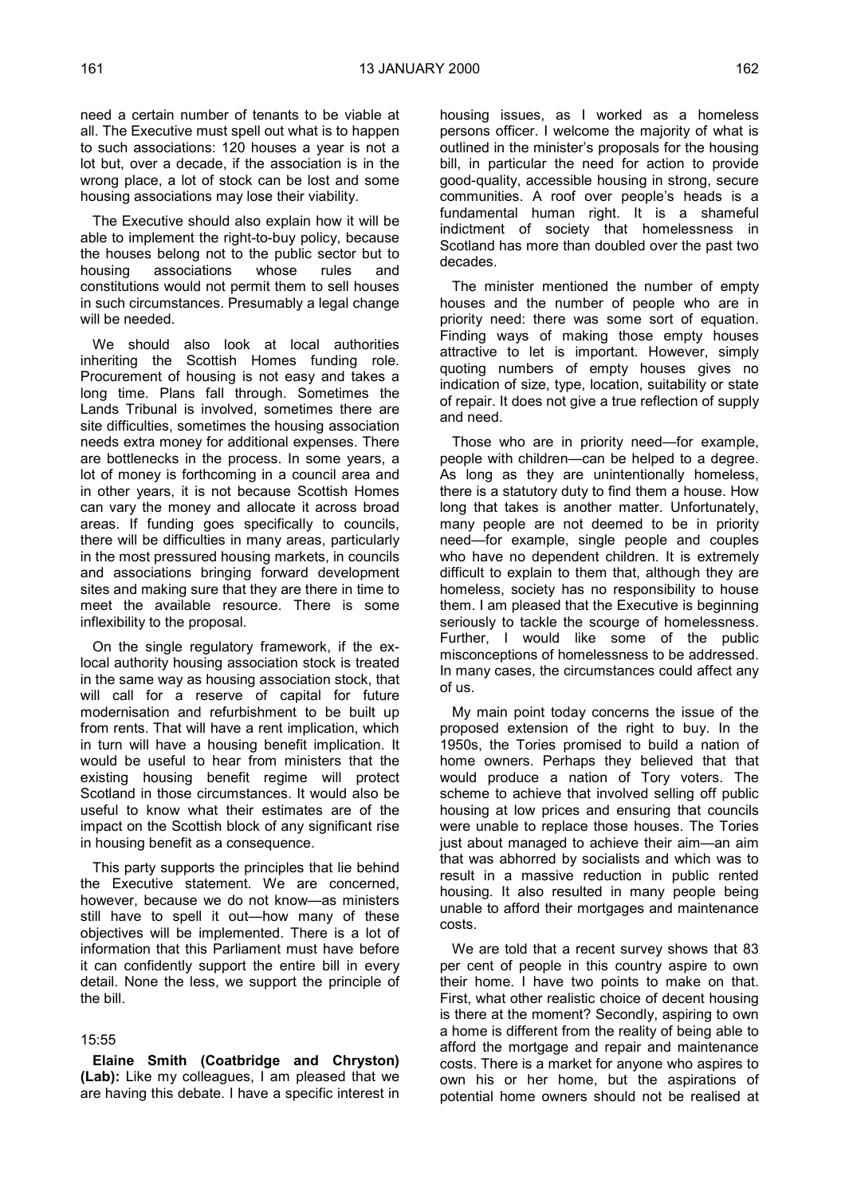need a certain number of tenants to be viable at all. The Executive must spell out what is to happen to such associations: 120 houses a year is not a lot but, over a decade, if the association is in the wrong place, a lot of stock can be lost and some housing associations may lose their viability.

The Executive should also explain how it will be able to implement the right-to-buy policy, because the houses belong not to the public sector but to housing associations whose rules and constitutions would not permit them to sell houses in such circumstances. Presumably a legal change will be needed.

We should also look at local authorities inheriting the Scottish Homes funding role. Procurement of housing is not easy and takes a long time. Plans fall through. Sometimes the Lands Tribunal is involved, sometimes there are site difficulties, sometimes the housing association needs extra money for additional expenses. There are bottlenecks in the process. In some years, a lot of money is forthcoming in a council area and in other years, it is not because Scottish Homes can vary the money and allocate it across broad areas. If funding goes specifically to councils, there will be difficulties in many areas, particularly in the most pressured housing markets, in councils and associations bringing forward development sites and making sure that they are there in time to meet the available resource. There is some inflexibility to the proposal.

On the single regulatory framework, if the ex-local authority housing association stock is treated in the same way as housing association stock, that will call for a reserve of capital for future modernisation and refurbishment to be built up from rents. That will have a rent implication, which in turn will have a housing benefit implication. It would be useful to hear from ministers that the existing housing benefit regime will protect Scotland in those circumstances. It would also be useful to know what their estimates are of the impact on the Scottish block of any significant rise in housing benefit as a consequence.

This party supports the principles that lie behind the Executive statement. We are concerned, however, because we do not know—as ministers still have to spell it out—how many of these objectives will be implemented. There is a lot of information that this Parliament must have before it can confidently support the entire bill in every detail. None the less, we support the principle of the bill.

15:55

**Elaine Smith (Coatbridge and Chryston) (Lab):** Like my colleagues, I am pleased that we are having this debate. I have a specific interest in housing issues, as I worked as a homeless persons officer. I welcome the majority of what is outlined in the minister's proposals for the housing bill, in particular the need for action to provide good-quality, accessible housing in strong, secure communities. A roof over people's heads is a fundamental human right. It is a shameful indictment of society that homelessness in Scotland has more than doubled over the past two decades.

The minister mentioned the number of empty houses and the number of people who are in priority need: there was some sort of equation. Finding ways of making those empty houses attractive to let is important. However, simply quoting numbers of empty houses gives no indication of size, type, location, suitability or state of repair. It does not give a true reflection of supply and need.

Those who are in priority need—for example, people with children—can be helped to a degree. As long as they are unintentionally homeless, there is a statutory duty to find them a house. How long that takes is another matter. Unfortunately, many people are not deemed to be in priority need—for example, single people and couples who have no dependent children. It is extremely difficult to explain to them that, although they are homeless, society has no responsibility to house them. I am pleased that the Executive is beginning seriously to tackle the scourge of homelessness. Further, I would like some of the public misconceptions of homelessness to be addressed. In many cases, the circumstances could affect any of us.

My main point today concerns the issue of the proposed extension of the right to buy. In the 1950s, the Tories promised to build a nation of home owners. Perhaps they believed that that would produce a nation of Tory voters. The scheme to achieve that involved selling off public housing at low prices and ensuring that councils were unable to replace those houses. The Tories just about managed to achieve their aim—an aim that was abhorred by socialists and which was to result in a massive reduction in public rented housing. It also resulted in many people being unable to afford their mortgages and maintenance costs.

We are told that a recent survey shows that 83 per cent of people in this country aspire to own their home. I have two points to make on that. First, what other realistic choice of decent housing is there at the moment? Secondly, aspiring to own a home is different from the reality of being able to afford the mortgage and repair and maintenance costs. There is a market for anyone who aspires to own his or her home, but the aspirations of potential home owners should not be realised at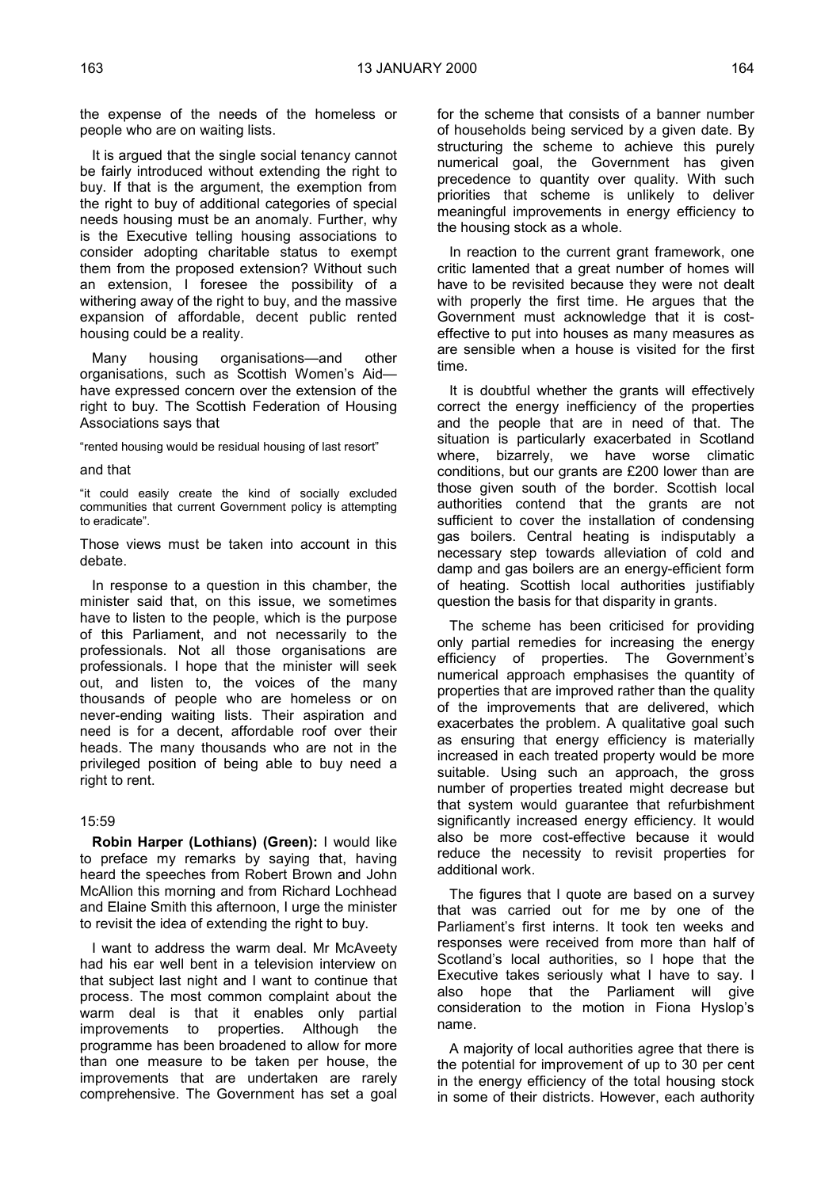the expense of the needs of the homeless or people who are on waiting lists.

It is argued that the single social tenancy cannot be fairly introduced without extending the right to buy. If that is the argument, the exemption from the right to buy of additional categories of special needs housing must be an anomaly. Further, why is the Executive telling housing associations to consider adopting charitable status to exempt them from the proposed extension? Without such an extension, I foresee the possibility of a withering away of the right to buy, and the massive expansion of affordable, decent public rented housing could be a reality.

Many housing organisations—and other organisations, such as Scottish Women's Aid—have expressed concern over the extension of the right to buy. The Scottish Federation of Housing Associations says that

"rented housing would be residual housing of last resort"

and that

"it could easily create the kind of socially excluded communities that current Government policy is attempting to eradicate".

Those views must be taken into account in this debate.

In response to a question in this chamber, the minister said that, on this issue, we sometimes have to listen to the people, which is the purpose of this Parliament, and not necessarily to the professionals. Not all those organisations are professionals. I hope that the minister will seek out, and listen to, the voices of the many thousands of people who are homeless or on never-ending waiting lists. Their aspiration and need is for a decent, affordable roof over their heads. The many thousands who are not in the privileged position of being able to buy need a right to rent.

15:59

**Robin Harper (Lothians) (Green):** I would like to preface my remarks by saying that, having heard the speeches from Robert Brown and John McAllion this morning and from Richard Lochhead and Elaine Smith this afternoon, I urge the minister to revisit the idea of extending the right to buy.

I want to address the warm deal. Mr McAveety had his ear well bent in a television interview on that subject last night and I want to continue that process. The most common complaint about the warm deal is that it enables only partial improvements to properties. Although the programme has been broadened to allow for more than one measure to be taken per house, the improvements that are undertaken are rarely comprehensive. The Government has set a goal for the scheme that consists of a banner number of households being serviced by a given date. By structuring the scheme to achieve this purely numerical goal, the Government has given precedence to quantity over quality. With such priorities that scheme is unlikely to deliver meaningful improvements in energy efficiency to the housing stock as a whole.

In reaction to the current grant framework, one critic lamented that a great number of homes will have to be revisited because they were not dealt with properly the first time. He argues that the Government must acknowledge that it is cost-effective to put into houses as many measures as are sensible when a house is visited for the first time.

It is doubtful whether the grants will effectively correct the energy inefficiency of the properties and the people that are in need of that. The situation is particularly exacerbated in Scotland where, bizarrely, we have worse climatic conditions, but our grants are £200 lower than are those given south of the border. Scottish local authorities contend that the grants are not sufficient to cover the installation of condensing gas boilers. Central heating is indisputably a necessary step towards alleviation of cold and damp and gas boilers are an energy-efficient form of heating. Scottish local authorities justifiably question the basis for that disparity in grants.

The scheme has been criticised for providing only partial remedies for increasing the energy efficiency of properties. The Government's numerical approach emphasises the quantity of properties that are improved rather than the quality of the improvements that are delivered, which exacerbates the problem. A qualitative goal such as ensuring that energy efficiency is materially increased in each treated property would be more suitable. Using such an approach, the gross number of properties treated might decrease but that system would guarantee that refurbishment significantly increased energy efficiency. It would also be more cost-effective because it would reduce the necessity to revisit properties for additional work.

The figures that I quote are based on a survey that was carried out for me by one of the Parliament's first interns. It took ten weeks and responses were received from more than half of Scotland's local authorities, so I hope that the Executive takes seriously what I have to say. I also hope that the Parliament will give consideration to the motion in Fiona Hyslop's name.

A majority of local authorities agree that there is the potential for improvement of up to 30 per cent in the energy efficiency of the total housing stock in some of their districts. However, each authority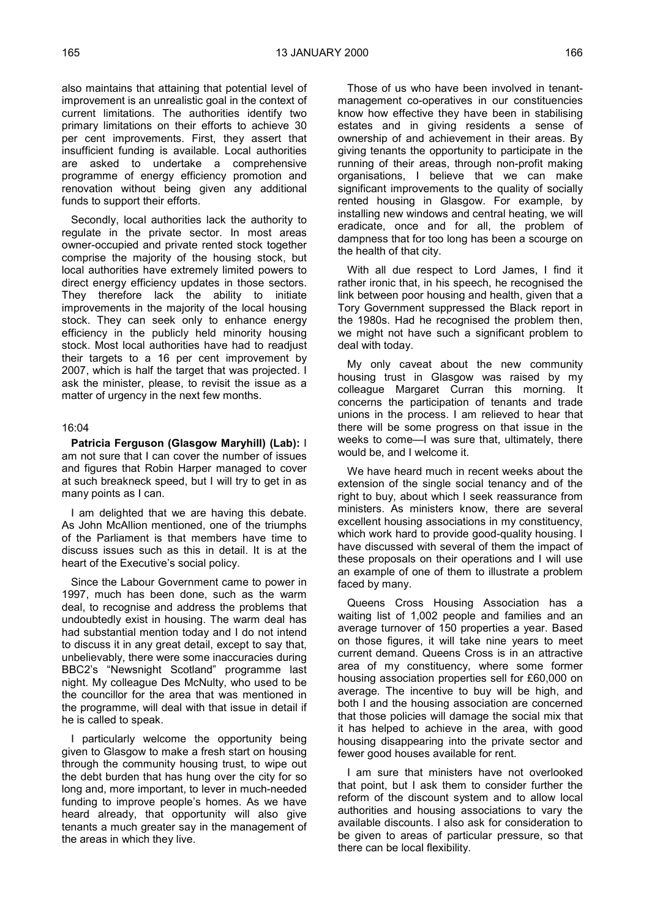also maintains that attaining that potential level of improvement is an unrealistic goal in the context of current limitations. The authorities identify two primary limitations on their efforts to achieve 30 per cent improvements. First, they assert that insufficient funding is available. Local authorities are asked to undertake a comprehensive programme of energy efficiency promotion and renovation without being given any additional funds to support their efforts.

Secondly, local authorities lack the authority to regulate in the private sector. In most areas owner-occupied and private rented stock together comprise the majority of the housing stock, but local authorities have extremely limited powers to direct energy efficiency updates in those sectors. They therefore lack the ability to initiate improvements in the majority of the local housing stock. They can seek only to enhance energy efficiency in the publicly held minority housing stock. Most local authorities have had to readjust their targets to a 16 per cent improvement by 2007, which is half the target that was projected. I ask the minister, please, to revisit the issue as a matter of urgency in the next few months.

16:04

**Patricia Ferguson (Glasgow Maryhill) (Lab):** I am not sure that I can cover the number of issues and figures that Robin Harper managed to cover at such breakneck speed, but I will try to get in as many points as I can.

I am delighted that we are having this debate. As John McAllion mentioned, one of the triumphs of the Parliament is that members have time to discuss issues such as this in detail. It is at the heart of the Executive's social policy.

Since the Labour Government came to power in 1997, much has been done, such as the warm deal, to recognise and address the problems that undoubtedly exist in housing. The warm deal has had substantial mention today and I do not intend to discuss it in any great detail, except to say that, unbelievably, there were some inaccuracies during BBC2's "Newsnight Scotland" programme last night. My colleague Des McNulty, who used to be the councillor for the area that was mentioned in the programme, will deal with that issue in detail if he is called to speak.

I particularly welcome the opportunity being given to Glasgow to make a fresh start on housing through the community housing trust, to wipe out the debt burden that has hung over the city for so long and, more important, to lever in much-needed funding to improve people's homes. As we have heard already, that opportunity will also give tenants a much greater say in the management of the areas in which they live.

Those of us who have been involved in tenant-management co-operatives in our constituencies know how effective they have been in stabilising estates and in giving residents a sense of ownership of and achievement in their areas. By giving tenants the opportunity to participate in the running of their areas, through non-profit making organisations, I believe that we can make significant improvements to the quality of socially rented housing in Glasgow. For example, by installing new windows and central heating, we will eradicate, once and for all, the problem of dampness that for too long has been a scourge on the health of that city.

With all due respect to Lord James, I find it rather ironic that, in his speech, he recognised the link between poor housing and health, given that a Tory Government suppressed the Black report in the 1980s. Had he recognised the problem then, we might not have such a significant problem to deal with today.

My only caveat about the new community housing trust in Glasgow was raised by my colleague Margaret Curran this morning. It concerns the participation of tenants and trade unions in the process. I am relieved to hear that there will be some progress on that issue in the weeks to come—I was sure that, ultimately, there would be, and I welcome it.

We have heard much in recent weeks about the extension of the single social tenancy and of the right to buy, about which I seek reassurance from ministers. As ministers know, there are several excellent housing associations in my constituency, which work hard to provide good-quality housing. I have discussed with several of them the impact of these proposals on their operations and I will use an example of one of them to illustrate a problem faced by many.

Queens Cross Housing Association has a waiting list of 1,002 people and families and an average turnover of 150 properties a year. Based on those figures, it will take nine years to meet current demand. Queens Cross is in an attractive area of my constituency, where some former housing association properties sell for £60,000 on average. The incentive to buy will be high, and both I and the housing association are concerned that those policies will damage the social mix that it has helped to achieve in the area, with good housing disappearing into the private sector and fewer good houses available for rent.

I am sure that ministers have not overlooked that point, but I ask them to consider further the reform of the discount system and to allow local authorities and housing associations to vary the available discounts. I also ask for consideration to be given to areas of particular pressure, so that there can be local flexibility.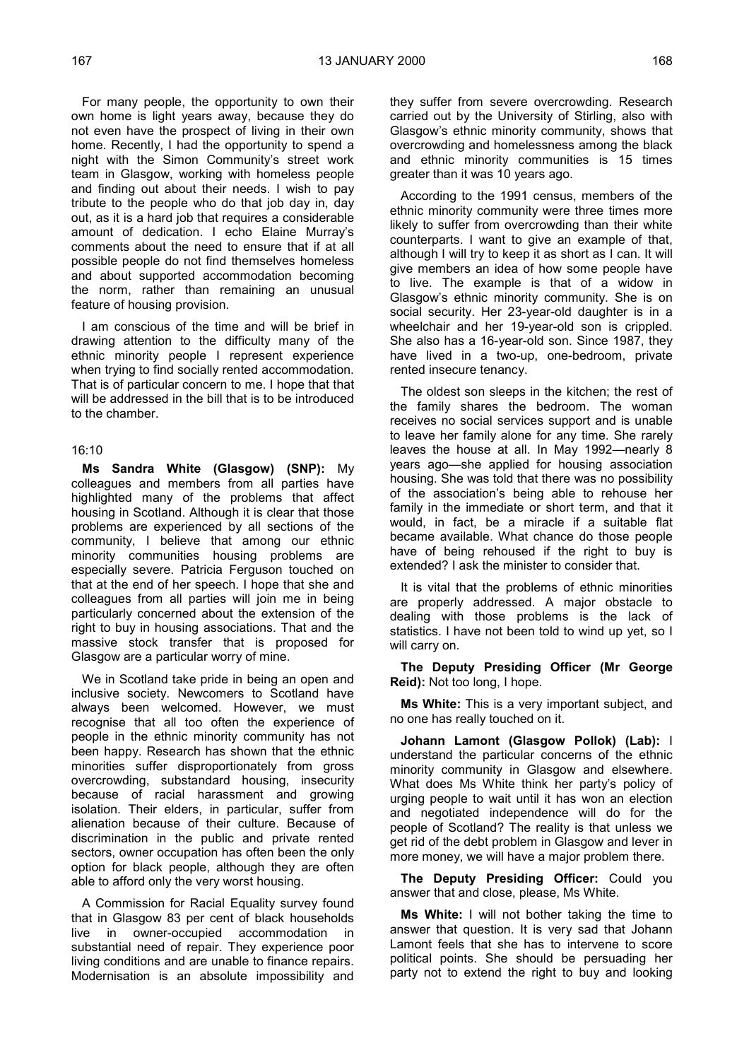For many people, the opportunity to own their own home is light years away, because they do not even have the prospect of living in their own home. Recently, I had the opportunity to spend a night with the Simon Community's street work team in Glasgow, working with homeless people and finding out about their needs. I wish to pay tribute to the people who do that job day in, day out, as it is a hard job that requires a considerable amount of dedication. I echo Elaine Murray's comments about the need to ensure that if at all possible people do not find themselves homeless and about supported accommodation becoming the norm, rather than remaining an unusual feature of housing provision.

I am conscious of the time and will be brief in drawing attention to the difficulty many of the ethnic minority people I represent experience when trying to find socially rented accommodation. That is of particular concern to me. I hope that that will be addressed in the bill that is to be introduced to the chamber.

16:10

**Ms Sandra White (Glasgow) (SNP):** My colleagues and members from all parties have highlighted many of the problems that affect housing in Scotland. Although it is clear that those problems are experienced by all sections of the community, I believe that among our ethnic minority communities housing problems are especially severe. Patricia Ferguson touched on that at the end of her speech. I hope that she and colleagues from all parties will join me in being particularly concerned about the extension of the right to buy in housing associations. That and the massive stock transfer that is proposed for Glasgow are a particular worry of mine.

We in Scotland take pride in being an open and inclusive society. Newcomers to Scotland have always been welcomed. However, we must recognise that all too often the experience of people in the ethnic minority community has not been happy. Research has shown that the ethnic minorities suffer disproportionately from gross overcrowding, substandard housing, insecurity because of racial harassment and growing isolation. Their elders, in particular, suffer from alienation because of their culture. Because of discrimination in the public and private rented sectors, owner occupation has often been the only option for black people, although they are often able to afford only the very worst housing.

A Commission for Racial Equality survey found that in Glasgow 83 per cent of black households live in owner-occupied accommodation in substantial need of repair. They experience poor living conditions and are unable to finance repairs. Modernisation is an absolute impossibility and they suffer from severe overcrowding. Research carried out by the University of Stirling, also with Glasgow's ethnic minority community, shows that overcrowding and homelessness among the black and ethnic minority communities is 15 times greater than it was 10 years ago.

According to the 1991 census, members of the ethnic minority community were three times more likely to suffer from overcrowding than their white counterparts. I want to give an example of that, although I will try to keep it as short as I can. It will give members an idea of how some people have to live. The example is that of a widow in Glasgow's ethnic minority community. She is on social security. Her 23-year-old daughter is in a wheelchair and her 19-year-old son is crippled. She also has a 16-year-old son. Since 1987, they have lived in a two-up, one-bedroom, private rented insecure tenancy.

The oldest son sleeps in the kitchen; the rest of the family shares the bedroom. The woman receives no social services support and is unable to leave her family alone for any time. She rarely leaves the house at all. In May 1992—nearly 8 years ago—she applied for housing association housing. She was told that there was no possibility of the association's being able to rehouse her family in the immediate or short term, and that it would, in fact, be a miracle if a suitable flat became available. What chance do those people have of being rehoused if the right to buy is extended? I ask the minister to consider that.

It is vital that the problems of ethnic minorities are properly addressed. A major obstacle to dealing with those problems is the lack of statistics. I have not been told to wind up yet, so I will carry on.

**The Deputy Presiding Officer (Mr George Reid):** Not too long, I hope.

**Ms White:** This is a very important subject, and no one has really touched on it.

**Johann Lamont (Glasgow Pollok) (Lab):** I understand the particular concerns of the ethnic minority community in Glasgow and elsewhere. What does Ms White think her party's policy of urging people to wait until it has won an election and negotiated independence will do for the people of Scotland? The reality is that unless we get rid of the debt problem in Glasgow and lever in more money, we will have a major problem there.

**The Deputy Presiding Officer:** Could you answer that and close, please, Ms White.

**Ms White:** I will not bother taking the time to answer that question. It is very sad that Johann Lamont feels that she has to intervene to score political points. She should be persuading her party not to extend the right to buy and looking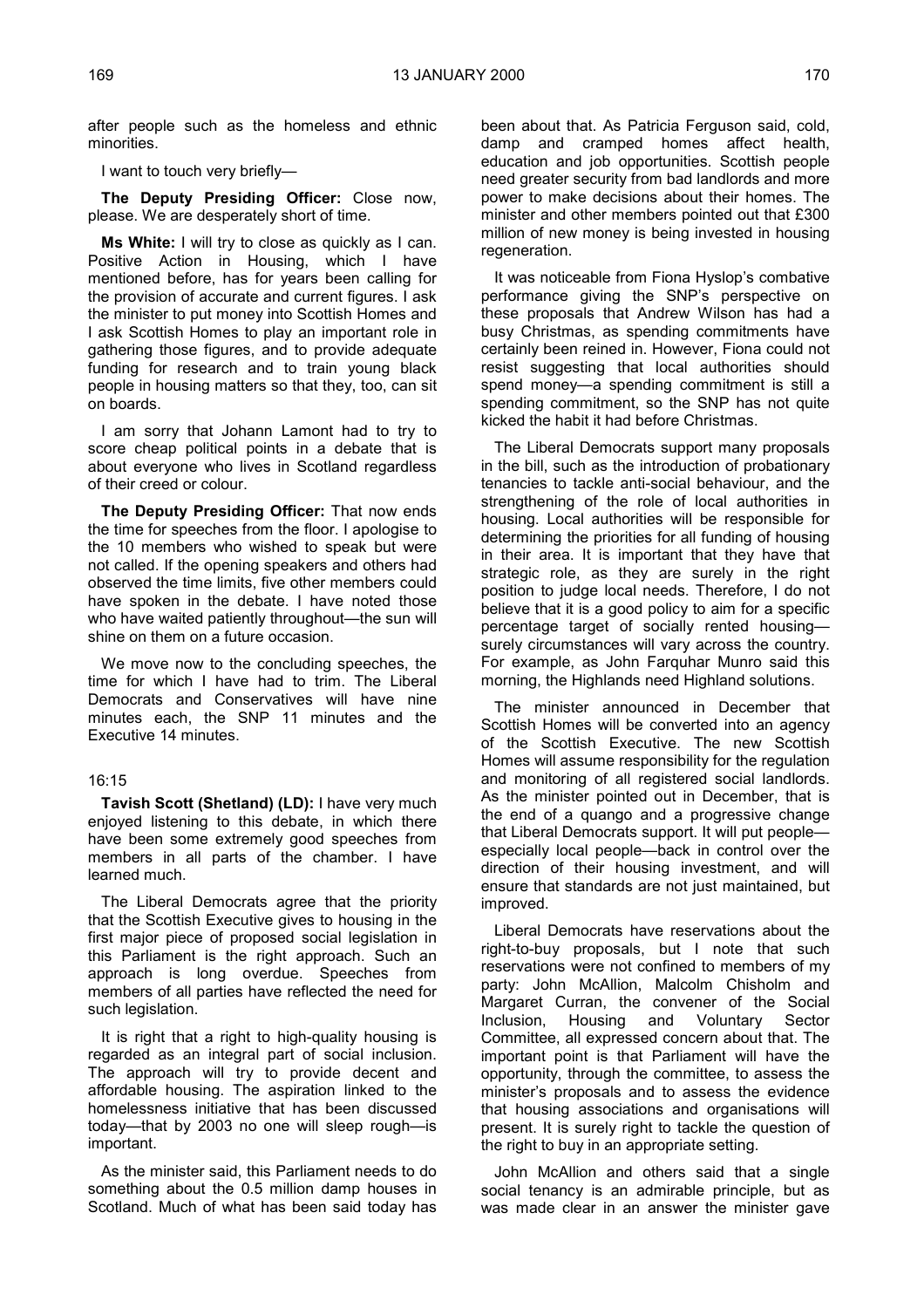after people such as the homeless and ethnic minorities.

I want to touch very briefly—

**The Deputy Presiding Officer:** Close now, please. We are desperately short of time.

**Ms White:** I will try to close as quickly as I can. Positive Action in Housing, which I have mentioned before, has for years been calling for the provision of accurate and current figures. I ask the minister to put money into Scottish Homes and I ask Scottish Homes to play an important role in gathering those figures, and to provide adequate funding for research and to train young black people in housing matters so that they, too, can sit on boards.

I am sorry that Johann Lamont had to try to score cheap political points in a debate that is about everyone who lives in Scotland regardless of their creed or colour.

**The Deputy Presiding Officer:** That now ends the time for speeches from the floor. I apologise to the 10 members who wished to speak but were not called. If the opening speakers and others had observed the time limits, five other members could have spoken in the debate. I have noted those who have waited patiently throughout—the sun will shine on them on a future occasion.

We move now to the concluding speeches, the time for which I have had to trim. The Liberal Democrats and Conservatives will have nine minutes each, the SNP 11 minutes and the Executive 14 minutes.

16:15

**Tavish Scott (Shetland) (LD):** I have very much enjoyed listening to this debate, in which there have been some extremely good speeches from members in all parts of the chamber. I have learned much.

The Liberal Democrats agree that the priority that the Scottish Executive gives to housing in the first major piece of proposed social legislation in this Parliament is the right approach. Such an approach is long overdue. Speeches from members of all parties have reflected the need for such legislation.

It is right that a right to high-quality housing is regarded as an integral part of social inclusion. The approach will try to provide decent and affordable housing. The aspiration linked to the homelessness initiative that has been discussed today—that by 2003 no one will sleep rough—is important.

As the minister said, this Parliament needs to do something about the 0.5 million damp houses in Scotland. Much of what has been said today has been about that. As Patricia Ferguson said, cold, damp and cramped homes affect health, education and job opportunities. Scottish people need greater security from bad landlords and more power to make decisions about their homes. The minister and other members pointed out that £300 million of new money is being invested in housing regeneration.

It was noticeable from Fiona Hyslop's combative performance giving the SNP's perspective on these proposals that Andrew Wilson has had a busy Christmas, as spending commitments have certainly been reined in. However, Fiona could not resist suggesting that local authorities should spend money—a spending commitment is still a spending commitment, so the SNP has not quite kicked the habit it had before Christmas.

The Liberal Democrats support many proposals in the bill, such as the introduction of probationary tenancies to tackle anti-social behaviour, and the strengthening of the role of local authorities in housing. Local authorities will be responsible for determining the priorities for all funding of housing in their area. It is important that they have that strategic role, as they are surely in the right position to judge local needs. Therefore, I do not believe that it is a good policy to aim for a specific percentage target of socially rented housing—surely circumstances will vary across the country. For example, as John Farquhar Munro said this morning, the Highlands need Highland solutions.

The minister announced in December that Scottish Homes will be converted into an agency of the Scottish Executive. The new Scottish Homes will assume responsibility for the regulation and monitoring of all registered social landlords. As the minister pointed out in December, that is the end of a quango and a progressive change that Liberal Democrats support. It will put people—especially local people—back in control over the direction of their housing investment, and will ensure that standards are not just maintained, but improved.

Liberal Democrats have reservations about the right-to-buy proposals, but I note that such reservations were not confined to members of my party: John McAllion, Malcolm Chisholm and Margaret Curran, the convener of the Social Inclusion, Housing and Voluntary Sector Committee, all expressed concern about that. The important point is that Parliament will have the opportunity, through the committee, to assess the minister's proposals and to assess the evidence that housing associations and organisations will present. It is surely right to tackle the question of the right to buy in an appropriate setting.

John McAllion and others said that a single social tenancy is an admirable principle, but as was made clear in an answer the minister gave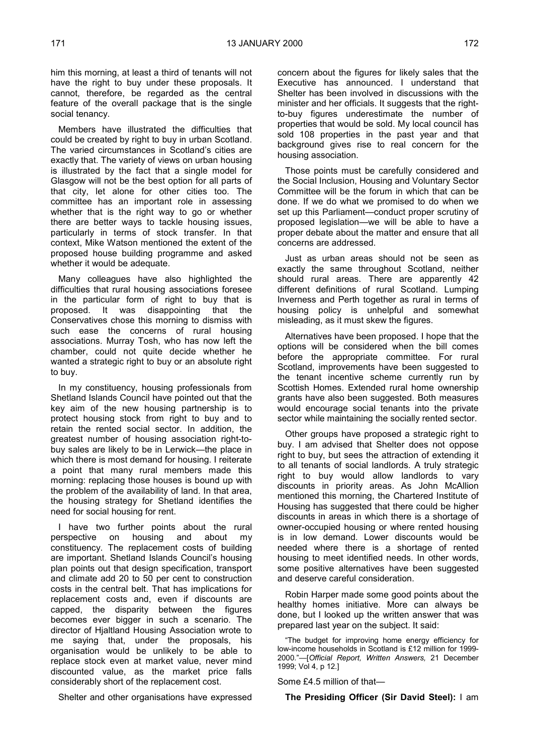him this morning, at least a third of tenants will not have the right to buy under these proposals. It cannot, therefore, be regarded as the central feature of the overall package that is the single social tenancy.

Members have illustrated the difficulties that could be created by right to buy in urban Scotland. The varied circumstances in Scotland's cities are exactly that. The variety of views on urban housing is illustrated by the fact that a single model for Glasgow will not be the best option for all parts of that city, let alone for other cities too. The committee has an important role in assessing whether that is the right way to go or whether there are better ways to tackle housing issues, particularly in terms of stock transfer. In that context, Mike Watson mentioned the extent of the proposed house building programme and asked whether it would be adequate.

Many colleagues have also highlighted the difficulties that rural housing associations foresee in the particular form of right to buy that is proposed. It was disappointing that the Conservatives chose this morning to dismiss with such ease the concerns of rural housing associations. Murray Tosh, who has now left the chamber, could not quite decide whether he wanted a strategic right to buy or an absolute right to buy.

In my constituency, housing professionals from Shetland Islands Council have pointed out that the key aim of the new housing partnership is to protect housing stock from right to buy and to retain the rented social sector. In addition, the greatest number of housing association right-to-buy sales are likely to be in Lerwick—the place in which there is most demand for housing. I reiterate a point that many rural members made this morning: replacing those houses is bound up with the problem of the availability of land. In that area, the housing strategy for Shetland identifies the need for social housing for rent.

I have two further points about the rural perspective on housing and about my constituency. The replacement costs of building are important. Shetland Islands Council's housing plan points out that design specification, transport and climate add 20 to 50 per cent to construction costs in the central belt. That has implications for replacement costs and, even if discounts are capped, the disparity between the figures becomes ever bigger in such a scenario. The director of Hjaltland Housing Association wrote to me saying that, under the proposals, his organisation would be unlikely to be able to replace stock even at market value, never mind discounted value, as the market price falls considerably short of the replacement cost.

Shelter and other organisations have expressed concern about the figures for likely sales that the Executive has announced. I understand that Shelter has been involved in discussions with the minister and her officials. It suggests that the right-to-buy figures underestimate the number of properties that would be sold. My local council has sold 108 properties in the past year and that background gives rise to real concern for the housing association.

Those points must be carefully considered and the Social Inclusion, Housing and Voluntary Sector Committee will be the forum in which that can be done. If we do what we promised to do when we set up this Parliament—conduct proper scrutiny of proposed legislation—we will be able to have a proper debate about the matter and ensure that all concerns are addressed.

Just as urban areas should not be seen as exactly the same throughout Scotland, neither should rural areas. There are apparently 42 different definitions of rural Scotland. Lumping Inverness and Perth together as rural in terms of housing policy is unhelpful and somewhat misleading, as it must skew the figures.

Alternatives have been proposed. I hope that the options will be considered when the bill comes before the appropriate committee. For rural Scotland, improvements have been suggested to the tenant incentive scheme currently run by Scottish Homes. Extended rural home ownership grants have also been suggested. Both measures would encourage social tenants into the private sector while maintaining the socially rented sector.

Other groups have proposed a strategic right to buy. I am advised that Shelter does not oppose right to buy, but sees the attraction of extending it to all tenants of social landlords. A truly strategic right to buy would allow landlords to vary discounts in priority areas. As John McAllion mentioned this morning, the Chartered Institute of Housing has suggested that there could be higher discounts in areas in which there is a shortage of owner-occupied housing or where rented housing is in low demand. Lower discounts would be needed where there is a shortage of rented housing to meet identified needs. In other words, some positive alternatives have been suggested and deserve careful consideration.

Robin Harper made some good points about the healthy homes initiative. More can always be done, but I looked up the written answer that was prepared last year on the subject. It said:

> "The budget for improving home energy efficiency for low-income households in Scotland is £12 million for 1999-2000."—[*Official Report, Written Answers,* 21 December 1999; Vol 4, p 12.]

Some £4.5 million of that—

**The Presiding Officer (Sir David Steel):** I am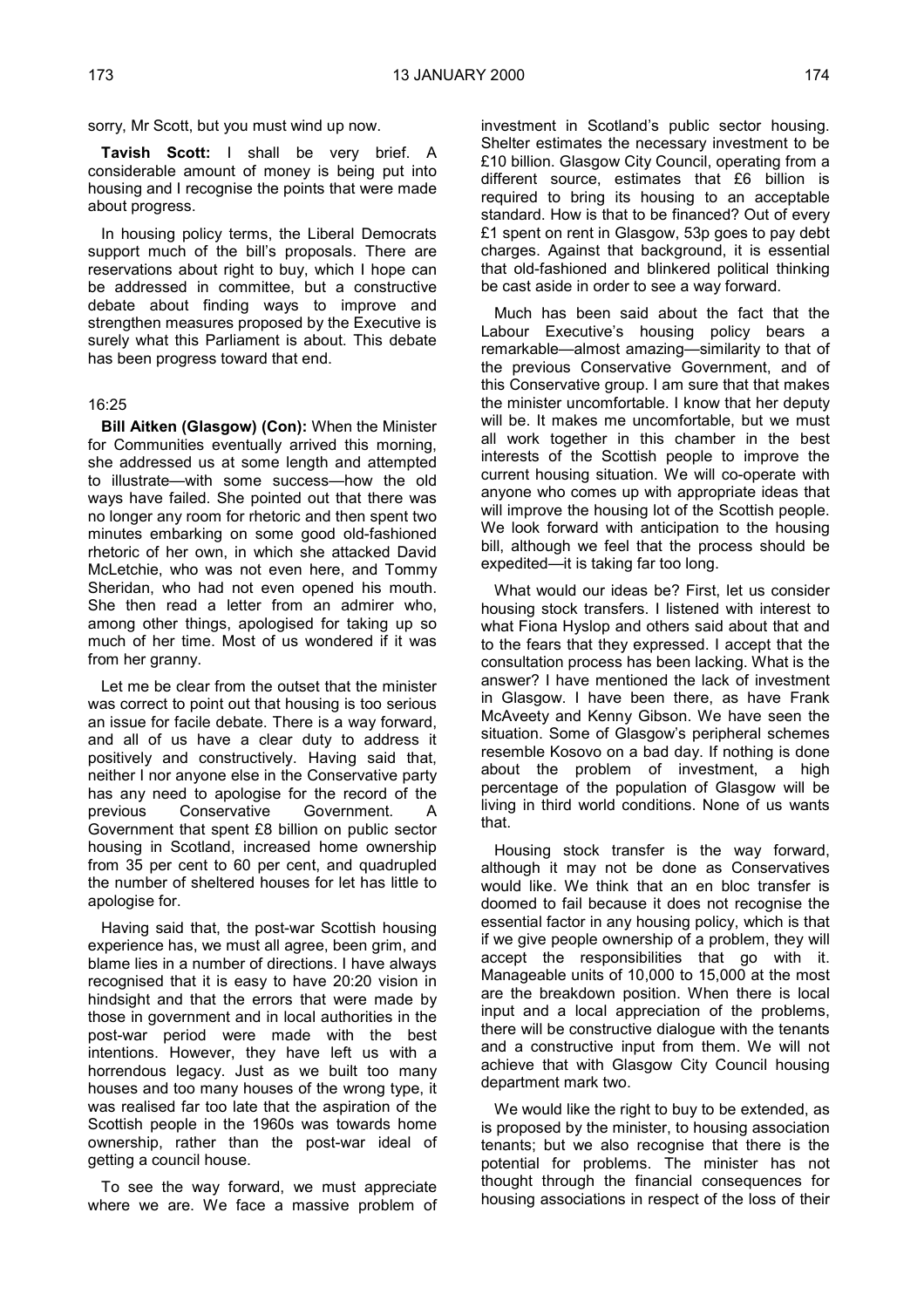sorry, Mr Scott, but you must wind up now.

**Tavish Scott:** I shall be very brief. A considerable amount of money is being put into housing and I recognise the points that were made about progress.

In housing policy terms, the Liberal Democrats support much of the bill's proposals. There are reservations about right to buy, which I hope can be addressed in committee, but a constructive debate about finding ways to improve and strengthen measures proposed by the Executive is surely what this Parliament is about. This debate has been progress toward that end.

16:25

**Bill Aitken (Glasgow) (Con):** When the Minister for Communities eventually arrived this morning, she addressed us at some length and attempted to illustrate—with some success—how the old ways have failed. She pointed out that there was no longer any room for rhetoric and then spent two minutes embarking on some good old-fashioned rhetoric of her own, in which she attacked David McLetchie, who was not even here, and Tommy Sheridan, who had not even opened his mouth. She then read a letter from an admirer who, among other things, apologised for taking up so much of her time. Most of us wondered if it was from her granny.

Let me be clear from the outset that the minister was correct to point out that housing is too serious an issue for facile debate. There is a way forward, and all of us have a clear duty to address it positively and constructively. Having said that, neither I nor anyone else in the Conservative party has any need to apologise for the record of the previous Conservative Government. A Government that spent £8 billion on public sector housing in Scotland, increased home ownership from 35 per cent to 60 per cent, and quadrupled the number of sheltered houses for let has little to apologise for.

Having said that, the post-war Scottish housing experience has, we must all agree, been grim, and blame lies in a number of directions. I have always recognised that it is easy to have 20:20 vision in hindsight and that the errors that were made by those in government and in local authorities in the post-war period were made with the best intentions. However, they have left us with a horrendous legacy. Just as we built too many houses and too many houses of the wrong type, it was realised far too late that the aspiration of the Scottish people in the 1960s was towards home ownership, rather than the post-war ideal of getting a council house.

To see the way forward, we must appreciate where we are. We face a massive problem of investment in Scotland's public sector housing. Shelter estimates the necessary investment to be £10 billion. Glasgow City Council, operating from a different source, estimates that £6 billion is required to bring its housing to an acceptable standard. How is that to be financed? Out of every £1 spent on rent in Glasgow, 53p goes to pay debt charges. Against that background, it is essential that old-fashioned and blinkered political thinking be cast aside in order to see a way forward.

Much has been said about the fact that the Labour Executive's housing policy bears a remarkable—almost amazing—similarity to that of the previous Conservative Government, and of this Conservative group. I am sure that that makes the minister uncomfortable. I know that her deputy will be. It makes me uncomfortable, but we must all work together in this chamber in the best interests of the Scottish people to improve the current housing situation. We will co-operate with anyone who comes up with appropriate ideas that will improve the housing lot of the Scottish people. We look forward with anticipation to the housing bill, although we feel that the process should be expedited—it is taking far too long.

What would our ideas be? First, let us consider housing stock transfers. I listened with interest to what Fiona Hyslop and others said about that and to the fears that they expressed. I accept that the consultation process has been lacking. What is the answer? I have mentioned the lack of investment in Glasgow. I have been there, as have Frank McAveety and Kenny Gibson. We have seen the situation. Some of Glasgow's peripheral schemes resemble Kosovo on a bad day. If nothing is done about the problem of investment, a high percentage of the population of Glasgow will be living in third world conditions. None of us wants that.

Housing stock transfer is the way forward, although it may not be done as Conservatives would like. We think that an en bloc transfer is doomed to fail because it does not recognise the essential factor in any housing policy, which is that if we give people ownership of a problem, they will accept the responsibilities that go with it. Manageable units of 10,000 to 15,000 at the most are the breakdown position. When there is local input and a local appreciation of the problems, there will be constructive dialogue with the tenants and a constructive input from them. We will not achieve that with Glasgow City Council housing department mark two.

We would like the right to buy to be extended, as is proposed by the minister, to housing association tenants; but we also recognise that there is the potential for problems. The minister has not thought through the financial consequences for housing associations in respect of the loss of their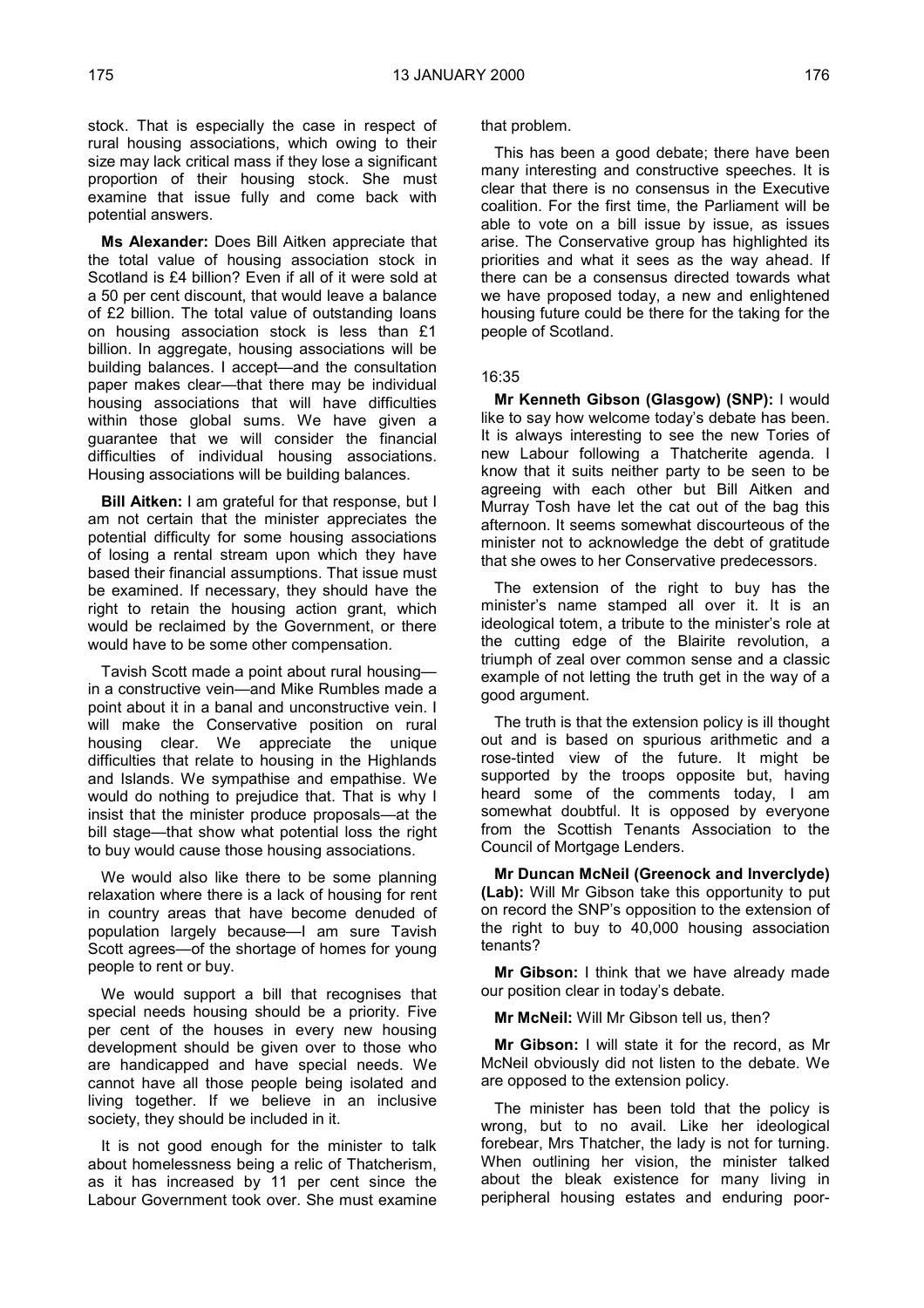stock. That is especially the case in respect of rural housing associations, which owing to their size may lack critical mass if they lose a significant proportion of their housing stock. She must examine that issue fully and come back with potential answers.

**Ms Alexander:** Does Bill Aitken appreciate that the total value of housing association stock in Scotland is £4 billion? Even if all of it were sold at a 50 per cent discount, that would leave a balance of £2 billion. The total value of outstanding loans on housing association stock is less than £1 billion. In aggregate, housing associations will be building balances. I accept—and the consultation paper makes clear—that there may be individual housing associations that will have difficulties within those global sums. We have given a guarantee that we will consider the financial difficulties of individual housing associations. Housing associations will be building balances.

**Bill Aitken:** I am grateful for that response, but I am not certain that the minister appreciates the potential difficulty for some housing associations of losing a rental stream upon which they have based their financial assumptions. That issue must be examined. If necessary, they should have the right to retain the housing action grant, which would be reclaimed by the Government, or there would have to be some other compensation.

Tavish Scott made a point about rural housing—in a constructive vein—and Mike Rumbles made a point about it in a banal and unconstructive vein. I will make the Conservative position on rural housing clear. We appreciate the unique difficulties that relate to housing in the Highlands and Islands. We sympathise and empathise. We would do nothing to prejudice that. That is why I insist that the minister produce proposals—at the bill stage—that show what potential loss the right to buy would cause those housing associations.

We would also like there to be some planning relaxation where there is a lack of housing for rent in country areas that have become denuded of population largely because—I am sure Tavish Scott agrees—of the shortage of homes for young people to rent or buy.

We would support a bill that recognises that special needs housing should be a priority. Five per cent of the houses in every new housing development should be given over to those who are handicapped and have special needs. We cannot have all those people being isolated and living together. If we believe in an inclusive society, they should be included in it.

It is not good enough for the minister to talk about homelessness being a relic of Thatcherism, as it has increased by 11 per cent since the Labour Government took over. She must examine that problem.

This has been a good debate; there have been many interesting and constructive speeches. It is clear that there is no consensus in the Executive coalition. For the first time, the Parliament will be able to vote on a bill issue by issue, as issues arise. The Conservative group has highlighted its priorities and what it sees as the way ahead. If there can be a consensus directed towards what we have proposed today, a new and enlightened housing future could be there for the taking for the people of Scotland.

16:35

**Mr Kenneth Gibson (Glasgow) (SNP):** I would like to say how welcome today's debate has been. It is always interesting to see the new Tories of new Labour following a Thatcherite agenda. I know that it suits neither party to be seen to be agreeing with each other but Bill Aitken and Murray Tosh have let the cat out of the bag this afternoon. It seems somewhat discourteous of the minister not to acknowledge the debt of gratitude that she owes to her Conservative predecessors.

The extension of the right to buy has the minister's name stamped all over it. It is an ideological totem, a tribute to the minister's role at the cutting edge of the Blairite revolution, a triumph of zeal over common sense and a classic example of not letting the truth get in the way of a good argument.

The truth is that the extension policy is ill thought out and is based on spurious arithmetic and a rose-tinted view of the future. It might be supported by the troops opposite but, having heard some of the comments today, I am somewhat doubtful. It is opposed by everyone from the Scottish Tenants Association to the Council of Mortgage Lenders.

**Mr Duncan McNeil (Greenock and Inverclyde) (Lab):** Will Mr Gibson take this opportunity to put on record the SNP's opposition to the extension of the right to buy to 40,000 housing association tenants?

**Mr Gibson:** I think that we have already made our position clear in today's debate.

**Mr McNeil:** Will Mr Gibson tell us, then?

**Mr Gibson:** I will state it for the record, as Mr McNeil obviously did not listen to the debate. We are opposed to the extension policy.

The minister has been told that the policy is wrong, but to no avail. Like her ideological forebear, Mrs Thatcher, the lady is not for turning. When outlining her vision, the minister talked about the bleak existence for many living in peripheral housing estates and enduring poor-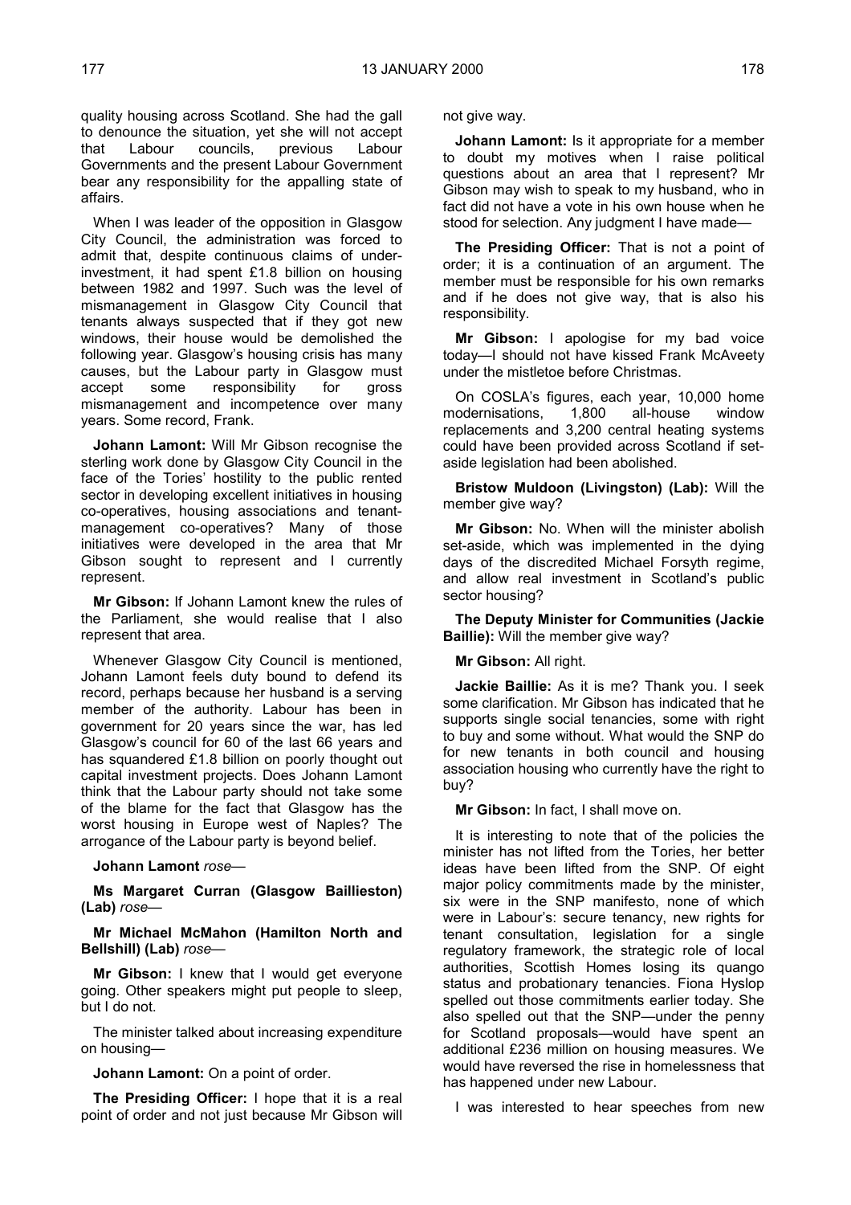quality housing across Scotland. She had the gall to denounce the situation, yet she will not accept that Labour councils, previous Labour Governments and the present Labour Government bear any responsibility for the appalling state of affairs.

When I was leader of the opposition in Glasgow City Council, the administration was forced to admit that, despite continuous claims of under-investment, it had spent £1.8 billion on housing between 1982 and 1997. Such was the level of mismanagement in Glasgow City Council that tenants always suspected that if they got new windows, their house would be demolished the following year. Glasgow's housing crisis has many causes, but the Labour party in Glasgow must accept some responsibility for gross mismanagement and incompetence over many years. Some record, Frank.

**Johann Lamont:** Will Mr Gibson recognise the sterling work done by Glasgow City Council in the face of the Tories' hostility to the public rented sector in developing excellent initiatives in housing co-operatives, housing associations and tenant-management co-operatives? Many of those initiatives were developed in the area that Mr Gibson sought to represent and I currently represent.

**Mr Gibson:** If Johann Lamont knew the rules of the Parliament, she would realise that I also represent that area.

Whenever Glasgow City Council is mentioned, Johann Lamont feels duty bound to defend its record, perhaps because her husband is a serving member of the authority. Labour has been in government for 20 years since the war, has led Glasgow's council for 60 of the last 66 years and has squandered £1.8 billion on poorly thought out capital investment projects. Does Johann Lamont think that the Labour party should not take some of the blame for the fact that Glasgow has the worst housing in Europe west of Naples? The arrogance of the Labour party is beyond belief.

**Johann Lamont** *rose*—

**Ms Margaret Curran (Glasgow Baillieston) (Lab)** *rose*—

**Mr Michael McMahon (Hamilton North and Bellshill) (Lab)** *rose*—

**Mr Gibson:** I knew that I would get everyone going. Other speakers might put people to sleep, but I do not.

The minister talked about increasing expenditure on housing—

**Johann Lamont:** On a point of order.

**The Presiding Officer:** I hope that it is a real point of order and not just because Mr Gibson will not give way.

**Johann Lamont:** Is it appropriate for a member to doubt my motives when I raise political questions about an area that I represent? Mr Gibson may wish to speak to my husband, who in fact did not have a vote in his own house when he stood for selection. Any judgment I have made—

**The Presiding Officer:** That is not a point of order; it is a continuation of an argument. The member must be responsible for his own remarks and if he does not give way, that is also his responsibility.

**Mr Gibson:** I apologise for my bad voice today—I should not have kissed Frank McAveety under the mistletoe before Christmas.

On COSLA's figures, each year, 10,000 home modernisations, 1,800 all-house window replacements and 3,200 central heating systems could have been provided across Scotland if set-aside legislation had been abolished.

**Bristow Muldoon (Livingston) (Lab):** Will the member give way?

**Mr Gibson:** No. When will the minister abolish set-aside, which was implemented in the dying days of the discredited Michael Forsyth regime, and allow real investment in Scotland's public sector housing?

**The Deputy Minister for Communities (Jackie Baillie):** Will the member give way?

**Mr Gibson:** All right.

**Jackie Baillie:** As it is me? Thank you. I seek some clarification. Mr Gibson has indicated that he supports single social tenancies, some with right to buy and some without. What would the SNP do for new tenants in both council and housing association housing who currently have the right to buy?

**Mr Gibson:** In fact, I shall move on.

It is interesting to note that of the policies the minister has not lifted from the Tories, her better ideas have been lifted from the SNP. Of eight major policy commitments made by the minister, six were in the SNP manifesto, none of which were in Labour's: secure tenancy, new rights for tenant consultation, legislation for a single regulatory framework, the strategic role of local authorities, Scottish Homes losing its quango status and probationary tenancies. Fiona Hyslop spelled out those commitments earlier today. She also spelled out that the SNP—under the penny for Scotland proposals—would have spent an additional £236 million on housing measures. We would have reversed the rise in homelessness that has happened under new Labour.

I was interested to hear speeches from new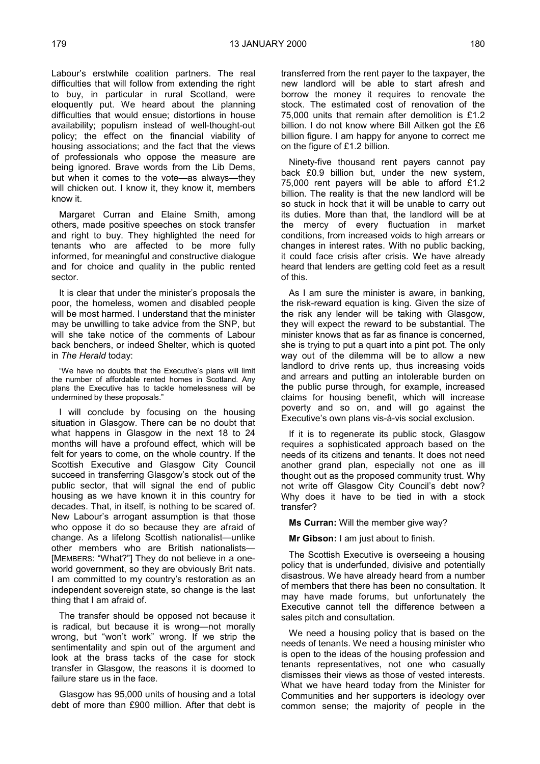Labour's erstwhile coalition partners. The real difficulties that will follow from extending the right to buy, in particular in rural Scotland, were eloquently put. We heard about the planning difficulties that would ensue; distortions in house availability; populism instead of well-thought-out policy; the effect on the financial viability of housing associations; and the fact that the views of professionals who oppose the measure are being ignored. Brave words from the Lib Dems, but when it comes to the vote—as always—they will chicken out. I know it, they know it, members know it.

Margaret Curran and Elaine Smith, among others, made positive speeches on stock transfer and right to buy. They highlighted the need for tenants who are affected to be more fully informed, for meaningful and constructive dialogue and for choice and quality in the public rented sector.

It is clear that under the minister's proposals the poor, the homeless, women and disabled people will be most harmed. I understand that the minister may be unwilling to take advice from the SNP, but will she take notice of the comments of Labour back benchers, or indeed Shelter, which is quoted in *The Herald* today:

> "We have no doubts that the Executive's plans will limit the number of affordable rented homes in Scotland. Any plans the Executive has to tackle homelessness will be undermined by these proposals."

I will conclude by focusing on the housing situation in Glasgow. There can be no doubt that what happens in Glasgow in the next 18 to 24 months will have a profound effect, which will be felt for years to come, on the whole country. If the Scottish Executive and Glasgow City Council succeed in transferring Glasgow's stock out of the public sector, that will signal the end of public housing as we have known it in this country for decades. That, in itself, is nothing to be scared of. New Labour's arrogant assumption is that those who oppose it do so because they are afraid of change. As a lifelong Scottish nationalist—unlike other members who are British nationalists—[MEMBERS: "What?"] They do not believe in a one-world government, so they are obviously Brit nats. I am committed to my country's restoration as an independent sovereign state, so change is the last thing that I am afraid of.

The transfer should be opposed not because it is radical, but because it is wrong—not morally wrong, but "won't work" wrong. If we strip the sentimentality and spin out of the argument and look at the brass tacks of the case for stock transfer in Glasgow, the reasons it is doomed to failure stare us in the face.

Glasgow has 95,000 units of housing and a total debt of more than £900 million. After that debt is transferred from the rent payer to the taxpayer, the new landlord will be able to start afresh and borrow the money it requires to renovate the stock. The estimated cost of renovation of the 75,000 units that remain after demolition is £1.2 billion. I do not know where Bill Aitken got the £6 billion figure. I am happy for anyone to correct me on the figure of £1.2 billion.

Ninety-five thousand rent payers cannot pay back £0.9 billion but, under the new system, 75,000 rent payers will be able to afford £1.2 billion. The reality is that the new landlord will be so stuck in hock that it will be unable to carry out its duties. More than that, the landlord will be at the mercy of every fluctuation in market conditions, from increased voids to high arrears or changes in interest rates. With no public backing, it could face crisis after crisis. We have already heard that lenders are getting cold feet as a result of this.

As I am sure the minister is aware, in banking, the risk-reward equation is king. Given the size of the risk any lender will be taking with Glasgow, they will expect the reward to be substantial. The minister knows that as far as finance is concerned, she is trying to put a quart into a pint pot. The only way out of the dilemma will be to allow a new landlord to drive rents up, thus increasing voids and arrears and putting an intolerable burden on the public purse through, for example, increased claims for housing benefit, which will increase poverty and so on, and will go against the Executive's own plans vis-à-vis social exclusion.

If it is to regenerate its public stock, Glasgow requires a sophisticated approach based on the needs of its citizens and tenants. It does not need another grand plan, especially not one as ill thought out as the proposed community trust. Why not write off Glasgow City Council's debt now? Why does it have to be tied in with a stock transfer?

**Ms Curran:** Will the member give way?

**Mr Gibson:** I am just about to finish.

The Scottish Executive is overseeing a housing policy that is underfunded, divisive and potentially disastrous. We have already heard from a number of members that there has been no consultation. It may have made forums, but unfortunately the Executive cannot tell the difference between a sales pitch and consultation.

We need a housing policy that is based on the needs of tenants. We need a housing minister who is open to the ideas of the housing profession and tenants representatives, not one who casually dismisses their views as those of vested interests. What we have heard today from the Minister for Communities and her supporters is ideology over common sense; the majority of people in the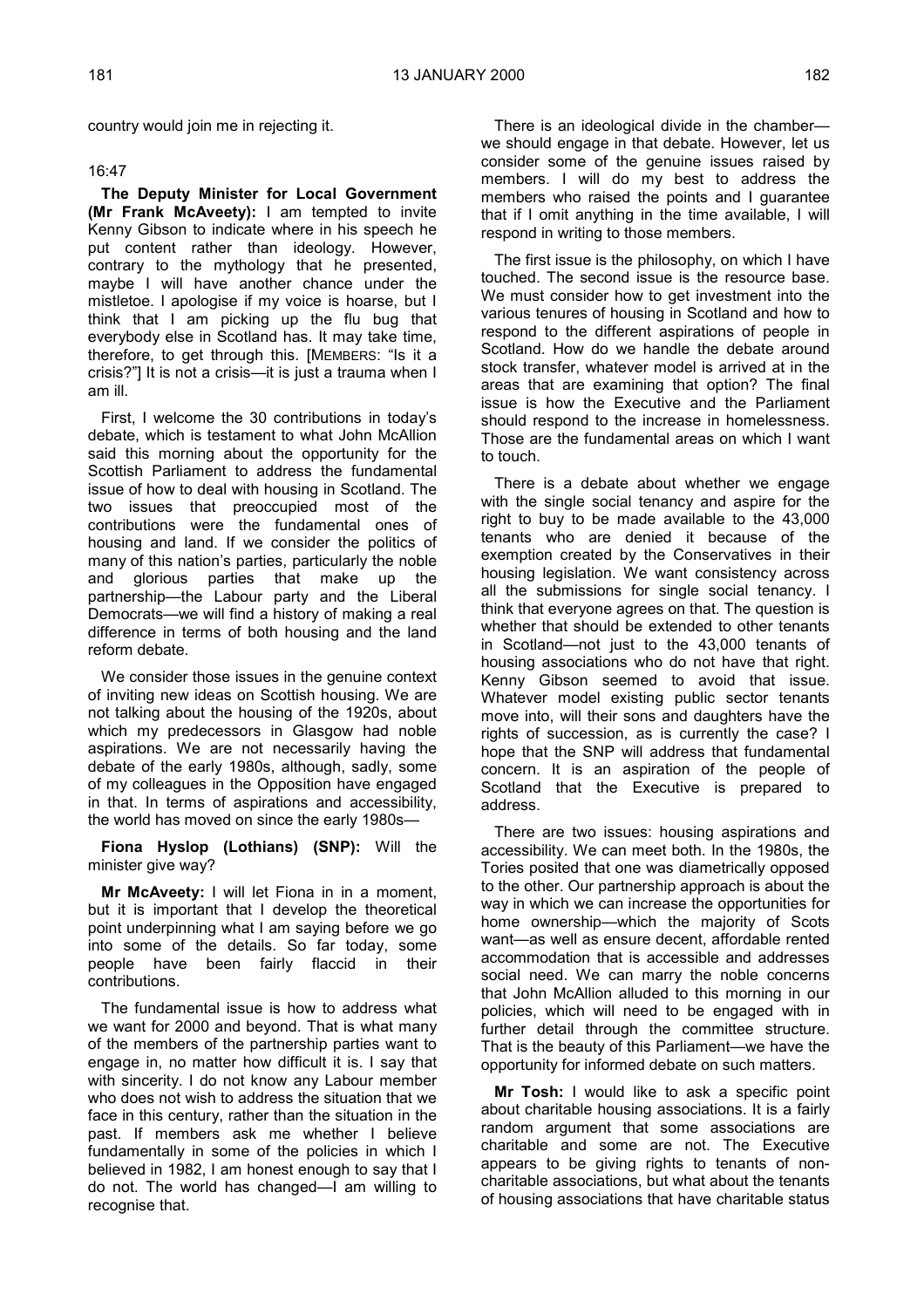country would join me in rejecting it.

16:47

**The Deputy Minister for Local Government (Mr Frank McAveety):** I am tempted to invite Kenny Gibson to indicate where in his speech he put content rather than ideology. However, contrary to the mythology that he presented, maybe I will have another chance under the mistletoe. I apologise if my voice is hoarse, but I think that I am picking up the flu bug that everybody else in Scotland has. It may take time, therefore, to get through this. [MEMBERS: "Is it a crisis?"] It is not a crisis—it is just a trauma when I am ill.

First, I welcome the 30 contributions in today's debate, which is testament to what John McAllion said this morning about the opportunity for the Scottish Parliament to address the fundamental issue of how to deal with housing in Scotland. The two issues that preoccupied most of the contributions were the fundamental ones of housing and land. If we consider the politics of many of this nation's parties, particularly the noble and glorious parties that make up the partnership—the Labour party and the Liberal Democrats—we will find a history of making a real difference in terms of both housing and the land reform debate.

We consider those issues in the genuine context of inviting new ideas on Scottish housing. We are not talking about the housing of the 1920s, about which my predecessors in Glasgow had noble aspirations. We are not necessarily having the debate of the early 1980s, although, sadly, some of my colleagues in the Opposition have engaged in that. In terms of aspirations and accessibility, the world has moved on since the early 1980s—

**Fiona Hyslop (Lothians) (SNP):** Will the minister give way?

**Mr McAveety:** I will let Fiona in in a moment, but it is important that I develop the theoretical point underpinning what I am saying before we go into some of the details. So far today, some people have been fairly flaccid in their contributions.

The fundamental issue is how to address what we want for 2000 and beyond. That is what many of the members of the partnership parties want to engage in, no matter how difficult it is. I say that with sincerity. I do not know any Labour member who does not wish to address the situation that we face in this century, rather than the situation in the past. If members ask me whether I believe fundamentally in some of the policies in which I believed in 1982, I am honest enough to say that I do not. The world has changed—I am willing to recognise that.

There is an ideological divide in the chamber—we should engage in that debate. However, let us consider some of the genuine issues raised by members. I will do my best to address the members who raised the points and I guarantee that if I omit anything in the time available, I will respond in writing to those members.

The first issue is the philosophy, on which I have touched. The second issue is the resource base. We must consider how to get investment into the various tenures of housing in Scotland and how to respond to the different aspirations of people in Scotland. How do we handle the debate around stock transfer, whatever model is arrived at in the areas that are examining that option? The final issue is how the Executive and the Parliament should respond to the increase in homelessness. Those are the fundamental areas on which I want to touch.

There is a debate about whether we engage with the single social tenancy and aspire for the right to buy to be made available to the 43,000 tenants who are denied it because of the exemption created by the Conservatives in their housing legislation. We want consistency across all the submissions for single social tenancy. I think that everyone agrees on that. The question is whether that should be extended to other tenants in Scotland—not just to the 43,000 tenants of housing associations who do not have that right. Kenny Gibson seemed to avoid that issue. Whatever model existing public sector tenants move into, will their sons and daughters have the rights of succession, as is currently the case? I hope that the SNP will address that fundamental concern. It is an aspiration of the people of Scotland that the Executive is prepared to address.

There are two issues: housing aspirations and accessibility. We can meet both. In the 1980s, the Tories posited that one was diametrically opposed to the other. Our partnership approach is about the way in which we can increase the opportunities for home ownership—which the majority of Scots want—as well as ensure decent, affordable rented accommodation that is accessible and addresses social need. We can marry the noble concerns that John McAllion alluded to this morning in our policies, which will need to be engaged with in further detail through the committee structure. That is the beauty of this Parliament—we have the opportunity for informed debate on such matters.

**Mr Tosh:** I would like to ask a specific point about charitable housing associations. It is a fairly random argument that some associations are charitable and some are not. The Executive appears to be giving rights to tenants of non-charitable associations, but what about the tenants of housing associations that have charitable status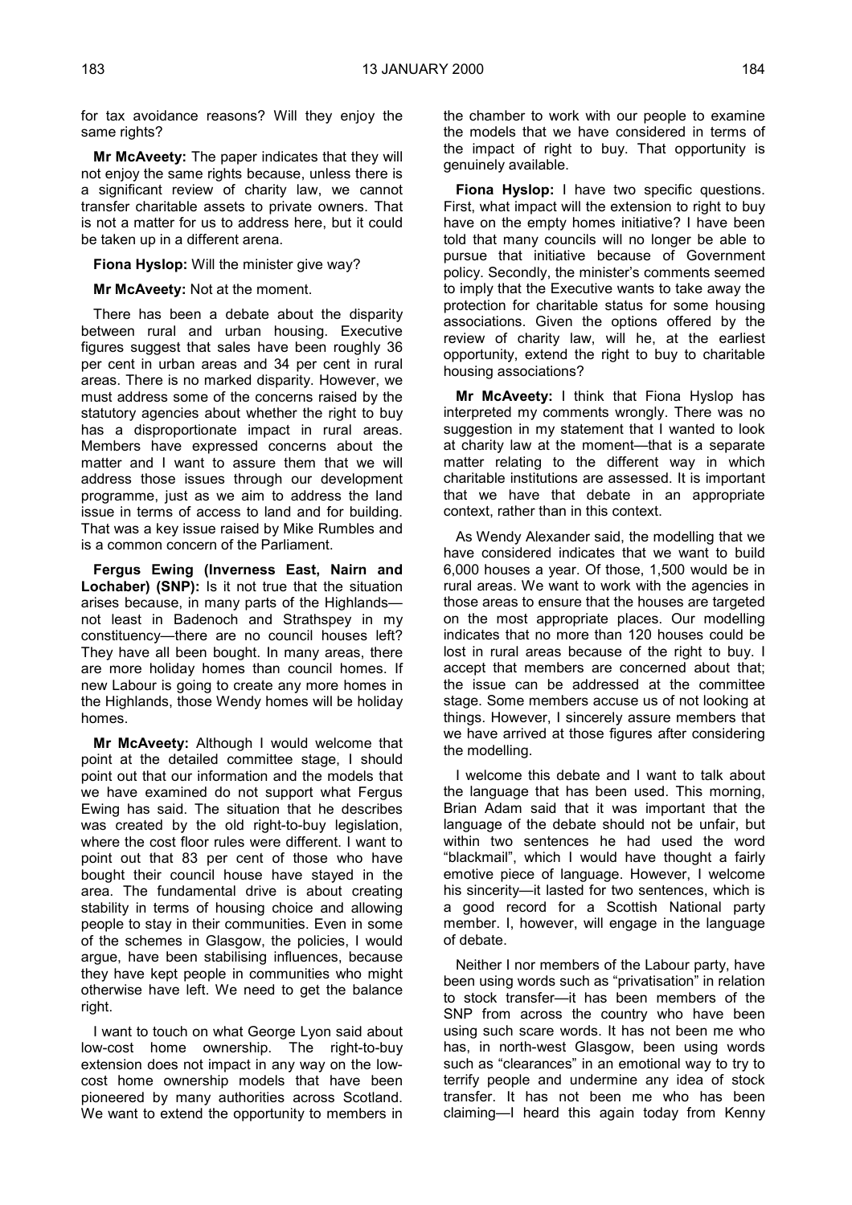for tax avoidance reasons? Will they enjoy the same rights?

**Mr McAveety:** The paper indicates that they will not enjoy the same rights because, unless there is a significant review of charity law, we cannot transfer charitable assets to private owners. That is not a matter for us to address here, but it could be taken up in a different arena.

**Fiona Hyslop:** Will the minister give way?

**Mr McAveety:** Not at the moment.

There has been a debate about the disparity between rural and urban housing. Executive figures suggest that sales have been roughly 36 per cent in urban areas and 34 per cent in rural areas. There is no marked disparity. However, we must address some of the concerns raised by the statutory agencies about whether the right to buy has a disproportionate impact in rural areas. Members have expressed concerns about the matter and I want to assure them that we will address those issues through our development programme, just as we aim to address the land issue in terms of access to land and for building. That was a key issue raised by Mike Rumbles and is a common concern of the Parliament.

**Fergus Ewing (Inverness East, Nairn and Lochaber) (SNP):** Is it not true that the situation arises because, in many parts of the Highlands—not least in Badenoch and Strathspey in my constituency—there are no council houses left? They have all been bought. In many areas, there are more holiday homes than council homes. If new Labour is going to create any more homes in the Highlands, those Wendy homes will be holiday homes.

**Mr McAveety:** Although I would welcome that point at the detailed committee stage, I should point out that our information and the models that we have examined do not support what Fergus Ewing has said. The situation that he describes was created by the old right-to-buy legislation, where the cost floor rules were different. I want to point out that 83 per cent of those who have bought their council house have stayed in the area. The fundamental drive is about creating stability in terms of housing choice and allowing people to stay in their communities. Even in some of the schemes in Glasgow, the policies, I would argue, have been stabilising influences, because they have kept people in communities who might otherwise have left. We need to get the balance right.

I want to touch on what George Lyon said about low-cost home ownership. The right-to-buy extension does not impact in any way on the low-cost home ownership models that have been pioneered by many authorities across Scotland. We want to extend the opportunity to members in the chamber to work with our people to examine the models that we have considered in terms of the impact of right to buy. That opportunity is genuinely available.

**Fiona Hyslop:** I have two specific questions. First, what impact will the extension to right to buy have on the empty homes initiative? I have been told that many councils will no longer be able to pursue that initiative because of Government policy. Secondly, the minister's comments seemed to imply that the Executive wants to take away the protection for charitable status for some housing associations. Given the options offered by the review of charity law, will he, at the earliest opportunity, extend the right to buy to charitable housing associations?

**Mr McAveety:** I think that Fiona Hyslop has interpreted my comments wrongly. There was no suggestion in my statement that I wanted to look at charity law at the moment—that is a separate matter relating to the different way in which charitable institutions are assessed. It is important that we have that debate in an appropriate context, rather than in this context.

As Wendy Alexander said, the modelling that we have considered indicates that we want to build 6,000 houses a year. Of those, 1,500 would be in rural areas. We want to work with the agencies in those areas to ensure that the houses are targeted on the most appropriate places. Our modelling indicates that no more than 120 houses could be lost in rural areas because of the right to buy. I accept that members are concerned about that; the issue can be addressed at the committee stage. Some members accuse us of not looking at things. However, I sincerely assure members that we have arrived at those figures after considering the modelling.

I welcome this debate and I want to talk about the language that has been used. This morning, Brian Adam said that it was important that the language of the debate should not be unfair, but within two sentences he had used the word "blackmail", which I would have thought a fairly emotive piece of language. However, I welcome his sincerity—it lasted for two sentences, which is a good record for a Scottish National party member. I, however, will engage in the language of debate.

Neither I nor members of the Labour party, have been using words such as "privatisation" in relation to stock transfer—it has been members of the SNP from across the country who have been using such scare words. It has not been me who has, in north-west Glasgow, been using words such as "clearances" in an emotional way to try to terrify people and undermine any idea of stock transfer. It has not been me who has been claiming—I heard this again today from Kenny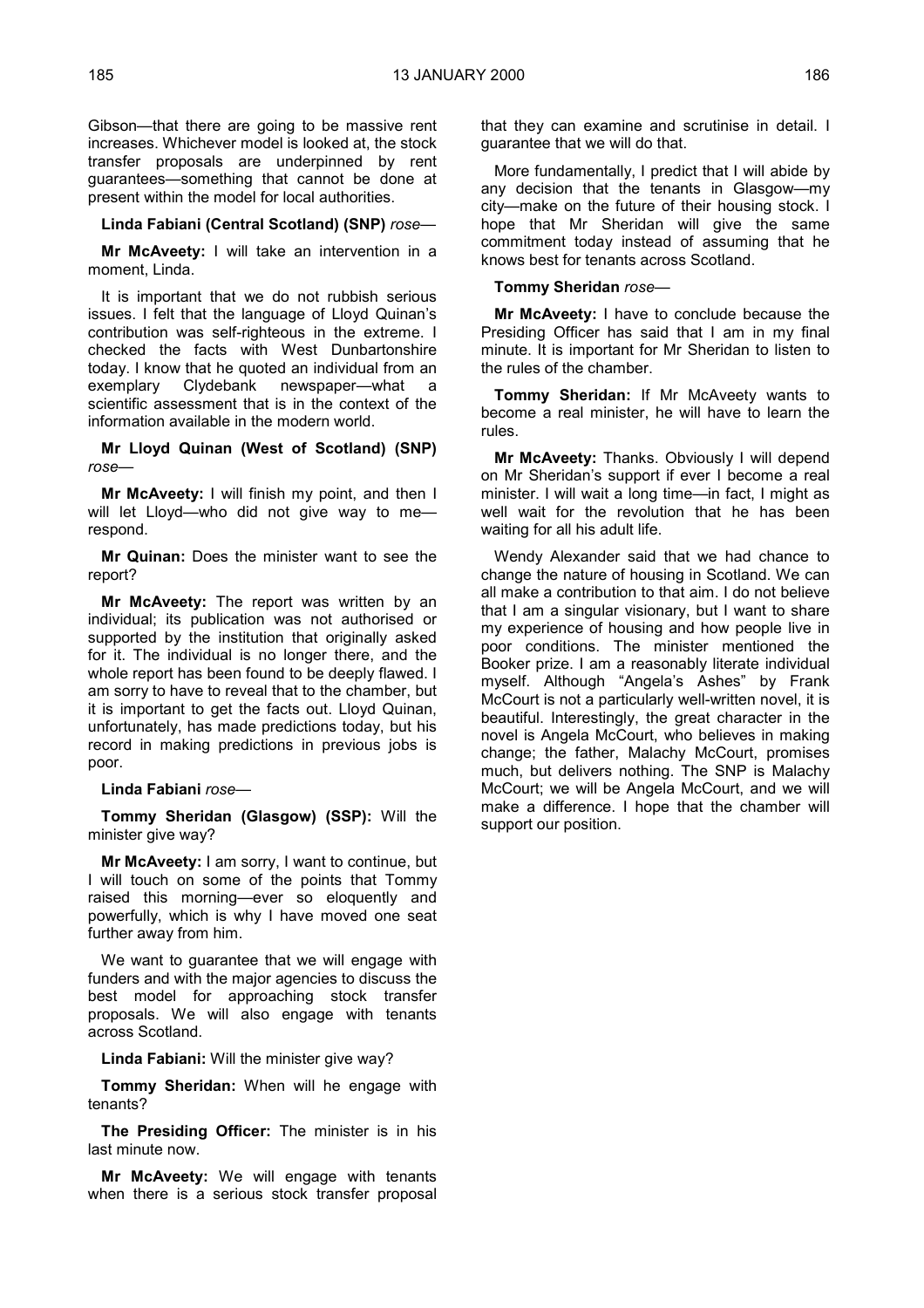Gibson—that there are going to be massive rent increases. Whichever model is looked at, the stock transfer proposals are underpinned by rent guarantees—something that cannot be done at present within the model for local authorities.

**Linda Fabiani (Central Scotland) (SNP)** *rose*—

**Mr McAveety:** I will take an intervention in a moment, Linda.

It is important that we do not rubbish serious issues. I felt that the language of Lloyd Quinan's contribution was self-righteous in the extreme. I checked the facts with West Dunbartonshire today. I know that he quoted an individual from an exemplary Clydebank newspaper—what a scientific assessment that is in the context of the information available in the modern world.

**Mr Lloyd Quinan (West of Scotland) (SNP)** *rose*—

**Mr McAveety:** I will finish my point, and then I will let Lloyd—who did not give way to me—respond.

**Mr Quinan:** Does the minister want to see the report?

**Mr McAveety:** The report was written by an individual; its publication was not authorised or supported by the institution that originally asked for it. The individual is no longer there, and the whole report has been found to be deeply flawed. I am sorry to have to reveal that to the chamber, but it is important to get the facts out. Lloyd Quinan, unfortunately, has made predictions today, but his record in making predictions in previous jobs is poor.

**Linda Fabiani** *rose*—

**Tommy Sheridan (Glasgow) (SSP):** Will the minister give way?

**Mr McAveety:** I am sorry, I want to continue, but I will touch on some of the points that Tommy raised this morning—ever so eloquently and powerfully, which is why I have moved one seat further away from him.

We want to guarantee that we will engage with funders and with the major agencies to discuss the best model for approaching stock transfer proposals. We will also engage with tenants across Scotland.

**Linda Fabiani:** Will the minister give way?

**Tommy Sheridan:** When will he engage with tenants?

**The Presiding Officer:** The minister is in his last minute now.

**Mr McAveety:** We will engage with tenants when there is a serious stock transfer proposal that they can examine and scrutinise in detail. I guarantee that we will do that.

More fundamentally, I predict that I will abide by any decision that the tenants in Glasgow—my city—make on the future of their housing stock. I hope that Mr Sheridan will give the same commitment today instead of assuming that he knows best for tenants across Scotland.

**Tommy Sheridan** *rose*—

**Mr McAveety:** I have to conclude because the Presiding Officer has said that I am in my final minute. It is important for Mr Sheridan to listen to the rules of the chamber.

**Tommy Sheridan:** If Mr McAveety wants to become a real minister, he will have to learn the rules.

**Mr McAveety:** Thanks. Obviously I will depend on Mr Sheridan's support if ever I become a real minister. I will wait a long time—in fact, I might as well wait for the revolution that he has been waiting for all his adult life.

Wendy Alexander said that we had chance to change the nature of housing in Scotland. We can all make a contribution to that aim. I do not believe that I am a singular visionary, but I want to share my experience of housing and how people live in poor conditions. The minister mentioned the Booker prize. I am a reasonably literate individual myself. Although "Angela's Ashes" by Frank McCourt is not a particularly well-written novel, it is beautiful. Interestingly, the great character in the novel is Angela McCourt, who believes in making change; the father, Malachy McCourt, promises much, but delivers nothing. The SNP is Malachy McCourt; we will be Angela McCourt, and we will make a difference. I hope that the chamber will support our position.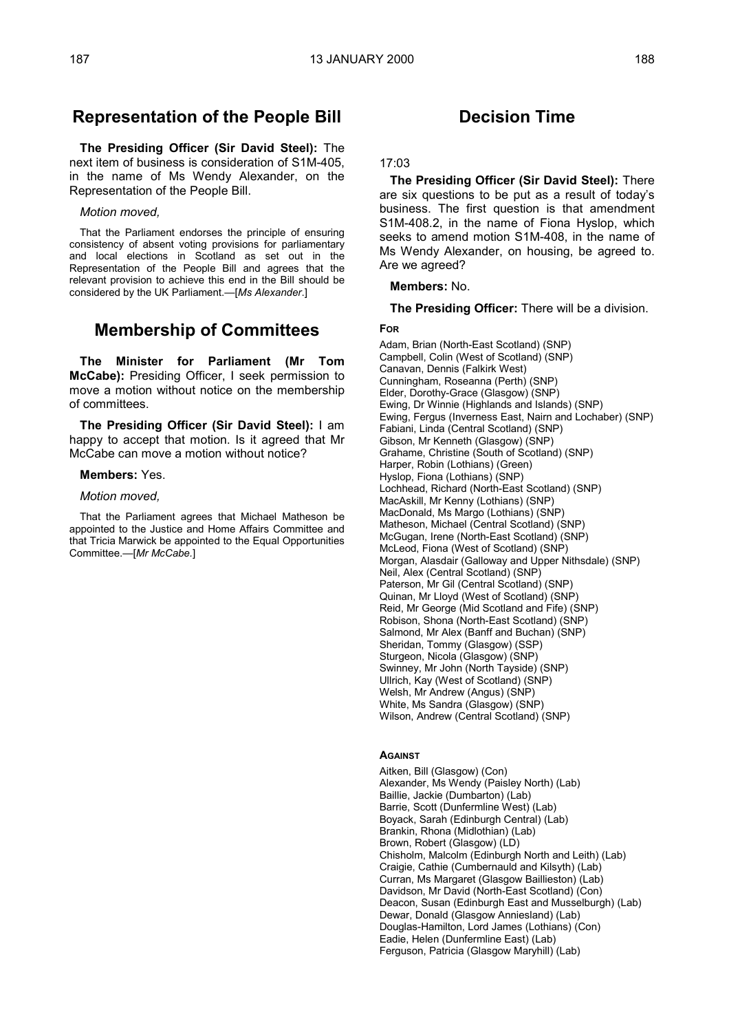## Representation of the People Bill

**The Presiding Officer (Sir David Steel):** The next item of business is consideration of S1M-405, in the name of Ms Wendy Alexander, on the Representation of the People Bill.

*Motion moved,*

That the Parliament endorses the principle of ensuring consistency of absent voting provisions for parliamentary and local elections in Scotland as set out in the Representation of the People Bill and agrees that the relevant provision to achieve this end in the Bill should be considered by the UK Parliament.—[*Ms Alexander*.]

## Membership of Committees

**The Minister for Parliament (Mr Tom McCabe):** Presiding Officer, I seek permission to move a motion without notice on the membership of committees.

**The Presiding Officer (Sir David Steel):** I am happy to accept that motion. Is it agreed that Mr McCabe can move a motion without notice?

**Members:** Yes.

*Motion moved,*

That the Parliament agrees that Michael Matheson be appointed to the Justice and Home Affairs Committee and that Tricia Marwick be appointed to the Equal Opportunities Committee.—[*Mr McCabe.*]

## Decision Time

17:03

**The Presiding Officer (Sir David Steel):** There are six questions to be put as a result of today's business. The first question is that amendment S1M-408.2, in the name of Fiona Hyslop, which seeks to amend motion S1M-408, in the name of Ms Wendy Alexander, on housing, be agreed to. Are we agreed?

**Members:** No.

**The Presiding Officer:** There will be a division.

**FOR**

Adam, Brian (North-East Scotland) (SNP)
Campbell, Colin (West of Scotland) (SNP)
Canavan, Dennis (Falkirk West)
Cunningham, Roseanna (Perth) (SNP)
Elder, Dorothy-Grace (Glasgow) (SNP)
Ewing, Dr Winnie (Highlands and Islands) (SNP)
Ewing, Fergus (Inverness East, Nairn and Lochaber) (SNP)
Fabiani, Linda (Central Scotland) (SNP)
Gibson, Mr Kenneth (Glasgow) (SNP)
Grahame, Christine (South of Scotland) (SNP)
Harper, Robin (Lothians) (Green)
Hyslop, Fiona (Lothians) (SNP)
Lochhead, Richard (North-East Scotland) (SNP)
MacAskill, Mr Kenny (Lothians) (SNP)
MacDonald, Ms Margo (Lothians) (SNP)
Matheson, Michael (Central Scotland) (SNP)
McGugan, Irene (North-East Scotland) (SNP)
McLeod, Fiona (West of Scotland) (SNP)
Morgan, Alasdair (Galloway and Upper Nithsdale) (SNP)
Neil, Alex (Central Scotland) (SNP)
Paterson, Mr Gil (Central Scotland) (SNP)
Quinan, Mr Lloyd (West of Scotland) (SNP)
Reid, Mr George (Mid Scotland and Fife) (SNP)
Robison, Shona (North-East Scotland) (SNP)
Salmond, Mr Alex (Banff and Buchan) (SNP)
Sheridan, Tommy (Glasgow) (SSP)
Sturgeon, Nicola (Glasgow) (SNP)
Swinney, Mr John (North Tayside) (SNP)
Ullrich, Kay (West of Scotland) (SNP)
Welsh, Mr Andrew (Angus) (SNP)
White, Ms Sandra (Glasgow) (SNP)
Wilson, Andrew (Central Scotland) (SNP)

**AGAINST**

Aitken, Bill (Glasgow) (Con)
Alexander, Ms Wendy (Paisley North) (Lab)
Baillie, Jackie (Dumbarton) (Lab)
Barrie, Scott (Dunfermline West) (Lab)
Boyack, Sarah (Edinburgh Central) (Lab)
Brankin, Rhona (Midlothian) (Lab)
Brown, Robert (Glasgow) (LD)
Chisholm, Malcolm (Edinburgh North and Leith) (Lab)
Craigie, Cathie (Cumbernauld and Kilsyth) (Lab)
Curran, Ms Margaret (Glasgow Baillieston) (Lab)
Davidson, Mr David (North-East Scotland) (Con)
Deacon, Susan (Edinburgh East and Musselburgh) (Lab)
Dewar, Donald (Glasgow Anniesland) (Lab)
Douglas-Hamilton, Lord James (Lothians) (Con)
Eadie, Helen (Dunfermline East) (Lab)
Ferguson, Patricia (Glasgow Maryhill) (Lab)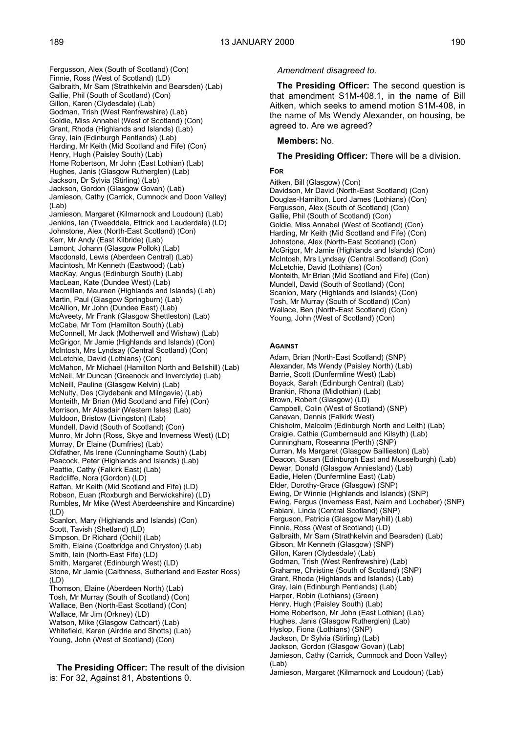Fergusson, Alex (South of Scotland) (Con)
Finnie, Ross (West of Scotland) (LD)
Galbraith, Mr Sam (Strathkelvin and Bearsden) (Lab)
Gallie, Phil (South of Scotland) (Con)
Gillon, Karen (Clydesdale) (Lab)
Godman, Trish (West Renfrewshire) (Lab)
Goldie, Miss Annabel (West of Scotland) (Con)
Grant, Rhoda (Highlands and Islands) (Lab)
Gray, Iain (Edinburgh Pentlands) (Lab)
Harding, Mr Keith (Mid Scotland and Fife) (Con)
Henry, Hugh (Paisley South) (Lab)
Home Robertson, Mr John (East Lothian) (Lab)
Hughes, Janis (Glasgow Rutherglen) (Lab)
Jackson, Dr Sylvia (Stirling) (Lab)
Jackson, Gordon (Glasgow Govan) (Lab)
Jamieson, Cathy (Carrick, Cumnock and Doon Valley) (Lab)
Jamieson, Margaret (Kilmarnock and Loudoun) (Lab)
Jenkins, Ian (Tweeddale, Ettrick and Lauderdale) (LD)
Johnstone, Alex (North-East Scotland) (Con)
Kerr, Mr Andy (East Kilbride) (Lab)
Lamont, Johann (Glasgow Pollok) (Lab)
Macdonald, Lewis (Aberdeen Central) (Lab)
Macintosh, Mr Kenneth (Eastwood) (Lab)
MacKay, Angus (Edinburgh South) (Lab)
MacLean, Kate (Dundee West) (Lab)
Macmillan, Maureen (Highlands and Islands) (Lab)
Martin, Paul (Glasgow Springburn) (Lab)
McAllion, Mr John (Dundee East) (Lab)
McAveety, Mr Frank (Glasgow Shettleston) (Lab)
McCabe, Mr Tom (Hamilton South) (Lab)
McConnell, Mr Jack (Motherwell and Wishaw) (Lab)
McGrigor, Mr Jamie (Highlands and Islands) (Con)
McIntosh, Mrs Lyndsay (Central Scotland) (Con)
McLetchie, David (Lothians) (Con)
McMahon, Mr Michael (Hamilton North and Bellshill) (Lab)
McNeil, Mr Duncan (Greenock and Inverclyde) (Lab)
McNeill, Pauline (Glasgow Kelvin) (Lab)
McNulty, Des (Clydebank and Milngavie) (Lab)
Monteith, Mr Brian (Mid Scotland and Fife) (Con)
Morrison, Mr Alasdair (Western Isles) (Lab)
Muldoon, Bristow (Livingston) (Lab)
Mundell, David (South of Scotland) (Con)
Munro, Mr John (Ross, Skye and Inverness West) (LD)
Murray, Dr Elaine (Dumfries) (Lab)
Oldfather, Ms Irene (Cunninghame South) (Lab)
Peacock, Peter (Highlands and Islands) (Lab)
Peattie, Cathy (Falkirk East) (Lab)
Radcliffe, Nora (Gordon) (LD)
Raffan, Mr Keith (Mid Scotland and Fife) (LD)
Robson, Euan (Roxburgh and Berwickshire) (LD)
Rumbles, Mr Mike (West Aberdeenshire and Kincardine) (LD)
Scanlon, Mary (Highlands and Islands) (Con)
Scott, Tavish (Shetland) (LD)
Simpson, Dr Richard (Ochil) (Lab)
Smith, Elaine (Coatbridge and Chryston) (Lab)
Smith, Iain (North-East Fife) (LD)
Smith, Margaret (Edinburgh West) (LD)
Stone, Mr Jamie (Caithness, Sutherland and Easter Ross) (LD)
Thomson, Elaine (Aberdeen North) (Lab)
Tosh, Mr Murray (South of Scotland) (Con)
Wallace, Ben (North-East Scotland) (Con)
Wallace, Mr Jim (Orkney) (LD)
Watson, Mike (Glasgow Cathcart) (Lab)
Whitefield, Karen (Airdrie and Shotts) (Lab)
Young, John (West of Scotland) (Con)

**The Presiding Officer:** The result of the division is: For 32, Against 81, Abstentions 0.

*Amendment disagreed to.*

**The Presiding Officer:** The second question is that amendment S1M-408.1, in the name of Bill Aitken, which seeks to amend motion S1M-408, in the name of Ms Wendy Alexander, on housing, be agreed to. Are we agreed?

**Members:** No.

**The Presiding Officer:** There will be a division.

**FOR**

Aitken, Bill (Glasgow) (Con)
Davidson, Mr David (North-East Scotland) (Con)
Douglas-Hamilton, Lord James (Lothians) (Con)
Fergusson, Alex (South of Scotland) (Con)
Gallie, Phil (South of Scotland) (Con)
Goldie, Miss Annabel (West of Scotland) (Con)
Harding, Mr Keith (Mid Scotland and Fife) (Con)
Johnstone, Alex (North-East Scotland) (Con)
McGrigor, Mr Jamie (Highlands and Islands) (Con)
McIntosh, Mrs Lyndsay (Central Scotland) (Con)
McLetchie, David (Lothians) (Con)
Monteith, Mr Brian (Mid Scotland and Fife) (Con)
Mundell, David (South of Scotland) (Con)
Scanlon, Mary (Highlands and Islands) (Con)
Tosh, Mr Murray (South of Scotland) (Con)
Wallace, Ben (North-East Scotland) (Con)
Young, John (West of Scotland) (Con)

**AGAINST**

Adam, Brian (North-East Scotland) (SNP)
Alexander, Ms Wendy (Paisley North) (Lab)
Barrie, Scott (Dunfermline West) (Lab)
Boyack, Sarah (Edinburgh Central) (Lab)
Brankin, Rhona (Midlothian) (Lab)
Brown, Robert (Glasgow) (LD)
Campbell, Colin (West of Scotland) (SNP)
Canavan, Dennis (Falkirk West)
Chisholm, Malcolm (Edinburgh North and Leith) (Lab)
Craigie, Cathie (Cumbernauld and Kilsyth) (Lab)
Cunningham, Roseanna (Perth) (SNP)
Curran, Ms Margaret (Glasgow Baillieston) (Lab)
Deacon, Susan (Edinburgh East and Musselburgh) (Lab)
Dewar, Donald (Glasgow Anniesland) (Lab)
Eadie, Helen (Dunfermline East) (Lab)
Elder, Dorothy-Grace (Glasgow) (SNP)
Ewing, Dr Winnie (Highlands and Islands) (SNP)
Ewing, Fergus (Inverness East, Nairn and Lochaber) (SNP)
Fabiani, Linda (Central Scotland) (SNP)
Ferguson, Patricia (Glasgow Maryhill) (Lab)
Finnie, Ross (West of Scotland) (LD)
Galbraith, Mr Sam (Strathkelvin and Bearsden) (Lab)
Gibson, Mr Kenneth (Glasgow) (SNP)
Gillon, Karen (Clydesdale) (Lab)
Godman, Trish (West Renfrewshire) (Lab)
Grahame, Christine (South of Scotland) (SNP)
Grant, Rhoda (Highlands and Islands) (Lab)
Gray, Iain (Edinburgh Pentlands) (Lab)
Harper, Robin (Lothians) (Green)
Henry, Hugh (Paisley South) (Lab)
Home Robertson, Mr John (East Lothian) (Lab)
Hughes, Janis (Glasgow Rutherglen) (Lab)
Hyslop, Fiona (Lothians) (SNP)
Jackson, Dr Sylvia (Stirling) (Lab)
Jackson, Gordon (Glasgow Govan) (Lab)
Jamieson, Cathy (Carrick, Cumnock and Doon Valley) (Lab)
Jamieson, Margaret (Kilmarnock and Loudoun) (Lab)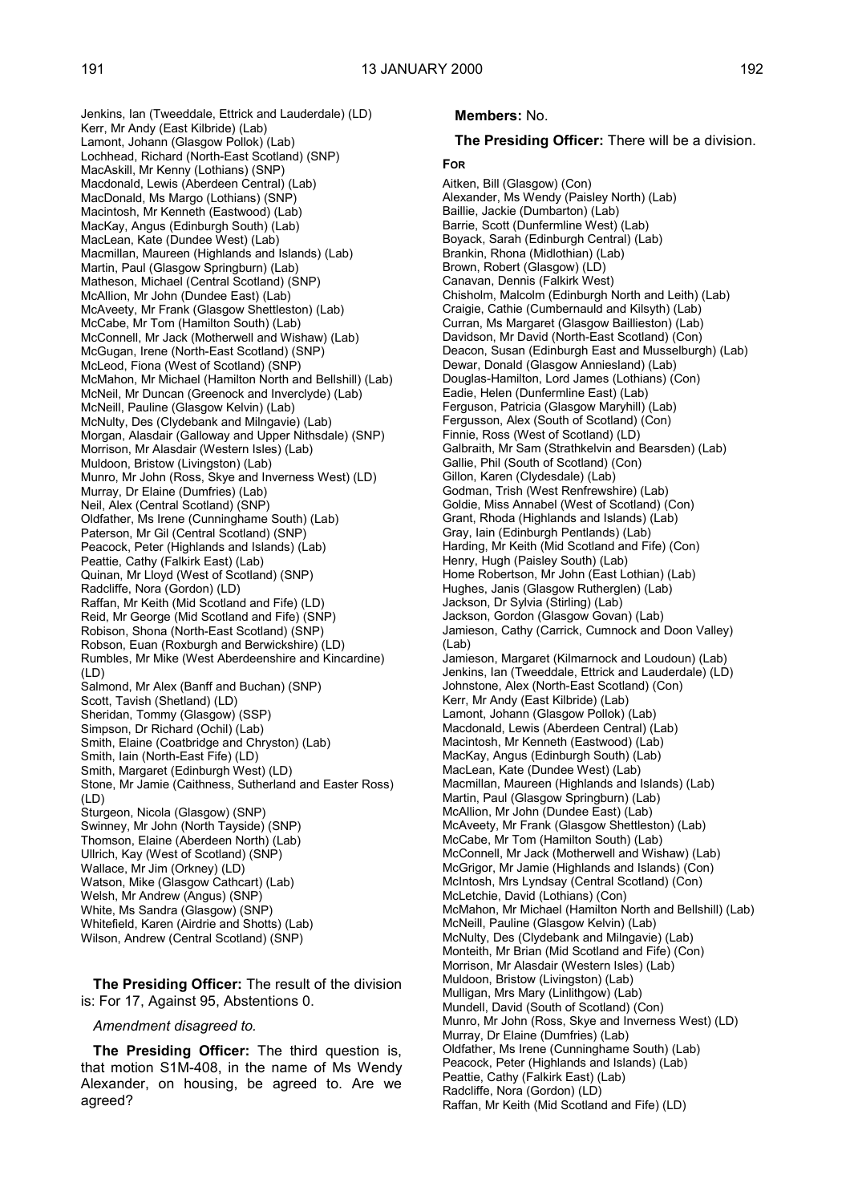Jenkins, Ian (Tweeddale, Ettrick and Lauderdale) (LD)
Kerr, Mr Andy (East Kilbride) (Lab)
Lamont, Johann (Glasgow Pollok) (Lab)
Lochhead, Richard (North-East Scotland) (SNP)
MacAskill, Mr Kenny (Lothians) (SNP)
Macdonald, Lewis (Aberdeen Central) (Lab)
MacDonald, Ms Margo (Lothians) (SNP)
Macintosh, Mr Kenneth (Eastwood) (Lab)
MacKay, Angus (Edinburgh South) (Lab)
MacLean, Kate (Dundee West) (Lab)
Macmillan, Maureen (Highlands and Islands) (Lab)
Martin, Paul (Glasgow Springburn) (Lab)
Matheson, Michael (Central Scotland) (SNP)
McAllion, Mr John (Dundee East) (Lab)
McAveety, Mr Frank (Glasgow Shettleston) (Lab)
McCabe, Mr Tom (Hamilton South) (Lab)
McConnell, Mr Jack (Motherwell and Wishaw) (Lab)
McGugan, Irene (North-East Scotland) (SNP)
McLeod, Fiona (West of Scotland) (SNP)
McMahon, Mr Michael (Hamilton North and Bellshill) (Lab)
McNeil, Mr Duncan (Greenock and Inverclyde) (Lab)
McNeill, Pauline (Glasgow Kelvin) (Lab)
McNulty, Des (Clydebank and Milngavie) (Lab)
Morgan, Alasdair (Galloway and Upper Nithsdale) (SNP)
Morrison, Mr Alasdair (Western Isles) (Lab)
Muldoon, Bristow (Livingston) (Lab)
Munro, Mr John (Ross, Skye and Inverness West) (LD)
Murray, Dr Elaine (Dumfries) (Lab)
Neil, Alex (Central Scotland) (SNP)
Oldfather, Ms Irene (Cunninghame South) (Lab)
Paterson, Mr Gil (Central Scotland) (SNP)
Peacock, Peter (Highlands and Islands) (Lab)
Peattie, Cathy (Falkirk East) (Lab)
Quinan, Mr Lloyd (West of Scotland) (SNP)
Radcliffe, Nora (Gordon) (LD)
Raffan, Mr Keith (Mid Scotland and Fife) (LD)
Reid, Mr George (Mid Scotland and Fife) (SNP)
Robison, Shona (North-East Scotland) (SNP)
Robson, Euan (Roxburgh and Berwickshire) (LD)
Rumbles, Mr Mike (West Aberdeenshire and Kincardine) (LD)
Salmond, Mr Alex (Banff and Buchan) (SNP)
Scott, Tavish (Shetland) (LD)
Sheridan, Tommy (Glasgow) (SSP)
Simpson, Dr Richard (Ochil) (Lab)
Smith, Elaine (Coatbridge and Chryston) (Lab)
Smith, Iain (North-East Fife) (LD)
Smith, Margaret (Edinburgh West) (LD)
Stone, Mr Jamie (Caithness, Sutherland and Easter Ross) (LD)
Sturgeon, Nicola (Glasgow) (SNP)
Swinney, Mr John (North Tayside) (SNP)
Thomson, Elaine (Aberdeen North) (Lab)
Ullrich, Kay (West of Scotland) (SNP)
Wallace, Mr Jim (Orkney) (LD)
Watson, Mike (Glasgow Cathcart) (Lab)
Welsh, Mr Andrew (Angus) (SNP)
White, Ms Sandra (Glasgow) (SNP)
Whitefield, Karen (Airdrie and Shotts) (Lab)
Wilson, Andrew (Central Scotland) (SNP)

**The Presiding Officer:** The result of the division is: For 17, Against 95, Abstentions 0.

*Amendment disagreed to.*

**The Presiding Officer:** The third question is, that motion S1M-408, in the name of Ms Wendy Alexander, on housing, be agreed to. Are we agreed?

**Members:** No.

**The Presiding Officer:** There will be a division.

**FOR**

Aitken, Bill (Glasgow) (Con)
Alexander, Ms Wendy (Paisley North) (Lab)
Baillie, Jackie (Dumbarton) (Lab)
Barrie, Scott (Dunfermline West) (Lab)
Boyack, Sarah (Edinburgh Central) (Lab)
Brankin, Rhona (Midlothian) (Lab)
Brown, Robert (Glasgow) (LD)
Canavan, Dennis (Falkirk West)
Chisholm, Malcolm (Edinburgh North and Leith) (Lab)
Craigie, Cathie (Cumbernauld and Kilsyth) (Lab)
Curran, Ms Margaret (Glasgow Baillieston) (Lab)
Davidson, Mr David (North-East Scotland) (Con)
Deacon, Susan (Edinburgh East and Musselburgh) (Lab)
Dewar, Donald (Glasgow Anniesland) (Lab)
Douglas-Hamilton, Lord James (Lothians) (Con)
Eadie, Helen (Dunfermline East) (Lab)
Ferguson, Patricia (Glasgow Maryhill) (Lab)
Fergusson, Alex (South of Scotland) (Con)
Finnie, Ross (West of Scotland) (LD)
Galbraith, Mr Sam (Strathkelvin and Bearsden) (Lab)
Gallie, Phil (South of Scotland) (Con)
Gillon, Karen (Clydesdale) (Lab)
Godman, Trish (West Renfrewshire) (Lab)
Goldie, Miss Annabel (West of Scotland) (Con)
Grant, Rhoda (Highlands and Islands) (Lab)
Gray, Iain (Edinburgh Pentlands) (Lab)
Harding, Mr Keith (Mid Scotland and Fife) (Con)
Henry, Hugh (Paisley South) (Lab)
Home Robertson, Mr John (East Lothian) (Lab)
Hughes, Janis (Glasgow Rutherglen) (Lab)
Jackson, Dr Sylvia (Stirling) (Lab)
Jackson, Gordon (Glasgow Govan) (Lab)
Jamieson, Cathy (Carrick, Cumnock and Doon Valley) (Lab)
Jamieson, Margaret (Kilmarnock and Loudoun) (Lab)
Jenkins, Ian (Tweeddale, Ettrick and Lauderdale) (LD)
Johnstone, Alex (North-East Scotland) (Con)
Kerr, Mr Andy (East Kilbride) (Lab)
Lamont, Johann (Glasgow Pollok) (Lab)
Macdonald, Lewis (Aberdeen Central) (Lab)
Macintosh, Mr Kenneth (Eastwood) (Lab)
MacKay, Angus (Edinburgh South) (Lab)
MacLean, Kate (Dundee West) (Lab)
Macmillan, Maureen (Highlands and Islands) (Lab)
Martin, Paul (Glasgow Springburn) (Lab)
McAllion, Mr John (Dundee East) (Lab)
McAveety, Mr Frank (Glasgow Shettleston) (Lab)
McCabe, Mr Tom (Hamilton South) (Lab)
McConnell, Mr Jack (Motherwell and Wishaw) (Lab)
McGrigor, Mr Jamie (Highlands and Islands) (Con)
McIntosh, Mrs Lyndsay (Central Scotland) (Con)
McLetchie, David (Lothians) (Con)
McMahon, Mr Michael (Hamilton North and Bellshill) (Lab)
McNeill, Pauline (Glasgow Kelvin) (Lab)
McNulty, Des (Clydebank and Milngavie) (Lab)
Monteith, Mr Brian (Mid Scotland and Fife) (Con)
Morrison, Mr Alasdair (Western Isles) (Lab)
Muldoon, Bristow (Livingston) (Lab)
Mulligan, Mrs Mary (Linlithgow) (Lab)
Mundell, David (South of Scotland) (Con)
Munro, Mr John (Ross, Skye and Inverness West) (LD)
Murray, Dr Elaine (Dumfries) (Lab)
Oldfather, Ms Irene (Cunninghame South) (Lab)
Peacock, Peter (Highlands and Islands) (Lab)
Peattie, Cathy (Falkirk East) (Lab)
Radcliffe, Nora (Gordon) (LD)
Raffan, Mr Keith (Mid Scotland and Fife) (LD)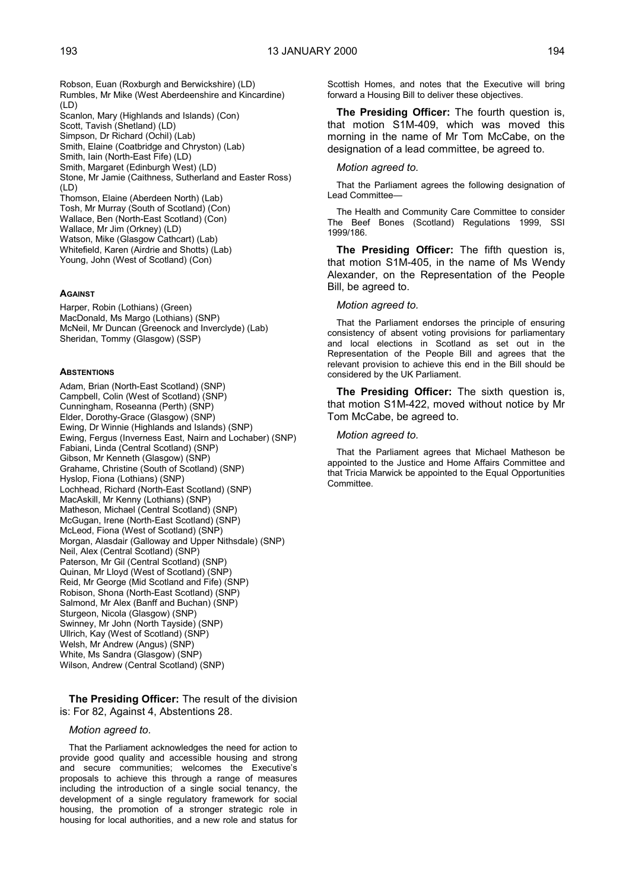Robson, Euan (Roxburgh and Berwickshire) (LD)
Rumbles, Mr Mike (West Aberdeenshire and Kincardine) (LD)
Scanlon, Mary (Highlands and Islands) (Con)
Scott, Tavish (Shetland) (LD)
Simpson, Dr Richard (Ochil) (Lab)
Smith, Elaine (Coatbridge and Chryston) (Lab)
Smith, Iain (North-East Fife) (LD)
Smith, Margaret (Edinburgh West) (LD)
Stone, Mr Jamie (Caithness, Sutherland and Easter Ross) (LD)
Thomson, Elaine (Aberdeen North) (Lab)
Tosh, Mr Murray (South of Scotland) (Con)
Wallace, Ben (North-East Scotland) (Con)
Wallace, Mr Jim (Orkney) (LD)
Watson, Mike (Glasgow Cathcart) (Lab)
Whitefield, Karen (Airdrie and Shotts) (Lab)
Young, John (West of Scotland) (Con)

**AGAINST**

Harper, Robin (Lothians) (Green)
MacDonald, Ms Margo (Lothians) (SNP)
McNeil, Mr Duncan (Greenock and Inverclyde) (Lab)
Sheridan, Tommy (Glasgow) (SSP)

**ABSTENTIONS**

Adam, Brian (North-East Scotland) (SNP)
Campbell, Colin (West of Scotland) (SNP)
Cunningham, Roseanna (Perth) (SNP)
Elder, Dorothy-Grace (Glasgow) (SNP)
Ewing, Dr Winnie (Highlands and Islands) (SNP)
Ewing, Fergus (Inverness East, Nairn and Lochaber) (SNP)
Fabiani, Linda (Central Scotland) (SNP)
Gibson, Mr Kenneth (Glasgow) (SNP)
Grahame, Christine (South of Scotland) (SNP)
Hyslop, Fiona (Lothians) (SNP)
Lochhead, Richard (North-East Scotland) (SNP)
MacAskill, Mr Kenny (Lothians) (SNP)
Matheson, Michael (Central Scotland) (SNP)
McGugan, Irene (North-East Scotland) (SNP)
McLeod, Fiona (West of Scotland) (SNP)
Morgan, Alasdair (Galloway and Upper Nithsdale) (SNP)
Neil, Alex (Central Scotland) (SNP)
Paterson, Mr Gil (Central Scotland) (SNP)
Quinan, Mr Lloyd (West of Scotland) (SNP)
Reid, Mr George (Mid Scotland and Fife) (SNP)
Robison, Shona (North-East Scotland) (SNP)
Salmond, Mr Alex (Banff and Buchan) (SNP)
Sturgeon, Nicola (Glasgow) (SNP)
Swinney, Mr John (North Tayside) (SNP)
Ullrich, Kay (West of Scotland) (SNP)
Welsh, Mr Andrew (Angus) (SNP)
White, Ms Sandra (Glasgow) (SNP)
Wilson, Andrew (Central Scotland) (SNP)

**The Presiding Officer:** The result of the division is: For 82, Against 4, Abstentions 28.

*Motion agreed to.*

That the Parliament acknowledges the need for action to provide good quality and accessible housing and strong and secure communities; welcomes the Executive's proposals to achieve this through a range of measures including the introduction of a single social tenancy, the development of a single regulatory framework for social housing, the promotion of a stronger strategic role in housing for local authorities, and a new role and status for Scottish Homes, and notes that the Executive will bring forward a Housing Bill to deliver these objectives.

**The Presiding Officer:** The fourth question is, that motion S1M-409, which was moved this morning in the name of Mr Tom McCabe, on the designation of a lead committee, be agreed to.

*Motion agreed to.*

That the Parliament agrees the following designation of Lead Committee—

The Health and Community Care Committee to consider The Beef Bones (Scotland) Regulations 1999, SSI 1999/186.

**The Presiding Officer:** The fifth question is, that motion S1M-405, in the name of Ms Wendy Alexander, on the Representation of the People Bill, be agreed to.

*Motion agreed to.*

That the Parliament endorses the principle of ensuring consistency of absent voting provisions for parliamentary and local elections in Scotland as set out in the Representation of the People Bill and agrees that the relevant provision to achieve this end in the Bill should be considered by the UK Parliament.

**The Presiding Officer:** The sixth question is, that motion S1M-422, moved without notice by Mr Tom McCabe, be agreed to.

*Motion agreed to.*

That the Parliament agrees that Michael Matheson be appointed to the Justice and Home Affairs Committee and that Tricia Marwick be appointed to the Equal Opportunities Committee.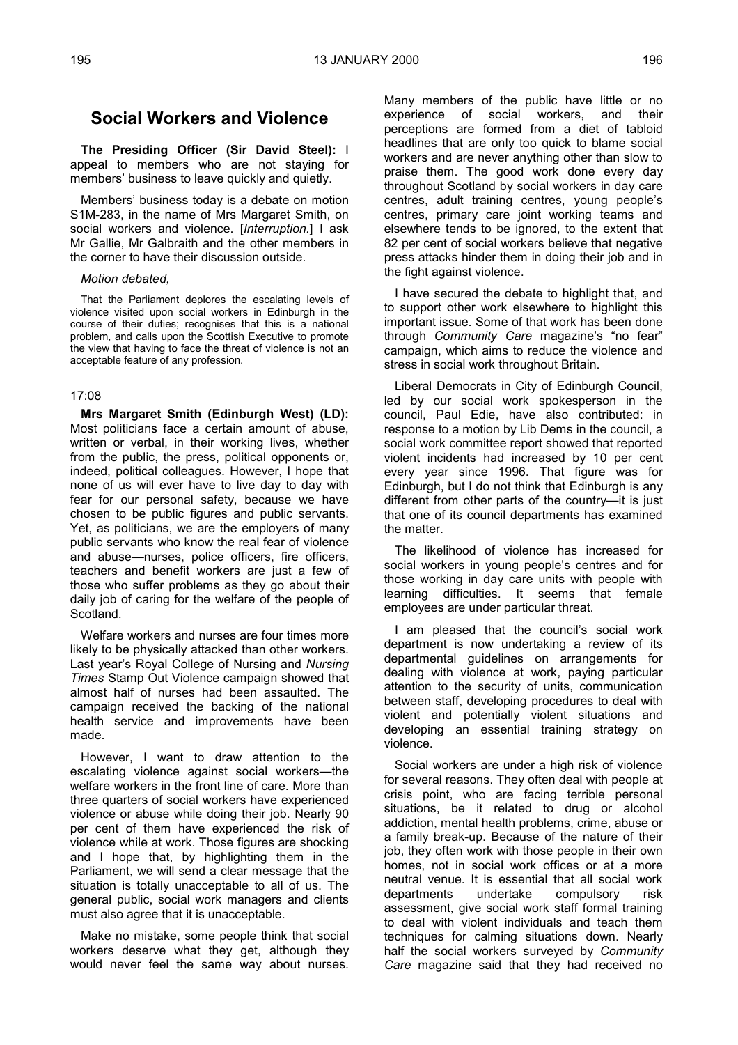## Social Workers and Violence

**The Presiding Officer (Sir David Steel):** I appeal to members who are not staying for members' business to leave quickly and quietly.

Members' business today is a debate on motion S1M-283, in the name of Mrs Margaret Smith, on social workers and violence. [*Interruption.*] I ask Mr Gallie, Mr Galbraith and the other members in the corner to have their discussion outside.

*Motion debated,*

That the Parliament deplores the escalating levels of violence visited upon social workers in Edinburgh in the course of their duties; recognises that this is a national problem, and calls upon the Scottish Executive to promote the view that having to face the threat of violence is not an acceptable feature of any profession.

17:08

**Mrs Margaret Smith (Edinburgh West) (LD):** Most politicians face a certain amount of abuse, written or verbal, in their working lives, whether from the public, the press, political opponents or, indeed, political colleagues. However, I hope that none of us will ever have to live day to day with fear for our personal safety, because we have chosen to be public figures and public servants. Yet, as politicians, we are the employers of many public servants who know the real fear of violence and abuse—nurses, police officers, fire officers, teachers and benefit workers are just a few of those who suffer problems as they go about their daily job of caring for the welfare of the people of Scotland.

Welfare workers and nurses are four times more likely to be physically attacked than other workers. Last year's Royal College of Nursing and *Nursing Times* Stamp Out Violence campaign showed that almost half of nurses had been assaulted. The campaign received the backing of the national health service and improvements have been made.

However, I want to draw attention to the escalating violence against social workers—the welfare workers in the front line of care. More than three quarters of social workers have experienced violence or abuse while doing their job. Nearly 90 per cent of them have experienced the risk of violence while at work. Those figures are shocking and I hope that, by highlighting them in the Parliament, we will send a clear message that the situation is totally unacceptable to all of us. The general public, social work managers and clients must also agree that it is unacceptable.

Make no mistake, some people think that social workers deserve what they get, although they would never feel the same way about nurses. Many members of the public have little or no experience of social workers, and their perceptions are formed from a diet of tabloid headlines that are only too quick to blame social workers and are never anything other than slow to praise them. The good work done every day throughout Scotland by social workers in day care centres, adult training centres, young people's centres, primary care joint working teams and elsewhere tends to be ignored, to the extent that 82 per cent of social workers believe that negative press attacks hinder them in doing their job and in the fight against violence.

I have secured the debate to highlight that, and to support other work elsewhere to highlight this important issue. Some of that work has been done through *Community Care* magazine's "no fear" campaign, which aims to reduce the violence and stress in social work throughout Britain.

Liberal Democrats in City of Edinburgh Council, led by our social work spokesperson in the council, Paul Edie, have also contributed: in response to a motion by Lib Dems in the council, a social work committee report showed that reported violent incidents had increased by 10 per cent every year since 1996. That figure was for Edinburgh, but I do not think that Edinburgh is any different from other parts of the country—it is just that one of its council departments has examined the matter.

The likelihood of violence has increased for social workers in young people's centres and for those working in day care units with people with learning difficulties. It seems that female employees are under particular threat.

I am pleased that the council's social work department is now undertaking a review of its departmental guidelines on arrangements for dealing with violence at work, paying particular attention to the security of units, communication between staff, developing procedures to deal with violent and potentially violent situations and developing an essential training strategy on violence.

Social workers are under a high risk of violence for several reasons. They often deal with people at crisis point, who are facing terrible personal situations, be it related to drug or alcohol addiction, mental health problems, crime, abuse or a family break-up. Because of the nature of their job, they often work with those people in their own homes, not in social work offices or at a more neutral venue. It is essential that all social work departments undertake compulsory risk assessment, give social work staff formal training to deal with violent individuals and teach them techniques for calming situations down. Nearly half the social workers surveyed by *Community Care* magazine said that they had received no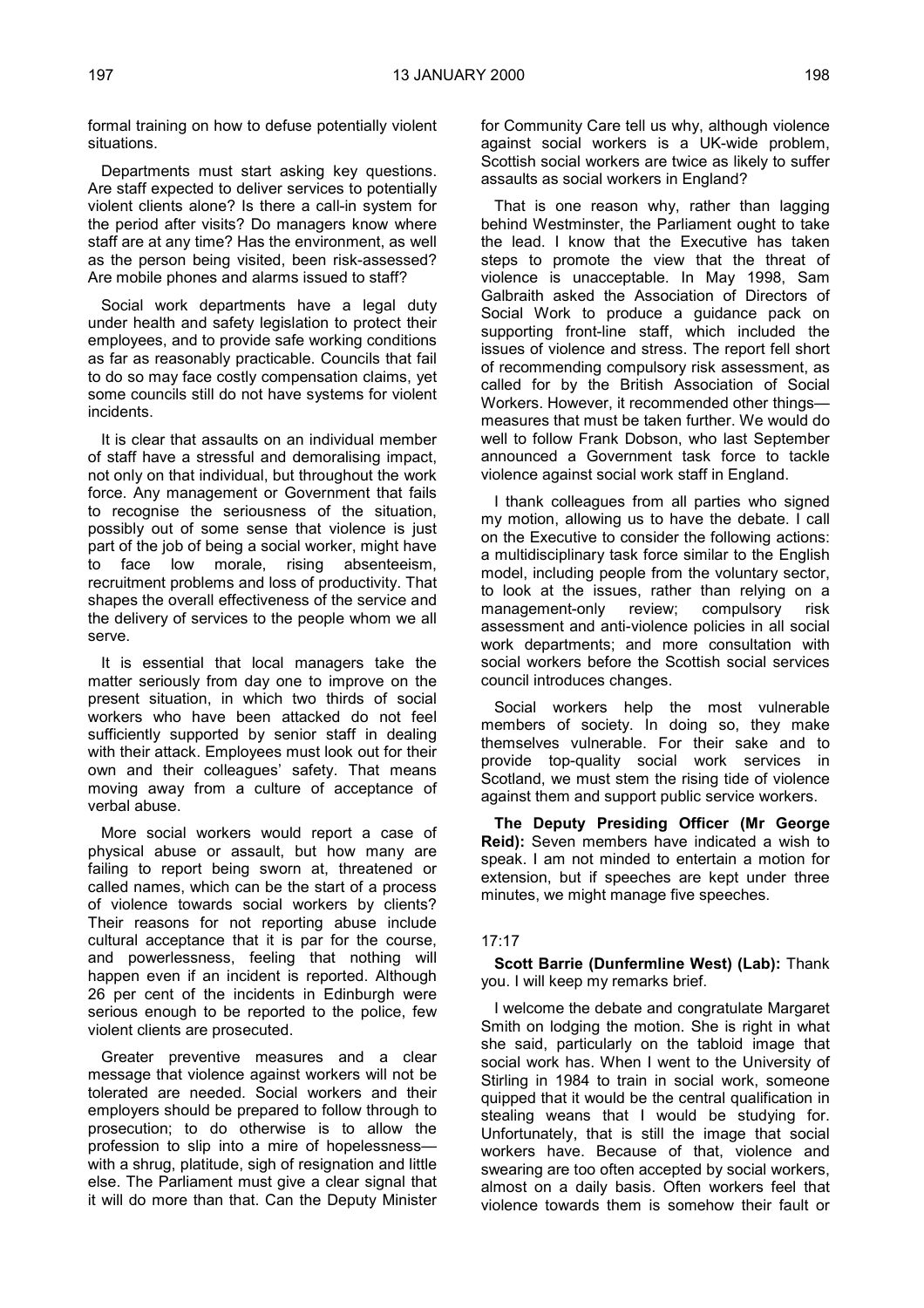formal training on how to defuse potentially violent situations.

Departments must start asking key questions. Are staff expected to deliver services to potentially violent clients alone? Is there a call-in system for the period after visits? Do managers know where staff are at any time? Has the environment, as well as the person being visited, been risk-assessed? Are mobile phones and alarms issued to staff?

Social work departments have a legal duty under health and safety legislation to protect their employees, and to provide safe working conditions as far as reasonably practicable. Councils that fail to do so may face costly compensation claims, yet some councils still do not have systems for violent incidents.

It is clear that assaults on an individual member of staff have a stressful and demoralising impact, not only on that individual, but throughout the work force. Any management or Government that fails to recognise the seriousness of the situation, possibly out of some sense that violence is just part of the job of being a social worker, might have to face low morale, rising absenteeism, recruitment problems and loss of productivity. That shapes the overall effectiveness of the service and the delivery of services to the people whom we all serve.

It is essential that local managers take the matter seriously from day one to improve on the present situation, in which two thirds of social workers who have been attacked do not feel sufficiently supported by senior staff in dealing with their attack. Employees must look out for their own and their colleagues' safety. That means moving away from a culture of acceptance of verbal abuse.

More social workers would report a case of physical abuse or assault, but how many are failing to report being sworn at, threatened or called names, which can be the start of a process of violence towards social workers by clients? Their reasons for not reporting abuse include cultural acceptance that it is par for the course, and powerlessness, feeling that nothing will happen even if an incident is reported. Although 26 per cent of the incidents in Edinburgh were serious enough to be reported to the police, few violent clients are prosecuted.

Greater preventive measures and a clear message that violence against workers will not be tolerated are needed. Social workers and their employers should be prepared to follow through to prosecution; to do otherwise is to allow the profession to slip into a mire of hopelessness—with a shrug, platitude, sigh of resignation and little else. The Parliament must give a clear signal that it will do more than that. Can the Deputy Minister for Community Care tell us why, although violence against social workers is a UK-wide problem, Scottish social workers are twice as likely to suffer assaults as social workers in England?

That is one reason why, rather than lagging behind Westminster, the Parliament ought to take the lead. I know that the Executive has taken steps to promote the view that the threat of violence is unacceptable. In May 1998, Sam Galbraith asked the Association of Directors of Social Work to produce a guidance pack on supporting front-line staff, which included the issues of violence and stress. The report fell short of recommending compulsory risk assessment, as called for by the British Association of Social Workers. However, it recommended other things—measures that must be taken further. We would do well to follow Frank Dobson, who last September announced a Government task force to tackle violence against social work staff in England.

I thank colleagues from all parties who signed my motion, allowing us to have the debate. I call on the Executive to consider the following actions: a multidisciplinary task force similar to the English model, including people from the voluntary sector, to look at the issues, rather than relying on a management-only review; compulsory risk assessment and anti-violence policies in all social work departments; and more consultation with social workers before the Scottish social services council introduces changes.

Social workers help the most vulnerable members of society. In doing so, they make themselves vulnerable. For their sake and to provide top-quality social work services in Scotland, we must stem the rising tide of violence against them and support public service workers.

**The Deputy Presiding Officer (Mr George Reid):** Seven members have indicated a wish to speak. I am not minded to entertain a motion for extension, but if speeches are kept under three minutes, we might manage five speeches.

17:17

**Scott Barrie (Dunfermline West) (Lab):** Thank you. I will keep my remarks brief.

I welcome the debate and congratulate Margaret Smith on lodging the motion. She is right in what she said, particularly on the tabloid image that social work has. When I went to the University of Stirling in 1984 to train in social work, someone quipped that it would be the central qualification in stealing weans that I would be studying for. Unfortunately, that is still the image that social workers have. Because of that, violence and swearing are too often accepted by social workers, almost on a daily basis. Often workers feel that violence towards them is somehow their fault or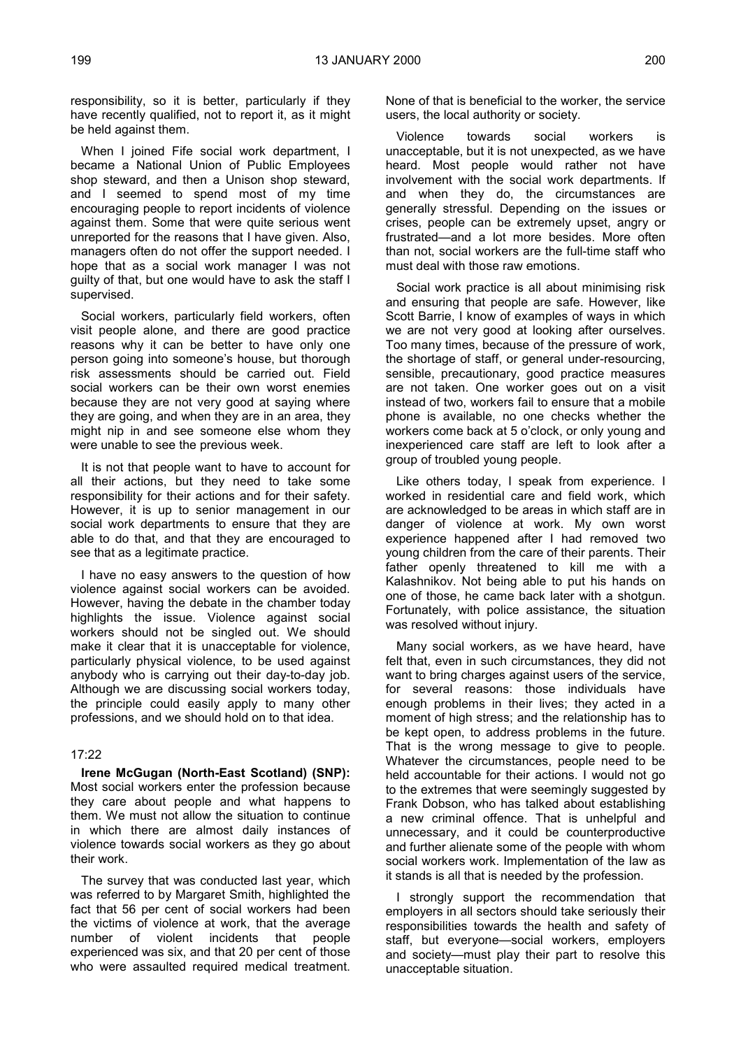responsibility, so it is better, particularly if they have recently qualified, not to report it, as it might be held against them.

When I joined Fife social work department, I became a National Union of Public Employees shop steward, and then a Unison shop steward, and I seemed to spend most of my time encouraging people to report incidents of violence against them. Some that were quite serious went unreported for the reasons that I have given. Also, managers often do not offer the support needed. I hope that as a social work manager I was not guilty of that, but one would have to ask the staff I supervised.

Social workers, particularly field workers, often visit people alone, and there are good practice reasons why it can be better to have only one person going into someone's house, but thorough risk assessments should be carried out. Field social workers can be their own worst enemies because they are not very good at saying where they are going, and when they are in an area, they might nip in and see someone else whom they were unable to see the previous week.

It is not that people want to have to account for all their actions, but they need to take some responsibility for their actions and for their safety. However, it is up to senior management in our social work departments to ensure that they are able to do that, and that they are encouraged to see that as a legitimate practice.

I have no easy answers to the question of how violence against social workers can be avoided. However, having the debate in the chamber today highlights the issue. Violence against social workers should not be singled out. We should make it clear that it is unacceptable for violence, particularly physical violence, to be used against anybody who is carrying out their day-to-day job. Although we are discussing social workers today, the principle could easily apply to many other professions, and we should hold on to that idea.

17:22

**Irene McGugan (North-East Scotland) (SNP):** Most social workers enter the profession because they care about people and what happens to them. We must not allow the situation to continue in which there are almost daily instances of violence towards social workers as they go about their work.

The survey that was conducted last year, which was referred to by Margaret Smith, highlighted the fact that 56 per cent of social workers had been the victims of violence at work, that the average number of violent incidents that people experienced was six, and that 20 per cent of those who were assaulted required medical treatment. None of that is beneficial to the worker, the service users, the local authority or society.

Violence towards social workers is unacceptable, but it is not unexpected, as we have heard. Most people would rather not have involvement with the social work department. If and when they do, the circumstances are generally stressful. Depending on the issues or crises, people can be extremely upset, angry or frustrated—and a lot more besides. More often than not, social workers are the full-time staff who must deal with those raw emotions.

Social work practice is all about minimising risk and ensuring that people are safe. However, like Scott Barrie, I know of examples of ways in which we are not very good at looking after ourselves. Too many times, because of the pressure of work, the shortage of staff, or general under-resourcing, sensible, precautionary, good practice measures are not taken. One worker goes out on a visit instead of two, workers fail to ensure that a mobile phone is available, no one checks whether the workers come back at 5 o'clock, or only young and inexperienced care staff are left to look after a group of troubled young people.

Like others today, I speak from experience. I worked in residential care and field work, which are acknowledged to be areas in which staff are in danger of violence at work. My own worst experience happened after I had removed two young children from the care of their parents. Their father openly threatened to kill me with a Kalashnikov. Not being able to put his hands on one of those, he came back later with a shotgun. Fortunately, with police assistance, the situation was resolved without injury.

Many social workers, as we have heard, have felt that, even in such circumstances, they did not want to bring charges against users of the service, for several reasons: those individuals have enough problems in their lives; they acted in a moment of high stress; and the relationship has to be kept open, to address problems in the future. That is the wrong message to give to people. Whatever the circumstances, people need to be held accountable for their actions. I would not go to the extremes that were seemingly suggested by Frank Dobson, who has talked about establishing a new criminal offence. That is unhelpful and unnecessary, and it could be counterproductive and further alienate some of the people with whom social workers work. Implementation of the law as it stands is all that is needed by the profession.

I strongly support the recommendation that employers in all sectors should take seriously their responsibilities towards the health and safety of staff, but everyone—social workers, employers and society—must play their part to resolve this unacceptable situation.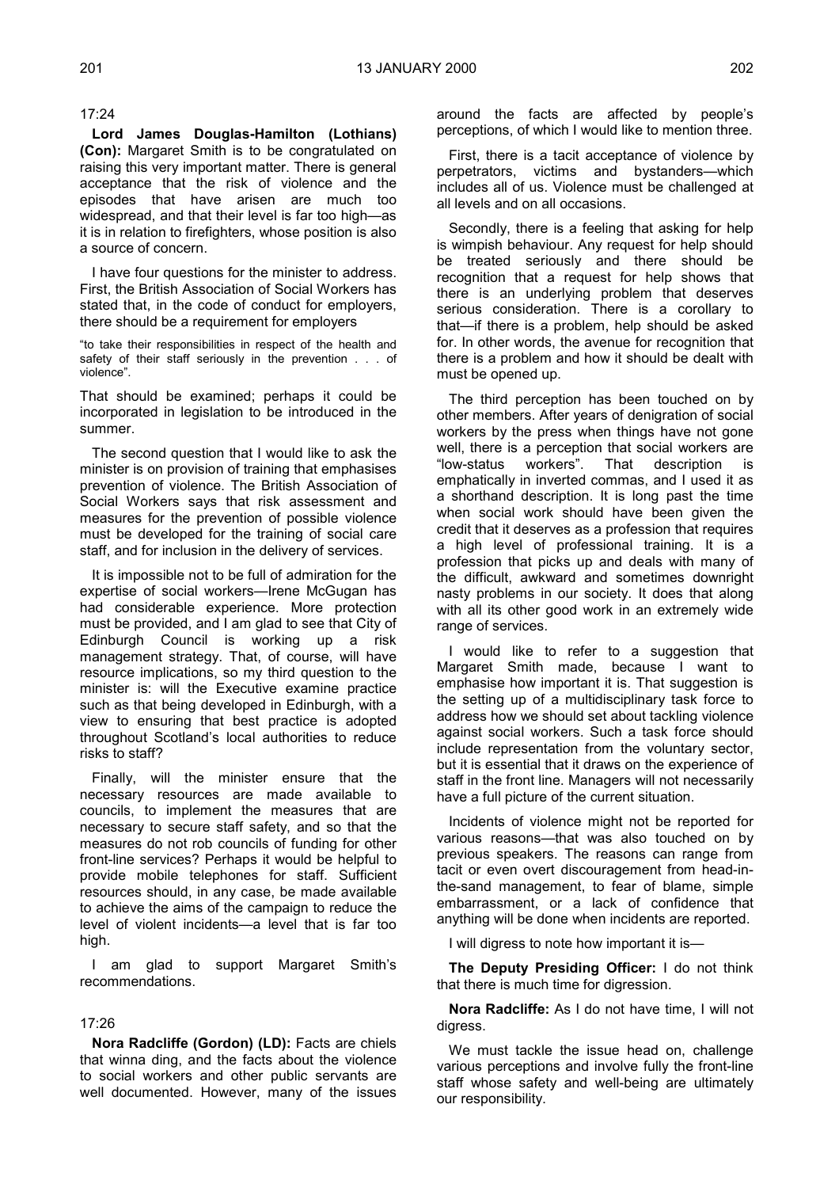17:24

**Lord James Douglas-Hamilton (Lothians) (Con):** Margaret Smith is to be congratulated on raising this very important matter. There is general acceptance that the risk of violence and the episodes that have arisen are much too widespread, and that their level is far too high—as it is in relation to firefighters, whose position is also a source of concern.

I have four questions for the minister to address. First, the British Association of Social Workers has stated that, in the code of conduct for employers, there should be a requirement for employers

"to take their responsibilities in respect of the health and safety of their staff seriously in the prevention . . . of violence".

That should be examined; perhaps it could be incorporated in legislation to be introduced in the summer.

The second question that I would like to ask the minister is on provision of training that emphasises prevention of violence. The British Association of Social Workers says that risk assessment and measures for the prevention of possible violence must be developed for the training of social care staff, and for inclusion in the delivery of services.

It is impossible not to be full of admiration for the expertise of social workers—Irene McGugan has had considerable experience. More protection must be provided, and I am glad to see that City of Edinburgh Council is working up a risk management strategy. That, of course, will have resource implications, so my third question to the minister is: will the Executive examine practice such as that being developed in Edinburgh, with a view to ensuring that best practice is adopted throughout Scotland's local authorities to reduce risks to staff?

Finally, will the minister ensure that the necessary resources are made available to councils, to implement the measures that are necessary to secure staff safety, and so that the measures do not rob councils of funding for other front-line services? Perhaps it would be helpful to provide mobile telephones for staff. Sufficient resources should, in any case, be made available to achieve the aims of the campaign to reduce the level of violent incidents—a level that is far too high.

I am glad to support Margaret Smith's recommendations.

17:26

**Nora Radcliffe (Gordon) (LD):** Facts are chiels that winna ding, and the facts about the violence to social workers and other public servants are well documented. However, many of the issues around the facts are affected by people's perceptions, of which I would like to mention three.

First, there is a tacit acceptance of violence by perpetrators, victims and bystanders—which includes all of us. Violence must be challenged at all levels and on all occasions.

Secondly, there is a feeling that asking for help is wimpish behaviour. Any request for help should be treated seriously and there should be recognition that a request for help shows that there is an underlying problem that deserves serious consideration. There is a corollary to that—if there is a problem, help should be asked for. In other words, the avenue for recognition that there is a problem and how it should be dealt with must be opened up.

The third perception has been touched on by other members. After years of denigration of social workers by the press when things have not gone well, there is a perception that social workers are "low-status workers". That description is emphatically in inverted commas, and I used it as a shorthand description. It is long past the time when social work should have been given the credit that it deserves as a profession that requires a high level of professional training. It is a profession that picks up and deals with many of the difficult, awkward and sometimes downright nasty problems in our society. It does that along with all its other good work in an extremely wide range of services.

I would like to refer to a suggestion that Margaret Smith made, because I want to emphasise how important it is. That suggestion is the setting up of a multidisciplinary task force to address how we should set about tackling violence against social workers. Such a task force should include representation from the voluntary sector, but it is essential that it draws on the experience of staff in the front line. Managers will not necessarily have a full picture of the current situation.

Incidents of violence might not be reported for various reasons—that was also touched on by previous speakers. The reasons can range from tacit or even overt discouragement from head-in-the-sand management, to fear of blame, simple embarrassment, or a lack of confidence that anything will be done when incidents are reported.

I will digress to note how important it is—

**The Deputy Presiding Officer:** I do not think that there is much time for digression.

**Nora Radcliffe:** As I do not have time, I will not digress.

We must tackle the issue head on, challenge various perceptions and involve fully the front-line staff whose safety and well-being are ultimately our responsibility.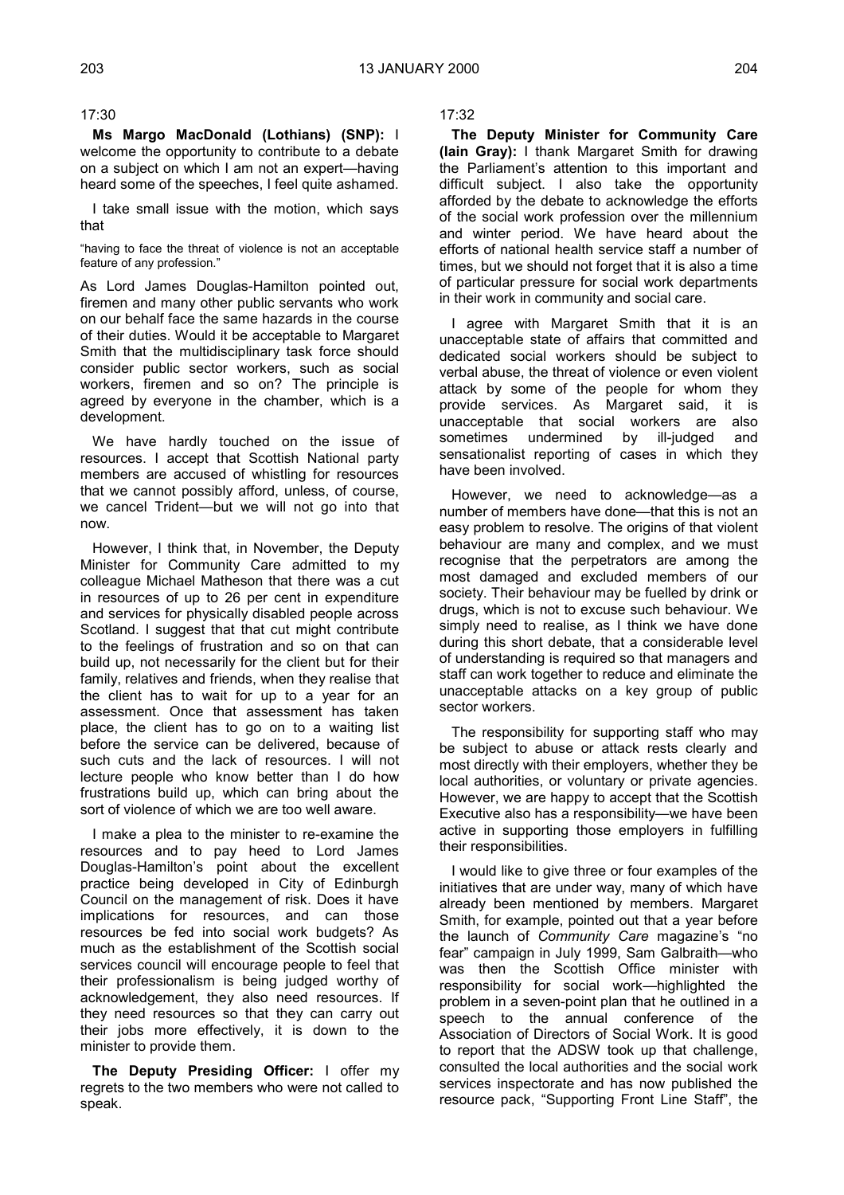17:30

**Ms Margo MacDonald (Lothians) (SNP):** I welcome the opportunity to contribute to a debate on a subject on which I am not an expert—having heard some of the speeches, I feel quite ashamed.

I take small issue with the motion, which says that

"having to face the threat of violence is not an acceptable feature of any profession."

As Lord James Douglas-Hamilton pointed out, firemen and many other public servants who work on our behalf face the same hazards in the course of their duties. Would it be acceptable to Margaret Smith that the multidisciplinary task force should consider public sector workers, such as social workers, firemen and so on? The principle is agreed by everyone in the chamber, which is a development.

We have hardly touched on the issue of resources. I accept that Scottish National party members are accused of whistling for resources that we cannot possibly afford, unless, of course, we cancel Trident—but we will not go into that now.

However, I think that, in November, the Deputy Minister for Community Care admitted to my colleague Michael Matheson that there was a cut in resources of up to 26 per cent in expenditure and services for physically disabled people across Scotland. I suggest that that cut might contribute to the feelings of frustration and so on that can build up, not necessarily for the client but for their family, relatives and friends, when they realise that the client has to wait for up to a year for an assessment. Once that assessment has taken place, the client has to go on to a waiting list before the service can be delivered, because of such cuts and the lack of resources. I will not lecture people who know better than I do how frustrations build up, which can bring about the sort of violence of which we are too well aware.

I make a plea to the minister to re-examine the resources and to pay heed to Lord James Douglas-Hamilton's point about the excellent practice being developed in City of Edinburgh Council on the management of risk. Does it have implications for resources, and can those resources be fed into social work budgets? As much as the establishment of the Scottish social services council will encourage people to feel that their professionalism is being judged worthy of acknowledgement, they also need resources. If they need resources so that they can carry out their jobs more effectively, it is down to the minister to provide them.

**The Deputy Presiding Officer:** I offer my regrets to the two members who were not called to speak.

17:32

**The Deputy Minister for Community Care (Iain Gray):** I thank Margaret Smith for drawing the Parliament's attention to this important and difficult subject. I also take the opportunity afforded by the debate to acknowledge the efforts of the social work profession over the millennium and winter period. We have heard about the efforts of national health service staff a number of times, but we should not forget that it is also a time of particular pressure for social work departments in their work in community and social care.

I agree with Margaret Smith that it is an unacceptable state of affairs that committed and dedicated social workers should be subject to verbal abuse, the threat of violence or even violent attack by some of the people for whom they provide services. As Margaret said, it is unacceptable that social workers are also sometimes undermined by ill-judged and sensationalist reporting of cases in which they have been involved.

However, we need to acknowledge—as a number of members have done—that this is not an easy problem to resolve. The origins of that violent behaviour are many and complex, and we must recognise that the perpetrators are among the most damaged and excluded members of our society. Their behaviour may be fuelled by drink or drugs, which is not to excuse such behaviour. We simply need to realise, as I think we have done during this short debate, that a considerable level of understanding is required so that managers and staff can work together to reduce and eliminate the unacceptable attacks on a key group of public sector workers.

The responsibility for supporting staff who may be subject to abuse or attack rests clearly and most directly with their employers, whether they be local authorities, or voluntary or private agencies. However, we are happy to accept that the Scottish Executive also has a responsibility—we have been active in supporting those employers in fulfilling their responsibilities.

I would like to give three or four examples of the initiatives that are under way, many of which have already been mentioned by members. Margaret Smith, for example, pointed out that a year before the launch of *Community Care* magazine's "no fear" campaign in July 1999, Sam Galbraith—who was then the Scottish Office minister with responsibility for social work—highlighted the problem in a seven-point plan that he outlined in a speech to the annual conference of the Association of Directors of Social Work. It is good to report that the ADSW took up that challenge, consulted the local authorities and the social work services inspectorate and has now published the resource pack, "Supporting Front Line Staff", the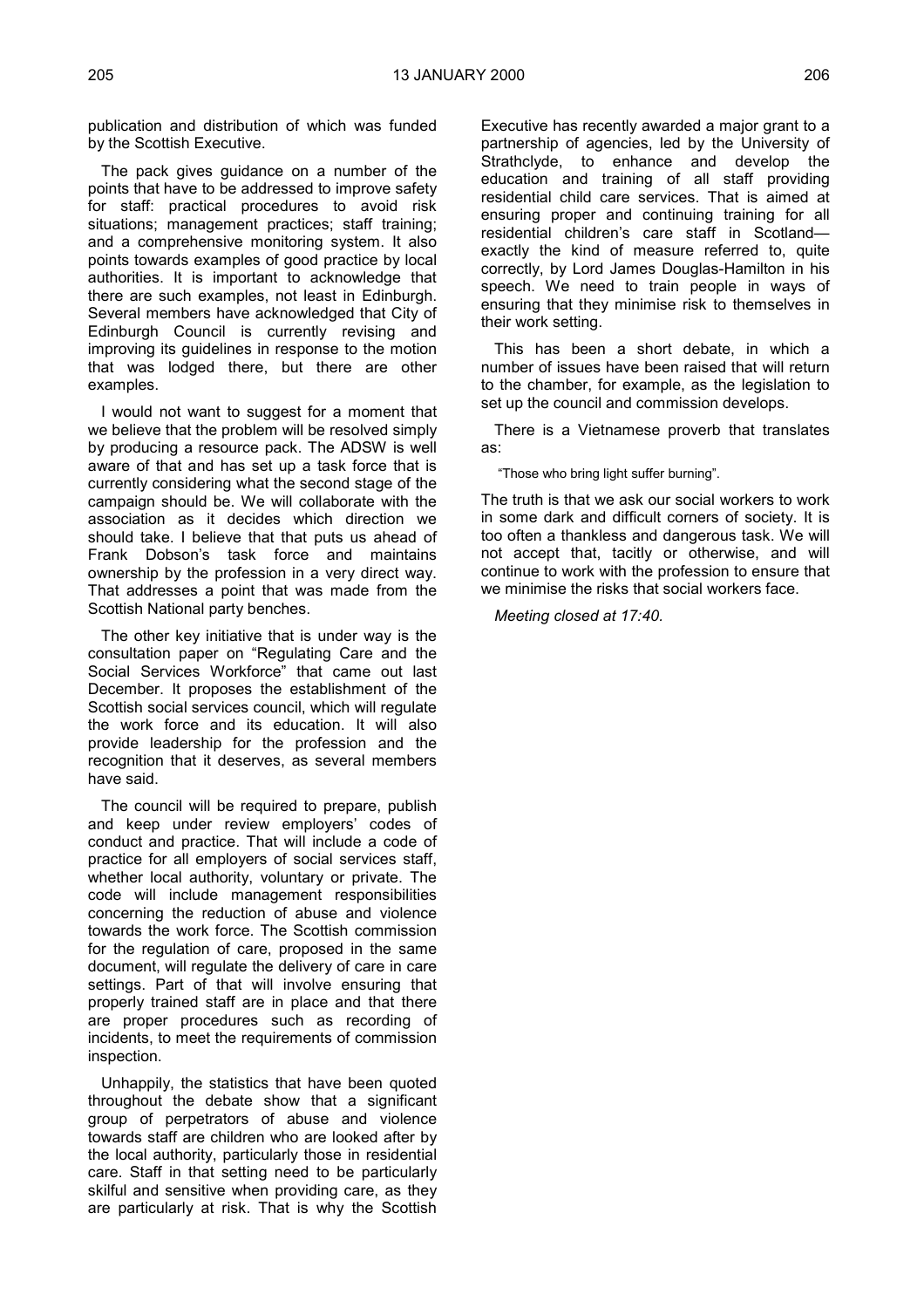publication and distribution of which was funded by the Scottish Executive.

The pack gives guidance on a number of the points that have to be addressed to improve safety for staff: practical procedures to avoid risk situations; management practices; staff training; and a comprehensive monitoring system. It also points towards examples of good practice by local authorities. It is important to acknowledge that there are such examples, not least in Edinburgh. Several members have acknowledged that City of Edinburgh Council is currently revising and improving its guidelines in response to the motion that was lodged there, but there are other examples.

I would not want to suggest for a moment that we believe that the problem will be resolved simply by producing a resource pack. The ADSW is well aware of that and has set up a task force that is currently considering what the second stage of the campaign should be. We will collaborate with the association as it decides which direction we should take. I believe that that puts us ahead of Frank Dobson's task force and maintains ownership by the profession in a very direct way. That addresses a point that was made from the Scottish National party benches.

The other key initiative that is under way is the consultation paper on "Regulating Care and the Social Services Workforce" that came out last December. It proposes the establishment of the Scottish social services council, which will regulate the work force and its education. It will also provide leadership for the profession and the recognition that it deserves, as several members have said.

The council will be required to prepare, publish and keep under review employers' codes of conduct and practice. That will include a code of practice for all employers of social services staff, whether local authority, voluntary or private. The code will include management responsibilities concerning the reduction of abuse and violence towards the work force. The Scottish commission for the regulation of care, proposed in the same document, will regulate the delivery of care in care settings. Part of that will involve ensuring that properly trained staff are in place and that there are proper procedures such as recording of incidents, to meet the requirements of commission inspection.

Unhappily, the statistics that have been quoted throughout the debate show that a significant group of perpetrators of abuse and violence towards staff are children who are looked after by the local authority, particularly those in residential care. Staff in that setting need to be particularly skilful and sensitive when providing care, as they are particularly at risk. That is why the Scottish Executive has recently awarded a major grant to a partnership of agencies, led by the University of Strathclyde, to enhance and develop the education and training of all staff providing residential child care services. That is aimed at ensuring proper and continuing training for all residential children's care staff in Scotland—exactly the kind of measure referred to, quite correctly, by Lord James Douglas-Hamilton in his speech. We need to train people in ways of ensuring that they minimise risk to themselves in their work setting.

This has been a short debate, in which a number of issues have been raised that will return to the chamber, for example, as the legislation to set up the council and commission develops.

There is a Vietnamese proverb that translates as:

"Those who bring light suffer burning".

The truth is that we ask our social workers to work in some dark and difficult corners of society. It is too often a thankless and dangerous task. We will not accept that, tacitly or otherwise, and will continue to work with the profession to ensure that we minimise the risks that social workers face.

*Meeting closed at 17:40.*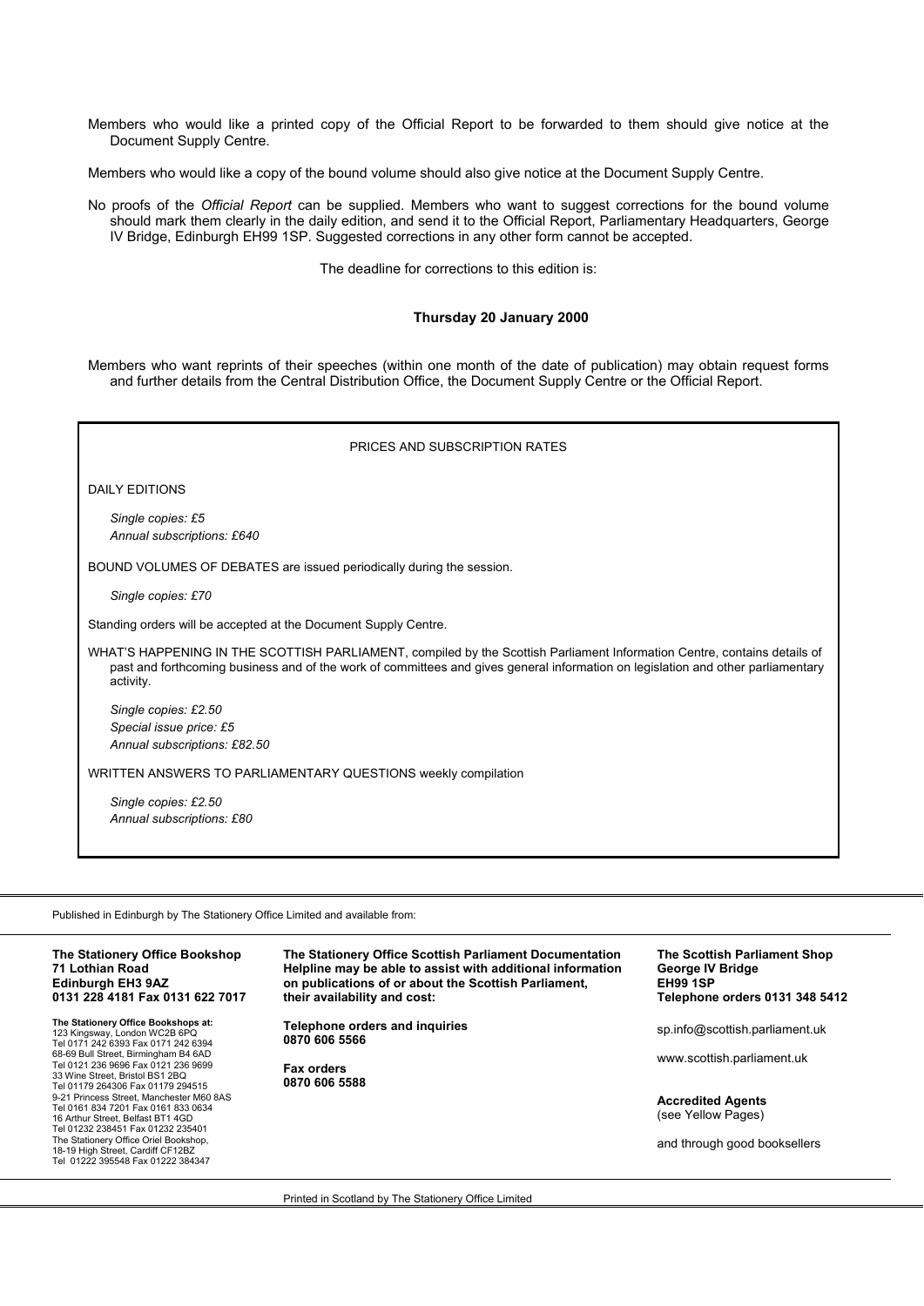Members who would like a printed copy of the Official Report to be forwarded to them should give notice at the Document Supply Centre.

Members who would like a copy of the bound volume should also give notice at the Document Supply Centre.

No proofs of the *Official Report* can be supplied. Members who want to suggest corrections for the bound volume should mark them clearly in the daily edition, and send it to the Official Report, Parliamentary Headquarters, George IV Bridge, Edinburgh EH99 1SP. Suggested corrections in any other form cannot be accepted.

The deadline for corrections to this edition is:

**Thursday 20 January 2000**

Members who want reprints of their speeches (within one month of the date of publication) may obtain request forms and further details from the Central Distribution Office, the Document Supply Centre or the Official Report.

PRICES AND SUBSCRIPTION RATES

DAILY EDITIONS

*Single copies: £5*
*Annual subscriptions: £640*

BOUND VOLUMES OF DEBATES are issued periodically during the session.

*Single copies: £70*

Standing orders will be accepted at the Document Supply Centre.

WHAT'S HAPPENING IN THE SCOTTISH PARLIAMENT, compiled by the Scottish Parliament Information Centre, contains details of past and forthcoming business and of the work of committees and gives general information on legislation and other parliamentary activity.

*Single copies: £2.50*
*Special issue price: £5*
*Annual subscriptions: £82.50*

WRITTEN ANSWERS TO PARLIAMENTARY QUESTIONS weekly compilation

*Single copies: £2.50*
*Annual subscriptions: £80*

Published in Edinburgh by The Stationery Office Limited and available from:

**The Stationery Office Bookshop**
**71 Lothian Road**
**Edinburgh EH3 9AZ**
**0131 228 4181 Fax 0131 622 7017**

**The Stationery Office Bookshops at:**
123 Kingsway, London WC2B 6PQ
Tel 0171 242 6393 Fax 0171 242 6394
68-69 Bull Street, Birmingham B4 6AD
Tel 0121 236 9696 Fax 0121 236 9699
33 Wine Street, Bristol BS1 2BQ
Tel 01179 264306 Fax 01179 294515
9-21 Princess Street, Manchester M60 8AS
Tel 0161 834 7201 Fax 0161 833 0634
16 Arthur Street, Belfast BT1 4GD
Tel 01232 238451 Fax 01232 235401
The Stationery Office Oriel Bookshop,
18-19 High Street, Cardiff CF12BZ
Tel 01222 395548 Fax 01222 384347

**The Stationery Office Scottish Parliament Documentation Helpline may be able to assist with additional information on publications of or about the Scottish Parliament, their availability and cost:**

**Telephone orders and inquiries**
**0870 606 5566**

**Fax orders**
**0870 606 5588**

**The Scottish Parliament Shop**
**George IV Bridge**
**EH99 1SP**
**Telephone orders 0131 348 5412**

sp.info@scottish.parliament.uk

www.scottish.parliament.uk

**Accredited Agents**
(see Yellow Pages)

and through good booksellers

Printed in Scotland by The Stationery Office Limited